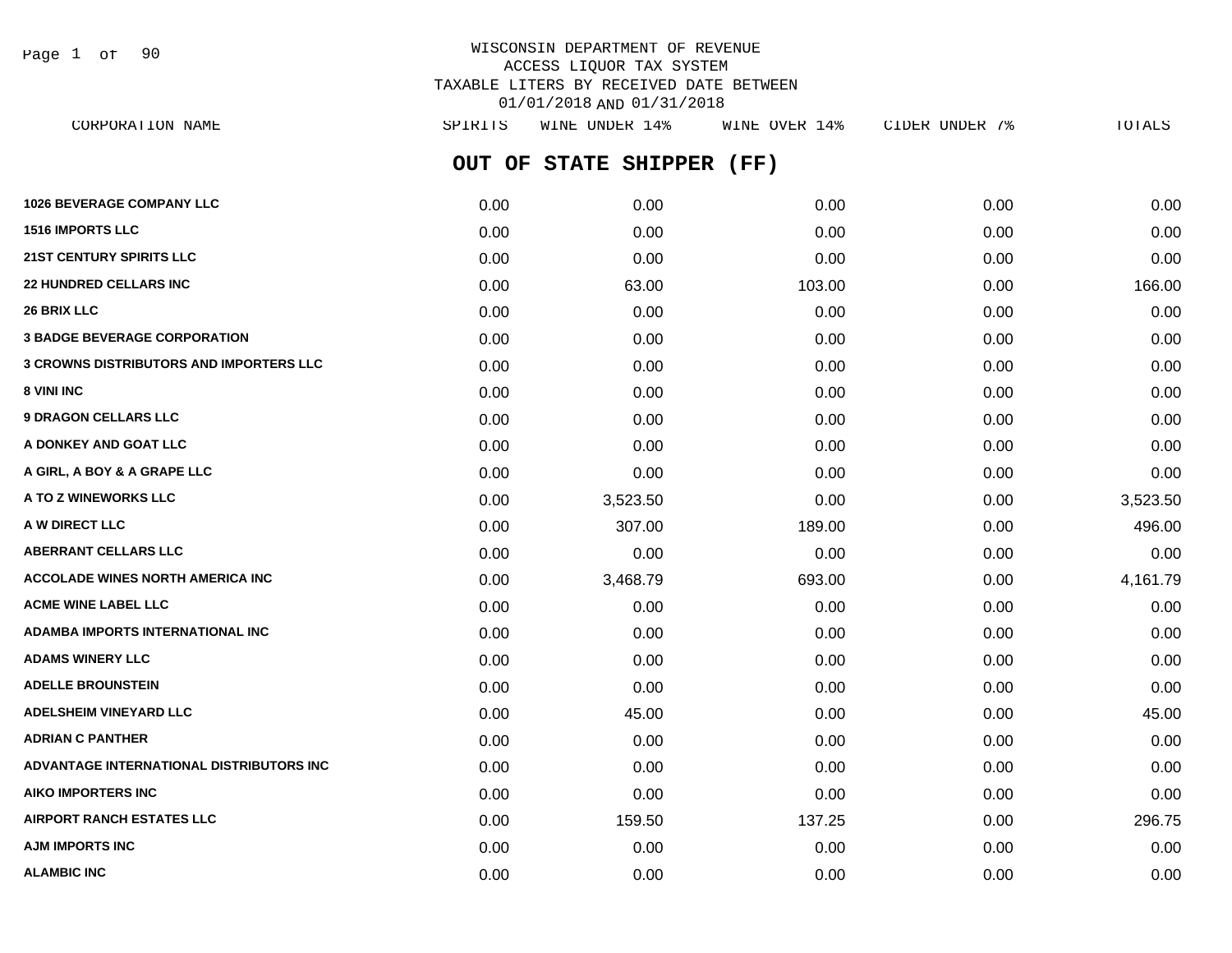WISCONSIN DEPARTMENT OF REVENUE
ACCESS LIQUOR TAX SYSTEM
TAXABLE LITERS BY RECEIVED DATE BETWEEN
01/01/2018 AND 01/31/2018

## OUT OF STATE SHIPPER (FF)

| CORPORATION NAME | SPIRITS | WINE UNDER 14% | WINE OVER 14% | CIDER UNDER 7% | TOTALS |
|---|---|---|---|---|---|
| **1026 BEVERAGE COMPANY LLC** | 0.00 | 0.00 | 0.00 | 0.00 | 0.00 |
| **1516 IMPORTS LLC** | 0.00 | 0.00 | 0.00 | 0.00 | 0.00 |
| **21ST CENTURY SPIRITS LLC** | 0.00 | 0.00 | 0.00 | 0.00 | 0.00 |
| **22 HUNDRED CELLARS INC** | 0.00 | 63.00 | 103.00 | 0.00 | 166.00 |
| **26 BRIX LLC** | 0.00 | 0.00 | 0.00 | 0.00 | 0.00 |
| **3 BADGE BEVERAGE CORPORATION** | 0.00 | 0.00 | 0.00 | 0.00 | 0.00 |
| **3 CROWNS DISTRIBUTORS AND IMPORTERS LLC** | 0.00 | 0.00 | 0.00 | 0.00 | 0.00 |
| **8 VINI INC** | 0.00 | 0.00 | 0.00 | 0.00 | 0.00 |
| **9 DRAGON CELLARS LLC** | 0.00 | 0.00 | 0.00 | 0.00 | 0.00 |
| **A DONKEY AND GOAT LLC** | 0.00 | 0.00 | 0.00 | 0.00 | 0.00 |
| **A GIRL, A BOY & A GRAPE LLC** | 0.00 | 0.00 | 0.00 | 0.00 | 0.00 |
| **A TO Z WINEWORKS LLC** | 0.00 | 3,523.50 | 0.00 | 0.00 | 3,523.50 |
| **A W DIRECT LLC** | 0.00 | 307.00 | 189.00 | 0.00 | 496.00 |
| **ABERRANT CELLARS LLC** | 0.00 | 0.00 | 0.00 | 0.00 | 0.00 |
| **ACCOLADE WINES NORTH AMERICA INC** | 0.00 | 3,468.79 | 693.00 | 0.00 | 4,161.79 |
| **ACME WINE LABEL LLC** | 0.00 | 0.00 | 0.00 | 0.00 | 0.00 |
| **ADAMBA IMPORTS INTERNATIONAL INC** | 0.00 | 0.00 | 0.00 | 0.00 | 0.00 |
| **ADAMS WINERY LLC** | 0.00 | 0.00 | 0.00 | 0.00 | 0.00 |
| **ADELLE BROUNSTEIN** | 0.00 | 0.00 | 0.00 | 0.00 | 0.00 |
| **ADELSHEIM VINEYARD LLC** | 0.00 | 45.00 | 0.00 | 0.00 | 45.00 |
| **ADRIAN C PANTHER** | 0.00 | 0.00 | 0.00 | 0.00 | 0.00 |
| **ADVANTAGE INTERNATIONAL DISTRIBUTORS INC** | 0.00 | 0.00 | 0.00 | 0.00 | 0.00 |
| **AIKO IMPORTERS INC** | 0.00 | 0.00 | 0.00 | 0.00 | 0.00 |
| **AIRPORT RANCH ESTATES LLC** | 0.00 | 159.50 | 137.25 | 0.00 | 296.75 |
| **AJM IMPORTS INC** | 0.00 | 0.00 | 0.00 | 0.00 | 0.00 |
| **ALAMBIC INC** | 0.00 | 0.00 | 0.00 | 0.00 | 0.00 |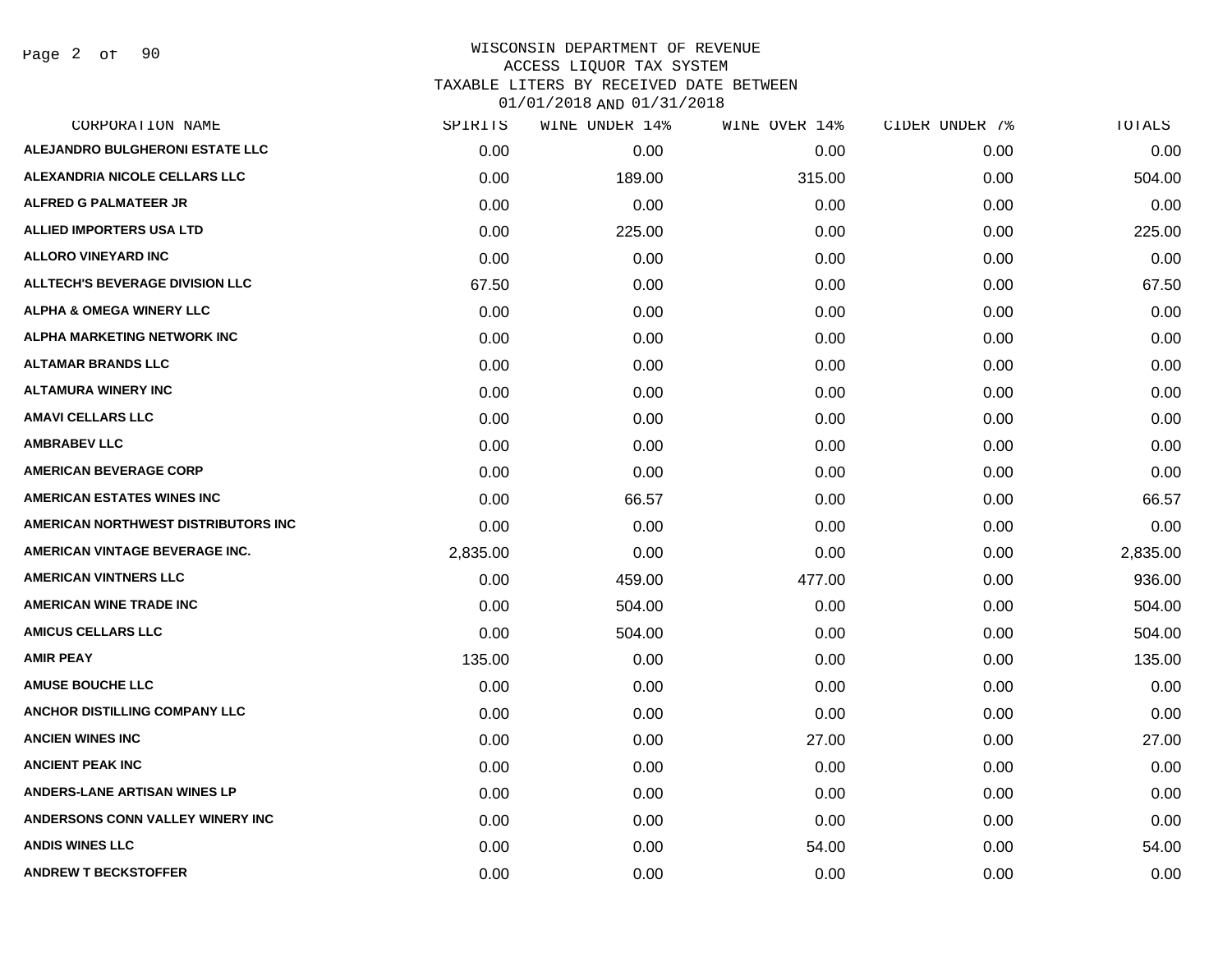WISCONSIN DEPARTMENT OF REVENUE
ACCESS LIQUOR TAX SYSTEM
TAXABLE LITERS BY RECEIVED DATE BETWEEN
01/01/2018 AND 01/31/2018

| CORPORATION NAME | SPIRITS | WINE UNDER 14% | WINE OVER 14% | CIDER UNDER 7% | TOTALS |
|---|---|---|---|---|---|
| ALEJANDRO BULGHERONI ESTATE LLC | 0.00 | 0.00 | 0.00 | 0.00 | 0.00 |
| ALEXANDRIA NICOLE CELLARS LLC | 0.00 | 189.00 | 315.00 | 0.00 | 504.00 |
| ALFRED G PALMATEER JR | 0.00 | 0.00 | 0.00 | 0.00 | 0.00 |
| ALLIED IMPORTERS USA LTD | 0.00 | 225.00 | 0.00 | 0.00 | 225.00 |
| ALLORO VINEYARD INC | 0.00 | 0.00 | 0.00 | 0.00 | 0.00 |
| ALLTECH'S BEVERAGE DIVISION LLC | 67.50 | 0.00 | 0.00 | 0.00 | 67.50 |
| ALPHA & OMEGA WINERY LLC | 0.00 | 0.00 | 0.00 | 0.00 | 0.00 |
| ALPHA MARKETING NETWORK INC | 0.00 | 0.00 | 0.00 | 0.00 | 0.00 |
| ALTAMAR BRANDS LLC | 0.00 | 0.00 | 0.00 | 0.00 | 0.00 |
| ALTAMURA WINERY INC | 0.00 | 0.00 | 0.00 | 0.00 | 0.00 |
| AMAVI CELLARS LLC | 0.00 | 0.00 | 0.00 | 0.00 | 0.00 |
| AMBRABEV LLC | 0.00 | 0.00 | 0.00 | 0.00 | 0.00 |
| AMERICAN BEVERAGE CORP | 0.00 | 0.00 | 0.00 | 0.00 | 0.00 |
| AMERICAN ESTATES WINES INC | 0.00 | 66.57 | 0.00 | 0.00 | 66.57 |
| AMERICAN NORTHWEST DISTRIBUTORS INC | 0.00 | 0.00 | 0.00 | 0.00 | 0.00 |
| AMERICAN VINTAGE BEVERAGE INC. | 2,835.00 | 0.00 | 0.00 | 0.00 | 2,835.00 |
| AMERICAN VINTNERS LLC | 0.00 | 459.00 | 477.00 | 0.00 | 936.00 |
| AMERICAN WINE TRADE INC | 0.00 | 504.00 | 0.00 | 0.00 | 504.00 |
| AMICUS CELLARS LLC | 0.00 | 504.00 | 0.00 | 0.00 | 504.00 |
| AMIR PEAY | 135.00 | 0.00 | 0.00 | 0.00 | 135.00 |
| AMUSE BOUCHE LLC | 0.00 | 0.00 | 0.00 | 0.00 | 0.00 |
| ANCHOR DISTILLING COMPANY LLC | 0.00 | 0.00 | 0.00 | 0.00 | 0.00 |
| ANCIEN WINES INC | 0.00 | 0.00 | 27.00 | 0.00 | 27.00 |
| ANCIENT PEAK INC | 0.00 | 0.00 | 0.00 | 0.00 | 0.00 |
| ANDERS-LANE ARTISAN WINES LP | 0.00 | 0.00 | 0.00 | 0.00 | 0.00 |
| ANDERSONS CONN VALLEY WINERY INC | 0.00 | 0.00 | 0.00 | 0.00 | 0.00 |
| ANDIS WINES LLC | 0.00 | 0.00 | 54.00 | 0.00 | 54.00 |
| ANDREW T BECKSTOFFER | 0.00 | 0.00 | 0.00 | 0.00 | 0.00 |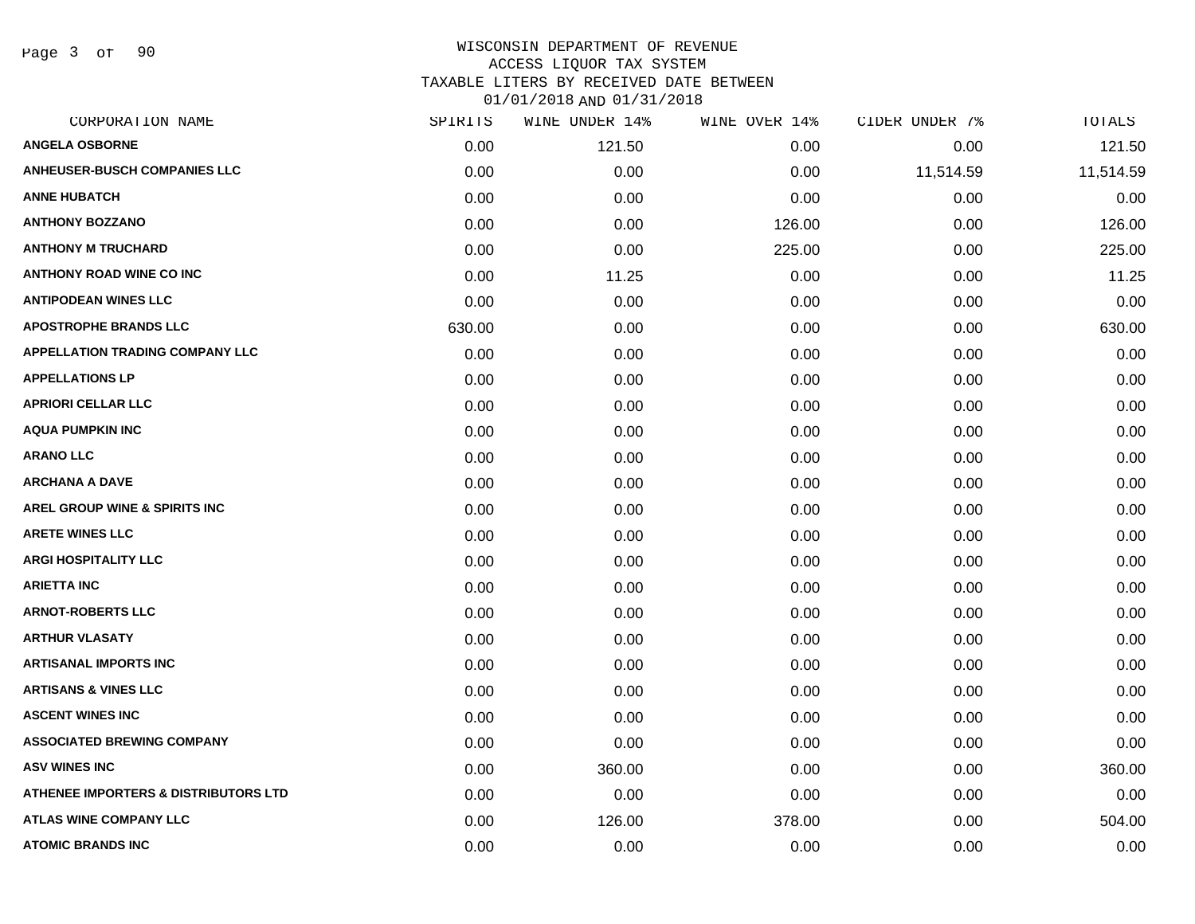# WISCONSIN DEPARTMENT OF REVENUE
## ACCESS LIQUOR TAX SYSTEM
## TAXABLE LITERS BY RECEIVED DATE BETWEEN 01/01/2018 AND 01/31/2018

| CORPORATION NAME | SPIRITS | WINE UNDER 14% | WINE OVER 14% | CIDER UNDER 7% | TOTALS |
|---|---|---|---|---|---|
| ANGELA OSBORNE | 0.00 | 121.50 | 0.00 | 0.00 | 121.50 |
| ANHEUSER-BUSCH COMPANIES LLC | 0.00 | 0.00 | 0.00 | 11,514.59 | 11,514.59 |
| ANNE HUBATCH | 0.00 | 0.00 | 0.00 | 0.00 | 0.00 |
| ANTHONY BOZZANO | 0.00 | 0.00 | 126.00 | 0.00 | 126.00 |
| ANTHONY M TRUCHARD | 0.00 | 0.00 | 225.00 | 0.00 | 225.00 |
| ANTHONY ROAD WINE CO INC | 0.00 | 11.25 | 0.00 | 0.00 | 11.25 |
| ANTIPODEAN WINES LLC | 0.00 | 0.00 | 0.00 | 0.00 | 0.00 |
| APOSTROPHE BRANDS LLC | 630.00 | 0.00 | 0.00 | 0.00 | 630.00 |
| APPELLATION TRADING COMPANY LLC | 0.00 | 0.00 | 0.00 | 0.00 | 0.00 |
| APPELLATIONS LP | 0.00 | 0.00 | 0.00 | 0.00 | 0.00 |
| APRIORI CELLAR LLC | 0.00 | 0.00 | 0.00 | 0.00 | 0.00 |
| AQUA PUMPKIN INC | 0.00 | 0.00 | 0.00 | 0.00 | 0.00 |
| ARANO LLC | 0.00 | 0.00 | 0.00 | 0.00 | 0.00 |
| ARCHANA A DAVE | 0.00 | 0.00 | 0.00 | 0.00 | 0.00 |
| AREL GROUP WINE & SPIRITS INC | 0.00 | 0.00 | 0.00 | 0.00 | 0.00 |
| ARETE WINES LLC | 0.00 | 0.00 | 0.00 | 0.00 | 0.00 |
| ARGI HOSPITALITY LLC | 0.00 | 0.00 | 0.00 | 0.00 | 0.00 |
| ARIETTA INC | 0.00 | 0.00 | 0.00 | 0.00 | 0.00 |
| ARNOT-ROBERTS LLC | 0.00 | 0.00 | 0.00 | 0.00 | 0.00 |
| ARTHUR VLASATY | 0.00 | 0.00 | 0.00 | 0.00 | 0.00 |
| ARTISANAL IMPORTS INC | 0.00 | 0.00 | 0.00 | 0.00 | 0.00 |
| ARTISANS & VINES LLC | 0.00 | 0.00 | 0.00 | 0.00 | 0.00 |
| ASCENT WINES INC | 0.00 | 0.00 | 0.00 | 0.00 | 0.00 |
| ASSOCIATED BREWING COMPANY | 0.00 | 0.00 | 0.00 | 0.00 | 0.00 |
| ASV WINES INC | 0.00 | 360.00 | 0.00 | 0.00 | 360.00 |
| ATHENEE IMPORTERS & DISTRIBUTORS LTD | 0.00 | 0.00 | 0.00 | 0.00 | 0.00 |
| ATLAS WINE COMPANY LLC | 0.00 | 126.00 | 378.00 | 0.00 | 504.00 |
| ATOMIC BRANDS INC | 0.00 | 0.00 | 0.00 | 0.00 | 0.00 |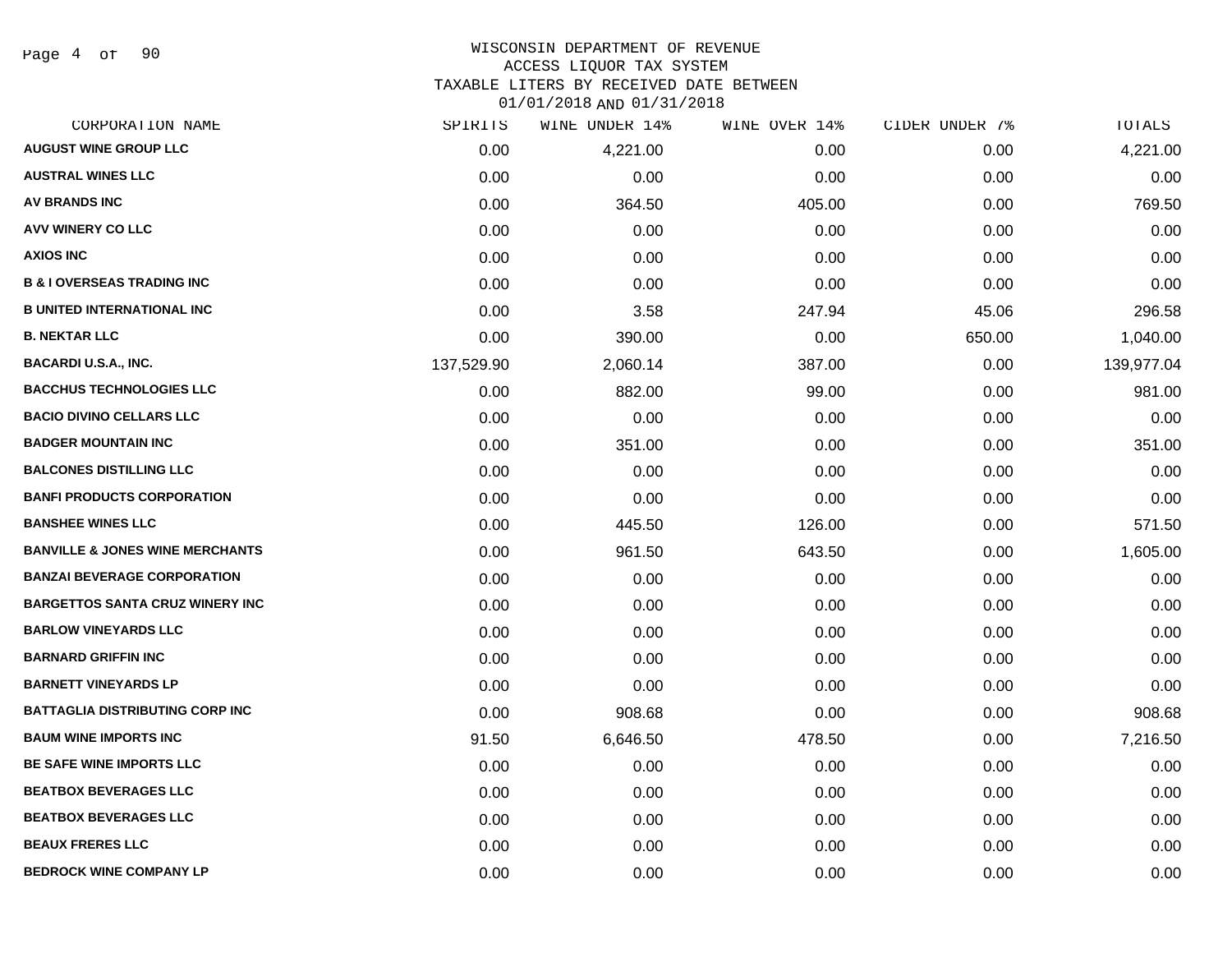WISCONSIN DEPARTMENT OF REVENUE
ACCESS LIQUOR TAX SYSTEM
TAXABLE LITERS BY RECEIVED DATE BETWEEN
01/01/2018 AND 01/31/2018

| CORPORATION NAME | SPIRITS | WINE UNDER 14% | WINE OVER 14% | CIDER UNDER 7% | TOTALS |
|---|---|---|---|---|---|
| AUGUST WINE GROUP LLC | 0.00 | 4,221.00 | 0.00 | 0.00 | 4,221.00 |
| AUSTRAL WINES LLC | 0.00 | 0.00 | 0.00 | 0.00 | 0.00 |
| AV BRANDS INC | 0.00 | 364.50 | 405.00 | 0.00 | 769.50 |
| AVV WINERY CO LLC | 0.00 | 0.00 | 0.00 | 0.00 | 0.00 |
| AXIOS INC | 0.00 | 0.00 | 0.00 | 0.00 | 0.00 |
| B & I OVERSEAS TRADING INC | 0.00 | 0.00 | 0.00 | 0.00 | 0.00 |
| B UNITED INTERNATIONAL INC | 0.00 | 3.58 | 247.94 | 45.06 | 296.58 |
| B. NEKTAR LLC | 0.00 | 390.00 | 0.00 | 650.00 | 1,040.00 |
| BACARDI U.S.A., INC. | 137,529.90 | 2,060.14 | 387.00 | 0.00 | 139,977.04 |
| BACCHUS TECHNOLOGIES LLC | 0.00 | 882.00 | 99.00 | 0.00 | 981.00 |
| BACIO DIVINO CELLARS LLC | 0.00 | 0.00 | 0.00 | 0.00 | 0.00 |
| BADGER MOUNTAIN INC | 0.00 | 351.00 | 0.00 | 0.00 | 351.00 |
| BALCONES DISTILLING LLC | 0.00 | 0.00 | 0.00 | 0.00 | 0.00 |
| BANFI PRODUCTS CORPORATION | 0.00 | 0.00 | 0.00 | 0.00 | 0.00 |
| BANSHEE WINES LLC | 0.00 | 445.50 | 126.00 | 0.00 | 571.50 |
| BANVILLE & JONES WINE MERCHANTS | 0.00 | 961.50 | 643.50 | 0.00 | 1,605.00 |
| BANZAI BEVERAGE CORPORATION | 0.00 | 0.00 | 0.00 | 0.00 | 0.00 |
| BARGETTOS SANTA CRUZ WINERY INC | 0.00 | 0.00 | 0.00 | 0.00 | 0.00 |
| BARLOW VINEYARDS LLC | 0.00 | 0.00 | 0.00 | 0.00 | 0.00 |
| BARNARD GRIFFIN INC | 0.00 | 0.00 | 0.00 | 0.00 | 0.00 |
| BARNETT VINEYARDS LP | 0.00 | 0.00 | 0.00 | 0.00 | 0.00 |
| BATTAGLIA DISTRIBUTING CORP INC | 0.00 | 908.68 | 0.00 | 0.00 | 908.68 |
| BAUM WINE IMPORTS INC | 91.50 | 6,646.50 | 478.50 | 0.00 | 7,216.50 |
| BE SAFE WINE IMPORTS LLC | 0.00 | 0.00 | 0.00 | 0.00 | 0.00 |
| BEATBOX BEVERAGES LLC | 0.00 | 0.00 | 0.00 | 0.00 | 0.00 |
| BEATBOX BEVERAGES LLC | 0.00 | 0.00 | 0.00 | 0.00 | 0.00 |
| BEAUX FRERES LLC | 0.00 | 0.00 | 0.00 | 0.00 | 0.00 |
| BEDROCK WINE COMPANY LP | 0.00 | 0.00 | 0.00 | 0.00 | 0.00 |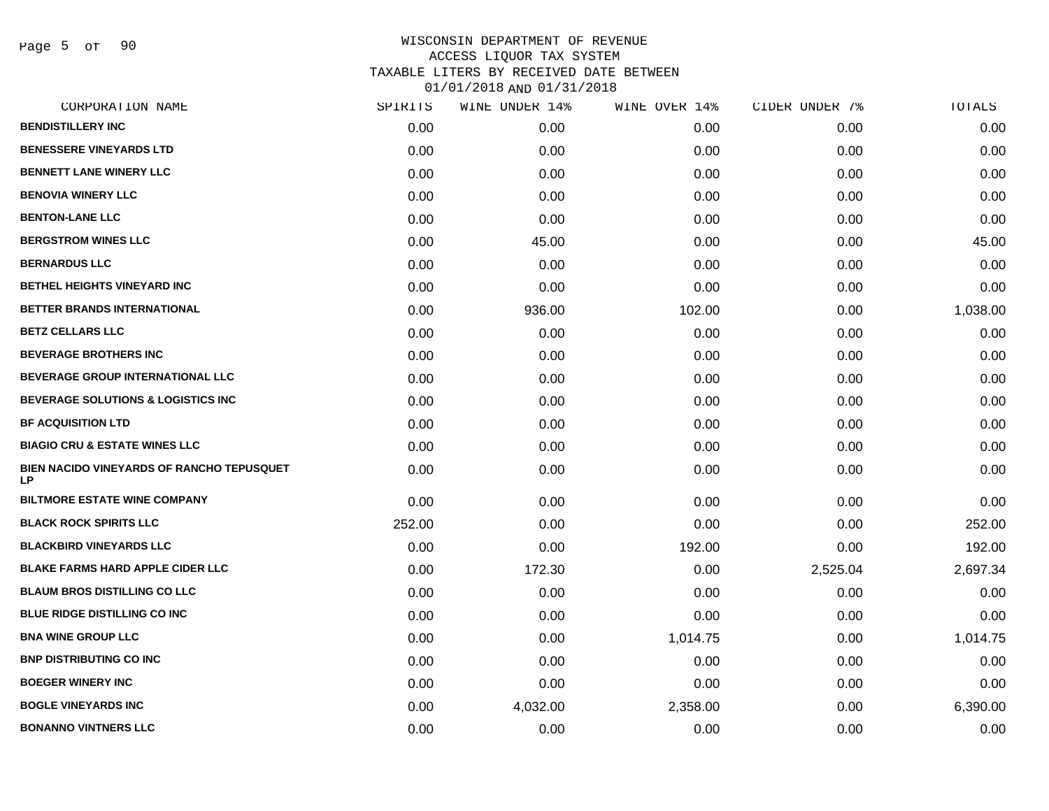WISCONSIN DEPARTMENT OF REVENUE
ACCESS LIQUOR TAX SYSTEM
TAXABLE LITERS BY RECEIVED DATE BETWEEN
01/01/2018 AND 01/31/2018

| CORPORATION NAME | SPIRITS | WINE UNDER 14% | WINE OVER 14% | CIDER UNDER 7% | TOTALS |
|---|---|---|---|---|---|
| BENDISTILLERY INC | 0.00 | 0.00 | 0.00 | 0.00 | 0.00 |
| BENESSERE VINEYARDS LTD | 0.00 | 0.00 | 0.00 | 0.00 | 0.00 |
| BENNETT LANE WINERY LLC | 0.00 | 0.00 | 0.00 | 0.00 | 0.00 |
| BENOVIA WINERY LLC | 0.00 | 0.00 | 0.00 | 0.00 | 0.00 |
| BENTON-LANE LLC | 0.00 | 0.00 | 0.00 | 0.00 | 0.00 |
| BERGSTROM WINES LLC | 0.00 | 45.00 | 0.00 | 0.00 | 45.00 |
| BERNARDUS LLC | 0.00 | 0.00 | 0.00 | 0.00 | 0.00 |
| BETHEL HEIGHTS VINEYARD INC | 0.00 | 0.00 | 0.00 | 0.00 | 0.00 |
| BETTER BRANDS INTERNATIONAL | 0.00 | 936.00 | 102.00 | 0.00 | 1,038.00 |
| BETZ CELLARS LLC | 0.00 | 0.00 | 0.00 | 0.00 | 0.00 |
| BEVERAGE BROTHERS INC | 0.00 | 0.00 | 0.00 | 0.00 | 0.00 |
| BEVERAGE GROUP INTERNATIONAL LLC | 0.00 | 0.00 | 0.00 | 0.00 | 0.00 |
| BEVERAGE SOLUTIONS & LOGISTICS INC | 0.00 | 0.00 | 0.00 | 0.00 | 0.00 |
| BF ACQUISITION LTD | 0.00 | 0.00 | 0.00 | 0.00 | 0.00 |
| BIAGIO CRU & ESTATE WINES LLC | 0.00 | 0.00 | 0.00 | 0.00 | 0.00 |
| BIEN NACIDO VINEYARDS OF RANCHO TEPUSQUET LP | 0.00 | 0.00 | 0.00 | 0.00 | 0.00 |
| BILTMORE ESTATE WINE COMPANY | 0.00 | 0.00 | 0.00 | 0.00 | 0.00 |
| BLACK ROCK SPIRITS LLC | 252.00 | 0.00 | 0.00 | 0.00 | 252.00 |
| BLACKBIRD VINEYARDS LLC | 0.00 | 0.00 | 192.00 | 0.00 | 192.00 |
| BLAKE FARMS HARD APPLE CIDER LLC | 0.00 | 172.30 | 0.00 | 2,525.04 | 2,697.34 |
| BLAUM BROS DISTILLING CO LLC | 0.00 | 0.00 | 0.00 | 0.00 | 0.00 |
| BLUE RIDGE DISTILLING CO INC | 0.00 | 0.00 | 0.00 | 0.00 | 0.00 |
| BNA WINE GROUP LLC | 0.00 | 0.00 | 1,014.75 | 0.00 | 1,014.75 |
| BNP DISTRIBUTING CO INC | 0.00 | 0.00 | 0.00 | 0.00 | 0.00 |
| BOEGER WINERY INC | 0.00 | 0.00 | 0.00 | 0.00 | 0.00 |
| BOGLE VINEYARDS INC | 0.00 | 4,032.00 | 2,358.00 | 0.00 | 6,390.00 |
| BONANNO VINTNERS LLC | 0.00 | 0.00 | 0.00 | 0.00 | 0.00 |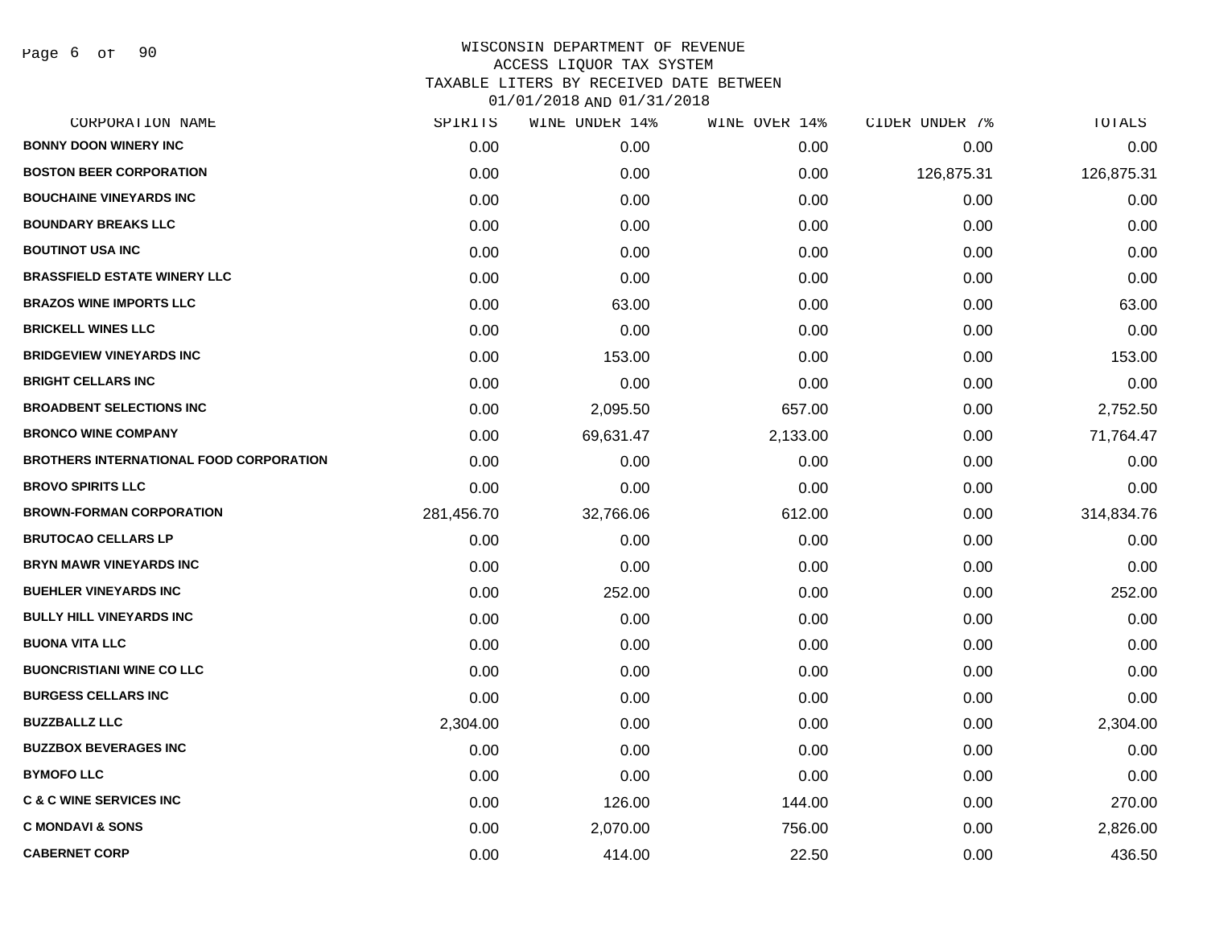WISCONSIN DEPARTMENT OF REVENUE
ACCESS LIQUOR TAX SYSTEM
TAXABLE LITERS BY RECEIVED DATE BETWEEN
01/01/2018 AND 01/31/2018

| CORPORATION NAME | SPIRITS | WINE UNDER 14% | WINE OVER 14% | CIDER UNDER 7% | TOTALS |
|---|---|---|---|---|---|
| BONNY DOON WINERY INC | 0.00 | 0.00 | 0.00 | 0.00 | 0.00 |
| BOSTON BEER CORPORATION | 0.00 | 0.00 | 0.00 | 126,875.31 | 126,875.31 |
| BOUCHAINE VINEYARDS INC | 0.00 | 0.00 | 0.00 | 0.00 | 0.00 |
| BOUNDARY BREAKS LLC | 0.00 | 0.00 | 0.00 | 0.00 | 0.00 |
| BOUTINOT USA INC | 0.00 | 0.00 | 0.00 | 0.00 | 0.00 |
| BRASSFIELD ESTATE WINERY LLC | 0.00 | 0.00 | 0.00 | 0.00 | 0.00 |
| BRAZOS WINE IMPORTS LLC | 0.00 | 63.00 | 0.00 | 0.00 | 63.00 |
| BRICKELL WINES LLC | 0.00 | 0.00 | 0.00 | 0.00 | 0.00 |
| BRIDGEVIEW VINEYARDS INC | 0.00 | 153.00 | 0.00 | 0.00 | 153.00 |
| BRIGHT CELLARS INC | 0.00 | 0.00 | 0.00 | 0.00 | 0.00 |
| BROADBENT SELECTIONS INC | 0.00 | 2,095.50 | 657.00 | 0.00 | 2,752.50 |
| BRONCO WINE COMPANY | 0.00 | 69,631.47 | 2,133.00 | 0.00 | 71,764.47 |
| BROTHERS INTERNATIONAL FOOD CORPORATION | 0.00 | 0.00 | 0.00 | 0.00 | 0.00 |
| BROVO SPIRITS LLC | 0.00 | 0.00 | 0.00 | 0.00 | 0.00 |
| BROWN-FORMAN CORPORATION | 281,456.70 | 32,766.06 | 612.00 | 0.00 | 314,834.76 |
| BRUTOCAO CELLARS LP | 0.00 | 0.00 | 0.00 | 0.00 | 0.00 |
| BRYN MAWR VINEYARDS INC | 0.00 | 0.00 | 0.00 | 0.00 | 0.00 |
| BUEHLER VINEYARDS INC | 0.00 | 252.00 | 0.00 | 0.00 | 252.00 |
| BULLY HILL VINEYARDS INC | 0.00 | 0.00 | 0.00 | 0.00 | 0.00 |
| BUONA VITA LLC | 0.00 | 0.00 | 0.00 | 0.00 | 0.00 |
| BUONCRISTIANI WINE CO LLC | 0.00 | 0.00 | 0.00 | 0.00 | 0.00 |
| BURGESS CELLARS INC | 0.00 | 0.00 | 0.00 | 0.00 | 0.00 |
| BUZZBALLZ LLC | 2,304.00 | 0.00 | 0.00 | 0.00 | 2,304.00 |
| BUZZBOX BEVERAGES INC | 0.00 | 0.00 | 0.00 | 0.00 | 0.00 |
| BYMOFO LLC | 0.00 | 0.00 | 0.00 | 0.00 | 0.00 |
| C & C WINE SERVICES INC | 0.00 | 126.00 | 144.00 | 0.00 | 270.00 |
| C MONDAVI & SONS | 0.00 | 2,070.00 | 756.00 | 0.00 | 2,826.00 |
| CABERNET CORP | 0.00 | 414.00 | 22.50 | 0.00 | 436.50 |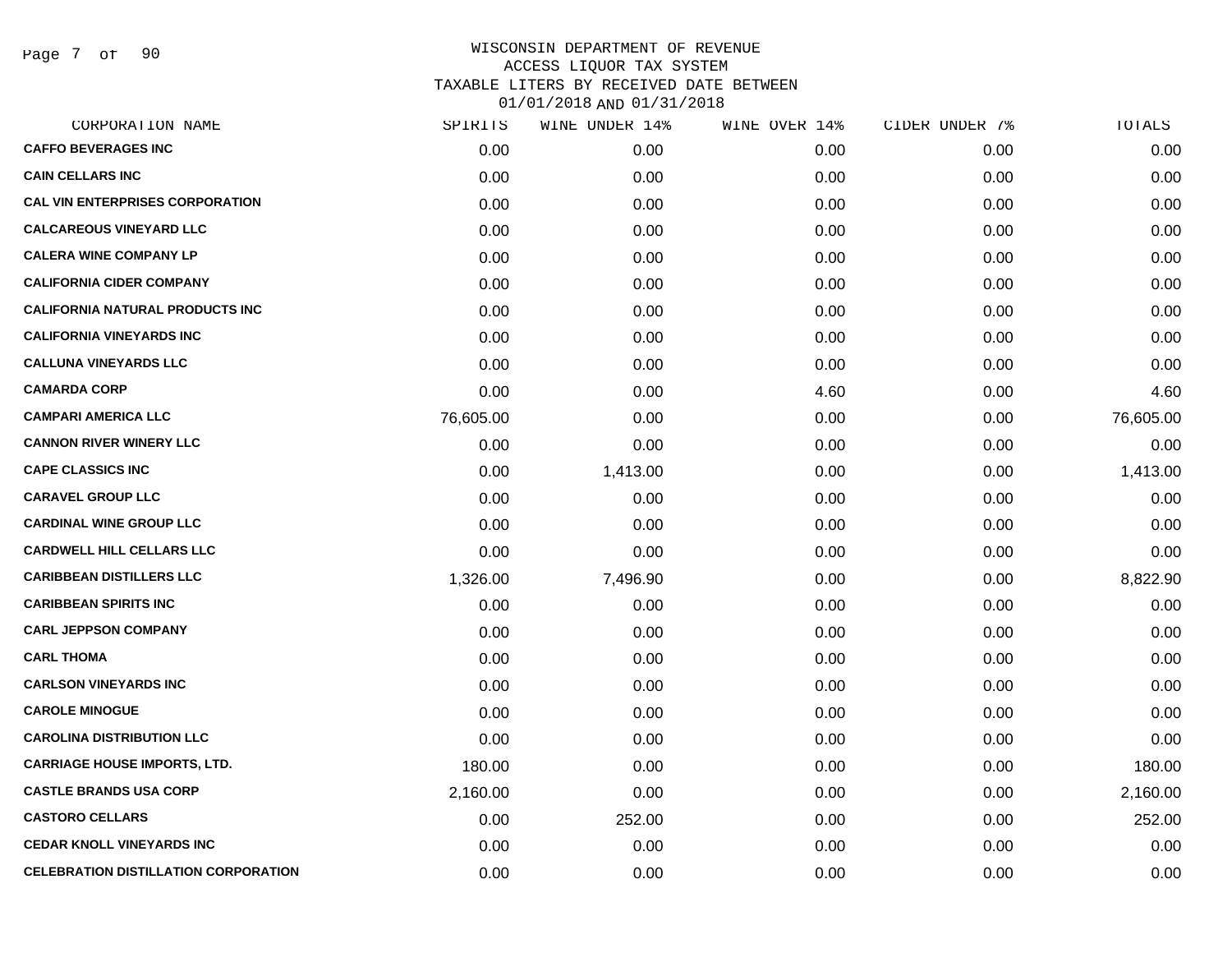# WISCONSIN DEPARTMENT OF REVENUE
## ACCESS LIQUOR TAX SYSTEM
## TAXABLE LITERS BY RECEIVED DATE BETWEEN 01/01/2018 AND 01/31/2018

| CORPORATION NAME | SPIRITS | WINE UNDER 14% | WINE OVER 14% | CIDER UNDER 7% | TOTALS |
|---|---|---|---|---|---|
| CAFFO BEVERAGES INC | 0.00 | 0.00 | 0.00 | 0.00 | 0.00 |
| CAIN CELLARS INC | 0.00 | 0.00 | 0.00 | 0.00 | 0.00 |
| CAL VIN ENTERPRISES CORPORATION | 0.00 | 0.00 | 0.00 | 0.00 | 0.00 |
| CALCAREOUS VINEYARD LLC | 0.00 | 0.00 | 0.00 | 0.00 | 0.00 |
| CALERA WINE COMPANY LP | 0.00 | 0.00 | 0.00 | 0.00 | 0.00 |
| CALIFORNIA CIDER COMPANY | 0.00 | 0.00 | 0.00 | 0.00 | 0.00 |
| CALIFORNIA NATURAL PRODUCTS INC | 0.00 | 0.00 | 0.00 | 0.00 | 0.00 |
| CALIFORNIA VINEYARDS INC | 0.00 | 0.00 | 0.00 | 0.00 | 0.00 |
| CALLUNA VINEYARDS LLC | 0.00 | 0.00 | 0.00 | 0.00 | 0.00 |
| CAMARDA CORP | 0.00 | 0.00 | 4.60 | 0.00 | 4.60 |
| CAMPARI AMERICA LLC | 76,605.00 | 0.00 | 0.00 | 0.00 | 76,605.00 |
| CANNON RIVER WINERY LLC | 0.00 | 0.00 | 0.00 | 0.00 | 0.00 |
| CAPE CLASSICS INC | 0.00 | 1,413.00 | 0.00 | 0.00 | 1,413.00 |
| CARAVEL GROUP LLC | 0.00 | 0.00 | 0.00 | 0.00 | 0.00 |
| CARDINAL WINE GROUP LLC | 0.00 | 0.00 | 0.00 | 0.00 | 0.00 |
| CARDWELL HILL CELLARS LLC | 0.00 | 0.00 | 0.00 | 0.00 | 0.00 |
| CARIBBEAN DISTILLERS LLC | 1,326.00 | 7,496.90 | 0.00 | 0.00 | 8,822.90 |
| CARIBBEAN SPIRITS INC | 0.00 | 0.00 | 0.00 | 0.00 | 0.00 |
| CARL JEPPSON COMPANY | 0.00 | 0.00 | 0.00 | 0.00 | 0.00 |
| CARL THOMA | 0.00 | 0.00 | 0.00 | 0.00 | 0.00 |
| CARLSON VINEYARDS INC | 0.00 | 0.00 | 0.00 | 0.00 | 0.00 |
| CAROLE MINOGUE | 0.00 | 0.00 | 0.00 | 0.00 | 0.00 |
| CAROLINA DISTRIBUTION LLC | 0.00 | 0.00 | 0.00 | 0.00 | 0.00 |
| CARRIAGE HOUSE IMPORTS, LTD. | 180.00 | 0.00 | 0.00 | 0.00 | 180.00 |
| CASTLE BRANDS USA CORP | 2,160.00 | 0.00 | 0.00 | 0.00 | 2,160.00 |
| CASTORO CELLARS | 0.00 | 252.00 | 0.00 | 0.00 | 252.00 |
| CEDAR KNOLL VINEYARDS INC | 0.00 | 0.00 | 0.00 | 0.00 | 0.00 |
| CELEBRATION DISTILLATION CORPORATION | 0.00 | 0.00 | 0.00 | 0.00 | 0.00 |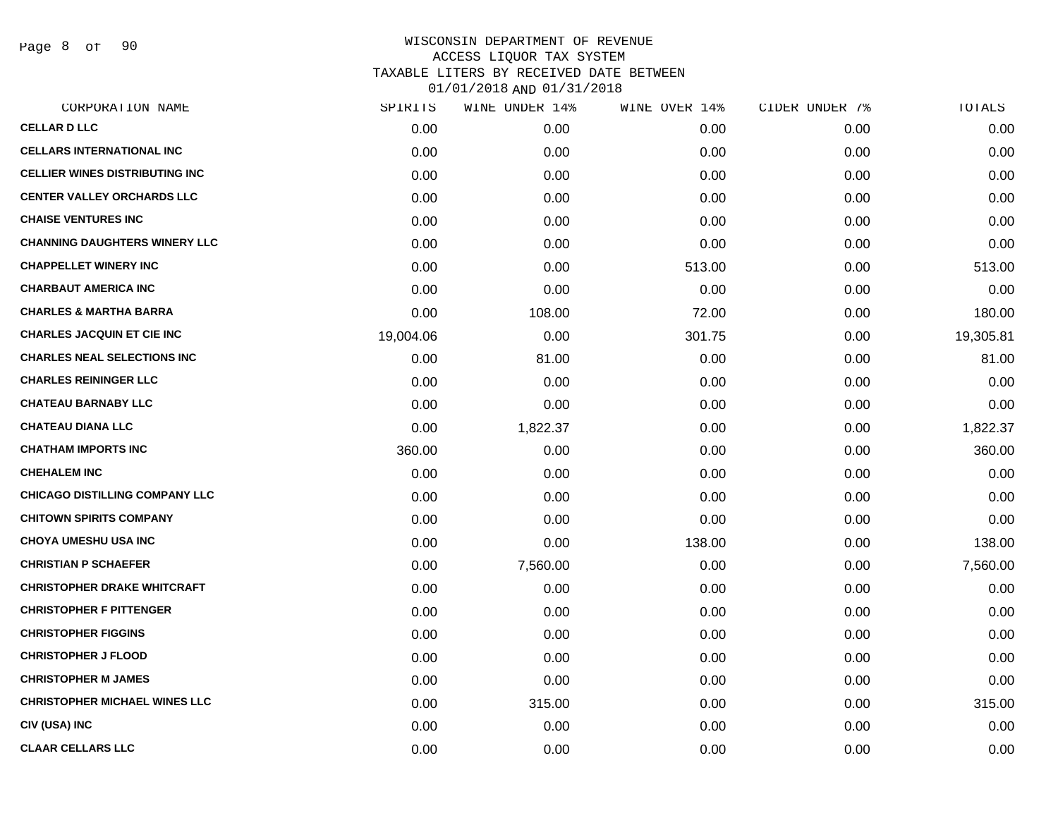WISCONSIN DEPARTMENT OF REVENUE
ACCESS LIQUOR TAX SYSTEM
TAXABLE LITERS BY RECEIVED DATE BETWEEN
01/01/2018 AND 01/31/2018

| CORPORATION NAME | SPIRITS | WINE UNDER 14% | WINE OVER 14% | CIDER UNDER 7% | TOTALS |
|---|---|---|---|---|---|
| **CELLAR D LLC** | 0.00 | 0.00 | 0.00 | 0.00 | 0.00 |
| **CELLARS INTERNATIONAL INC** | 0.00 | 0.00 | 0.00 | 0.00 | 0.00 |
| **CELLIER WINES DISTRIBUTING INC** | 0.00 | 0.00 | 0.00 | 0.00 | 0.00 |
| **CENTER VALLEY ORCHARDS LLC** | 0.00 | 0.00 | 0.00 | 0.00 | 0.00 |
| **CHAISE VENTURES INC** | 0.00 | 0.00 | 0.00 | 0.00 | 0.00 |
| **CHANNING DAUGHTERS WINERY LLC** | 0.00 | 0.00 | 0.00 | 0.00 | 0.00 |
| **CHAPPELLET WINERY INC** | 0.00 | 0.00 | 513.00 | 0.00 | 513.00 |
| **CHARBAUT AMERICA INC** | 0.00 | 0.00 | 0.00 | 0.00 | 0.00 |
| **CHARLES & MARTHA BARRA** | 0.00 | 108.00 | 72.00 | 0.00 | 180.00 |
| **CHARLES JACQUIN ET CIE INC** | 19,004.06 | 0.00 | 301.75 | 0.00 | 19,305.81 |
| **CHARLES NEAL SELECTIONS INC** | 0.00 | 81.00 | 0.00 | 0.00 | 81.00 |
| **CHARLES REININGER LLC** | 0.00 | 0.00 | 0.00 | 0.00 | 0.00 |
| **CHATEAU BARNABY LLC** | 0.00 | 0.00 | 0.00 | 0.00 | 0.00 |
| **CHATEAU DIANA LLC** | 0.00 | 1,822.37 | 0.00 | 0.00 | 1,822.37 |
| **CHATHAM IMPORTS INC** | 360.00 | 0.00 | 0.00 | 0.00 | 360.00 |
| **CHEHALEM INC** | 0.00 | 0.00 | 0.00 | 0.00 | 0.00 |
| **CHICAGO DISTILLING COMPANY LLC** | 0.00 | 0.00 | 0.00 | 0.00 | 0.00 |
| **CHITOWN SPIRITS COMPANY** | 0.00 | 0.00 | 0.00 | 0.00 | 0.00 |
| **CHOYA UMESHU USA INC** | 0.00 | 0.00 | 138.00 | 0.00 | 138.00 |
| **CHRISTIAN P SCHAEFER** | 0.00 | 7,560.00 | 0.00 | 0.00 | 7,560.00 |
| **CHRISTOPHER DRAKE WHITCRAFT** | 0.00 | 0.00 | 0.00 | 0.00 | 0.00 |
| **CHRISTOPHER F PITTENGER** | 0.00 | 0.00 | 0.00 | 0.00 | 0.00 |
| **CHRISTOPHER FIGGINS** | 0.00 | 0.00 | 0.00 | 0.00 | 0.00 |
| **CHRISTOPHER J FLOOD** | 0.00 | 0.00 | 0.00 | 0.00 | 0.00 |
| **CHRISTOPHER M JAMES** | 0.00 | 0.00 | 0.00 | 0.00 | 0.00 |
| **CHRISTOPHER MICHAEL WINES LLC** | 0.00 | 315.00 | 0.00 | 0.00 | 315.00 |
| **CIV (USA) INC** | 0.00 | 0.00 | 0.00 | 0.00 | 0.00 |
| **CLAAR CELLARS LLC** | 0.00 | 0.00 | 0.00 | 0.00 | 0.00 |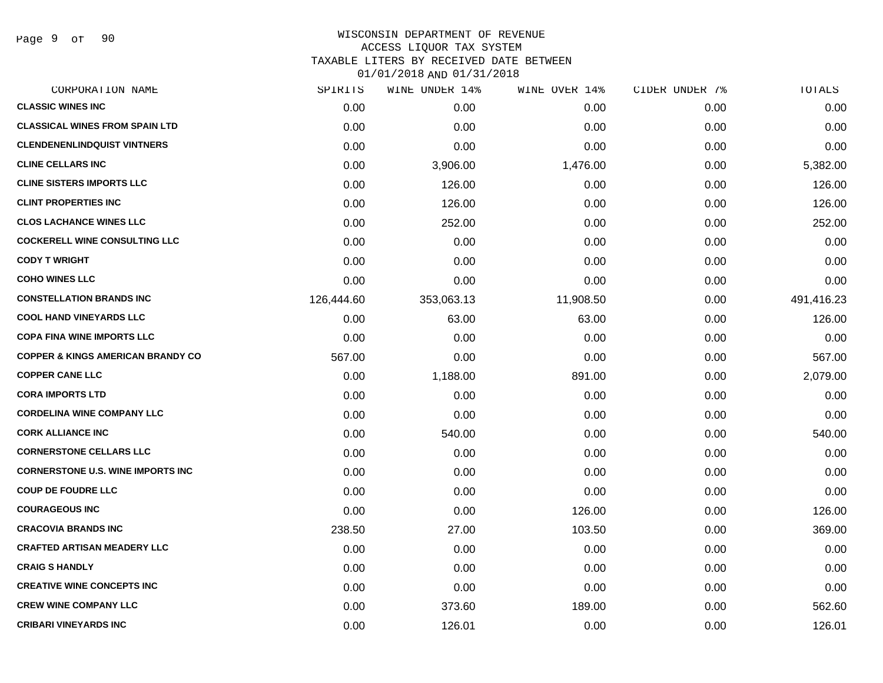# WISCONSIN DEPARTMENT OF REVENUE
## ACCESS LIQUOR TAX SYSTEM
### TAXABLE LITERS BY RECEIVED DATE BETWEEN 01/01/2018 AND 01/31/2018

| CORPORATION NAME | SPIRITS | WINE UNDER 14% | WINE OVER 14% | CIDER UNDER 7% | TOTALS |
|---|---|---|---|---|---|
| CLASSIC WINES INC | 0.00 | 0.00 | 0.00 | 0.00 | 0.00 |
| CLASSICAL WINES FROM SPAIN LTD | 0.00 | 0.00 | 0.00 | 0.00 | 0.00 |
| CLENDENENLINDQUIST VINTNERS | 0.00 | 0.00 | 0.00 | 0.00 | 0.00 |
| CLINE CELLARS INC | 0.00 | 3,906.00 | 1,476.00 | 0.00 | 5,382.00 |
| CLINE SISTERS IMPORTS LLC | 0.00 | 126.00 | 0.00 | 0.00 | 126.00 |
| CLINT PROPERTIES INC | 0.00 | 126.00 | 0.00 | 0.00 | 126.00 |
| CLOS LACHANCE WINES LLC | 0.00 | 252.00 | 0.00 | 0.00 | 252.00 |
| COCKERELL WINE CONSULTING LLC | 0.00 | 0.00 | 0.00 | 0.00 | 0.00 |
| CODY T WRIGHT | 0.00 | 0.00 | 0.00 | 0.00 | 0.00 |
| COHO WINES LLC | 0.00 | 0.00 | 0.00 | 0.00 | 0.00 |
| CONSTELLATION BRANDS INC | 126,444.60 | 353,063.13 | 11,908.50 | 0.00 | 491,416.23 |
| COOL HAND VINEYARDS LLC | 0.00 | 63.00 | 63.00 | 0.00 | 126.00 |
| COPA FINA WINE IMPORTS LLC | 0.00 | 0.00 | 0.00 | 0.00 | 0.00 |
| COPPER & KINGS AMERICAN BRANDY CO | 567.00 | 0.00 | 0.00 | 0.00 | 567.00 |
| COPPER CANE LLC | 0.00 | 1,188.00 | 891.00 | 0.00 | 2,079.00 |
| CORA IMPORTS LTD | 0.00 | 0.00 | 0.00 | 0.00 | 0.00 |
| CORDELINA WINE COMPANY LLC | 0.00 | 0.00 | 0.00 | 0.00 | 0.00 |
| CORK ALLIANCE INC | 0.00 | 540.00 | 0.00 | 0.00 | 540.00 |
| CORNERSTONE CELLARS LLC | 0.00 | 0.00 | 0.00 | 0.00 | 0.00 |
| CORNERSTONE U.S. WINE IMPORTS INC | 0.00 | 0.00 | 0.00 | 0.00 | 0.00 |
| COUP DE FOUDRE LLC | 0.00 | 0.00 | 0.00 | 0.00 | 0.00 |
| COURAGEOUS INC | 0.00 | 0.00 | 126.00 | 0.00 | 126.00 |
| CRACOVIA BRANDS INC | 238.50 | 27.00 | 103.50 | 0.00 | 369.00 |
| CRAFTED ARTISAN MEADERY LLC | 0.00 | 0.00 | 0.00 | 0.00 | 0.00 |
| CRAIG S HANDLY | 0.00 | 0.00 | 0.00 | 0.00 | 0.00 |
| CREATIVE WINE CONCEPTS INC | 0.00 | 0.00 | 0.00 | 0.00 | 0.00 |
| CREW WINE COMPANY LLC | 0.00 | 373.60 | 189.00 | 0.00 | 562.60 |
| CRIBARI VINEYARDS INC | 0.00 | 126.01 | 0.00 | 0.00 | 126.01 |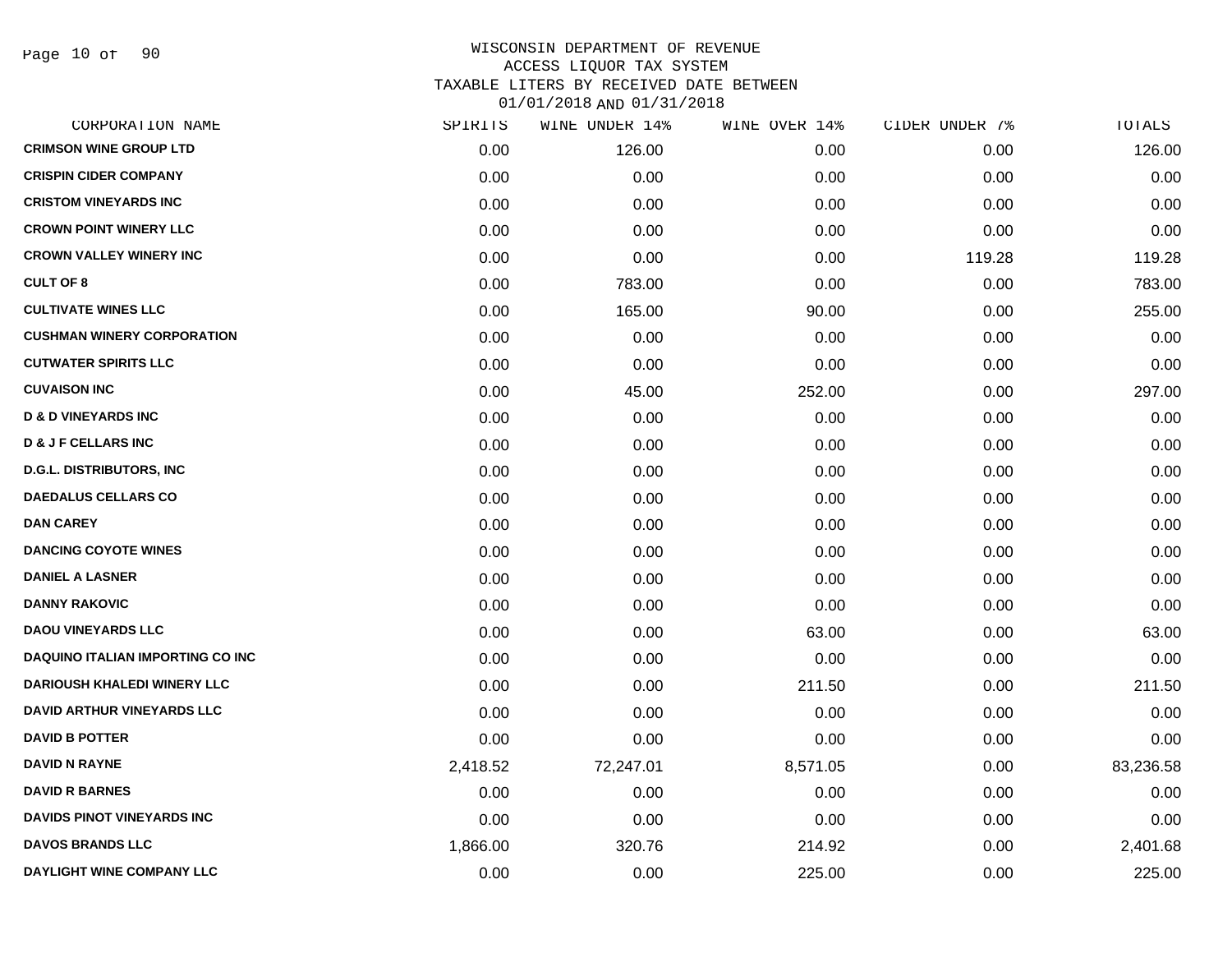# WISCONSIN DEPARTMENT OF REVENUE
## ACCESS LIQUOR TAX SYSTEM
### TAXABLE LITERS BY RECEIVED DATE BETWEEN 01/01/2018 AND 01/31/2018

| CORPORATION NAME | SPIRITS | WINE UNDER 14% | WINE OVER 14% | CIDER UNDER 7% | TOTALS |
|---|---|---|---|---|---|
| CRIMSON WINE GROUP LTD | 0.00 | 126.00 | 0.00 | 0.00 | 126.00 |
| CRISPIN CIDER COMPANY | 0.00 | 0.00 | 0.00 | 0.00 | 0.00 |
| CRISTOM VINEYARDS INC | 0.00 | 0.00 | 0.00 | 0.00 | 0.00 |
| CROWN POINT WINERY LLC | 0.00 | 0.00 | 0.00 | 0.00 | 0.00 |
| CROWN VALLEY WINERY INC | 0.00 | 0.00 | 0.00 | 119.28 | 119.28 |
| CULT OF 8 | 0.00 | 783.00 | 0.00 | 0.00 | 783.00 |
| CULTIVATE WINES LLC | 0.00 | 165.00 | 90.00 | 0.00 | 255.00 |
| CUSHMAN WINERY CORPORATION | 0.00 | 0.00 | 0.00 | 0.00 | 0.00 |
| CUTWATER SPIRITS LLC | 0.00 | 0.00 | 0.00 | 0.00 | 0.00 |
| CUVAISON INC | 0.00 | 45.00 | 252.00 | 0.00 | 297.00 |
| D & D VINEYARDS INC | 0.00 | 0.00 | 0.00 | 0.00 | 0.00 |
| D & J F CELLARS INC | 0.00 | 0.00 | 0.00 | 0.00 | 0.00 |
| D.G.L. DISTRIBUTORS, INC | 0.00 | 0.00 | 0.00 | 0.00 | 0.00 |
| DAEDALUS CELLARS CO | 0.00 | 0.00 | 0.00 | 0.00 | 0.00 |
| DAN CAREY | 0.00 | 0.00 | 0.00 | 0.00 | 0.00 |
| DANCING COYOTE WINES | 0.00 | 0.00 | 0.00 | 0.00 | 0.00 |
| DANIEL A LASNER | 0.00 | 0.00 | 0.00 | 0.00 | 0.00 |
| DANNY RAKOVIC | 0.00 | 0.00 | 0.00 | 0.00 | 0.00 |
| DAOU VINEYARDS LLC | 0.00 | 0.00 | 63.00 | 0.00 | 63.00 |
| DAQUINO ITALIAN IMPORTING CO INC | 0.00 | 0.00 | 0.00 | 0.00 | 0.00 |
| DARIOUSH KHALEDI WINERY LLC | 0.00 | 0.00 | 211.50 | 0.00 | 211.50 |
| DAVID ARTHUR VINEYARDS LLC | 0.00 | 0.00 | 0.00 | 0.00 | 0.00 |
| DAVID B POTTER | 0.00 | 0.00 | 0.00 | 0.00 | 0.00 |
| DAVID N RAYNE | 2,418.52 | 72,247.01 | 8,571.05 | 0.00 | 83,236.58 |
| DAVID R BARNES | 0.00 | 0.00 | 0.00 | 0.00 | 0.00 |
| DAVIDS PINOT VINEYARDS INC | 0.00 | 0.00 | 0.00 | 0.00 | 0.00 |
| DAVOS BRANDS LLC | 1,866.00 | 320.76 | 214.92 | 0.00 | 2,401.68 |
| DAYLIGHT WINE COMPANY LLC | 0.00 | 0.00 | 225.00 | 0.00 | 225.00 |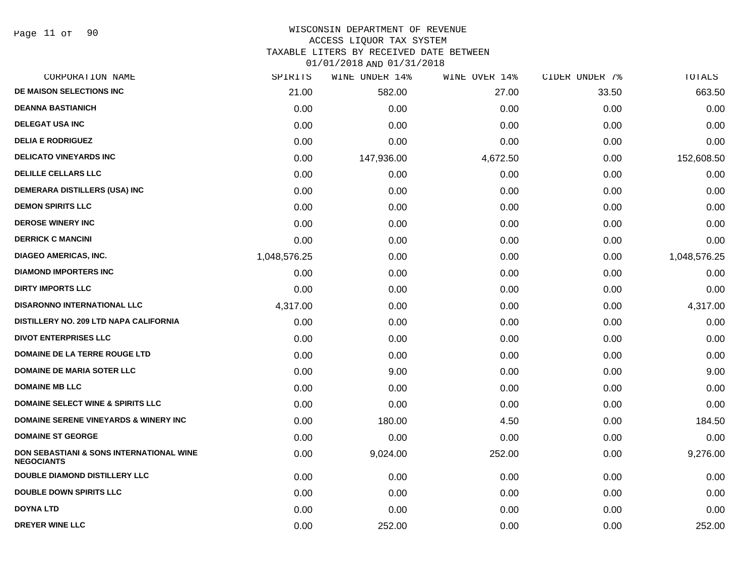# WISCONSIN DEPARTMENT OF REVENUE
## ACCESS LIQUOR TAX SYSTEM
## TAXABLE LITERS BY RECEIVED DATE BETWEEN 01/01/2018 AND 01/31/2018

| CORPORATION NAME | SPIRITS | WINE UNDER 14% | WINE OVER 14% | CIDER UNDER 7% | TOTALS |
|---|---|---|---|---|---|
| DE MAISON SELECTIONS INC | 21.00 | 582.00 | 27.00 | 33.50 | 663.50 |
| DEANNA BASTIANICH | 0.00 | 0.00 | 0.00 | 0.00 | 0.00 |
| DELEGAT USA INC | 0.00 | 0.00 | 0.00 | 0.00 | 0.00 |
| DELIA E RODRIGUEZ | 0.00 | 0.00 | 0.00 | 0.00 | 0.00 |
| DELICATO VINEYARDS INC | 0.00 | 147,936.00 | 4,672.50 | 0.00 | 152,608.50 |
| DELILLE CELLARS LLC | 0.00 | 0.00 | 0.00 | 0.00 | 0.00 |
| DEMERARA DISTILLERS (USA) INC | 0.00 | 0.00 | 0.00 | 0.00 | 0.00 |
| DEMON SPIRITS LLC | 0.00 | 0.00 | 0.00 | 0.00 | 0.00 |
| DEROSE WINERY INC | 0.00 | 0.00 | 0.00 | 0.00 | 0.00 |
| DERRICK C MANCINI | 0.00 | 0.00 | 0.00 | 0.00 | 0.00 |
| DIAGEO AMERICAS, INC. | 1,048,576.25 | 0.00 | 0.00 | 0.00 | 1,048,576.25 |
| DIAMOND IMPORTERS INC | 0.00 | 0.00 | 0.00 | 0.00 | 0.00 |
| DIRTY IMPORTS LLC | 0.00 | 0.00 | 0.00 | 0.00 | 0.00 |
| DISARONNO INTERNATIONAL LLC | 4,317.00 | 0.00 | 0.00 | 0.00 | 4,317.00 |
| DISTILLERY NO. 209 LTD NAPA CALIFORNIA | 0.00 | 0.00 | 0.00 | 0.00 | 0.00 |
| DIVOT ENTERPRISES LLC | 0.00 | 0.00 | 0.00 | 0.00 | 0.00 |
| DOMAINE DE LA TERRE ROUGE LTD | 0.00 | 0.00 | 0.00 | 0.00 | 0.00 |
| DOMAINE DE MARIA SOTER LLC | 0.00 | 9.00 | 0.00 | 0.00 | 9.00 |
| DOMAINE MB LLC | 0.00 | 0.00 | 0.00 | 0.00 | 0.00 |
| DOMAINE SELECT WINE & SPIRITS LLC | 0.00 | 0.00 | 0.00 | 0.00 | 0.00 |
| DOMAINE SERENE VINEYARDS & WINERY INC | 0.00 | 180.00 | 4.50 | 0.00 | 184.50 |
| DOMAINE ST GEORGE | 0.00 | 0.00 | 0.00 | 0.00 | 0.00 |
| DON SEBASTIANI & SONS INTERNATIONAL WINE NEGOCIANTS | 0.00 | 9,024.00 | 252.00 | 0.00 | 9,276.00 |
| DOUBLE DIAMOND DISTILLERY LLC | 0.00 | 0.00 | 0.00 | 0.00 | 0.00 |
| DOUBLE DOWN SPIRITS LLC | 0.00 | 0.00 | 0.00 | 0.00 | 0.00 |
| DOYNA LTD | 0.00 | 0.00 | 0.00 | 0.00 | 0.00 |
| DREYER WINE LLC | 0.00 | 252.00 | 0.00 | 0.00 | 252.00 |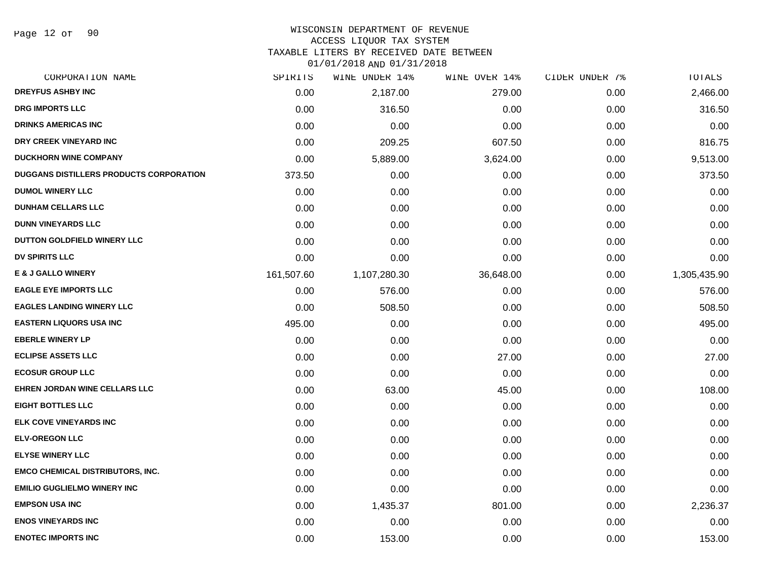WISCONSIN DEPARTMENT OF REVENUE
ACCESS LIQUOR TAX SYSTEM
TAXABLE LITERS BY RECEIVED DATE BETWEEN
01/01/2018 AND 01/31/2018

| CORPORATION NAME | SPIRITS | WINE UNDER 14% | WINE OVER 14% | CIDER UNDER 7% | TOTALS |
|---|---|---|---|---|---|
| DREYFUS ASHBY INC | 0.00 | 2,187.00 | 279.00 | 0.00 | 2,466.00 |
| DRG IMPORTS LLC | 0.00 | 316.50 | 0.00 | 0.00 | 316.50 |
| DRINKS AMERICAS INC | 0.00 | 0.00 | 0.00 | 0.00 | 0.00 |
| DRY CREEK VINEYARD INC | 0.00 | 209.25 | 607.50 | 0.00 | 816.75 |
| DUCKHORN WINE COMPANY | 0.00 | 5,889.00 | 3,624.00 | 0.00 | 9,513.00 |
| DUGGANS DISTILLERS PRODUCTS CORPORATION | 373.50 | 0.00 | 0.00 | 0.00 | 373.50 |
| DUMOL WINERY LLC | 0.00 | 0.00 | 0.00 | 0.00 | 0.00 |
| DUNHAM CELLARS LLC | 0.00 | 0.00 | 0.00 | 0.00 | 0.00 |
| DUNN VINEYARDS LLC | 0.00 | 0.00 | 0.00 | 0.00 | 0.00 |
| DUTTON GOLDFIELD WINERY LLC | 0.00 | 0.00 | 0.00 | 0.00 | 0.00 |
| DV SPIRITS LLC | 0.00 | 0.00 | 0.00 | 0.00 | 0.00 |
| E & J GALLO WINERY | 161,507.60 | 1,107,280.30 | 36,648.00 | 0.00 | 1,305,435.90 |
| EAGLE EYE IMPORTS LLC | 0.00 | 576.00 | 0.00 | 0.00 | 576.00 |
| EAGLES LANDING WINERY LLC | 0.00 | 508.50 | 0.00 | 0.00 | 508.50 |
| EASTERN LIQUORS USA INC | 495.00 | 0.00 | 0.00 | 0.00 | 495.00 |
| EBERLE WINERY LP | 0.00 | 0.00 | 0.00 | 0.00 | 0.00 |
| ECLIPSE ASSETS LLC | 0.00 | 0.00 | 27.00 | 0.00 | 27.00 |
| ECOSUR GROUP LLC | 0.00 | 0.00 | 0.00 | 0.00 | 0.00 |
| EHREN JORDAN WINE CELLARS LLC | 0.00 | 63.00 | 45.00 | 0.00 | 108.00 |
| EIGHT BOTTLES LLC | 0.00 | 0.00 | 0.00 | 0.00 | 0.00 |
| ELK COVE VINEYARDS INC | 0.00 | 0.00 | 0.00 | 0.00 | 0.00 |
| ELV-OREGON LLC | 0.00 | 0.00 | 0.00 | 0.00 | 0.00 |
| ELYSE WINERY LLC | 0.00 | 0.00 | 0.00 | 0.00 | 0.00 |
| EMCO CHEMICAL DISTRIBUTORS, INC. | 0.00 | 0.00 | 0.00 | 0.00 | 0.00 |
| EMILIO GUGLIELMO WINERY INC | 0.00 | 0.00 | 0.00 | 0.00 | 0.00 |
| EMPSON USA INC | 0.00 | 1,435.37 | 801.00 | 0.00 | 2,236.37 |
| ENOS VINEYARDS INC | 0.00 | 0.00 | 0.00 | 0.00 | 0.00 |
| ENOTEC IMPORTS INC | 0.00 | 153.00 | 0.00 | 0.00 | 153.00 |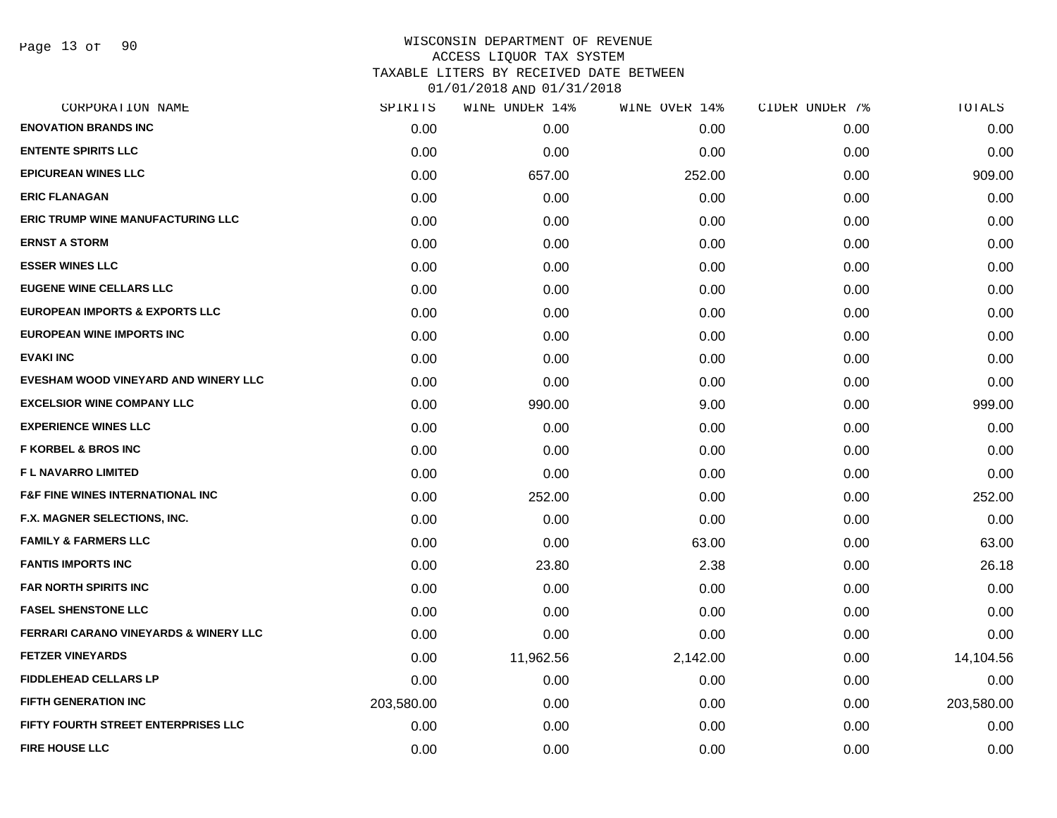WISCONSIN DEPARTMENT OF REVENUE
ACCESS LIQUOR TAX SYSTEM
TAXABLE LITERS BY RECEIVED DATE BETWEEN
01/01/2018 AND 01/31/2018

| CORPORATION NAME | SPIRITS | WINE UNDER 14% | WINE OVER 14% | CIDER UNDER 7% | TOTALS |
|---|---|---|---|---|---|
| ENOVATION BRANDS INC | 0.00 | 0.00 | 0.00 | 0.00 | 0.00 |
| ENTENTE SPIRITS LLC | 0.00 | 0.00 | 0.00 | 0.00 | 0.00 |
| EPICUREAN WINES LLC | 0.00 | 657.00 | 252.00 | 0.00 | 909.00 |
| ERIC FLANAGAN | 0.00 | 0.00 | 0.00 | 0.00 | 0.00 |
| ERIC TRUMP WINE MANUFACTURING LLC | 0.00 | 0.00 | 0.00 | 0.00 | 0.00 |
| ERNST A STORM | 0.00 | 0.00 | 0.00 | 0.00 | 0.00 |
| ESSER WINES LLC | 0.00 | 0.00 | 0.00 | 0.00 | 0.00 |
| EUGENE WINE CELLARS LLC | 0.00 | 0.00 | 0.00 | 0.00 | 0.00 |
| EUROPEAN IMPORTS & EXPORTS LLC | 0.00 | 0.00 | 0.00 | 0.00 | 0.00 |
| EUROPEAN WINE IMPORTS INC | 0.00 | 0.00 | 0.00 | 0.00 | 0.00 |
| EVAKI INC | 0.00 | 0.00 | 0.00 | 0.00 | 0.00 |
| EVESHAM WOOD VINEYARD AND WINERY LLC | 0.00 | 0.00 | 0.00 | 0.00 | 0.00 |
| EXCELSIOR WINE COMPANY LLC | 0.00 | 990.00 | 9.00 | 0.00 | 999.00 |
| EXPERIENCE WINES LLC | 0.00 | 0.00 | 0.00 | 0.00 | 0.00 |
| F KORBEL & BROS INC | 0.00 | 0.00 | 0.00 | 0.00 | 0.00 |
| F L NAVARRO LIMITED | 0.00 | 0.00 | 0.00 | 0.00 | 0.00 |
| F&F FINE WINES INTERNATIONAL INC | 0.00 | 252.00 | 0.00 | 0.00 | 252.00 |
| F.X. MAGNER SELECTIONS, INC. | 0.00 | 0.00 | 0.00 | 0.00 | 0.00 |
| FAMILY & FARMERS LLC | 0.00 | 0.00 | 63.00 | 0.00 | 63.00 |
| FANTIS IMPORTS INC | 0.00 | 23.80 | 2.38 | 0.00 | 26.18 |
| FAR NORTH SPIRITS INC | 0.00 | 0.00 | 0.00 | 0.00 | 0.00 |
| FASEL SHENSTONE LLC | 0.00 | 0.00 | 0.00 | 0.00 | 0.00 |
| FERRARI CARANO VINEYARDS & WINERY LLC | 0.00 | 0.00 | 0.00 | 0.00 | 0.00 |
| FETZER VINEYARDS | 0.00 | 11,962.56 | 2,142.00 | 0.00 | 14,104.56 |
| FIDDLEHEAD CELLARS LP | 0.00 | 0.00 | 0.00 | 0.00 | 0.00 |
| FIFTH GENERATION INC | 203,580.00 | 0.00 | 0.00 | 0.00 | 203,580.00 |
| FIFTY FOURTH STREET ENTERPRISES LLC | 0.00 | 0.00 | 0.00 | 0.00 | 0.00 |
| FIRE HOUSE LLC | 0.00 | 0.00 | 0.00 | 0.00 | 0.00 |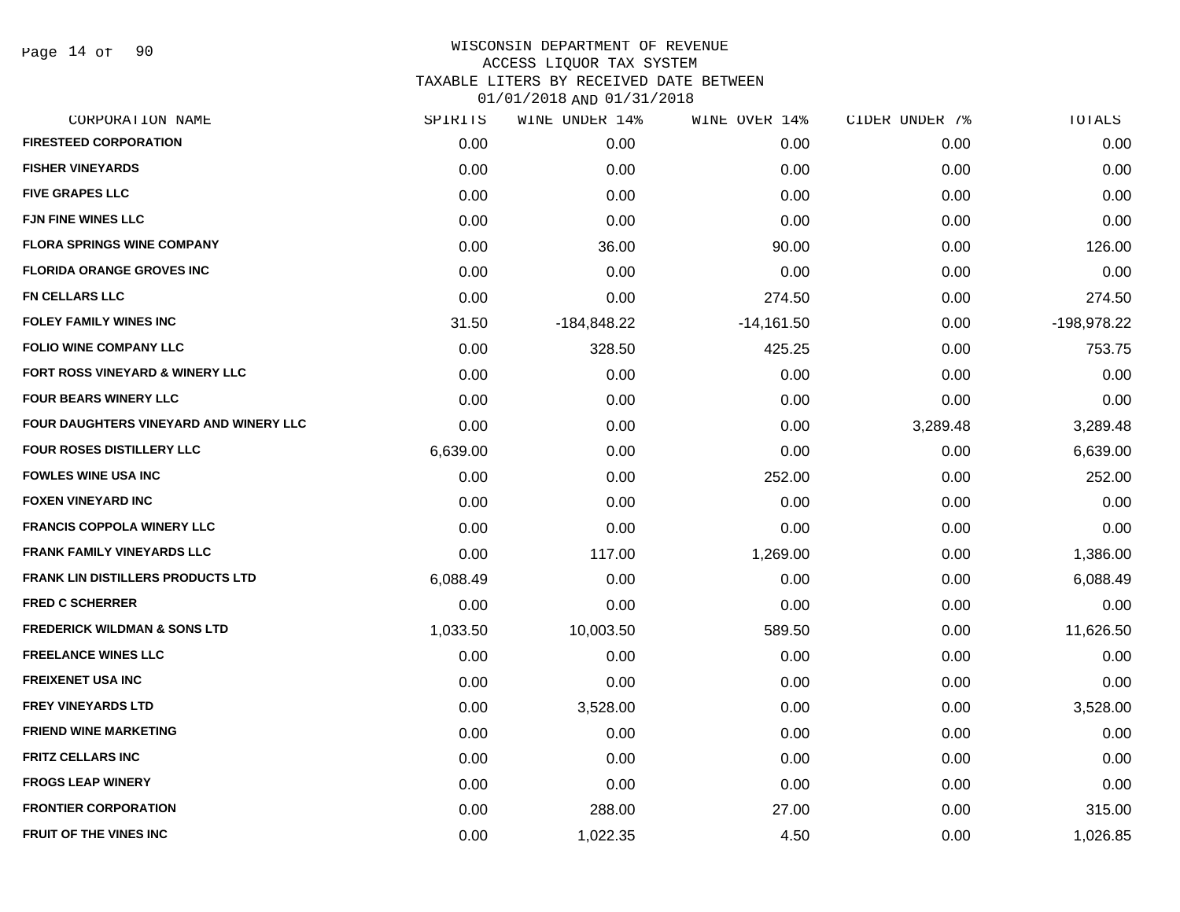# WISCONSIN DEPARTMENT OF REVENUE
## ACCESS LIQUOR TAX SYSTEM
## TAXABLE LITERS BY RECEIVED DATE BETWEEN 01/01/2018 AND 01/31/2018

| CORPORATION NAME | SPIRITS | WINE UNDER 14% | WINE OVER 14% | CIDER UNDER 7% | TOTALS |
|---|---|---|---|---|---|
| FIRESTEED CORPORATION | 0.00 | 0.00 | 0.00 | 0.00 | 0.00 |
| FISHER VINEYARDS | 0.00 | 0.00 | 0.00 | 0.00 | 0.00 |
| FIVE GRAPES LLC | 0.00 | 0.00 | 0.00 | 0.00 | 0.00 |
| FJN FINE WINES LLC | 0.00 | 0.00 | 0.00 | 0.00 | 0.00 |
| FLORA SPRINGS WINE COMPANY | 0.00 | 36.00 | 90.00 | 0.00 | 126.00 |
| FLORIDA ORANGE GROVES INC | 0.00 | 0.00 | 0.00 | 0.00 | 0.00 |
| FN CELLARS LLC | 0.00 | 0.00 | 274.50 | 0.00 | 274.50 |
| FOLEY FAMILY WINES INC | 31.50 | -184,848.22 | -14,161.50 | 0.00 | -198,978.22 |
| FOLIO WINE COMPANY LLC | 0.00 | 328.50 | 425.25 | 0.00 | 753.75 |
| FORT ROSS VINEYARD & WINERY LLC | 0.00 | 0.00 | 0.00 | 0.00 | 0.00 |
| FOUR BEARS WINERY LLC | 0.00 | 0.00 | 0.00 | 0.00 | 0.00 |
| FOUR DAUGHTERS VINEYARD AND WINERY LLC | 0.00 | 0.00 | 0.00 | 3,289.48 | 3,289.48 |
| FOUR ROSES DISTILLERY LLC | 6,639.00 | 0.00 | 0.00 | 0.00 | 6,639.00 |
| FOWLES WINE USA INC | 0.00 | 0.00 | 252.00 | 0.00 | 252.00 |
| FOXEN VINEYARD INC | 0.00 | 0.00 | 0.00 | 0.00 | 0.00 |
| FRANCIS COPPOLA WINERY LLC | 0.00 | 0.00 | 0.00 | 0.00 | 0.00 |
| FRANK FAMILY VINEYARDS LLC | 0.00 | 117.00 | 1,269.00 | 0.00 | 1,386.00 |
| FRANK LIN DISTILLERS PRODUCTS LTD | 6,088.49 | 0.00 | 0.00 | 0.00 | 6,088.49 |
| FRED C SCHERRER | 0.00 | 0.00 | 0.00 | 0.00 | 0.00 |
| FREDERICK WILDMAN & SONS LTD | 1,033.50 | 10,003.50 | 589.50 | 0.00 | 11,626.50 |
| FREELANCE WINES LLC | 0.00 | 0.00 | 0.00 | 0.00 | 0.00 |
| FREIXENET USA INC | 0.00 | 0.00 | 0.00 | 0.00 | 0.00 |
| FREY VINEYARDS LTD | 0.00 | 3,528.00 | 0.00 | 0.00 | 3,528.00 |
| FRIEND WINE MARKETING | 0.00 | 0.00 | 0.00 | 0.00 | 0.00 |
| FRITZ CELLARS INC | 0.00 | 0.00 | 0.00 | 0.00 | 0.00 |
| FROGS LEAP WINERY | 0.00 | 0.00 | 0.00 | 0.00 | 0.00 |
| FRONTIER CORPORATION | 0.00 | 288.00 | 27.00 | 0.00 | 315.00 |
| FRUIT OF THE VINES INC | 0.00 | 1,022.35 | 4.50 | 0.00 | 1,026.85 |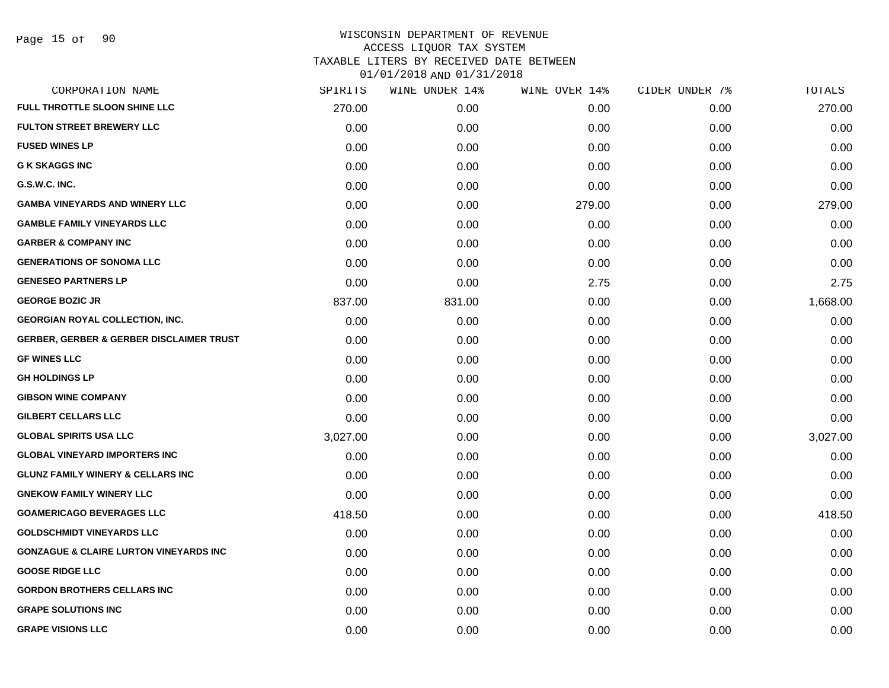WISCONSIN DEPARTMENT OF REVENUE
ACCESS LIQUOR TAX SYSTEM
TAXABLE LITERS BY RECEIVED DATE BETWEEN
01/01/2018 AND 01/31/2018

| CORPORATION NAME | SPIRITS | WINE UNDER 14% | WINE OVER 14% | CIDER UNDER 7% | TOTALS |
|---|---|---|---|---|---|
| FULL THROTTLE SLOON SHINE LLC | 270.00 | 0.00 | 0.00 | 0.00 | 270.00 |
| FULTON STREET BREWERY LLC | 0.00 | 0.00 | 0.00 | 0.00 | 0.00 |
| FUSED WINES LP | 0.00 | 0.00 | 0.00 | 0.00 | 0.00 |
| G K SKAGGS INC | 0.00 | 0.00 | 0.00 | 0.00 | 0.00 |
| G.S.W.C. INC. | 0.00 | 0.00 | 0.00 | 0.00 | 0.00 |
| GAMBA VINEYARDS AND WINERY LLC | 0.00 | 0.00 | 279.00 | 0.00 | 279.00 |
| GAMBLE FAMILY VINEYARDS LLC | 0.00 | 0.00 | 0.00 | 0.00 | 0.00 |
| GARBER & COMPANY INC | 0.00 | 0.00 | 0.00 | 0.00 | 0.00 |
| GENERATIONS OF SONOMA LLC | 0.00 | 0.00 | 0.00 | 0.00 | 0.00 |
| GENESEO PARTNERS LP | 0.00 | 0.00 | 2.75 | 0.00 | 2.75 |
| GEORGE BOZIC JR | 837.00 | 831.00 | 0.00 | 0.00 | 1,668.00 |
| GEORGIAN ROYAL COLLECTION, INC. | 0.00 | 0.00 | 0.00 | 0.00 | 0.00 |
| GERBER, GERBER & GERBER DISCLAIMER TRUST | 0.00 | 0.00 | 0.00 | 0.00 | 0.00 |
| GF WINES LLC | 0.00 | 0.00 | 0.00 | 0.00 | 0.00 |
| GH HOLDINGS LP | 0.00 | 0.00 | 0.00 | 0.00 | 0.00 |
| GIBSON WINE COMPANY | 0.00 | 0.00 | 0.00 | 0.00 | 0.00 |
| GILBERT CELLARS LLC | 0.00 | 0.00 | 0.00 | 0.00 | 0.00 |
| GLOBAL SPIRITS USA LLC | 3,027.00 | 0.00 | 0.00 | 0.00 | 3,027.00 |
| GLOBAL VINEYARD IMPORTERS INC | 0.00 | 0.00 | 0.00 | 0.00 | 0.00 |
| GLUNZ FAMILY WINERY & CELLARS INC | 0.00 | 0.00 | 0.00 | 0.00 | 0.00 |
| GNEKOW FAMILY WINERY LLC | 0.00 | 0.00 | 0.00 | 0.00 | 0.00 |
| GOAMERICAGO BEVERAGES LLC | 418.50 | 0.00 | 0.00 | 0.00 | 418.50 |
| GOLDSCHMIDT VINEYARDS LLC | 0.00 | 0.00 | 0.00 | 0.00 | 0.00 |
| GONZAGUE & CLAIRE LURTON VINEYARDS INC | 0.00 | 0.00 | 0.00 | 0.00 | 0.00 |
| GOOSE RIDGE LLC | 0.00 | 0.00 | 0.00 | 0.00 | 0.00 |
| GORDON BROTHERS CELLARS INC | 0.00 | 0.00 | 0.00 | 0.00 | 0.00 |
| GRAPE SOLUTIONS INC | 0.00 | 0.00 | 0.00 | 0.00 | 0.00 |
| GRAPE VISIONS LLC | 0.00 | 0.00 | 0.00 | 0.00 | 0.00 |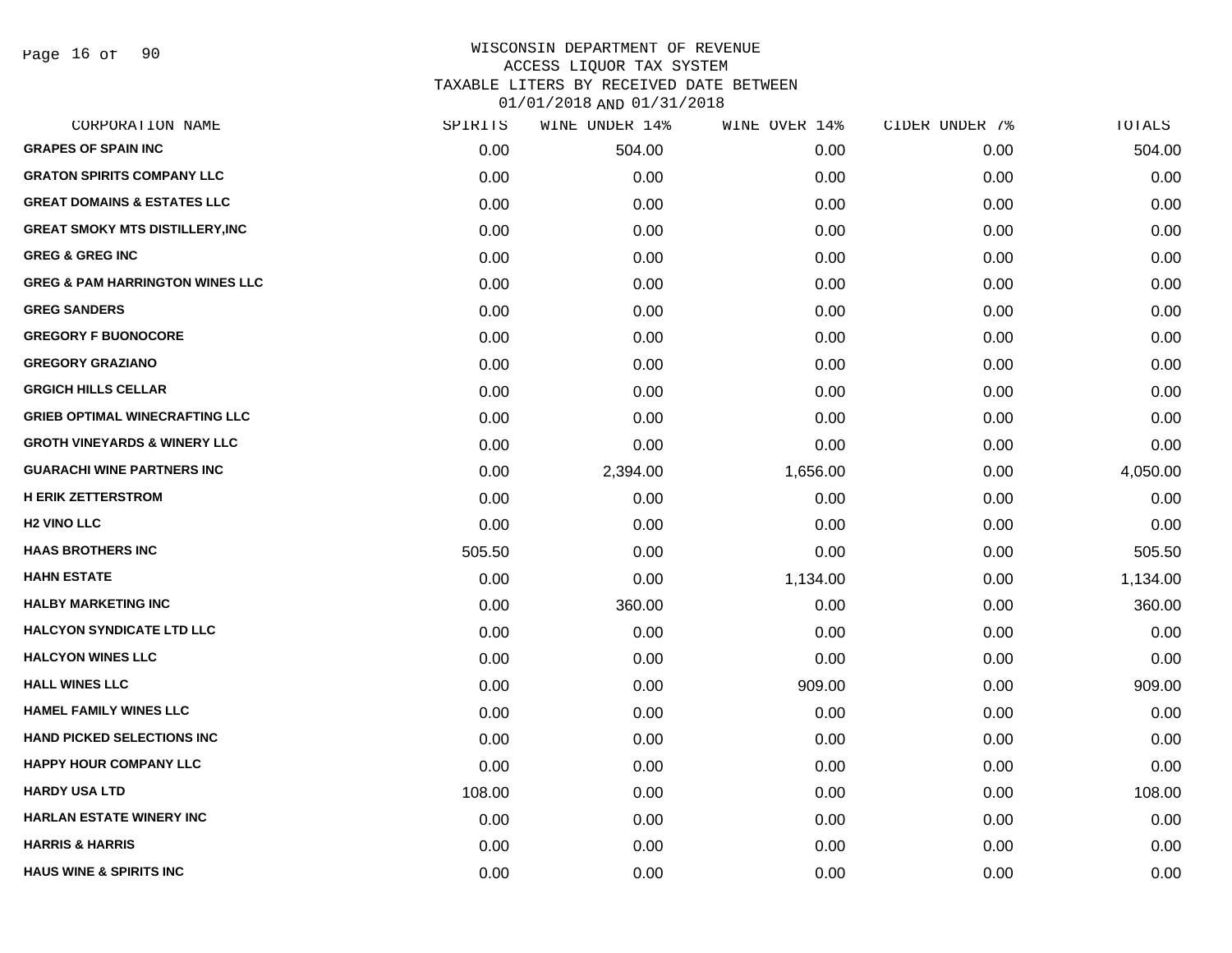WISCONSIN DEPARTMENT OF REVENUE
ACCESS LIQUOR TAX SYSTEM
TAXABLE LITERS BY RECEIVED DATE BETWEEN
01/01/2018 AND 01/31/2018

| CORPORATION NAME | SPIRITS | WINE UNDER 14% | WINE OVER 14% | CIDER UNDER 7% | TOTALS |
|---|---|---|---|---|---|
| GRAPES OF SPAIN INC | 0.00 | 504.00 | 0.00 | 0.00 | 504.00 |
| GRATON SPIRITS COMPANY LLC | 0.00 | 0.00 | 0.00 | 0.00 | 0.00 |
| GREAT DOMAINS & ESTATES LLC | 0.00 | 0.00 | 0.00 | 0.00 | 0.00 |
| GREAT SMOKY MTS DISTILLERY,INC | 0.00 | 0.00 | 0.00 | 0.00 | 0.00 |
| GREG & GREG INC | 0.00 | 0.00 | 0.00 | 0.00 | 0.00 |
| GREG & PAM HARRINGTON WINES LLC | 0.00 | 0.00 | 0.00 | 0.00 | 0.00 |
| GREG SANDERS | 0.00 | 0.00 | 0.00 | 0.00 | 0.00 |
| GREGORY F BUONOCORE | 0.00 | 0.00 | 0.00 | 0.00 | 0.00 |
| GREGORY GRAZIANO | 0.00 | 0.00 | 0.00 | 0.00 | 0.00 |
| GRGICH HILLS CELLAR | 0.00 | 0.00 | 0.00 | 0.00 | 0.00 |
| GRIEB OPTIMAL WINECRAFTING LLC | 0.00 | 0.00 | 0.00 | 0.00 | 0.00 |
| GROTH VINEYARDS & WINERY LLC | 0.00 | 0.00 | 0.00 | 0.00 | 0.00 |
| GUARACHI WINE PARTNERS INC | 0.00 | 2,394.00 | 1,656.00 | 0.00 | 4,050.00 |
| H ERIK ZETTERSTROM | 0.00 | 0.00 | 0.00 | 0.00 | 0.00 |
| H2 VINO LLC | 0.00 | 0.00 | 0.00 | 0.00 | 0.00 |
| HAAS BROTHERS INC | 505.50 | 0.00 | 0.00 | 0.00 | 505.50 |
| HAHN ESTATE | 0.00 | 0.00 | 1,134.00 | 0.00 | 1,134.00 |
| HALBY MARKETING INC | 0.00 | 360.00 | 0.00 | 0.00 | 360.00 |
| HALCYON SYNDICATE LTD LLC | 0.00 | 0.00 | 0.00 | 0.00 | 0.00 |
| HALCYON WINES LLC | 0.00 | 0.00 | 0.00 | 0.00 | 0.00 |
| HALL WINES LLC | 0.00 | 0.00 | 909.00 | 0.00 | 909.00 |
| HAMEL FAMILY WINES LLC | 0.00 | 0.00 | 0.00 | 0.00 | 0.00 |
| HAND PICKED SELECTIONS INC | 0.00 | 0.00 | 0.00 | 0.00 | 0.00 |
| HAPPY HOUR COMPANY LLC | 0.00 | 0.00 | 0.00 | 0.00 | 0.00 |
| HARDY USA LTD | 108.00 | 0.00 | 0.00 | 0.00 | 108.00 |
| HARLAN ESTATE WINERY INC | 0.00 | 0.00 | 0.00 | 0.00 | 0.00 |
| HARRIS & HARRIS | 0.00 | 0.00 | 0.00 | 0.00 | 0.00 |
| HAUS WINE & SPIRITS INC | 0.00 | 0.00 | 0.00 | 0.00 | 0.00 |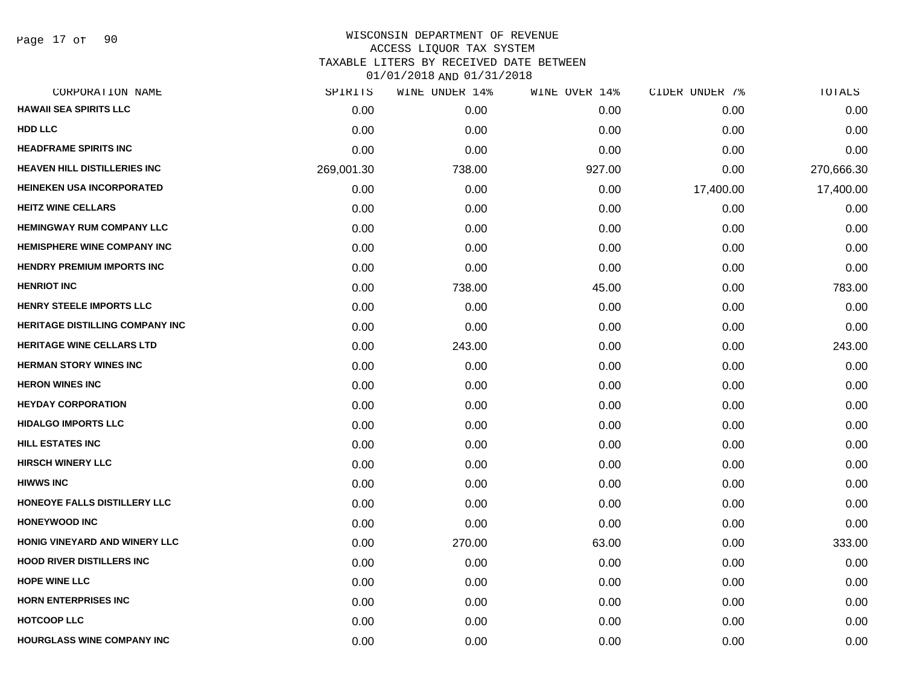WISCONSIN DEPARTMENT OF REVENUE
ACCESS LIQUOR TAX SYSTEM
TAXABLE LITERS BY RECEIVED DATE BETWEEN
01/01/2018 AND 01/31/2018

| CORPORATION NAME | SPIRITS | WINE UNDER 14% | WINE OVER 14% | CIDER UNDER 7% | TOTALS |
|---|---|---|---|---|---|
| HAWAII SEA SPIRITS LLC | 0.00 | 0.00 | 0.00 | 0.00 | 0.00 |
| HDD LLC | 0.00 | 0.00 | 0.00 | 0.00 | 0.00 |
| HEADFRAME SPIRITS INC | 0.00 | 0.00 | 0.00 | 0.00 | 0.00 |
| HEAVEN HILL DISTILLERIES INC | 269,001.30 | 738.00 | 927.00 | 0.00 | 270,666.30 |
| HEINEKEN USA INCORPORATED | 0.00 | 0.00 | 0.00 | 17,400.00 | 17,400.00 |
| HEITZ WINE CELLARS | 0.00 | 0.00 | 0.00 | 0.00 | 0.00 |
| HEMINGWAY RUM COMPANY LLC | 0.00 | 0.00 | 0.00 | 0.00 | 0.00 |
| HEMISPHERE WINE COMPANY INC | 0.00 | 0.00 | 0.00 | 0.00 | 0.00 |
| HENDRY PREMIUM IMPORTS INC | 0.00 | 0.00 | 0.00 | 0.00 | 0.00 |
| HENRIOT INC | 0.00 | 738.00 | 45.00 | 0.00 | 783.00 |
| HENRY STEELE IMPORTS LLC | 0.00 | 0.00 | 0.00 | 0.00 | 0.00 |
| HERITAGE DISTILLING COMPANY INC | 0.00 | 0.00 | 0.00 | 0.00 | 0.00 |
| HERITAGE WINE CELLARS LTD | 0.00 | 243.00 | 0.00 | 0.00 | 243.00 |
| HERMAN STORY WINES INC | 0.00 | 0.00 | 0.00 | 0.00 | 0.00 |
| HERON WINES INC | 0.00 | 0.00 | 0.00 | 0.00 | 0.00 |
| HEYDAY CORPORATION | 0.00 | 0.00 | 0.00 | 0.00 | 0.00 |
| HIDALGO IMPORTS LLC | 0.00 | 0.00 | 0.00 | 0.00 | 0.00 |
| HILL ESTATES INC | 0.00 | 0.00 | 0.00 | 0.00 | 0.00 |
| HIRSCH WINERY LLC | 0.00 | 0.00 | 0.00 | 0.00 | 0.00 |
| HIWWS INC | 0.00 | 0.00 | 0.00 | 0.00 | 0.00 |
| HONEOYE FALLS DISTILLERY LLC | 0.00 | 0.00 | 0.00 | 0.00 | 0.00 |
| HONEYWOOD INC | 0.00 | 0.00 | 0.00 | 0.00 | 0.00 |
| HONIG VINEYARD AND WINERY LLC | 0.00 | 270.00 | 63.00 | 0.00 | 333.00 |
| HOOD RIVER DISTILLERS INC | 0.00 | 0.00 | 0.00 | 0.00 | 0.00 |
| HOPE WINE LLC | 0.00 | 0.00 | 0.00 | 0.00 | 0.00 |
| HORN ENTERPRISES INC | 0.00 | 0.00 | 0.00 | 0.00 | 0.00 |
| HOTCOOP LLC | 0.00 | 0.00 | 0.00 | 0.00 | 0.00 |
| HOURGLASS WINE COMPANY INC | 0.00 | 0.00 | 0.00 | 0.00 | 0.00 |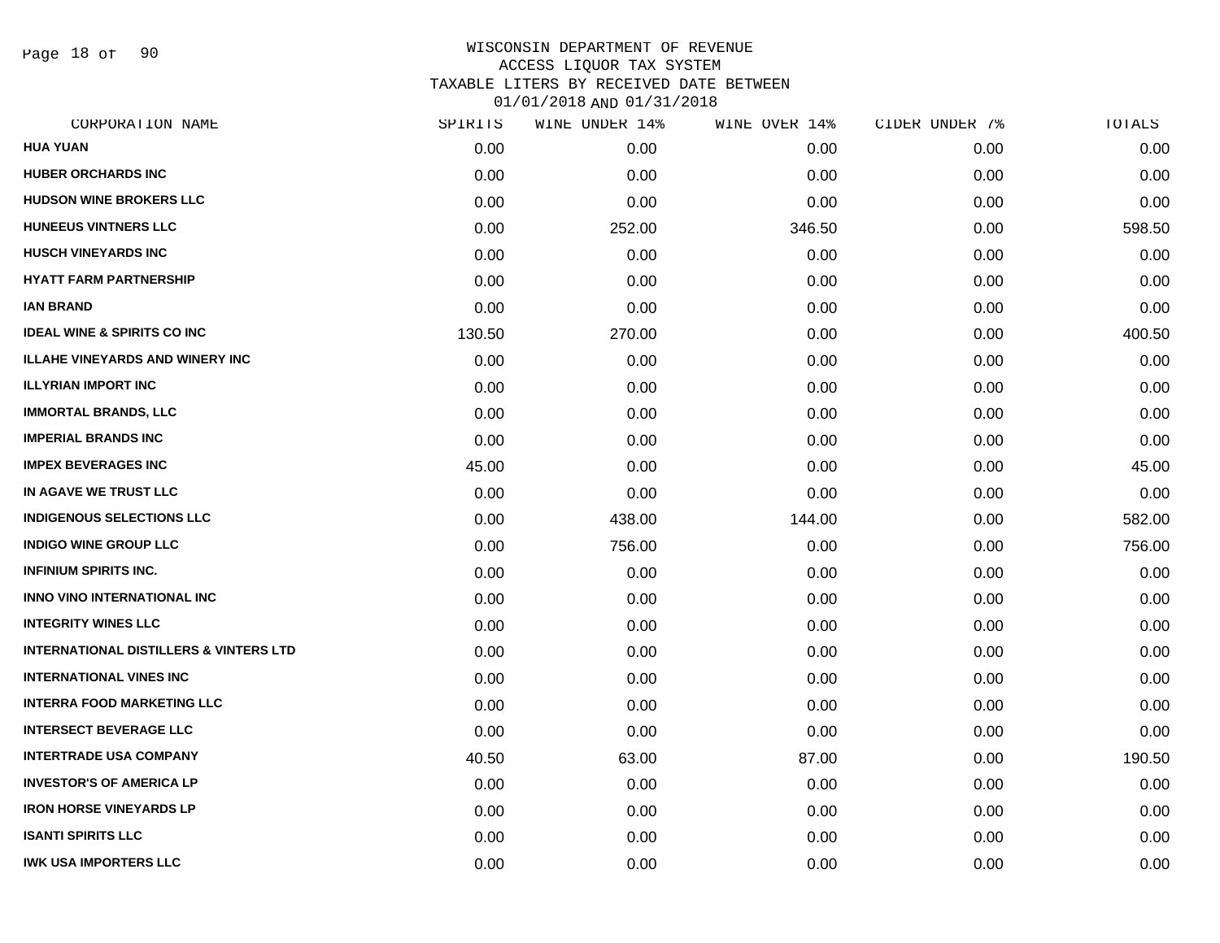# WISCONSIN DEPARTMENT OF REVENUE
## ACCESS LIQUOR TAX SYSTEM
### TAXABLE LITERS BY RECEIVED DATE BETWEEN 01/01/2018 AND 01/31/2018

| CORPORATION NAME | SPIRITS | WINE UNDER 14% | WINE OVER 14% | CIDER UNDER 7% | TOTALS |
|---|---|---|---|---|---|
| HUA YUAN | 0.00 | 0.00 | 0.00 | 0.00 | 0.00 |
| HUBER ORCHARDS INC | 0.00 | 0.00 | 0.00 | 0.00 | 0.00 |
| HUDSON WINE BROKERS LLC | 0.00 | 0.00 | 0.00 | 0.00 | 0.00 |
| HUNEEUS VINTNERS LLC | 0.00 | 252.00 | 346.50 | 0.00 | 598.50 |
| HUSCH VINEYARDS INC | 0.00 | 0.00 | 0.00 | 0.00 | 0.00 |
| HYATT FARM PARTNERSHIP | 0.00 | 0.00 | 0.00 | 0.00 | 0.00 |
| IAN BRAND | 0.00 | 0.00 | 0.00 | 0.00 | 0.00 |
| IDEAL WINE & SPIRITS CO INC | 130.50 | 270.00 | 0.00 | 0.00 | 400.50 |
| ILLAHE VINEYARDS AND WINERY INC | 0.00 | 0.00 | 0.00 | 0.00 | 0.00 |
| ILLYRIAN IMPORT INC | 0.00 | 0.00 | 0.00 | 0.00 | 0.00 |
| IMMORTAL BRANDS, LLC | 0.00 | 0.00 | 0.00 | 0.00 | 0.00 |
| IMPERIAL BRANDS INC | 0.00 | 0.00 | 0.00 | 0.00 | 0.00 |
| IMPEX BEVERAGES INC | 45.00 | 0.00 | 0.00 | 0.00 | 45.00 |
| IN AGAVE WE TRUST LLC | 0.00 | 0.00 | 0.00 | 0.00 | 0.00 |
| INDIGENOUS SELECTIONS LLC | 0.00 | 438.00 | 144.00 | 0.00 | 582.00 |
| INDIGO WINE GROUP LLC | 0.00 | 756.00 | 0.00 | 0.00 | 756.00 |
| INFINIUM SPIRITS INC. | 0.00 | 0.00 | 0.00 | 0.00 | 0.00 |
| INNO VINO INTERNATIONAL INC | 0.00 | 0.00 | 0.00 | 0.00 | 0.00 |
| INTEGRITY WINES LLC | 0.00 | 0.00 | 0.00 | 0.00 | 0.00 |
| INTERNATIONAL DISTILLERS & VINTERS LTD | 0.00 | 0.00 | 0.00 | 0.00 | 0.00 |
| INTERNATIONAL VINES INC | 0.00 | 0.00 | 0.00 | 0.00 | 0.00 |
| INTERRA FOOD MARKETING LLC | 0.00 | 0.00 | 0.00 | 0.00 | 0.00 |
| INTERSECT BEVERAGE LLC | 0.00 | 0.00 | 0.00 | 0.00 | 0.00 |
| INTERTRADE USA COMPANY | 40.50 | 63.00 | 87.00 | 0.00 | 190.50 |
| INVESTOR'S OF AMERICA LP | 0.00 | 0.00 | 0.00 | 0.00 | 0.00 |
| IRON HORSE VINEYARDS LP | 0.00 | 0.00 | 0.00 | 0.00 | 0.00 |
| ISANTI SPIRITS LLC | 0.00 | 0.00 | 0.00 | 0.00 | 0.00 |
| IWK USA IMPORTERS LLC | 0.00 | 0.00 | 0.00 | 0.00 | 0.00 |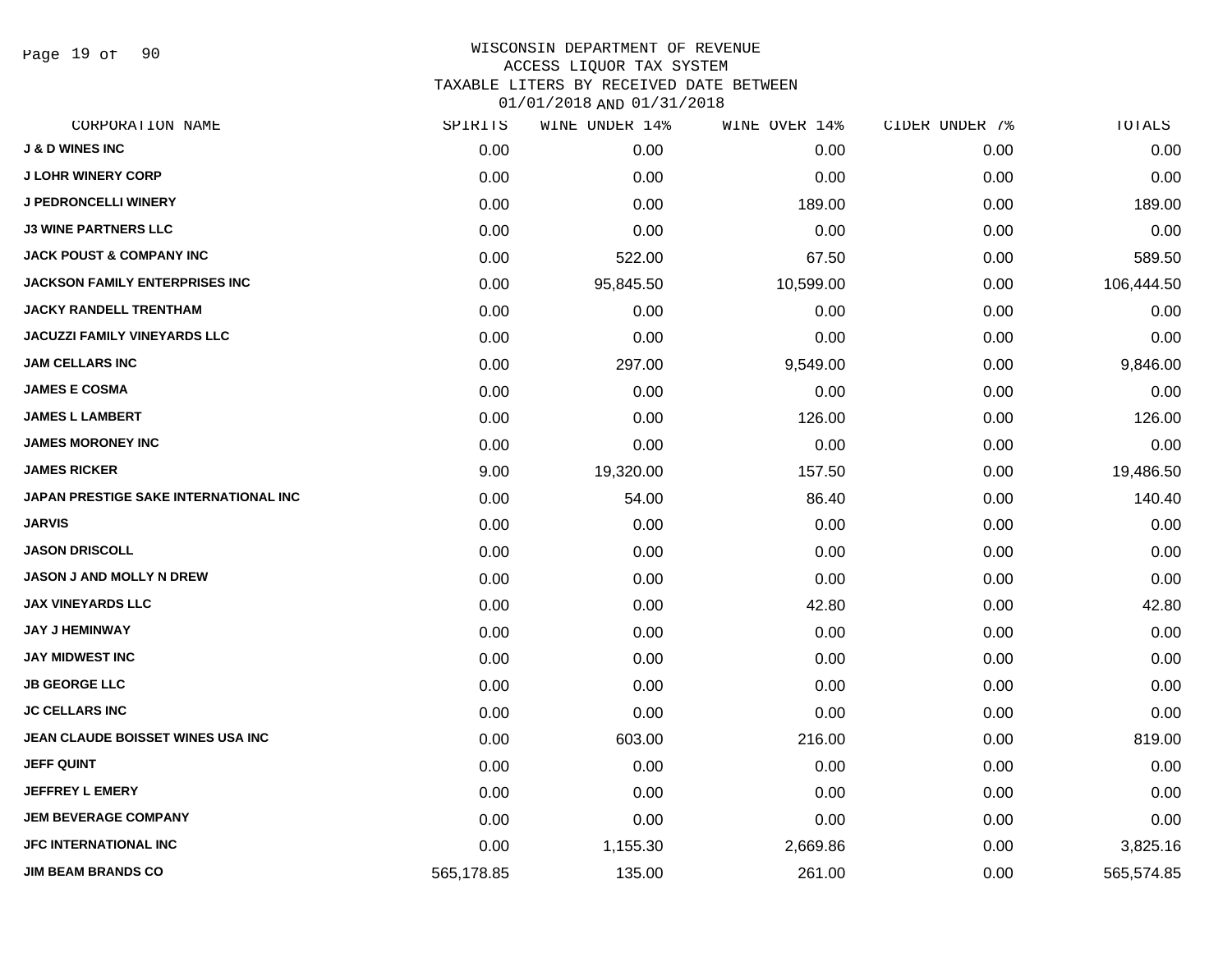WISCONSIN DEPARTMENT OF REVENUE
ACCESS LIQUOR TAX SYSTEM
TAXABLE LITERS BY RECEIVED DATE BETWEEN
01/01/2018 AND 01/31/2018

| CORPORATION NAME | SPIRITS | WINE UNDER 14% | WINE OVER 14% | CIDER UNDER 7% | TOTALS |
|---|---|---|---|---|---|
| J & D WINES INC | 0.00 | 0.00 | 0.00 | 0.00 | 0.00 |
| J LOHR WINERY CORP | 0.00 | 0.00 | 0.00 | 0.00 | 0.00 |
| J PEDRONCELLI WINERY | 0.00 | 0.00 | 189.00 | 0.00 | 189.00 |
| J3 WINE PARTNERS LLC | 0.00 | 0.00 | 0.00 | 0.00 | 0.00 |
| JACK POUST & COMPANY INC | 0.00 | 522.00 | 67.50 | 0.00 | 589.50 |
| JACKSON FAMILY ENTERPRISES INC | 0.00 | 95,845.50 | 10,599.00 | 0.00 | 106,444.50 |
| JACKY RANDELL TRENTHAM | 0.00 | 0.00 | 0.00 | 0.00 | 0.00 |
| JACUZZI FAMILY VINEYARDS LLC | 0.00 | 0.00 | 0.00 | 0.00 | 0.00 |
| JAM CELLARS INC | 0.00 | 297.00 | 9,549.00 | 0.00 | 9,846.00 |
| JAMES E COSMA | 0.00 | 0.00 | 0.00 | 0.00 | 0.00 |
| JAMES L LAMBERT | 0.00 | 0.00 | 126.00 | 0.00 | 126.00 |
| JAMES MORONEY INC | 0.00 | 0.00 | 0.00 | 0.00 | 0.00 |
| JAMES RICKER | 9.00 | 19,320.00 | 157.50 | 0.00 | 19,486.50 |
| JAPAN PRESTIGE SAKE INTERNATIONAL INC | 0.00 | 54.00 | 86.40 | 0.00 | 140.40 |
| JARVIS | 0.00 | 0.00 | 0.00 | 0.00 | 0.00 |
| JASON DRISCOLL | 0.00 | 0.00 | 0.00 | 0.00 | 0.00 |
| JASON J AND MOLLY N DREW | 0.00 | 0.00 | 0.00 | 0.00 | 0.00 |
| JAX VINEYARDS LLC | 0.00 | 0.00 | 42.80 | 0.00 | 42.80 |
| JAY J HEMINWAY | 0.00 | 0.00 | 0.00 | 0.00 | 0.00 |
| JAY MIDWEST INC | 0.00 | 0.00 | 0.00 | 0.00 | 0.00 |
| JB GEORGE LLC | 0.00 | 0.00 | 0.00 | 0.00 | 0.00 |
| JC CELLARS INC | 0.00 | 0.00 | 0.00 | 0.00 | 0.00 |
| JEAN CLAUDE BOISSET WINES USA INC | 0.00 | 603.00 | 216.00 | 0.00 | 819.00 |
| JEFF QUINT | 0.00 | 0.00 | 0.00 | 0.00 | 0.00 |
| JEFFREY L EMERY | 0.00 | 0.00 | 0.00 | 0.00 | 0.00 |
| JEM BEVERAGE COMPANY | 0.00 | 0.00 | 0.00 | 0.00 | 0.00 |
| JFC INTERNATIONAL INC | 0.00 | 1,155.30 | 2,669.86 | 0.00 | 3,825.16 |
| JIM BEAM BRANDS CO | 565,178.85 | 135.00 | 261.00 | 0.00 | 565,574.85 |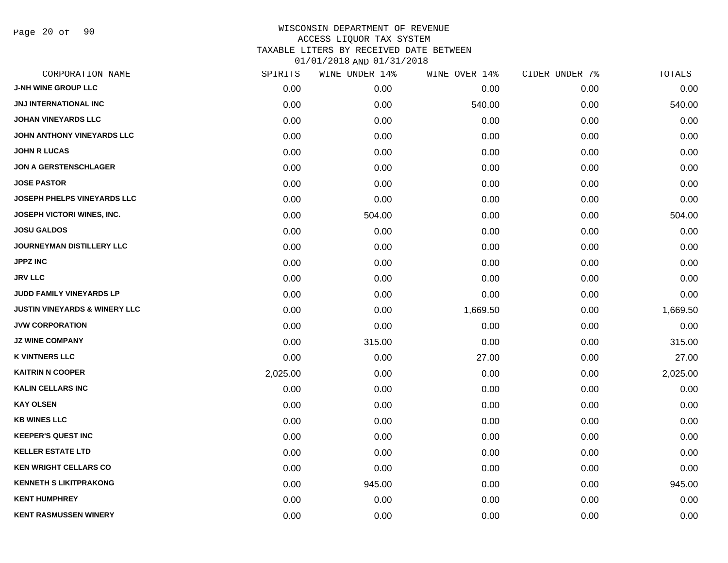WISCONSIN DEPARTMENT OF REVENUE
ACCESS LIQUOR TAX SYSTEM
TAXABLE LITERS BY RECEIVED DATE BETWEEN
01/01/2018 AND 01/31/2018

| CORPORATION NAME | SPIRITS | WINE UNDER 14% | WINE OVER 14% | CIDER UNDER 7% | TOTALS |
|---|---|---|---|---|---|
| J-NH WINE GROUP LLC | 0.00 | 0.00 | 0.00 | 0.00 | 0.00 |
| JNJ INTERNATIONAL INC | 0.00 | 0.00 | 540.00 | 0.00 | 540.00 |
| JOHAN VINEYARDS LLC | 0.00 | 0.00 | 0.00 | 0.00 | 0.00 |
| JOHN ANTHONY VINEYARDS LLC | 0.00 | 0.00 | 0.00 | 0.00 | 0.00 |
| JOHN R LUCAS | 0.00 | 0.00 | 0.00 | 0.00 | 0.00 |
| JON A GERSTENSCHLAGER | 0.00 | 0.00 | 0.00 | 0.00 | 0.00 |
| JOSE PASTOR | 0.00 | 0.00 | 0.00 | 0.00 | 0.00 |
| JOSEPH PHELPS VINEYARDS LLC | 0.00 | 0.00 | 0.00 | 0.00 | 0.00 |
| JOSEPH VICTORI WINES, INC. | 0.00 | 504.00 | 0.00 | 0.00 | 504.00 |
| JOSU GALDOS | 0.00 | 0.00 | 0.00 | 0.00 | 0.00 |
| JOURNEYMAN DISTILLERY LLC | 0.00 | 0.00 | 0.00 | 0.00 | 0.00 |
| JPPZ INC | 0.00 | 0.00 | 0.00 | 0.00 | 0.00 |
| JRV LLC | 0.00 | 0.00 | 0.00 | 0.00 | 0.00 |
| JUDD FAMILY VINEYARDS LP | 0.00 | 0.00 | 0.00 | 0.00 | 0.00 |
| JUSTIN VINEYARDS & WINERY LLC | 0.00 | 0.00 | 1,669.50 | 0.00 | 1,669.50 |
| JVW CORPORATION | 0.00 | 0.00 | 0.00 | 0.00 | 0.00 |
| JZ WINE COMPANY | 0.00 | 315.00 | 0.00 | 0.00 | 315.00 |
| K VINTNERS LLC | 0.00 | 0.00 | 27.00 | 0.00 | 27.00 |
| KAITRIN N COOPER | 2,025.00 | 0.00 | 0.00 | 0.00 | 2,025.00 |
| KALIN CELLARS INC | 0.00 | 0.00 | 0.00 | 0.00 | 0.00 |
| KAY OLSEN | 0.00 | 0.00 | 0.00 | 0.00 | 0.00 |
| KB WINES LLC | 0.00 | 0.00 | 0.00 | 0.00 | 0.00 |
| KEEPER'S QUEST INC | 0.00 | 0.00 | 0.00 | 0.00 | 0.00 |
| KELLER ESTATE LTD | 0.00 | 0.00 | 0.00 | 0.00 | 0.00 |
| KEN WRIGHT CELLARS CO | 0.00 | 0.00 | 0.00 | 0.00 | 0.00 |
| KENNETH S LIKITPRAKONG | 0.00 | 945.00 | 0.00 | 0.00 | 945.00 |
| KENT HUMPHREY | 0.00 | 0.00 | 0.00 | 0.00 | 0.00 |
| KENT RASMUSSEN WINERY | 0.00 | 0.00 | 0.00 | 0.00 | 0.00 |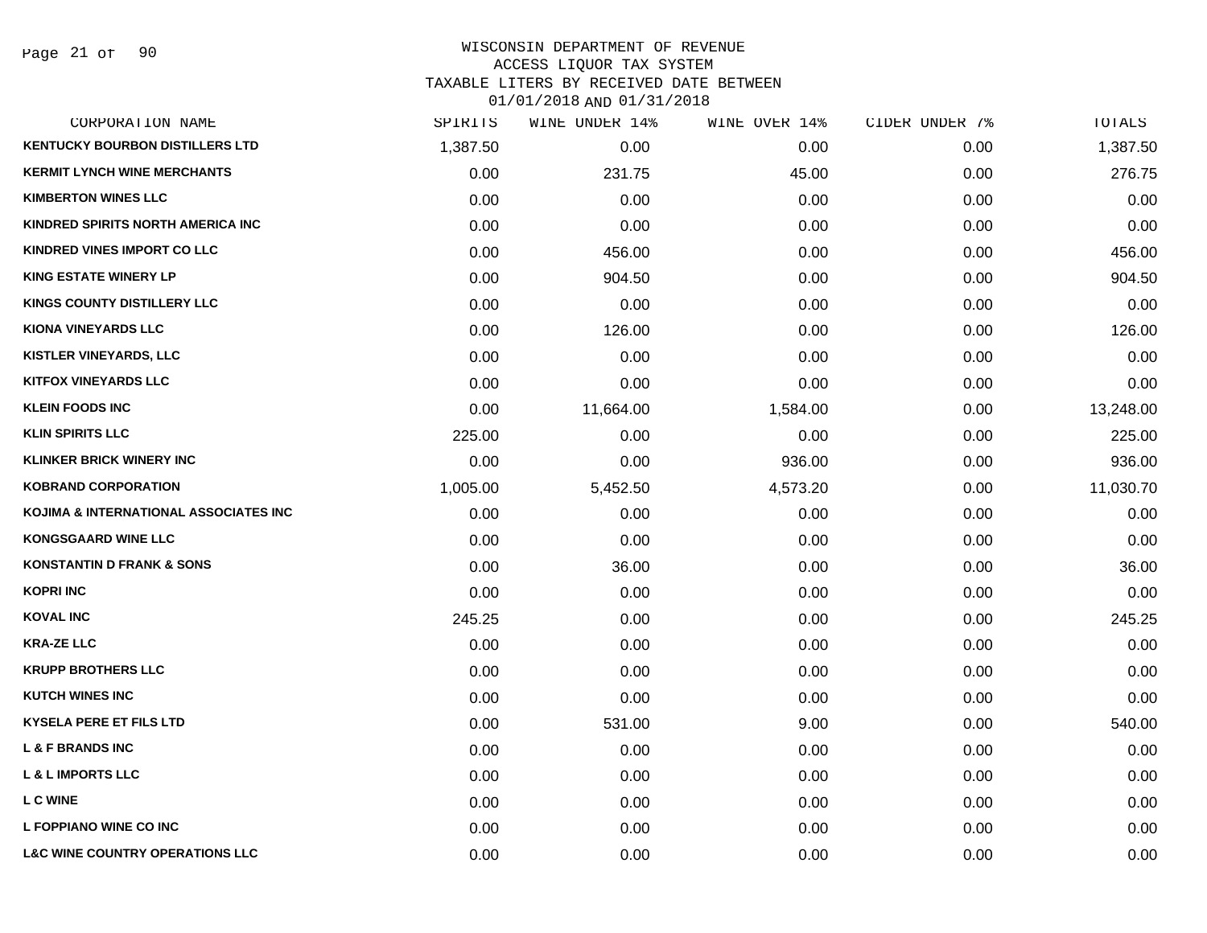WISCONSIN DEPARTMENT OF REVENUE
ACCESS LIQUOR TAX SYSTEM
TAXABLE LITERS BY RECEIVED DATE BETWEEN
01/01/2018 AND 01/31/2018

| CORPORATION NAME | SPIRITS | WINE UNDER 14% | WINE OVER 14% | CIDER UNDER 7% | TOTALS |
|---|---|---|---|---|---|
| KENTUCKY BOURBON DISTILLERS LTD | 1,387.50 | 0.00 | 0.00 | 0.00 | 1,387.50 |
| KERMIT LYNCH WINE MERCHANTS | 0.00 | 231.75 | 45.00 | 0.00 | 276.75 |
| KIMBERTON WINES LLC | 0.00 | 0.00 | 0.00 | 0.00 | 0.00 |
| KINDRED SPIRITS NORTH AMERICA INC | 0.00 | 0.00 | 0.00 | 0.00 | 0.00 |
| KINDRED VINES IMPORT CO LLC | 0.00 | 456.00 | 0.00 | 0.00 | 456.00 |
| KING ESTATE WINERY LP | 0.00 | 904.50 | 0.00 | 0.00 | 904.50 |
| KINGS COUNTY DISTILLERY LLC | 0.00 | 0.00 | 0.00 | 0.00 | 0.00 |
| KIONA VINEYARDS LLC | 0.00 | 126.00 | 0.00 | 0.00 | 126.00 |
| KISTLER VINEYARDS, LLC | 0.00 | 0.00 | 0.00 | 0.00 | 0.00 |
| KITFOX VINEYARDS LLC | 0.00 | 0.00 | 0.00 | 0.00 | 0.00 |
| KLEIN FOODS INC | 0.00 | 11,664.00 | 1,584.00 | 0.00 | 13,248.00 |
| KLIN SPIRITS LLC | 225.00 | 0.00 | 0.00 | 0.00 | 225.00 |
| KLINKER BRICK WINERY INC | 0.00 | 0.00 | 936.00 | 0.00 | 936.00 |
| KOBRAND CORPORATION | 1,005.00 | 5,452.50 | 4,573.20 | 0.00 | 11,030.70 |
| KOJIMA & INTERNATIONAL ASSOCIATES INC | 0.00 | 0.00 | 0.00 | 0.00 | 0.00 |
| KONGSGAARD WINE LLC | 0.00 | 0.00 | 0.00 | 0.00 | 0.00 |
| KONSTANTIN D FRANK & SONS | 0.00 | 36.00 | 0.00 | 0.00 | 36.00 |
| KOPRI INC | 0.00 | 0.00 | 0.00 | 0.00 | 0.00 |
| KOVAL INC | 245.25 | 0.00 | 0.00 | 0.00 | 245.25 |
| KRA-ZE LLC | 0.00 | 0.00 | 0.00 | 0.00 | 0.00 |
| KRUPP BROTHERS LLC | 0.00 | 0.00 | 0.00 | 0.00 | 0.00 |
| KUTCH WINES INC | 0.00 | 0.00 | 0.00 | 0.00 | 0.00 |
| KYSELA PERE ET FILS LTD | 0.00 | 531.00 | 9.00 | 0.00 | 540.00 |
| L & F BRANDS INC | 0.00 | 0.00 | 0.00 | 0.00 | 0.00 |
| L & L IMPORTS LLC | 0.00 | 0.00 | 0.00 | 0.00 | 0.00 |
| L C WINE | 0.00 | 0.00 | 0.00 | 0.00 | 0.00 |
| L FOPPIANO WINE CO INC | 0.00 | 0.00 | 0.00 | 0.00 | 0.00 |
| L&C WINE COUNTRY OPERATIONS LLC | 0.00 | 0.00 | 0.00 | 0.00 | 0.00 |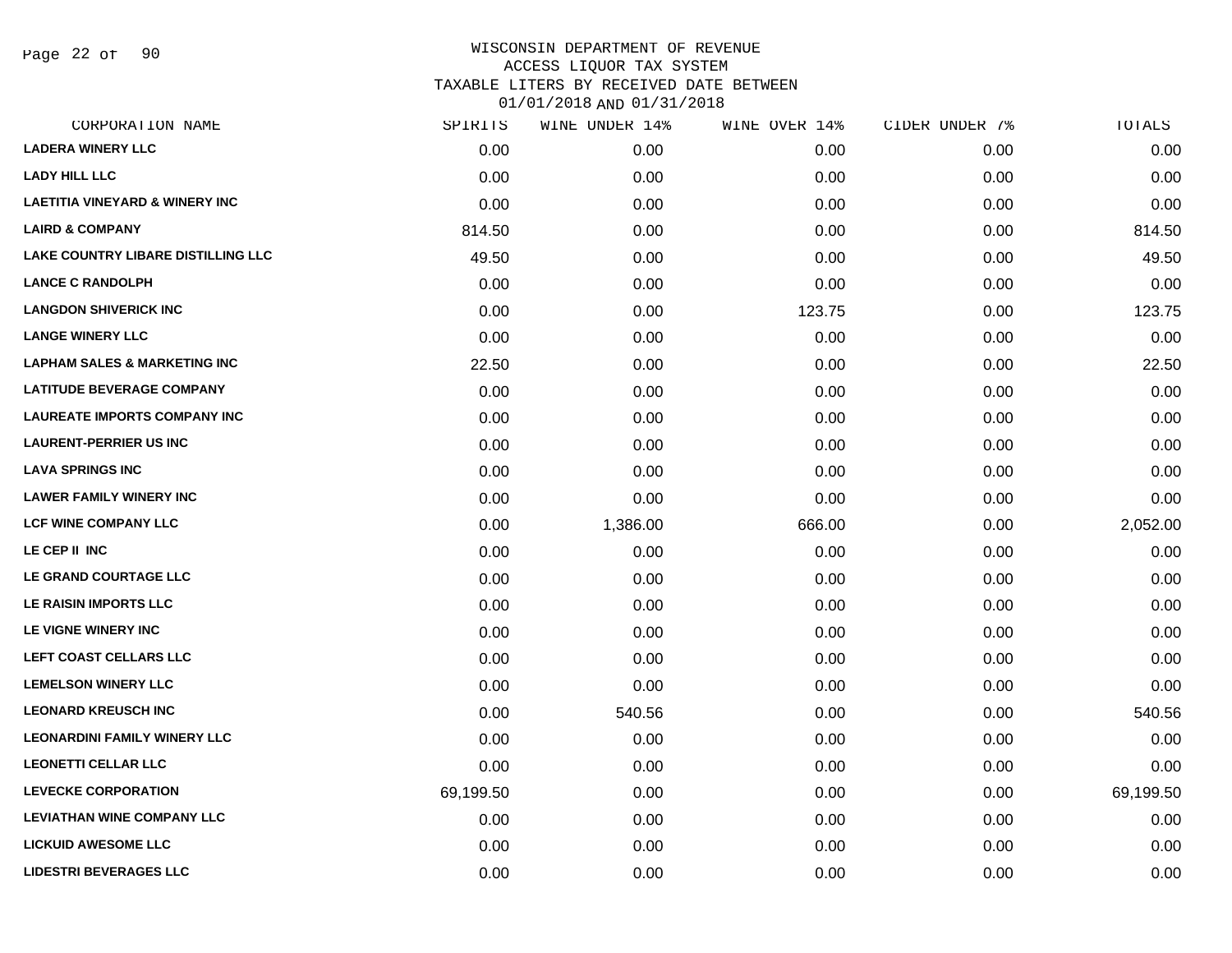# WISCONSIN DEPARTMENT OF REVENUE
## ACCESS LIQUOR TAX SYSTEM
## TAXABLE LITERS BY RECEIVED DATE BETWEEN 01/01/2018 AND 01/31/2018

| CORPORATION NAME | SPIRITS | WINE UNDER 14% | WINE OVER 14% | CIDER UNDER 7% | TOTALS |
|---|---|---|---|---|---|
| LADERA WINERY LLC | 0.00 | 0.00 | 0.00 | 0.00 | 0.00 |
| LADY HILL LLC | 0.00 | 0.00 | 0.00 | 0.00 | 0.00 |
| LAETITIA VINEYARD & WINERY INC | 0.00 | 0.00 | 0.00 | 0.00 | 0.00 |
| LAIRD & COMPANY | 814.50 | 0.00 | 0.00 | 0.00 | 814.50 |
| LAKE COUNTRY LIBARE DISTILLING LLC | 49.50 | 0.00 | 0.00 | 0.00 | 49.50 |
| LANCE C RANDOLPH | 0.00 | 0.00 | 0.00 | 0.00 | 0.00 |
| LANGDON SHIVERICK INC | 0.00 | 0.00 | 123.75 | 0.00 | 123.75 |
| LANGE WINERY LLC | 0.00 | 0.00 | 0.00 | 0.00 | 0.00 |
| LAPHAM SALES & MARKETING INC | 22.50 | 0.00 | 0.00 | 0.00 | 22.50 |
| LATITUDE BEVERAGE COMPANY | 0.00 | 0.00 | 0.00 | 0.00 | 0.00 |
| LAUREATE IMPORTS COMPANY INC | 0.00 | 0.00 | 0.00 | 0.00 | 0.00 |
| LAURENT-PERRIER US INC | 0.00 | 0.00 | 0.00 | 0.00 | 0.00 |
| LAVA SPRINGS INC | 0.00 | 0.00 | 0.00 | 0.00 | 0.00 |
| LAWER FAMILY WINERY INC | 0.00 | 0.00 | 0.00 | 0.00 | 0.00 |
| LCF WINE COMPANY LLC | 0.00 | 1,386.00 | 666.00 | 0.00 | 2,052.00 |
| LE CEP II INC | 0.00 | 0.00 | 0.00 | 0.00 | 0.00 |
| LE GRAND COURTAGE LLC | 0.00 | 0.00 | 0.00 | 0.00 | 0.00 |
| LE RAISIN IMPORTS LLC | 0.00 | 0.00 | 0.00 | 0.00 | 0.00 |
| LE VIGNE WINERY INC | 0.00 | 0.00 | 0.00 | 0.00 | 0.00 |
| LEFT COAST CELLARS LLC | 0.00 | 0.00 | 0.00 | 0.00 | 0.00 |
| LEMELSON WINERY LLC | 0.00 | 0.00 | 0.00 | 0.00 | 0.00 |
| LEONARD KREUSCH INC | 0.00 | 540.56 | 0.00 | 0.00 | 540.56 |
| LEONARDINI FAMILY WINERY LLC | 0.00 | 0.00 | 0.00 | 0.00 | 0.00 |
| LEONETTI CELLAR LLC | 0.00 | 0.00 | 0.00 | 0.00 | 0.00 |
| LEVECKE CORPORATION | 69,199.50 | 0.00 | 0.00 | 0.00 | 69,199.50 |
| LEVIATHAN WINE COMPANY LLC | 0.00 | 0.00 | 0.00 | 0.00 | 0.00 |
| LICKUID AWESOME LLC | 0.00 | 0.00 | 0.00 | 0.00 | 0.00 |
| LIDESTRI BEVERAGES LLC | 0.00 | 0.00 | 0.00 | 0.00 | 0.00 |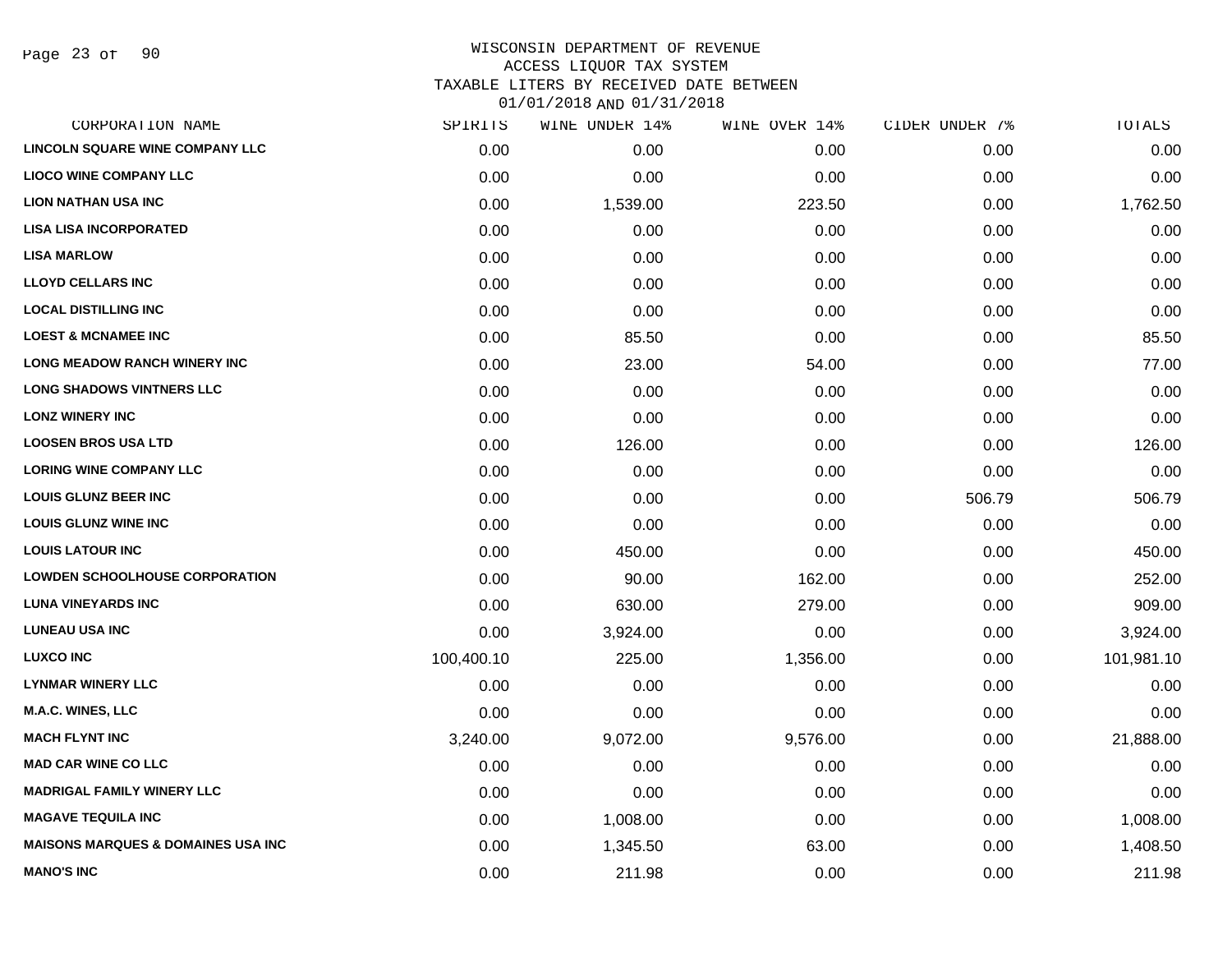# WISCONSIN DEPARTMENT OF REVENUE
## ACCESS LIQUOR TAX SYSTEM
## TAXABLE LITERS BY RECEIVED DATE BETWEEN 01/01/2018 AND 01/31/2018

| CORPORATION NAME | SPIRITS | WINE UNDER 14% | WINE OVER 14% | CIDER UNDER 7% | TOTALS |
|---|---|---|---|---|---|
| LINCOLN SQUARE WINE COMPANY LLC | 0.00 | 0.00 | 0.00 | 0.00 | 0.00 |
| LIOCO WINE COMPANY LLC | 0.00 | 0.00 | 0.00 | 0.00 | 0.00 |
| LION NATHAN USA INC | 0.00 | 1,539.00 | 223.50 | 0.00 | 1,762.50 |
| LISA LISA INCORPORATED | 0.00 | 0.00 | 0.00 | 0.00 | 0.00 |
| LISA MARLOW | 0.00 | 0.00 | 0.00 | 0.00 | 0.00 |
| LLOYD CELLARS INC | 0.00 | 0.00 | 0.00 | 0.00 | 0.00 |
| LOCAL DISTILLING INC | 0.00 | 0.00 | 0.00 | 0.00 | 0.00 |
| LOEST & MCNAMEE INC | 0.00 | 85.50 | 0.00 | 0.00 | 85.50 |
| LONG MEADOW RANCH WINERY INC | 0.00 | 23.00 | 54.00 | 0.00 | 77.00 |
| LONG SHADOWS VINTNERS LLC | 0.00 | 0.00 | 0.00 | 0.00 | 0.00 |
| LONZ WINERY INC | 0.00 | 0.00 | 0.00 | 0.00 | 0.00 |
| LOOSEN BROS USA LTD | 0.00 | 126.00 | 0.00 | 0.00 | 126.00 |
| LORING WINE COMPANY LLC | 0.00 | 0.00 | 0.00 | 0.00 | 0.00 |
| LOUIS GLUNZ BEER INC | 0.00 | 0.00 | 0.00 | 506.79 | 506.79 |
| LOUIS GLUNZ WINE INC | 0.00 | 0.00 | 0.00 | 0.00 | 0.00 |
| LOUIS LATOUR INC | 0.00 | 450.00 | 0.00 | 0.00 | 450.00 |
| LOWDEN SCHOOLHOUSE CORPORATION | 0.00 | 90.00 | 162.00 | 0.00 | 252.00 |
| LUNA VINEYARDS INC | 0.00 | 630.00 | 279.00 | 0.00 | 909.00 |
| LUNEAU USA INC | 0.00 | 3,924.00 | 0.00 | 0.00 | 3,924.00 |
| LUXCO INC | 100,400.10 | 225.00 | 1,356.00 | 0.00 | 101,981.10 |
| LYNMAR WINERY LLC | 0.00 | 0.00 | 0.00 | 0.00 | 0.00 |
| M.A.C. WINES, LLC | 0.00 | 0.00 | 0.00 | 0.00 | 0.00 |
| MACH FLYNT INC | 3,240.00 | 9,072.00 | 9,576.00 | 0.00 | 21,888.00 |
| MAD CAR WINE CO LLC | 0.00 | 0.00 | 0.00 | 0.00 | 0.00 |
| MADRIGAL FAMILY WINERY LLC | 0.00 | 0.00 | 0.00 | 0.00 | 0.00 |
| MAGAVE TEQUILA INC | 0.00 | 1,008.00 | 0.00 | 0.00 | 1,008.00 |
| MAISONS MARQUES & DOMAINES USA INC | 0.00 | 1,345.50 | 63.00 | 0.00 | 1,408.50 |
| MANO'S INC | 0.00 | 211.98 | 0.00 | 0.00 | 211.98 |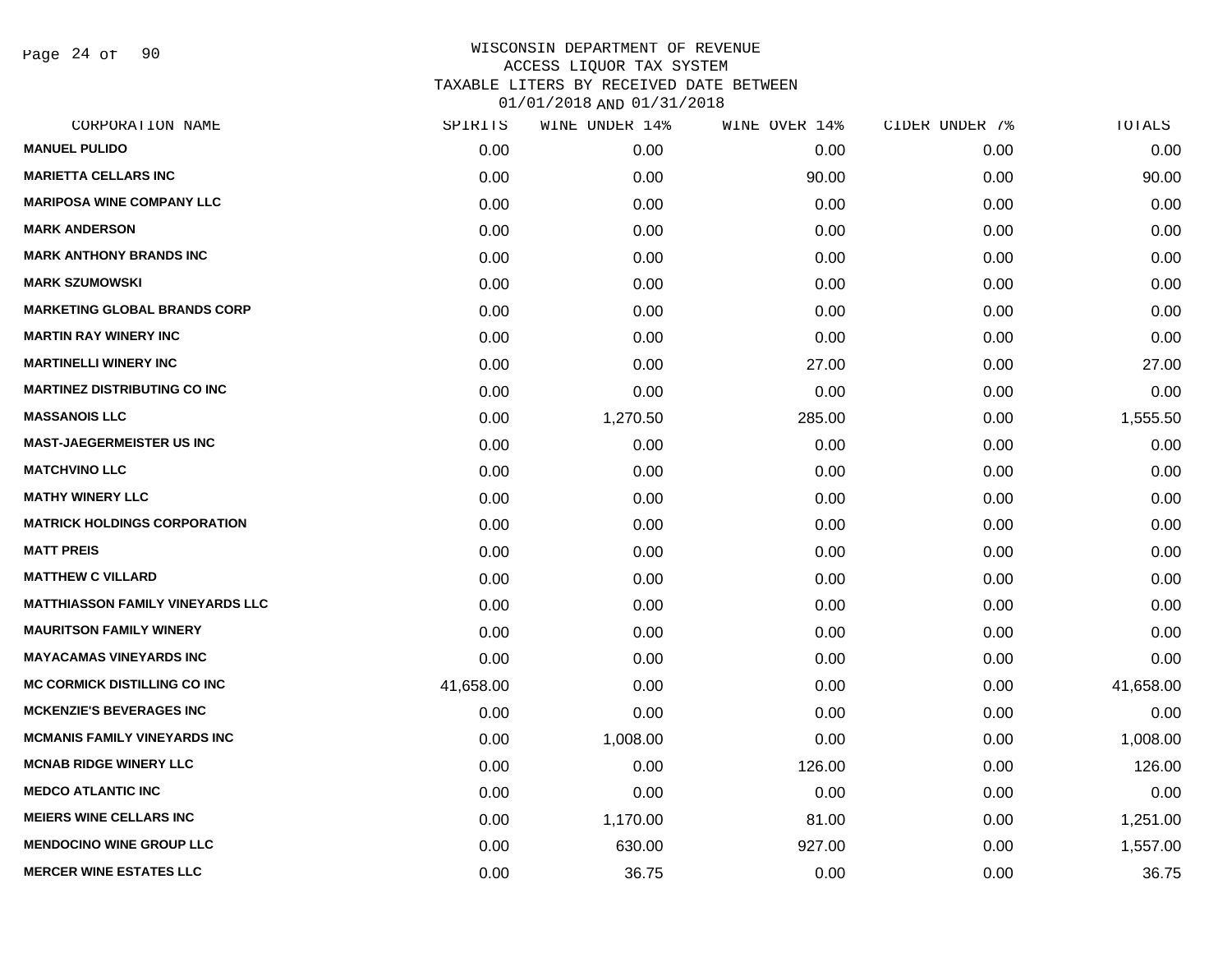WISCONSIN DEPARTMENT OF REVENUE
ACCESS LIQUOR TAX SYSTEM
TAXABLE LITERS BY RECEIVED DATE BETWEEN
01/01/2018 AND 01/31/2018

| CORPORATION NAME | SPIRITS | WINE UNDER 14% | WINE OVER 14% | CIDER UNDER 7% | TOTALS |
|---|---|---|---|---|---|
| MANUEL PULIDO | 0.00 | 0.00 | 0.00 | 0.00 | 0.00 |
| MARIETTA CELLARS INC | 0.00 | 0.00 | 90.00 | 0.00 | 90.00 |
| MARIPOSA WINE COMPANY LLC | 0.00 | 0.00 | 0.00 | 0.00 | 0.00 |
| MARK ANDERSON | 0.00 | 0.00 | 0.00 | 0.00 | 0.00 |
| MARK ANTHONY BRANDS INC | 0.00 | 0.00 | 0.00 | 0.00 | 0.00 |
| MARK SZUMOWSKI | 0.00 | 0.00 | 0.00 | 0.00 | 0.00 |
| MARKETING GLOBAL BRANDS CORP | 0.00 | 0.00 | 0.00 | 0.00 | 0.00 |
| MARTIN RAY WINERY INC | 0.00 | 0.00 | 0.00 | 0.00 | 0.00 |
| MARTINELLI WINERY INC | 0.00 | 0.00 | 27.00 | 0.00 | 27.00 |
| MARTINEZ DISTRIBUTING CO INC | 0.00 | 0.00 | 0.00 | 0.00 | 0.00 |
| MASSANOIS LLC | 0.00 | 1,270.50 | 285.00 | 0.00 | 1,555.50 |
| MAST-JAEGERMEISTER US INC | 0.00 | 0.00 | 0.00 | 0.00 | 0.00 |
| MATCHVINO LLC | 0.00 | 0.00 | 0.00 | 0.00 | 0.00 |
| MATHY WINERY LLC | 0.00 | 0.00 | 0.00 | 0.00 | 0.00 |
| MATRICK HOLDINGS CORPORATION | 0.00 | 0.00 | 0.00 | 0.00 | 0.00 |
| MATT PREIS | 0.00 | 0.00 | 0.00 | 0.00 | 0.00 |
| MATTHEW C VILLARD | 0.00 | 0.00 | 0.00 | 0.00 | 0.00 |
| MATTHIASSON FAMILY VINEYARDS LLC | 0.00 | 0.00 | 0.00 | 0.00 | 0.00 |
| MAURITSON FAMILY WINERY | 0.00 | 0.00 | 0.00 | 0.00 | 0.00 |
| MAYACAMAS VINEYARDS INC | 0.00 | 0.00 | 0.00 | 0.00 | 0.00 |
| MC CORMICK DISTILLING CO INC | 41,658.00 | 0.00 | 0.00 | 0.00 | 41,658.00 |
| MCKENZIE'S BEVERAGES INC | 0.00 | 0.00 | 0.00 | 0.00 | 0.00 |
| MCMANIS FAMILY VINEYARDS INC | 0.00 | 1,008.00 | 0.00 | 0.00 | 1,008.00 |
| MCNAB RIDGE WINERY LLC | 0.00 | 0.00 | 126.00 | 0.00 | 126.00 |
| MEDCO ATLANTIC INC | 0.00 | 0.00 | 0.00 | 0.00 | 0.00 |
| MEIERS WINE CELLARS INC | 0.00 | 1,170.00 | 81.00 | 0.00 | 1,251.00 |
| MENDOCINO WINE GROUP LLC | 0.00 | 630.00 | 927.00 | 0.00 | 1,557.00 |
| MERCER WINE ESTATES LLC | 0.00 | 36.75 | 0.00 | 0.00 | 36.75 |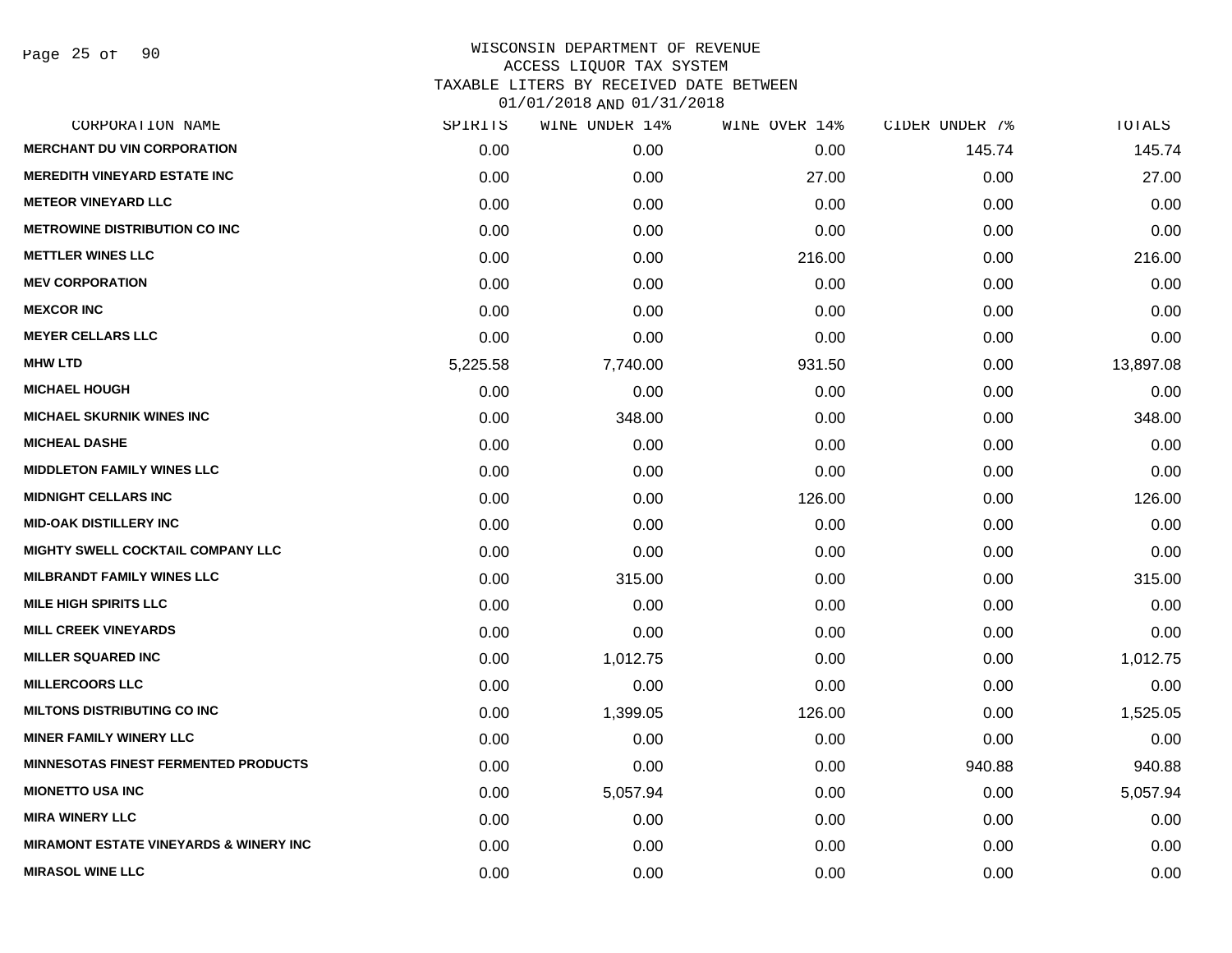WISCONSIN DEPARTMENT OF REVENUE
ACCESS LIQUOR TAX SYSTEM
TAXABLE LITERS BY RECEIVED DATE BETWEEN
01/01/2018 AND 01/31/2018

| CORPORATION NAME | SPIRITS | WINE UNDER 14% | WINE OVER 14% | CIDER UNDER 7% | TOTALS |
|---|---|---|---|---|---|
| MERCHANT DU VIN CORPORATION | 0.00 | 0.00 | 0.00 | 145.74 | 145.74 |
| MEREDITH VINEYARD ESTATE INC | 0.00 | 0.00 | 27.00 | 0.00 | 27.00 |
| METEOR VINEYARD LLC | 0.00 | 0.00 | 0.00 | 0.00 | 0.00 |
| METROWINE DISTRIBUTION CO INC | 0.00 | 0.00 | 0.00 | 0.00 | 0.00 |
| METTLER WINES LLC | 0.00 | 0.00 | 216.00 | 0.00 | 216.00 |
| MEV CORPORATION | 0.00 | 0.00 | 0.00 | 0.00 | 0.00 |
| MEXCOR INC | 0.00 | 0.00 | 0.00 | 0.00 | 0.00 |
| MEYER CELLARS LLC | 0.00 | 0.00 | 0.00 | 0.00 | 0.00 |
| MHW LTD | 5,225.58 | 7,740.00 | 931.50 | 0.00 | 13,897.08 |
| MICHAEL HOUGH | 0.00 | 0.00 | 0.00 | 0.00 | 0.00 |
| MICHAEL SKURNIK WINES INC | 0.00 | 348.00 | 0.00 | 0.00 | 348.00 |
| MICHEAL DASHE | 0.00 | 0.00 | 0.00 | 0.00 | 0.00 |
| MIDDLETON FAMILY WINES LLC | 0.00 | 0.00 | 0.00 | 0.00 | 0.00 |
| MIDNIGHT CELLARS INC | 0.00 | 0.00 | 126.00 | 0.00 | 126.00 |
| MID-OAK DISTILLERY INC | 0.00 | 0.00 | 0.00 | 0.00 | 0.00 |
| MIGHTY SWELL COCKTAIL COMPANY LLC | 0.00 | 0.00 | 0.00 | 0.00 | 0.00 |
| MILBRANDT FAMILY WINES LLC | 0.00 | 315.00 | 0.00 | 0.00 | 315.00 |
| MILE HIGH SPIRITS LLC | 0.00 | 0.00 | 0.00 | 0.00 | 0.00 |
| MILL CREEK VINEYARDS | 0.00 | 0.00 | 0.00 | 0.00 | 0.00 |
| MILLER SQUARED INC | 0.00 | 1,012.75 | 0.00 | 0.00 | 1,012.75 |
| MILLERCOORS LLC | 0.00 | 0.00 | 0.00 | 0.00 | 0.00 |
| MILTONS DISTRIBUTING CO INC | 0.00 | 1,399.05 | 126.00 | 0.00 | 1,525.05 |
| MINER FAMILY WINERY LLC | 0.00 | 0.00 | 0.00 | 0.00 | 0.00 |
| MINNESOTAS FINEST FERMENTED PRODUCTS | 0.00 | 0.00 | 0.00 | 940.88 | 940.88 |
| MIONETTO USA INC | 0.00 | 5,057.94 | 0.00 | 0.00 | 5,057.94 |
| MIRA WINERY LLC | 0.00 | 0.00 | 0.00 | 0.00 | 0.00 |
| MIRAMONT ESTATE VINEYARDS & WINERY INC | 0.00 | 0.00 | 0.00 | 0.00 | 0.00 |
| MIRASOL WINE LLC | 0.00 | 0.00 | 0.00 | 0.00 | 0.00 |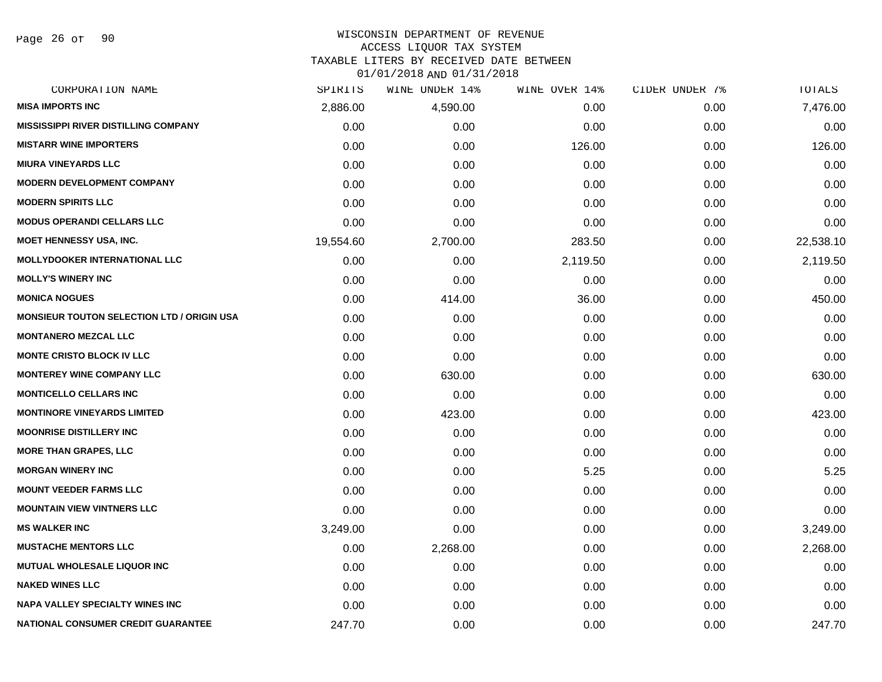WISCONSIN DEPARTMENT OF REVENUE
ACCESS LIQUOR TAX SYSTEM
TAXABLE LITERS BY RECEIVED DATE BETWEEN
01/01/2018 AND 01/31/2018

| CORPORATION NAME | SPIRITS | WINE UNDER 14% | WINE OVER 14% | CIDER UNDER 7% | TOTALS |
|---|---|---|---|---|---|
| MISA IMPORTS INC | 2,886.00 | 4,590.00 | 0.00 | 0.00 | 7,476.00 |
| MISSISSIPPI RIVER DISTILLING COMPANY | 0.00 | 0.00 | 0.00 | 0.00 | 0.00 |
| MISTARR WINE IMPORTERS | 0.00 | 0.00 | 126.00 | 0.00 | 126.00 |
| MIURA VINEYARDS LLC | 0.00 | 0.00 | 0.00 | 0.00 | 0.00 |
| MODERN DEVELOPMENT COMPANY | 0.00 | 0.00 | 0.00 | 0.00 | 0.00 |
| MODERN SPIRITS LLC | 0.00 | 0.00 | 0.00 | 0.00 | 0.00 |
| MODUS OPERANDI CELLARS LLC | 0.00 | 0.00 | 0.00 | 0.00 | 0.00 |
| MOET HENNESSY USA, INC. | 19,554.60 | 2,700.00 | 283.50 | 0.00 | 22,538.10 |
| MOLLYDOOKER INTERNATIONAL LLC | 0.00 | 0.00 | 2,119.50 | 0.00 | 2,119.50 |
| MOLLY'S WINERY INC | 0.00 | 0.00 | 0.00 | 0.00 | 0.00 |
| MONICA NOGUES | 0.00 | 414.00 | 36.00 | 0.00 | 450.00 |
| MONSIEUR TOUTON SELECTION LTD / ORIGIN USA | 0.00 | 0.00 | 0.00 | 0.00 | 0.00 |
| MONTANERO MEZCAL LLC | 0.00 | 0.00 | 0.00 | 0.00 | 0.00 |
| MONTE CRISTO BLOCK IV LLC | 0.00 | 0.00 | 0.00 | 0.00 | 0.00 |
| MONTEREY WINE COMPANY LLC | 0.00 | 630.00 | 0.00 | 0.00 | 630.00 |
| MONTICELLO CELLARS INC | 0.00 | 0.00 | 0.00 | 0.00 | 0.00 |
| MONTINORE VINEYARDS LIMITED | 0.00 | 423.00 | 0.00 | 0.00 | 423.00 |
| MOONRISE DISTILLERY INC | 0.00 | 0.00 | 0.00 | 0.00 | 0.00 |
| MORE THAN GRAPES, LLC | 0.00 | 0.00 | 0.00 | 0.00 | 0.00 |
| MORGAN WINERY INC | 0.00 | 0.00 | 5.25 | 0.00 | 5.25 |
| MOUNT VEEDER FARMS LLC | 0.00 | 0.00 | 0.00 | 0.00 | 0.00 |
| MOUNTAIN VIEW VINTNERS LLC | 0.00 | 0.00 | 0.00 | 0.00 | 0.00 |
| MS WALKER INC | 3,249.00 | 0.00 | 0.00 | 0.00 | 3,249.00 |
| MUSTACHE MENTORS LLC | 0.00 | 2,268.00 | 0.00 | 0.00 | 2,268.00 |
| MUTUAL WHOLESALE LIQUOR INC | 0.00 | 0.00 | 0.00 | 0.00 | 0.00 |
| NAKED WINES LLC | 0.00 | 0.00 | 0.00 | 0.00 | 0.00 |
| NAPA VALLEY SPECIALTY WINES INC | 0.00 | 0.00 | 0.00 | 0.00 | 0.00 |
| NATIONAL CONSUMER CREDIT GUARANTEE | 247.70 | 0.00 | 0.00 | 0.00 | 247.70 |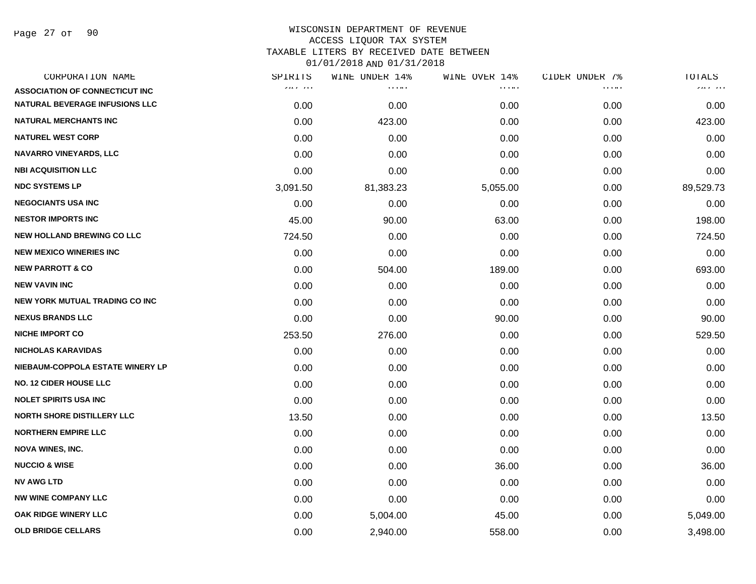# WISCONSIN DEPARTMENT OF REVENUE
## ACCESS LIQUOR TAX SYSTEM
## TAXABLE LITERS BY RECEIVED DATE BETWEEN 01/01/2018 AND 01/31/2018

| CORPORATION NAME | SPIRITS | WINE UNDER 14% | WINE OVER 14% | CIDER UNDER 7% | TOTALS |
|---|---|---|---|---|---|
| ASSOCIATION OF CONNECTICUT INC | | | | | |
| NATURAL BEVERAGE INFUSIONS LLC | 0.00 | 0.00 | 0.00 | 0.00 | 0.00 |
| NATURAL MERCHANTS INC | 0.00 | 423.00 | 0.00 | 0.00 | 423.00 |
| NATUREL WEST CORP | 0.00 | 0.00 | 0.00 | 0.00 | 0.00 |
| NAVARRO VINEYARDS, LLC | 0.00 | 0.00 | 0.00 | 0.00 | 0.00 |
| NBI ACQUISITION LLC | 0.00 | 0.00 | 0.00 | 0.00 | 0.00 |
| NDC SYSTEMS LP | 3,091.50 | 81,383.23 | 5,055.00 | 0.00 | 89,529.73 |
| NEGOCIANTS USA INC | 0.00 | 0.00 | 0.00 | 0.00 | 0.00 |
| NESTOR IMPORTS INC | 45.00 | 90.00 | 63.00 | 0.00 | 198.00 |
| NEW HOLLAND BREWING CO LLC | 724.50 | 0.00 | 0.00 | 0.00 | 724.50 |
| NEW MEXICO WINERIES INC | 0.00 | 0.00 | 0.00 | 0.00 | 0.00 |
| NEW PARROTT & CO | 0.00 | 504.00 | 189.00 | 0.00 | 693.00 |
| NEW VAVIN INC | 0.00 | 0.00 | 0.00 | 0.00 | 0.00 |
| NEW YORK MUTUAL TRADING CO INC | 0.00 | 0.00 | 0.00 | 0.00 | 0.00 |
| NEXUS BRANDS LLC | 0.00 | 0.00 | 90.00 | 0.00 | 90.00 |
| NICHE IMPORT CO | 253.50 | 276.00 | 0.00 | 0.00 | 529.50 |
| NICHOLAS KARAVIDAS | 0.00 | 0.00 | 0.00 | 0.00 | 0.00 |
| NIEBAUM-COPPOLA ESTATE WINERY LP | 0.00 | 0.00 | 0.00 | 0.00 | 0.00 |
| NO. 12 CIDER HOUSE LLC | 0.00 | 0.00 | 0.00 | 0.00 | 0.00 |
| NOLET SPIRITS USA INC | 0.00 | 0.00 | 0.00 | 0.00 | 0.00 |
| NORTH SHORE DISTILLERY LLC | 13.50 | 0.00 | 0.00 | 0.00 | 13.50 |
| NORTHERN EMPIRE LLC | 0.00 | 0.00 | 0.00 | 0.00 | 0.00 |
| NOVA WINES, INC. | 0.00 | 0.00 | 0.00 | 0.00 | 0.00 |
| NUCCIO & WISE | 0.00 | 0.00 | 36.00 | 0.00 | 36.00 |
| NV AWG LTD | 0.00 | 0.00 | 0.00 | 0.00 | 0.00 |
| NW WINE COMPANY LLC | 0.00 | 0.00 | 0.00 | 0.00 | 0.00 |
| OAK RIDGE WINERY LLC | 0.00 | 5,004.00 | 45.00 | 0.00 | 5,049.00 |
| OLD BRIDGE CELLARS | 0.00 | 2,940.00 | 558.00 | 0.00 | 3,498.00 |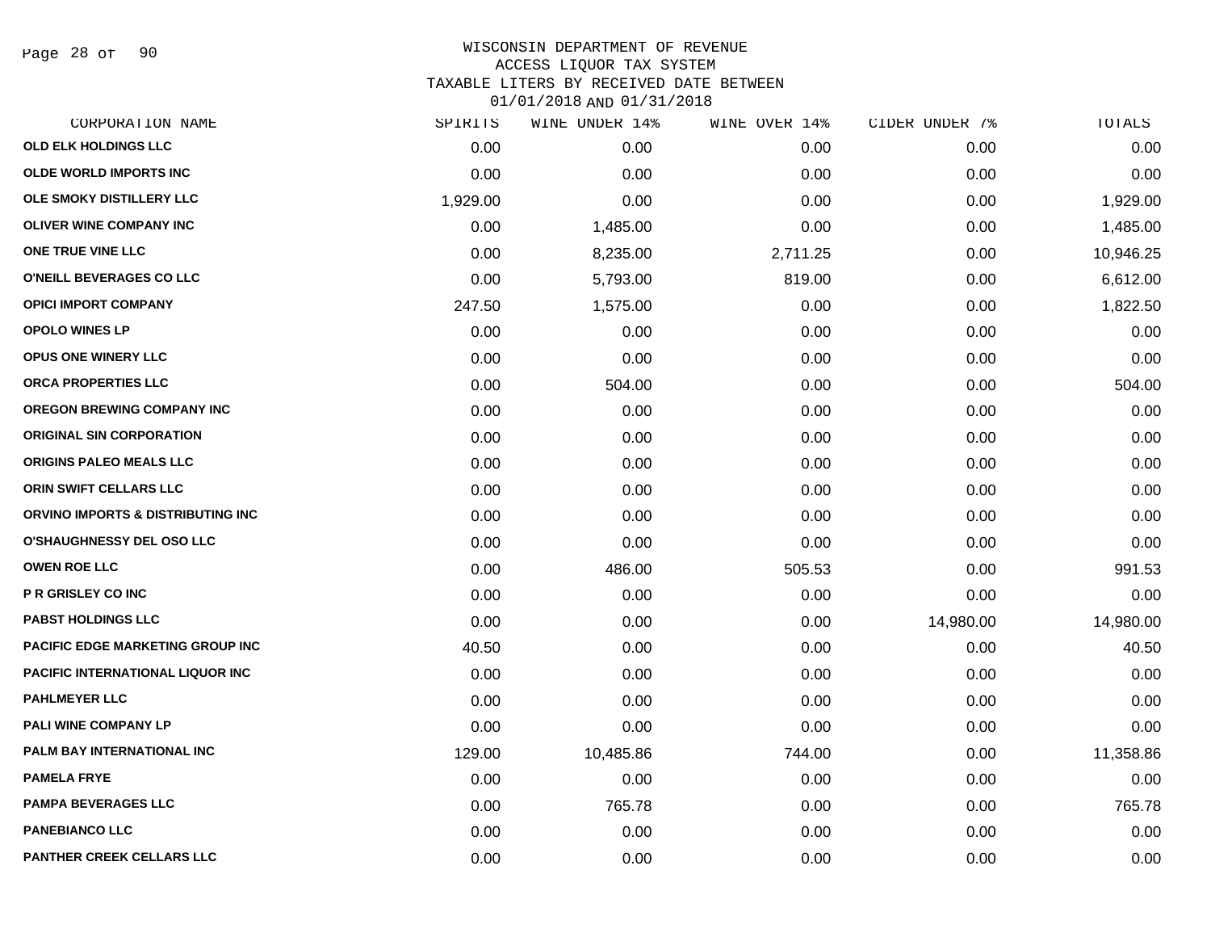WISCONSIN DEPARTMENT OF REVENUE
ACCESS LIQUOR TAX SYSTEM
TAXABLE LITERS BY RECEIVED DATE BETWEEN
01/01/2018 AND 01/31/2018

| CORPORATION NAME | SPIRITS | WINE UNDER 14% | WINE OVER 14% | CIDER UNDER 7% | TOTALS |
|---|---|---|---|---|---|
| OLD ELK HOLDINGS LLC | 0.00 | 0.00 | 0.00 | 0.00 | 0.00 |
| OLDE WORLD IMPORTS INC | 0.00 | 0.00 | 0.00 | 0.00 | 0.00 |
| OLE SMOKY DISTILLERY LLC | 1,929.00 | 0.00 | 0.00 | 0.00 | 1,929.00 |
| OLIVER WINE COMPANY INC | 0.00 | 1,485.00 | 0.00 | 0.00 | 1,485.00 |
| ONE TRUE VINE LLC | 0.00 | 8,235.00 | 2,711.25 | 0.00 | 10,946.25 |
| O'NEILL BEVERAGES CO LLC | 0.00 | 5,793.00 | 819.00 | 0.00 | 6,612.00 |
| OPICI IMPORT COMPANY | 247.50 | 1,575.00 | 0.00 | 0.00 | 1,822.50 |
| OPOLO WINES LP | 0.00 | 0.00 | 0.00 | 0.00 | 0.00 |
| OPUS ONE WINERY LLC | 0.00 | 0.00 | 0.00 | 0.00 | 0.00 |
| ORCA PROPERTIES LLC | 0.00 | 504.00 | 0.00 | 0.00 | 504.00 |
| OREGON BREWING COMPANY INC | 0.00 | 0.00 | 0.00 | 0.00 | 0.00 |
| ORIGINAL SIN CORPORATION | 0.00 | 0.00 | 0.00 | 0.00 | 0.00 |
| ORIGINS PALEO MEALS LLC | 0.00 | 0.00 | 0.00 | 0.00 | 0.00 |
| ORIN SWIFT CELLARS LLC | 0.00 | 0.00 | 0.00 | 0.00 | 0.00 |
| ORVINO IMPORTS & DISTRIBUTING INC | 0.00 | 0.00 | 0.00 | 0.00 | 0.00 |
| O'SHAUGHNESSY DEL OSO LLC | 0.00 | 0.00 | 0.00 | 0.00 | 0.00 |
| OWEN ROE LLC | 0.00 | 486.00 | 505.53 | 0.00 | 991.53 |
| P R GRISLEY CO INC | 0.00 | 0.00 | 0.00 | 0.00 | 0.00 |
| PABST HOLDINGS LLC | 0.00 | 0.00 | 0.00 | 14,980.00 | 14,980.00 |
| PACIFIC EDGE MARKETING GROUP INC | 40.50 | 0.00 | 0.00 | 0.00 | 40.50 |
| PACIFIC INTERNATIONAL LIQUOR INC | 0.00 | 0.00 | 0.00 | 0.00 | 0.00 |
| PAHLMEYER LLC | 0.00 | 0.00 | 0.00 | 0.00 | 0.00 |
| PALI WINE COMPANY LP | 0.00 | 0.00 | 0.00 | 0.00 | 0.00 |
| PALM BAY INTERNATIONAL INC | 129.00 | 10,485.86 | 744.00 | 0.00 | 11,358.86 |
| PAMELA FRYE | 0.00 | 0.00 | 0.00 | 0.00 | 0.00 |
| PAMPA BEVERAGES LLC | 0.00 | 765.78 | 0.00 | 0.00 | 765.78 |
| PANEBIANCO LLC | 0.00 | 0.00 | 0.00 | 0.00 | 0.00 |
| PANTHER CREEK CELLARS LLC | 0.00 | 0.00 | 0.00 | 0.00 | 0.00 |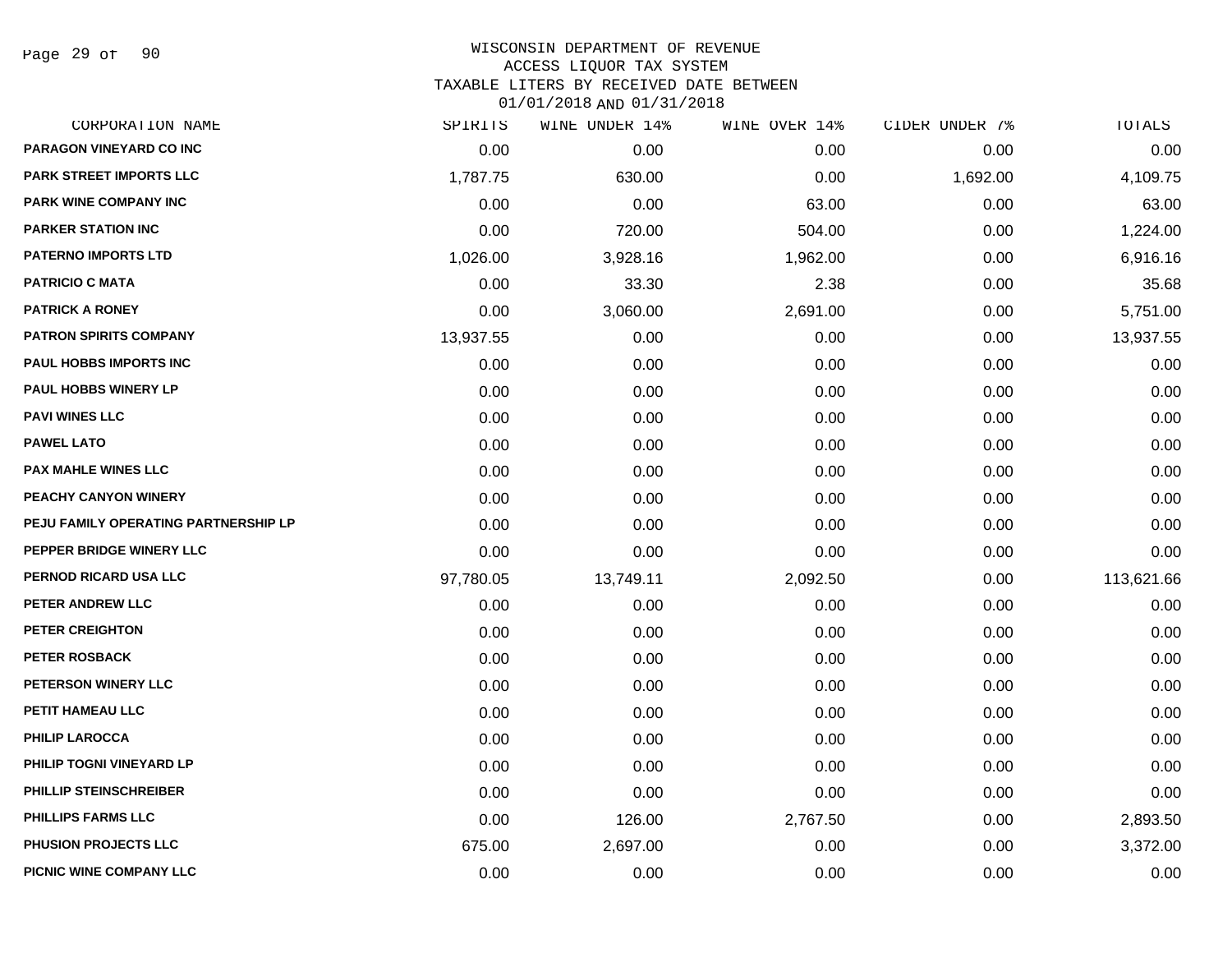WISCONSIN DEPARTMENT OF REVENUE
ACCESS LIQUOR TAX SYSTEM
TAXABLE LITERS BY RECEIVED DATE BETWEEN
01/01/2018 AND 01/31/2018

| CORPORATION NAME | SPIRITS | WINE UNDER 14% | WINE OVER 14% | CIDER UNDER 7% | TOTALS |
|---|---|---|---|---|---|
| PARAGON VINEYARD CO INC | 0.00 | 0.00 | 0.00 | 0.00 | 0.00 |
| PARK STREET IMPORTS LLC | 1,787.75 | 630.00 | 0.00 | 1,692.00 | 4,109.75 |
| PARK WINE COMPANY INC | 0.00 | 0.00 | 63.00 | 0.00 | 63.00 |
| PARKER STATION INC | 0.00 | 720.00 | 504.00 | 0.00 | 1,224.00 |
| PATERNO IMPORTS LTD | 1,026.00 | 3,928.16 | 1,962.00 | 0.00 | 6,916.16 |
| PATRICIO C MATA | 0.00 | 33.30 | 2.38 | 0.00 | 35.68 |
| PATRICK A RONEY | 0.00 | 3,060.00 | 2,691.00 | 0.00 | 5,751.00 |
| PATRON SPIRITS COMPANY | 13,937.55 | 0.00 | 0.00 | 0.00 | 13,937.55 |
| PAUL HOBBS IMPORTS INC | 0.00 | 0.00 | 0.00 | 0.00 | 0.00 |
| PAUL HOBBS WINERY LP | 0.00 | 0.00 | 0.00 | 0.00 | 0.00 |
| PAVI WINES LLC | 0.00 | 0.00 | 0.00 | 0.00 | 0.00 |
| PAWEL LATO | 0.00 | 0.00 | 0.00 | 0.00 | 0.00 |
| PAX MAHLE WINES LLC | 0.00 | 0.00 | 0.00 | 0.00 | 0.00 |
| PEACHY CANYON WINERY | 0.00 | 0.00 | 0.00 | 0.00 | 0.00 |
| PEJU FAMILY OPERATING PARTNERSHIP LP | 0.00 | 0.00 | 0.00 | 0.00 | 0.00 |
| PEPPER BRIDGE WINERY LLC | 0.00 | 0.00 | 0.00 | 0.00 | 0.00 |
| PERNOD RICARD USA LLC | 97,780.05 | 13,749.11 | 2,092.50 | 0.00 | 113,621.66 |
| PETER ANDREW LLC | 0.00 | 0.00 | 0.00 | 0.00 | 0.00 |
| PETER CREIGHTON | 0.00 | 0.00 | 0.00 | 0.00 | 0.00 |
| PETER ROSBACK | 0.00 | 0.00 | 0.00 | 0.00 | 0.00 |
| PETERSON WINERY LLC | 0.00 | 0.00 | 0.00 | 0.00 | 0.00 |
| PETIT HAMEAU LLC | 0.00 | 0.00 | 0.00 | 0.00 | 0.00 |
| PHILIP LAROCCA | 0.00 | 0.00 | 0.00 | 0.00 | 0.00 |
| PHILIP TOGNI VINEYARD LP | 0.00 | 0.00 | 0.00 | 0.00 | 0.00 |
| PHILLIP STEINSCHREIBER | 0.00 | 0.00 | 0.00 | 0.00 | 0.00 |
| PHILLIPS FARMS LLC | 0.00 | 126.00 | 2,767.50 | 0.00 | 2,893.50 |
| PHUSION PROJECTS LLC | 675.00 | 2,697.00 | 0.00 | 0.00 | 3,372.00 |
| PICNIC WINE COMPANY LLC | 0.00 | 0.00 | 0.00 | 0.00 | 0.00 |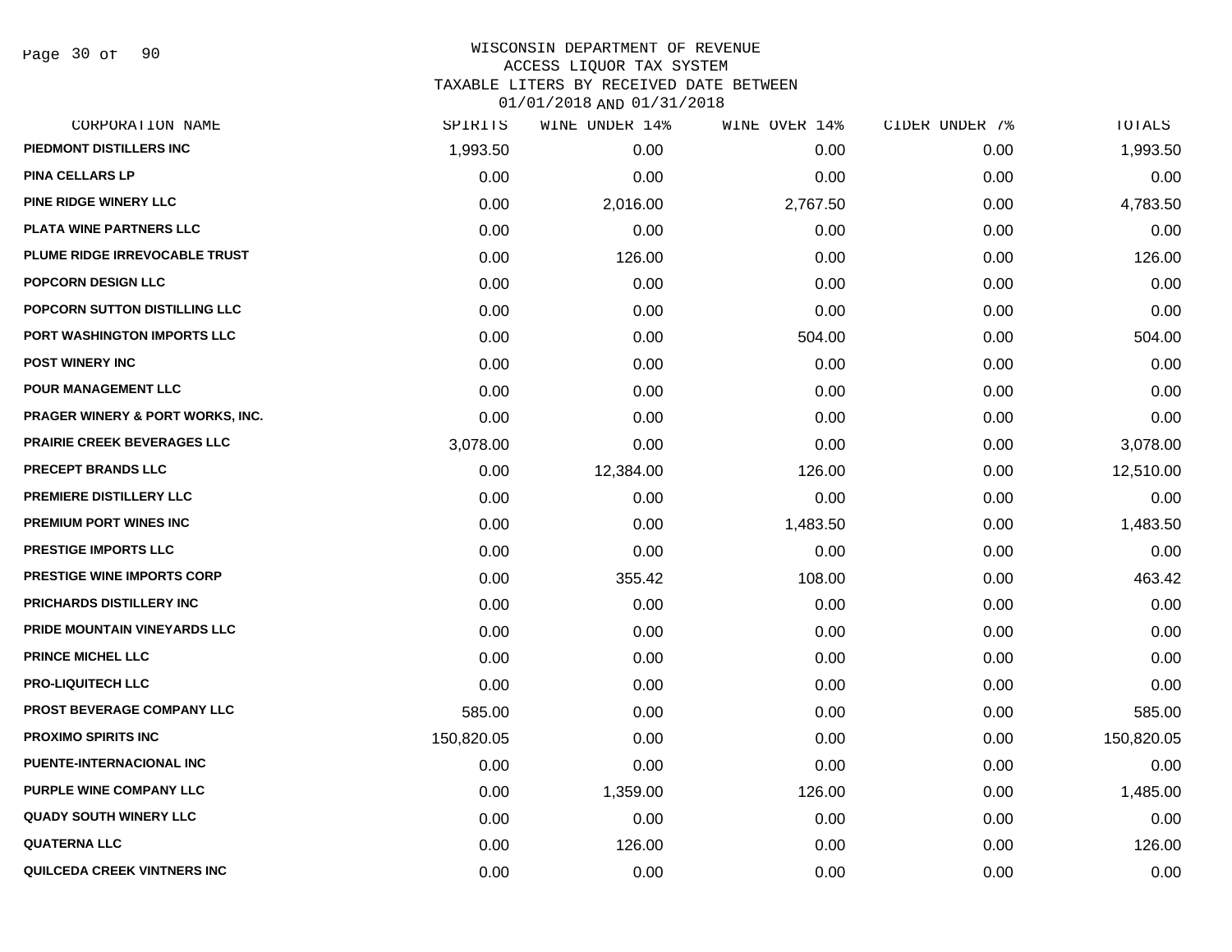WISCONSIN DEPARTMENT OF REVENUE
ACCESS LIQUOR TAX SYSTEM
TAXABLE LITERS BY RECEIVED DATE BETWEEN
01/01/2018 AND 01/31/2018

| CORPORATION NAME | SPIRITS | WINE UNDER 14% | WINE OVER 14% | CIDER UNDER 7% | TOTALS |
|---|---|---|---|---|---|
| PIEDMONT DISTILLERS INC | 1,993.50 | 0.00 | 0.00 | 0.00 | 1,993.50 |
| PINA CELLARS LP | 0.00 | 0.00 | 0.00 | 0.00 | 0.00 |
| PINE RIDGE WINERY LLC | 0.00 | 2,016.00 | 2,767.50 | 0.00 | 4,783.50 |
| PLATA WINE PARTNERS LLC | 0.00 | 0.00 | 0.00 | 0.00 | 0.00 |
| PLUME RIDGE IRREVOCABLE TRUST | 0.00 | 126.00 | 0.00 | 0.00 | 126.00 |
| POPCORN DESIGN LLC | 0.00 | 0.00 | 0.00 | 0.00 | 0.00 |
| POPCORN SUTTON DISTILLING LLC | 0.00 | 0.00 | 0.00 | 0.00 | 0.00 |
| PORT WASHINGTON IMPORTS LLC | 0.00 | 0.00 | 504.00 | 0.00 | 504.00 |
| POST WINERY INC | 0.00 | 0.00 | 0.00 | 0.00 | 0.00 |
| POUR MANAGEMENT LLC | 0.00 | 0.00 | 0.00 | 0.00 | 0.00 |
| PRAGER WINERY & PORT WORKS, INC. | 0.00 | 0.00 | 0.00 | 0.00 | 0.00 |
| PRAIRIE CREEK BEVERAGES LLC | 3,078.00 | 0.00 | 0.00 | 0.00 | 3,078.00 |
| PRECEPT BRANDS LLC | 0.00 | 12,384.00 | 126.00 | 0.00 | 12,510.00 |
| PREMIERE DISTILLERY LLC | 0.00 | 0.00 | 0.00 | 0.00 | 0.00 |
| PREMIUM PORT WINES INC | 0.00 | 0.00 | 1,483.50 | 0.00 | 1,483.50 |
| PRESTIGE IMPORTS LLC | 0.00 | 0.00 | 0.00 | 0.00 | 0.00 |
| PRESTIGE WINE IMPORTS CORP | 0.00 | 355.42 | 108.00 | 0.00 | 463.42 |
| PRICHARDS DISTILLERY INC | 0.00 | 0.00 | 0.00 | 0.00 | 0.00 |
| PRIDE MOUNTAIN VINEYARDS LLC | 0.00 | 0.00 | 0.00 | 0.00 | 0.00 |
| PRINCE MICHEL LLC | 0.00 | 0.00 | 0.00 | 0.00 | 0.00 |
| PRO-LIQUITECH LLC | 0.00 | 0.00 | 0.00 | 0.00 | 0.00 |
| PROST BEVERAGE COMPANY LLC | 585.00 | 0.00 | 0.00 | 0.00 | 585.00 |
| PROXIMO SPIRITS INC | 150,820.05 | 0.00 | 0.00 | 0.00 | 150,820.05 |
| PUENTE-INTERNACIONAL INC | 0.00 | 0.00 | 0.00 | 0.00 | 0.00 |
| PURPLE WINE COMPANY LLC | 0.00 | 1,359.00 | 126.00 | 0.00 | 1,485.00 |
| QUADY SOUTH WINERY LLC | 0.00 | 0.00 | 0.00 | 0.00 | 0.00 |
| QUATERNA LLC | 0.00 | 126.00 | 0.00 | 0.00 | 126.00 |
| QUILCEDA CREEK VINTNERS INC | 0.00 | 0.00 | 0.00 | 0.00 | 0.00 |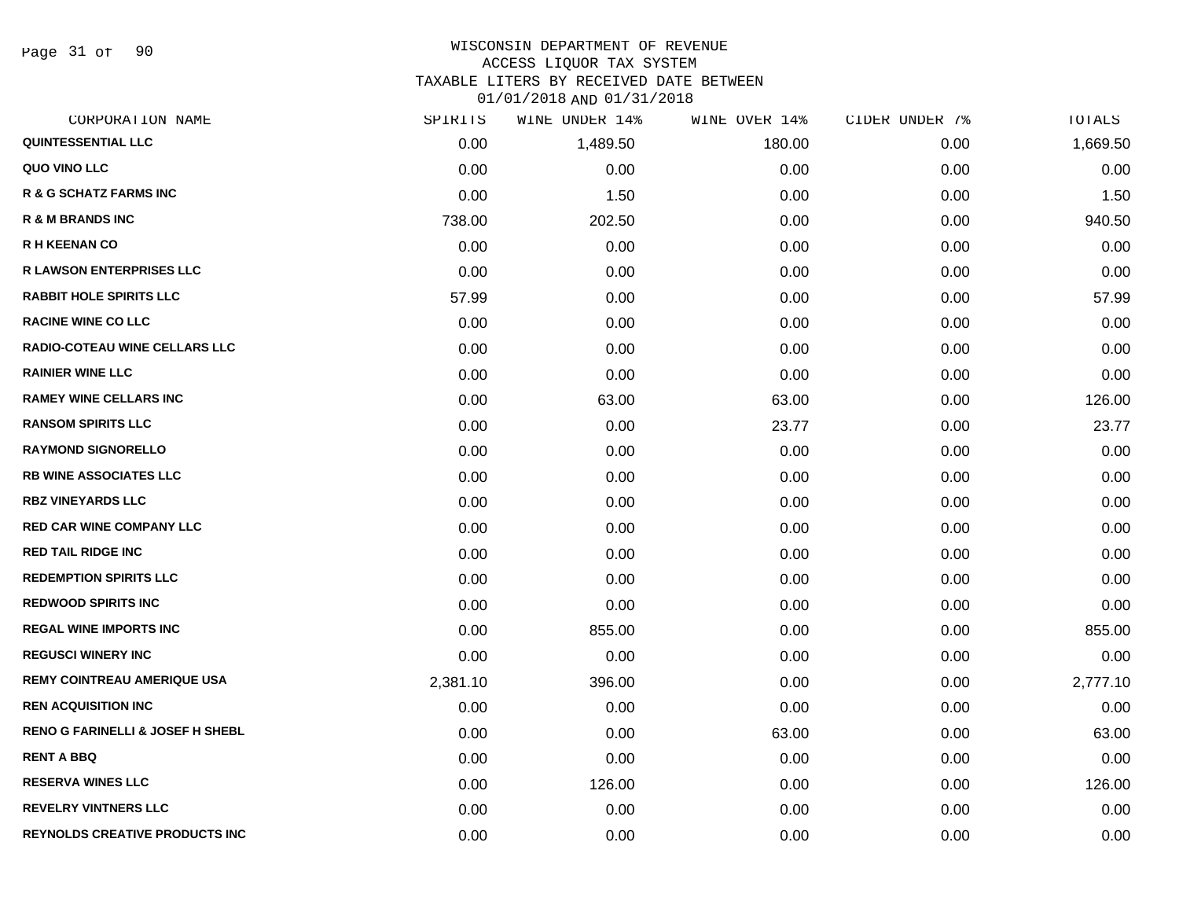WISCONSIN DEPARTMENT OF REVENUE
ACCESS LIQUOR TAX SYSTEM
TAXABLE LITERS BY RECEIVED DATE BETWEEN
01/01/2018 AND 01/31/2018

| CORPORATION NAME | SPIRITS | WINE UNDER 14% | WINE OVER 14% | CIDER UNDER 7% | TOTALS |
|---|---|---|---|---|---|
| QUINTESSENTIAL LLC | 0.00 | 1,489.50 | 180.00 | 0.00 | 1,669.50 |
| QUO VINO LLC | 0.00 | 0.00 | 0.00 | 0.00 | 0.00 |
| R & G SCHATZ FARMS INC | 0.00 | 1.50 | 0.00 | 0.00 | 1.50 |
| R & M BRANDS INC | 738.00 | 202.50 | 0.00 | 0.00 | 940.50 |
| R H KEENAN CO | 0.00 | 0.00 | 0.00 | 0.00 | 0.00 |
| R LAWSON ENTERPRISES LLC | 0.00 | 0.00 | 0.00 | 0.00 | 0.00 |
| RABBIT HOLE SPIRITS LLC | 57.99 | 0.00 | 0.00 | 0.00 | 57.99 |
| RACINE WINE CO LLC | 0.00 | 0.00 | 0.00 | 0.00 | 0.00 |
| RADIO-COTEAU WINE CELLARS LLC | 0.00 | 0.00 | 0.00 | 0.00 | 0.00 |
| RAINIER WINE LLC | 0.00 | 0.00 | 0.00 | 0.00 | 0.00 |
| RAMEY WINE CELLARS INC | 0.00 | 63.00 | 63.00 | 0.00 | 126.00 |
| RANSOM SPIRITS LLC | 0.00 | 0.00 | 23.77 | 0.00 | 23.77 |
| RAYMOND SIGNORELLO | 0.00 | 0.00 | 0.00 | 0.00 | 0.00 |
| RB WINE ASSOCIATES LLC | 0.00 | 0.00 | 0.00 | 0.00 | 0.00 |
| RBZ VINEYARDS LLC | 0.00 | 0.00 | 0.00 | 0.00 | 0.00 |
| RED CAR WINE COMPANY LLC | 0.00 | 0.00 | 0.00 | 0.00 | 0.00 |
| RED TAIL RIDGE INC | 0.00 | 0.00 | 0.00 | 0.00 | 0.00 |
| REDEMPTION SPIRITS LLC | 0.00 | 0.00 | 0.00 | 0.00 | 0.00 |
| REDWOOD SPIRITS INC | 0.00 | 0.00 | 0.00 | 0.00 | 0.00 |
| REGAL WINE IMPORTS INC | 0.00 | 855.00 | 0.00 | 0.00 | 855.00 |
| REGUSCI WINERY INC | 0.00 | 0.00 | 0.00 | 0.00 | 0.00 |
| REMY COINTREAU AMERIQUE USA | 2,381.10 | 396.00 | 0.00 | 0.00 | 2,777.10 |
| REN ACQUISITION INC | 0.00 | 0.00 | 0.00 | 0.00 | 0.00 |
| RENO G FARINELLI & JOSEF H SHEBL | 0.00 | 0.00 | 63.00 | 0.00 | 63.00 |
| RENT A BBQ | 0.00 | 0.00 | 0.00 | 0.00 | 0.00 |
| RESERVA WINES LLC | 0.00 | 126.00 | 0.00 | 0.00 | 126.00 |
| REVELRY VINTNERS LLC | 0.00 | 0.00 | 0.00 | 0.00 | 0.00 |
| REYNOLDS CREATIVE PRODUCTS INC | 0.00 | 0.00 | 0.00 | 0.00 | 0.00 |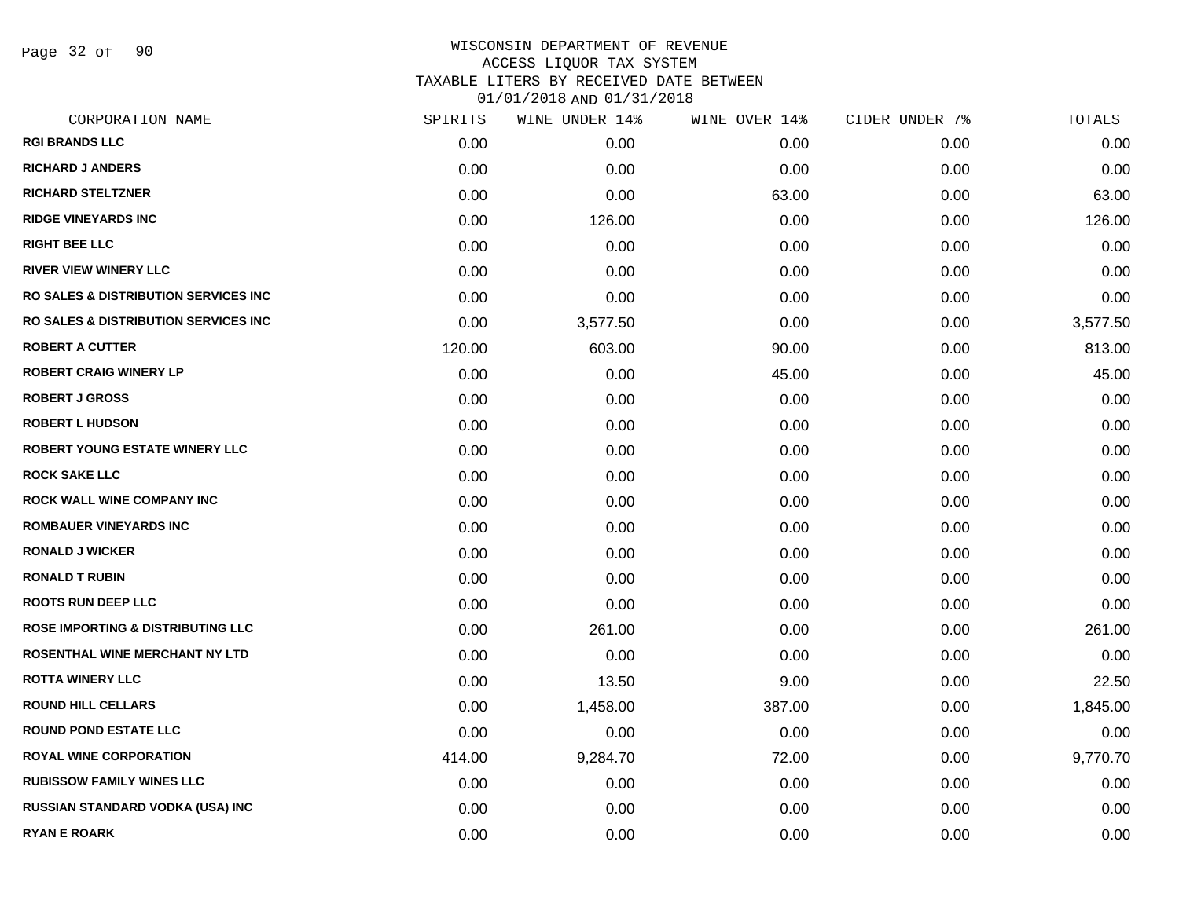WISCONSIN DEPARTMENT OF REVENUE
ACCESS LIQUOR TAX SYSTEM
TAXABLE LITERS BY RECEIVED DATE BETWEEN
01/01/2018 AND 01/31/2018

| CORPORATION NAME | SPIRITS | WINE UNDER 14% | WINE OVER 14% | CIDER UNDER 7% | TOTALS |
|---|---|---|---|---|---|
| RGI BRANDS LLC | 0.00 | 0.00 | 0.00 | 0.00 | 0.00 |
| RICHARD J ANDERS | 0.00 | 0.00 | 0.00 | 0.00 | 0.00 |
| RICHARD STELTZNER | 0.00 | 0.00 | 63.00 | 0.00 | 63.00 |
| RIDGE VINEYARDS INC | 0.00 | 126.00 | 0.00 | 0.00 | 126.00 |
| RIGHT BEE LLC | 0.00 | 0.00 | 0.00 | 0.00 | 0.00 |
| RIVER VIEW WINERY LLC | 0.00 | 0.00 | 0.00 | 0.00 | 0.00 |
| RO SALES & DISTRIBUTION SERVICES INC | 0.00 | 0.00 | 0.00 | 0.00 | 0.00 |
| RO SALES & DISTRIBUTION SERVICES INC | 0.00 | 3,577.50 | 0.00 | 0.00 | 3,577.50 |
| ROBERT A CUTTER | 120.00 | 603.00 | 90.00 | 0.00 | 813.00 |
| ROBERT CRAIG WINERY LP | 0.00 | 0.00 | 45.00 | 0.00 | 45.00 |
| ROBERT J GROSS | 0.00 | 0.00 | 0.00 | 0.00 | 0.00 |
| ROBERT L HUDSON | 0.00 | 0.00 | 0.00 | 0.00 | 0.00 |
| ROBERT YOUNG ESTATE WINERY LLC | 0.00 | 0.00 | 0.00 | 0.00 | 0.00 |
| ROCK SAKE LLC | 0.00 | 0.00 | 0.00 | 0.00 | 0.00 |
| ROCK WALL WINE COMPANY INC | 0.00 | 0.00 | 0.00 | 0.00 | 0.00 |
| ROMBAUER VINEYARDS INC | 0.00 | 0.00 | 0.00 | 0.00 | 0.00 |
| RONALD J WICKER | 0.00 | 0.00 | 0.00 | 0.00 | 0.00 |
| RONALD T RUBIN | 0.00 | 0.00 | 0.00 | 0.00 | 0.00 |
| ROOTS RUN DEEP LLC | 0.00 | 0.00 | 0.00 | 0.00 | 0.00 |
| ROSE IMPORTING & DISTRIBUTING LLC | 0.00 | 261.00 | 0.00 | 0.00 | 261.00 |
| ROSENTHAL WINE MERCHANT NY LTD | 0.00 | 0.00 | 0.00 | 0.00 | 0.00 |
| ROTTA WINERY LLC | 0.00 | 13.50 | 9.00 | 0.00 | 22.50 |
| ROUND HILL CELLARS | 0.00 | 1,458.00 | 387.00 | 0.00 | 1,845.00 |
| ROUND POND ESTATE LLC | 0.00 | 0.00 | 0.00 | 0.00 | 0.00 |
| ROYAL WINE CORPORATION | 414.00 | 9,284.70 | 72.00 | 0.00 | 9,770.70 |
| RUBISSOW FAMILY WINES LLC | 0.00 | 0.00 | 0.00 | 0.00 | 0.00 |
| RUSSIAN STANDARD VODKA (USA) INC | 0.00 | 0.00 | 0.00 | 0.00 | 0.00 |
| RYAN E ROARK | 0.00 | 0.00 | 0.00 | 0.00 | 0.00 |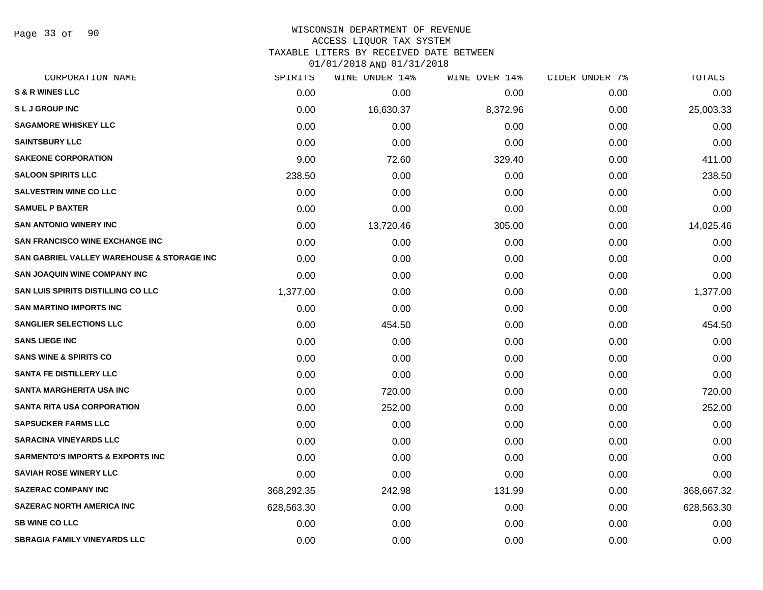WISCONSIN DEPARTMENT OF REVENUE
ACCESS LIQUOR TAX SYSTEM
TAXABLE LITERS BY RECEIVED DATE BETWEEN
01/01/2018 AND 01/31/2018

| CORPORATION NAME | SPIRITS | WINE UNDER 14% | WINE OVER 14% | CIDER UNDER 7% | TOTALS |
|---|---|---|---|---|---|
| S & R WINES LLC | 0.00 | 0.00 | 0.00 | 0.00 | 0.00 |
| S L J GROUP INC | 0.00 | 16,630.37 | 8,372.96 | 0.00 | 25,003.33 |
| SAGAMORE WHISKEY LLC | 0.00 | 0.00 | 0.00 | 0.00 | 0.00 |
| SAINTSBURY LLC | 0.00 | 0.00 | 0.00 | 0.00 | 0.00 |
| SAKEONE CORPORATION | 9.00 | 72.60 | 329.40 | 0.00 | 411.00 |
| SALOON SPIRITS LLC | 238.50 | 0.00 | 0.00 | 0.00 | 238.50 |
| SALVESTRIN WINE CO LLC | 0.00 | 0.00 | 0.00 | 0.00 | 0.00 |
| SAMUEL P BAXTER | 0.00 | 0.00 | 0.00 | 0.00 | 0.00 |
| SAN ANTONIO WINERY INC | 0.00 | 13,720.46 | 305.00 | 0.00 | 14,025.46 |
| SAN FRANCISCO WINE EXCHANGE INC | 0.00 | 0.00 | 0.00 | 0.00 | 0.00 |
| SAN GABRIEL VALLEY WAREHOUSE & STORAGE INC | 0.00 | 0.00 | 0.00 | 0.00 | 0.00 |
| SAN JOAQUIN WINE COMPANY INC | 0.00 | 0.00 | 0.00 | 0.00 | 0.00 |
| SAN LUIS SPIRITS DISTILLING CO LLC | 1,377.00 | 0.00 | 0.00 | 0.00 | 1,377.00 |
| SAN MARTINO IMPORTS INC | 0.00 | 0.00 | 0.00 | 0.00 | 0.00 |
| SANGLIER SELECTIONS LLC | 0.00 | 454.50 | 0.00 | 0.00 | 454.50 |
| SANS LIEGE INC | 0.00 | 0.00 | 0.00 | 0.00 | 0.00 |
| SANS WINE & SPIRITS CO | 0.00 | 0.00 | 0.00 | 0.00 | 0.00 |
| SANTA FE DISTILLERY LLC | 0.00 | 0.00 | 0.00 | 0.00 | 0.00 |
| SANTA MARGHERITA USA INC | 0.00 | 720.00 | 0.00 | 0.00 | 720.00 |
| SANTA RITA USA CORPORATION | 0.00 | 252.00 | 0.00 | 0.00 | 252.00 |
| SAPSUCKER FARMS LLC | 0.00 | 0.00 | 0.00 | 0.00 | 0.00 |
| SARACINA VINEYARDS LLC | 0.00 | 0.00 | 0.00 | 0.00 | 0.00 |
| SARMENTO'S IMPORTS & EXPORTS INC | 0.00 | 0.00 | 0.00 | 0.00 | 0.00 |
| SAVIAH ROSE WINERY LLC | 0.00 | 0.00 | 0.00 | 0.00 | 0.00 |
| SAZERAC COMPANY INC | 368,292.35 | 242.98 | 131.99 | 0.00 | 368,667.32 |
| SAZERAC NORTH AMERICA INC | 628,563.30 | 0.00 | 0.00 | 0.00 | 628,563.30 |
| SB WINE CO LLC | 0.00 | 0.00 | 0.00 | 0.00 | 0.00 |
| SBRAGIA FAMILY VINEYARDS LLC | 0.00 | 0.00 | 0.00 | 0.00 | 0.00 |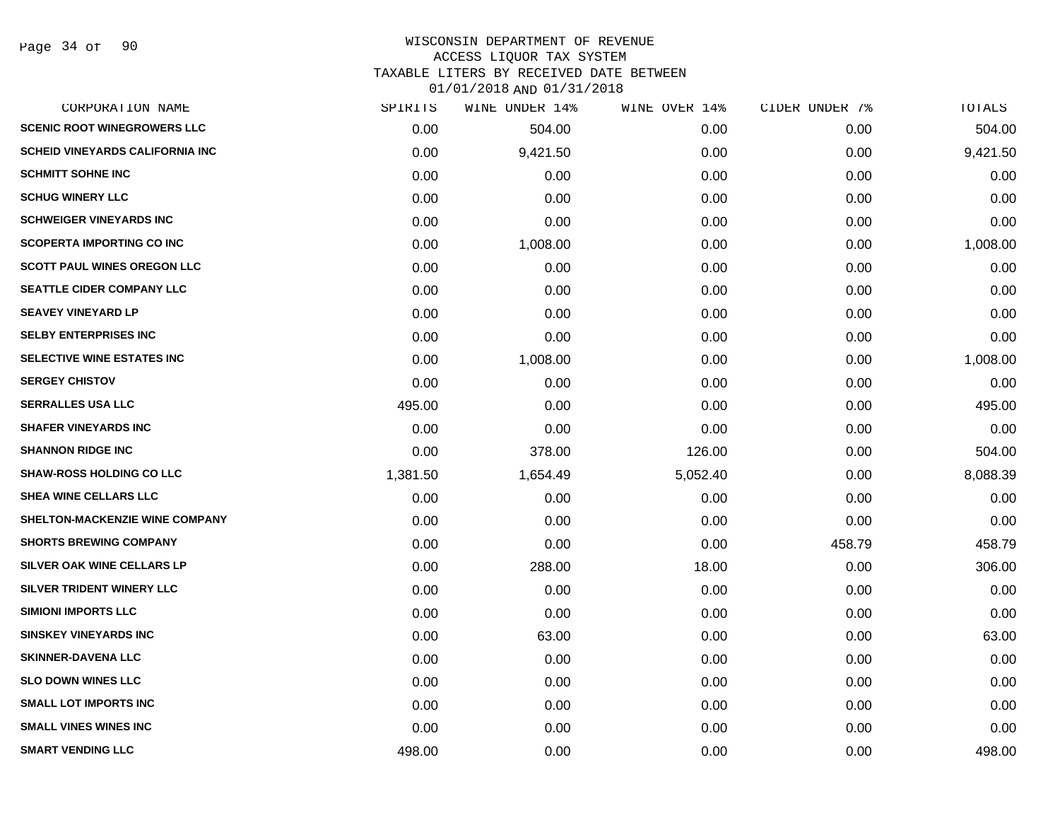# WISCONSIN DEPARTMENT OF REVENUE
## ACCESS LIQUOR TAX SYSTEM
## TAXABLE LITERS BY RECEIVED DATE BETWEEN 01/01/2018 AND 01/31/2018

| CORPORATION NAME | SPIRITS | WINE UNDER 14% | WINE OVER 14% | CIDER UNDER 7% | TOTALS |
|---|---|---|---|---|---|
| SCENIC ROOT WINEGROWERS LLC | 0.00 | 504.00 | 0.00 | 0.00 | 504.00 |
| SCHEID VINEYARDS CALIFORNIA INC | 0.00 | 9,421.50 | 0.00 | 0.00 | 9,421.50 |
| SCHMITT SOHNE INC | 0.00 | 0.00 | 0.00 | 0.00 | 0.00 |
| SCHUG WINERY LLC | 0.00 | 0.00 | 0.00 | 0.00 | 0.00 |
| SCHWEIGER VINEYARDS INC | 0.00 | 0.00 | 0.00 | 0.00 | 0.00 |
| SCOPERTA IMPORTING CO INC | 0.00 | 1,008.00 | 0.00 | 0.00 | 1,008.00 |
| SCOTT PAUL WINES OREGON LLC | 0.00 | 0.00 | 0.00 | 0.00 | 0.00 |
| SEATTLE CIDER COMPANY LLC | 0.00 | 0.00 | 0.00 | 0.00 | 0.00 |
| SEAVEY VINEYARD LP | 0.00 | 0.00 | 0.00 | 0.00 | 0.00 |
| SELBY ENTERPRISES INC | 0.00 | 0.00 | 0.00 | 0.00 | 0.00 |
| SELECTIVE WINE ESTATES INC | 0.00 | 1,008.00 | 0.00 | 0.00 | 1,008.00 |
| SERGEY CHISTOV | 0.00 | 0.00 | 0.00 | 0.00 | 0.00 |
| SERRALLES USA LLC | 495.00 | 0.00 | 0.00 | 0.00 | 495.00 |
| SHAFER VINEYARDS INC | 0.00 | 0.00 | 0.00 | 0.00 | 0.00 |
| SHANNON RIDGE INC | 0.00 | 378.00 | 126.00 | 0.00 | 504.00 |
| SHAW-ROSS HOLDING CO LLC | 1,381.50 | 1,654.49 | 5,052.40 | 0.00 | 8,088.39 |
| SHEA WINE CELLARS LLC | 0.00 | 0.00 | 0.00 | 0.00 | 0.00 |
| SHELTON-MACKENZIE WINE COMPANY | 0.00 | 0.00 | 0.00 | 0.00 | 0.00 |
| SHORTS BREWING COMPANY | 0.00 | 0.00 | 0.00 | 458.79 | 458.79 |
| SILVER OAK WINE CELLARS LP | 0.00 | 288.00 | 18.00 | 0.00 | 306.00 |
| SILVER TRIDENT WINERY LLC | 0.00 | 0.00 | 0.00 | 0.00 | 0.00 |
| SIMIONI IMPORTS LLC | 0.00 | 0.00 | 0.00 | 0.00 | 0.00 |
| SINSKEY VINEYARDS INC | 0.00 | 63.00 | 0.00 | 0.00 | 63.00 |
| SKINNER-DAVENA LLC | 0.00 | 0.00 | 0.00 | 0.00 | 0.00 |
| SLO DOWN WINES LLC | 0.00 | 0.00 | 0.00 | 0.00 | 0.00 |
| SMALL LOT IMPORTS INC | 0.00 | 0.00 | 0.00 | 0.00 | 0.00 |
| SMALL VINES WINES INC | 0.00 | 0.00 | 0.00 | 0.00 | 0.00 |
| SMART VENDING LLC | 498.00 | 0.00 | 0.00 | 0.00 | 498.00 |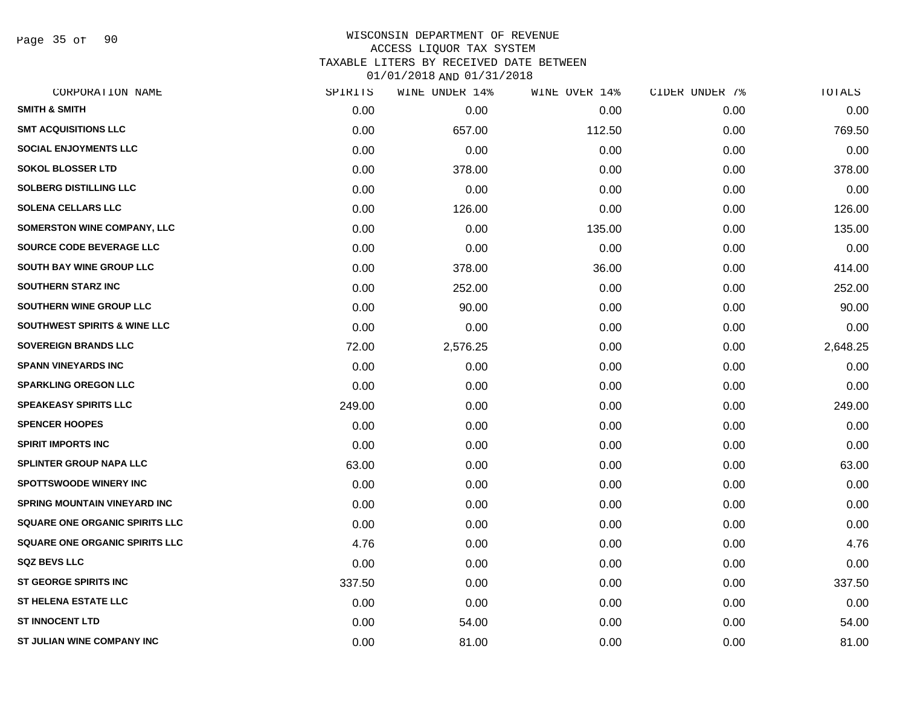# WISCONSIN DEPARTMENT OF REVENUE
## ACCESS LIQUOR TAX SYSTEM
### TAXABLE LITERS BY RECEIVED DATE BETWEEN 01/01/2018 AND 01/31/2018

| CORPORATION NAME | SPIRITS | WINE UNDER 14% | WINE OVER 14% | CIDER UNDER 7% | TOTALS |
|---|---|---|---|---|---|
| SMITH & SMITH | 0.00 | 0.00 | 0.00 | 0.00 | 0.00 |
| SMT ACQUISITIONS LLC | 0.00 | 657.00 | 112.50 | 0.00 | 769.50 |
| SOCIAL ENJOYMENTS LLC | 0.00 | 0.00 | 0.00 | 0.00 | 0.00 |
| SOKOL BLOSSER LTD | 0.00 | 378.00 | 0.00 | 0.00 | 378.00 |
| SOLBERG DISTILLING LLC | 0.00 | 0.00 | 0.00 | 0.00 | 0.00 |
| SOLENA CELLARS LLC | 0.00 | 126.00 | 0.00 | 0.00 | 126.00 |
| SOMERSTON WINE COMPANY, LLC | 0.00 | 0.00 | 135.00 | 0.00 | 135.00 |
| SOURCE CODE BEVERAGE LLC | 0.00 | 0.00 | 0.00 | 0.00 | 0.00 |
| SOUTH BAY WINE GROUP LLC | 0.00 | 378.00 | 36.00 | 0.00 | 414.00 |
| SOUTHERN STARZ INC | 0.00 | 252.00 | 0.00 | 0.00 | 252.00 |
| SOUTHERN WINE GROUP LLC | 0.00 | 90.00 | 0.00 | 0.00 | 90.00 |
| SOUTHWEST SPIRITS & WINE LLC | 0.00 | 0.00 | 0.00 | 0.00 | 0.00 |
| SOVEREIGN BRANDS LLC | 72.00 | 2,576.25 | 0.00 | 0.00 | 2,648.25 |
| SPANN VINEYARDS INC | 0.00 | 0.00 | 0.00 | 0.00 | 0.00 |
| SPARKLING OREGON LLC | 0.00 | 0.00 | 0.00 | 0.00 | 0.00 |
| SPEAKEASY SPIRITS LLC | 249.00 | 0.00 | 0.00 | 0.00 | 249.00 |
| SPENCER HOOPES | 0.00 | 0.00 | 0.00 | 0.00 | 0.00 |
| SPIRIT IMPORTS INC | 0.00 | 0.00 | 0.00 | 0.00 | 0.00 |
| SPLINTER GROUP NAPA LLC | 63.00 | 0.00 | 0.00 | 0.00 | 63.00 |
| SPOTTSWOODE WINERY INC | 0.00 | 0.00 | 0.00 | 0.00 | 0.00 |
| SPRING MOUNTAIN VINEYARD INC | 0.00 | 0.00 | 0.00 | 0.00 | 0.00 |
| SQUARE ONE ORGANIC SPIRITS LLC | 0.00 | 0.00 | 0.00 | 0.00 | 0.00 |
| SQUARE ONE ORGANIC SPIRITS LLC | 4.76 | 0.00 | 0.00 | 0.00 | 4.76 |
| SQZ BEVS LLC | 0.00 | 0.00 | 0.00 | 0.00 | 0.00 |
| ST GEORGE SPIRITS INC | 337.50 | 0.00 | 0.00 | 0.00 | 337.50 |
| ST HELENA ESTATE LLC | 0.00 | 0.00 | 0.00 | 0.00 | 0.00 |
| ST INNOCENT LTD | 0.00 | 54.00 | 0.00 | 0.00 | 54.00 |
| ST JULIAN WINE COMPANY INC | 0.00 | 81.00 | 0.00 | 0.00 | 81.00 |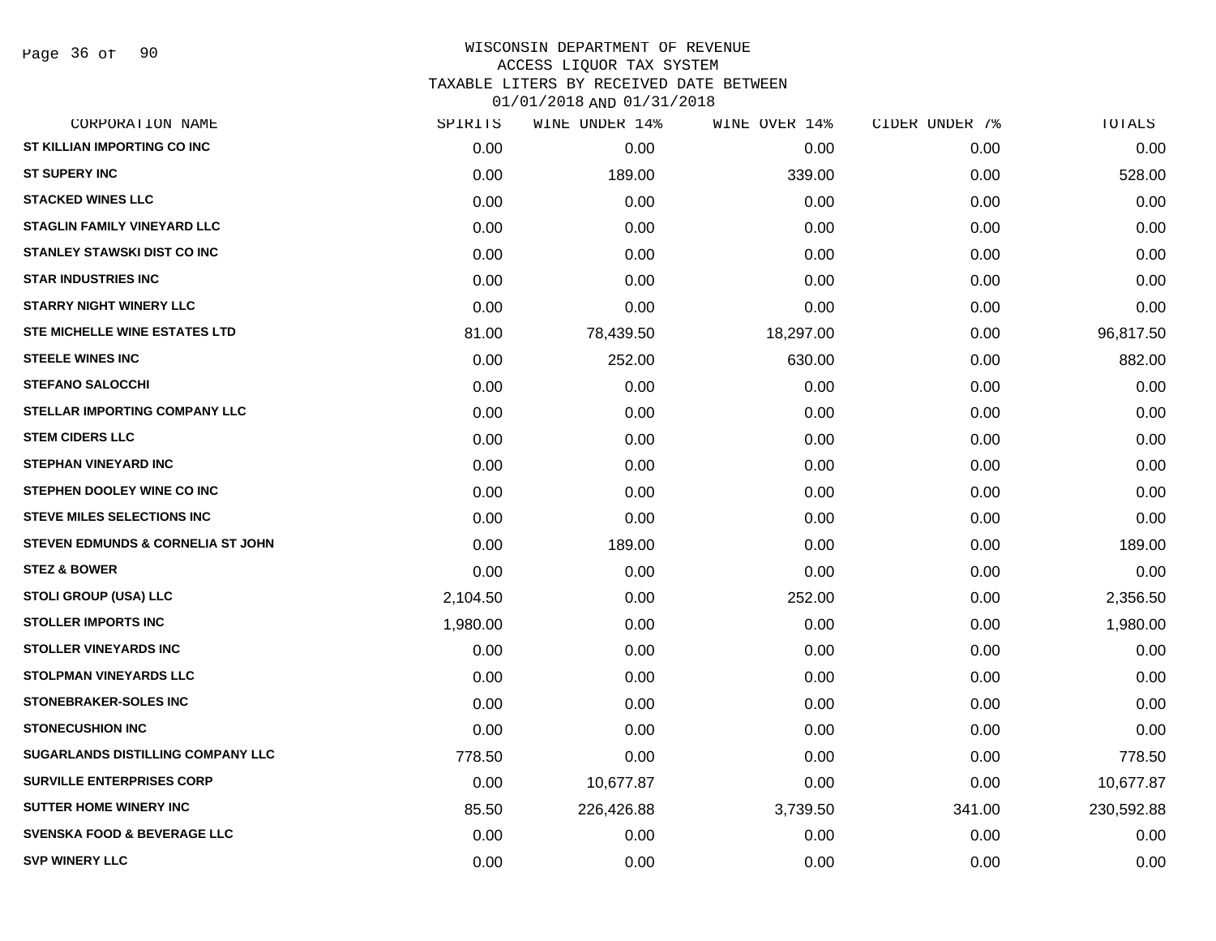WISCONSIN DEPARTMENT OF REVENUE
ACCESS LIQUOR TAX SYSTEM
TAXABLE LITERS BY RECEIVED DATE BETWEEN
01/01/2018 AND 01/31/2018

| CORPORATION NAME | SPIRITS | WINE UNDER 14% | WINE OVER 14% | CIDER UNDER 7% | TOTALS |
|---|---|---|---|---|---|
| ST KILLIAN IMPORTING CO INC | 0.00 | 0.00 | 0.00 | 0.00 | 0.00 |
| ST SUPERY INC | 0.00 | 189.00 | 339.00 | 0.00 | 528.00 |
| STACKED WINES LLC | 0.00 | 0.00 | 0.00 | 0.00 | 0.00 |
| STAGLIN FAMILY VINEYARD LLC | 0.00 | 0.00 | 0.00 | 0.00 | 0.00 |
| STANLEY STAWSKI DIST CO INC | 0.00 | 0.00 | 0.00 | 0.00 | 0.00 |
| STAR INDUSTRIES INC | 0.00 | 0.00 | 0.00 | 0.00 | 0.00 |
| STARRY NIGHT WINERY LLC | 0.00 | 0.00 | 0.00 | 0.00 | 0.00 |
| STE MICHELLE WINE ESTATES LTD | 81.00 | 78,439.50 | 18,297.00 | 0.00 | 96,817.50 |
| STEELE WINES INC | 0.00 | 252.00 | 630.00 | 0.00 | 882.00 |
| STEFANO SALOCCHI | 0.00 | 0.00 | 0.00 | 0.00 | 0.00 |
| STELLAR IMPORTING COMPANY LLC | 0.00 | 0.00 | 0.00 | 0.00 | 0.00 |
| STEM CIDERS LLC | 0.00 | 0.00 | 0.00 | 0.00 | 0.00 |
| STEPHAN VINEYARD INC | 0.00 | 0.00 | 0.00 | 0.00 | 0.00 |
| STEPHEN DOOLEY WINE CO INC | 0.00 | 0.00 | 0.00 | 0.00 | 0.00 |
| STEVE MILES SELECTIONS INC | 0.00 | 0.00 | 0.00 | 0.00 | 0.00 |
| STEVEN EDMUNDS & CORNELIA ST JOHN | 0.00 | 189.00 | 0.00 | 0.00 | 189.00 |
| STEZ & BOWER | 0.00 | 0.00 | 0.00 | 0.00 | 0.00 |
| STOLI GROUP (USA) LLC | 2,104.50 | 0.00 | 252.00 | 0.00 | 2,356.50 |
| STOLLER IMPORTS INC | 1,980.00 | 0.00 | 0.00 | 0.00 | 1,980.00 |
| STOLLER VINEYARDS INC | 0.00 | 0.00 | 0.00 | 0.00 | 0.00 |
| STOLPMAN VINEYARDS LLC | 0.00 | 0.00 | 0.00 | 0.00 | 0.00 |
| STONEBRAKER-SOLES INC | 0.00 | 0.00 | 0.00 | 0.00 | 0.00 |
| STONECUSHION INC | 0.00 | 0.00 | 0.00 | 0.00 | 0.00 |
| SUGARLANDS DISTILLING COMPANY LLC | 778.50 | 0.00 | 0.00 | 0.00 | 778.50 |
| SURVILLE ENTERPRISES CORP | 0.00 | 10,677.87 | 0.00 | 0.00 | 10,677.87 |
| SUTTER HOME WINERY INC | 85.50 | 226,426.88 | 3,739.50 | 341.00 | 230,592.88 |
| SVENSKA FOOD & BEVERAGE LLC | 0.00 | 0.00 | 0.00 | 0.00 | 0.00 |
| SVP WINERY LLC | 0.00 | 0.00 | 0.00 | 0.00 | 0.00 |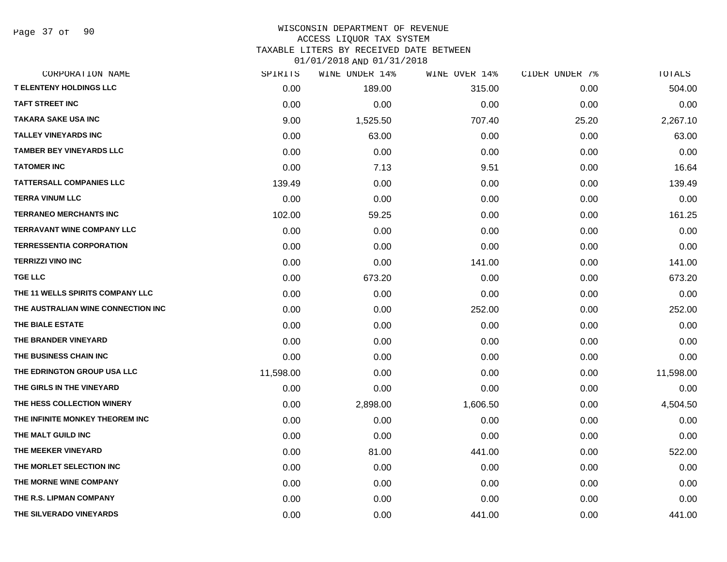# WISCONSIN DEPARTMENT OF REVENUE
## ACCESS LIQUOR TAX SYSTEM
## TAXABLE LITERS BY RECEIVED DATE BETWEEN 01/01/2018 AND 01/31/2018

| CORPORATION NAME | SPIRITS | WINE UNDER 14% | WINE OVER 14% | CIDER UNDER 7% | TOTALS |
|---|---|---|---|---|---|
| T ELENTENY HOLDINGS LLC | 0.00 | 189.00 | 315.00 | 0.00 | 504.00 |
| TAFT STREET INC | 0.00 | 0.00 | 0.00 | 0.00 | 0.00 |
| TAKARA SAKE USA INC | 9.00 | 1,525.50 | 707.40 | 25.20 | 2,267.10 |
| TALLEY VINEYARDS INC | 0.00 | 63.00 | 0.00 | 0.00 | 63.00 |
| TAMBER BEY VINEYARDS LLC | 0.00 | 0.00 | 0.00 | 0.00 | 0.00 |
| TATOMER INC | 0.00 | 7.13 | 9.51 | 0.00 | 16.64 |
| TATTERSALL COMPANIES LLC | 139.49 | 0.00 | 0.00 | 0.00 | 139.49 |
| TERRA VINUM LLC | 0.00 | 0.00 | 0.00 | 0.00 | 0.00 |
| TERRANEO MERCHANTS INC | 102.00 | 59.25 | 0.00 | 0.00 | 161.25 |
| TERRAVANT WINE COMPANY LLC | 0.00 | 0.00 | 0.00 | 0.00 | 0.00 |
| TERRESSENTIA CORPORATION | 0.00 | 0.00 | 0.00 | 0.00 | 0.00 |
| TERRIZZI VINO INC | 0.00 | 0.00 | 141.00 | 0.00 | 141.00 |
| TGE LLC | 0.00 | 673.20 | 0.00 | 0.00 | 673.20 |
| THE 11 WELLS SPIRITS COMPANY LLC | 0.00 | 0.00 | 0.00 | 0.00 | 0.00 |
| THE AUSTRALIAN WINE CONNECTION INC | 0.00 | 0.00 | 252.00 | 0.00 | 252.00 |
| THE BIALE ESTATE | 0.00 | 0.00 | 0.00 | 0.00 | 0.00 |
| THE BRANDER VINEYARD | 0.00 | 0.00 | 0.00 | 0.00 | 0.00 |
| THE BUSINESS CHAIN INC | 0.00 | 0.00 | 0.00 | 0.00 | 0.00 |
| THE EDRINGTON GROUP USA LLC | 11,598.00 | 0.00 | 0.00 | 0.00 | 11,598.00 |
| THE GIRLS IN THE VINEYARD | 0.00 | 0.00 | 0.00 | 0.00 | 0.00 |
| THE HESS COLLECTION WINERY | 0.00 | 2,898.00 | 1,606.50 | 0.00 | 4,504.50 |
| THE INFINITE MONKEY THEOREM INC | 0.00 | 0.00 | 0.00 | 0.00 | 0.00 |
| THE MALT GUILD INC | 0.00 | 0.00 | 0.00 | 0.00 | 0.00 |
| THE MEEKER VINEYARD | 0.00 | 81.00 | 441.00 | 0.00 | 522.00 |
| THE MORLET SELECTION INC | 0.00 | 0.00 | 0.00 | 0.00 | 0.00 |
| THE MORNE WINE COMPANY | 0.00 | 0.00 | 0.00 | 0.00 | 0.00 |
| THE R.S. LIPMAN COMPANY | 0.00 | 0.00 | 0.00 | 0.00 | 0.00 |
| THE SILVERADO VINEYARDS | 0.00 | 0.00 | 441.00 | 0.00 | 441.00 |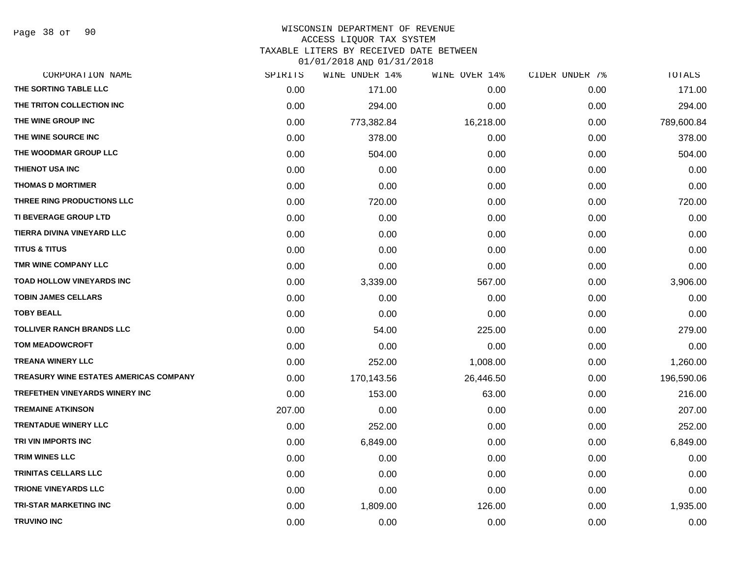# WISCONSIN DEPARTMENT OF REVENUE
## ACCESS LIQUOR TAX SYSTEM
### TAXABLE LITERS BY RECEIVED DATE BETWEEN 01/01/2018 AND 01/31/2018

| CORPORATION NAME | SPIRITS | WINE UNDER 14% | WINE OVER 14% | CIDER UNDER 7% | TOTALS |
|---|---|---|---|---|---|
| THE SORTING TABLE LLC | 0.00 | 171.00 | 0.00 | 0.00 | 171.00 |
| THE TRITON COLLECTION INC | 0.00 | 294.00 | 0.00 | 0.00 | 294.00 |
| THE WINE GROUP INC | 0.00 | 773,382.84 | 16,218.00 | 0.00 | 789,600.84 |
| THE WINE SOURCE INC | 0.00 | 378.00 | 0.00 | 0.00 | 378.00 |
| THE WOODMAR GROUP LLC | 0.00 | 504.00 | 0.00 | 0.00 | 504.00 |
| THIENOT USA INC | 0.00 | 0.00 | 0.00 | 0.00 | 0.00 |
| THOMAS D MORTIMER | 0.00 | 0.00 | 0.00 | 0.00 | 0.00 |
| THREE RING PRODUCTIONS LLC | 0.00 | 720.00 | 0.00 | 0.00 | 720.00 |
| TI BEVERAGE GROUP LTD | 0.00 | 0.00 | 0.00 | 0.00 | 0.00 |
| TIERRA DIVINA VINEYARD LLC | 0.00 | 0.00 | 0.00 | 0.00 | 0.00 |
| TITUS & TITUS | 0.00 | 0.00 | 0.00 | 0.00 | 0.00 |
| TMR WINE COMPANY LLC | 0.00 | 0.00 | 0.00 | 0.00 | 0.00 |
| TOAD HOLLOW VINEYARDS INC | 0.00 | 3,339.00 | 567.00 | 0.00 | 3,906.00 |
| TOBIN JAMES CELLARS | 0.00 | 0.00 | 0.00 | 0.00 | 0.00 |
| TOBY BEALL | 0.00 | 0.00 | 0.00 | 0.00 | 0.00 |
| TOLLIVER RANCH BRANDS LLC | 0.00 | 54.00 | 225.00 | 0.00 | 279.00 |
| TOM MEADOWCROFT | 0.00 | 0.00 | 0.00 | 0.00 | 0.00 |
| TREANA WINERY LLC | 0.00 | 252.00 | 1,008.00 | 0.00 | 1,260.00 |
| TREASURY WINE ESTATES AMERICAS COMPANY | 0.00 | 170,143.56 | 26,446.50 | 0.00 | 196,590.06 |
| TREFETHEN VINEYARDS WINERY INC | 0.00 | 153.00 | 63.00 | 0.00 | 216.00 |
| TREMAINE ATKINSON | 207.00 | 0.00 | 0.00 | 0.00 | 207.00 |
| TRENTADUE WINERY LLC | 0.00 | 252.00 | 0.00 | 0.00 | 252.00 |
| TRI VIN IMPORTS INC | 0.00 | 6,849.00 | 0.00 | 0.00 | 6,849.00 |
| TRIM WINES LLC | 0.00 | 0.00 | 0.00 | 0.00 | 0.00 |
| TRINITAS CELLARS LLC | 0.00 | 0.00 | 0.00 | 0.00 | 0.00 |
| TRIONE VINEYARDS LLC | 0.00 | 0.00 | 0.00 | 0.00 | 0.00 |
| TRI-STAR MARKETING INC | 0.00 | 1,809.00 | 126.00 | 0.00 | 1,935.00 |
| TRUVINO INC | 0.00 | 0.00 | 0.00 | 0.00 | 0.00 |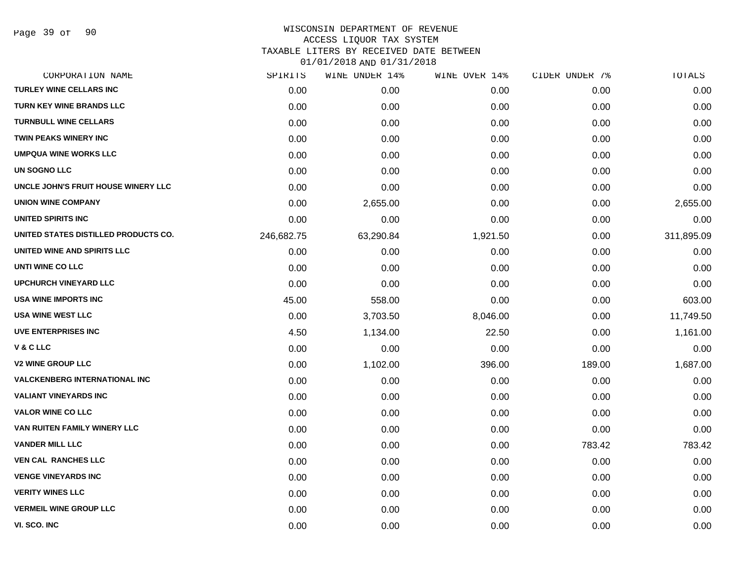WISCONSIN DEPARTMENT OF REVENUE
ACCESS LIQUOR TAX SYSTEM
TAXABLE LITERS BY RECEIVED DATE BETWEEN
01/01/2018 AND 01/31/2018

| CORPORATION NAME | SPIRITS | WINE UNDER 14% | WINE OVER 14% | CIDER UNDER 7% | TOTALS |
|---|---|---|---|---|---|
| TURLEY WINE CELLARS INC | 0.00 | 0.00 | 0.00 | 0.00 | 0.00 |
| TURN KEY WINE BRANDS LLC | 0.00 | 0.00 | 0.00 | 0.00 | 0.00 |
| TURNBULL WINE CELLARS | 0.00 | 0.00 | 0.00 | 0.00 | 0.00 |
| TWIN PEAKS WINERY INC | 0.00 | 0.00 | 0.00 | 0.00 | 0.00 |
| UMPQUA WINE WORKS LLC | 0.00 | 0.00 | 0.00 | 0.00 | 0.00 |
| UN SOGNO LLC | 0.00 | 0.00 | 0.00 | 0.00 | 0.00 |
| UNCLE JOHN'S FRUIT HOUSE WINERY LLC | 0.00 | 0.00 | 0.00 | 0.00 | 0.00 |
| UNION WINE COMPANY | 0.00 | 2,655.00 | 0.00 | 0.00 | 2,655.00 |
| UNITED SPIRITS INC | 0.00 | 0.00 | 0.00 | 0.00 | 0.00 |
| UNITED STATES DISTILLED PRODUCTS CO. | 246,682.75 | 63,290.84 | 1,921.50 | 0.00 | 311,895.09 |
| UNITED WINE AND SPIRITS LLC | 0.00 | 0.00 | 0.00 | 0.00 | 0.00 |
| UNTI WINE CO LLC | 0.00 | 0.00 | 0.00 | 0.00 | 0.00 |
| UPCHURCH VINEYARD LLC | 0.00 | 0.00 | 0.00 | 0.00 | 0.00 |
| USA WINE IMPORTS INC | 45.00 | 558.00 | 0.00 | 0.00 | 603.00 |
| USA WINE WEST LLC | 0.00 | 3,703.50 | 8,046.00 | 0.00 | 11,749.50 |
| UVE ENTERPRISES INC | 4.50 | 1,134.00 | 22.50 | 0.00 | 1,161.00 |
| V & C LLC | 0.00 | 0.00 | 0.00 | 0.00 | 0.00 |
| V2 WINE GROUP LLC | 0.00 | 1,102.00 | 396.00 | 189.00 | 1,687.00 |
| VALCKENBERG INTERNATIONAL INC | 0.00 | 0.00 | 0.00 | 0.00 | 0.00 |
| VALIANT VINEYARDS INC | 0.00 | 0.00 | 0.00 | 0.00 | 0.00 |
| VALOR WINE CO LLC | 0.00 | 0.00 | 0.00 | 0.00 | 0.00 |
| VAN RUITEN FAMILY WINERY LLC | 0.00 | 0.00 | 0.00 | 0.00 | 0.00 |
| VANDER MILL LLC | 0.00 | 0.00 | 0.00 | 783.42 | 783.42 |
| VEN CAL RANCHES LLC | 0.00 | 0.00 | 0.00 | 0.00 | 0.00 |
| VENGE VINEYARDS INC | 0.00 | 0.00 | 0.00 | 0.00 | 0.00 |
| VERITY WINES LLC | 0.00 | 0.00 | 0.00 | 0.00 | 0.00 |
| VERMEIL WINE GROUP LLC | 0.00 | 0.00 | 0.00 | 0.00 | 0.00 |
| VI. SCO. INC | 0.00 | 0.00 | 0.00 | 0.00 | 0.00 |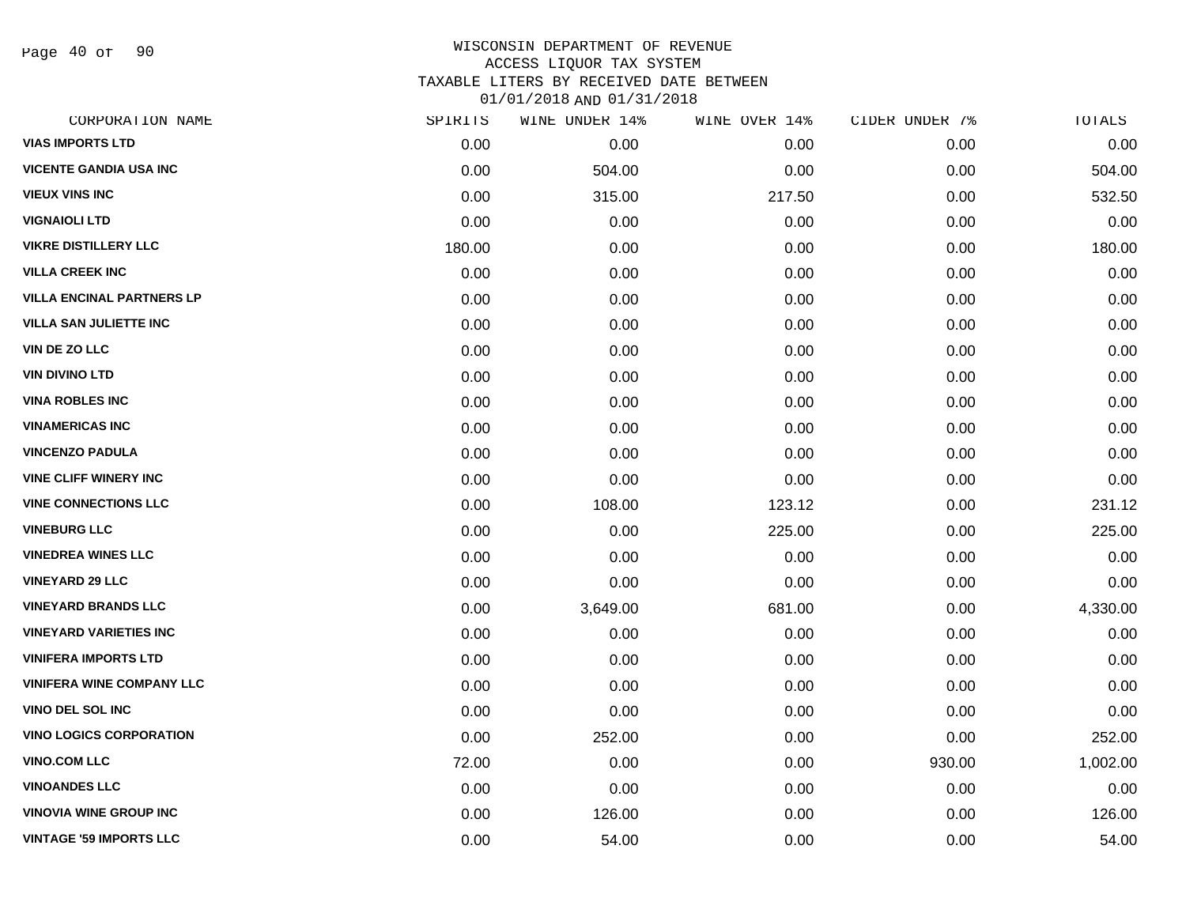WISCONSIN DEPARTMENT OF REVENUE
ACCESS LIQUOR TAX SYSTEM
TAXABLE LITERS BY RECEIVED DATE BETWEEN
01/01/2018 AND 01/31/2018

| CORPORATION NAME | SPIRITS | WINE UNDER 14% | WINE OVER 14% | CIDER UNDER 7% | TOTALS |
|---|---|---|---|---|---|
| VIAS IMPORTS LTD | 0.00 | 0.00 | 0.00 | 0.00 | 0.00 |
| VICENTE GANDIA USA INC | 0.00 | 504.00 | 0.00 | 0.00 | 504.00 |
| VIEUX VINS INC | 0.00 | 315.00 | 217.50 | 0.00 | 532.50 |
| VIGNAIOLI LTD | 0.00 | 0.00 | 0.00 | 0.00 | 0.00 |
| VIKRE DISTILLERY LLC | 180.00 | 0.00 | 0.00 | 0.00 | 180.00 |
| VILLA CREEK INC | 0.00 | 0.00 | 0.00 | 0.00 | 0.00 |
| VILLA ENCINAL PARTNERS LP | 0.00 | 0.00 | 0.00 | 0.00 | 0.00 |
| VILLA SAN JULIETTE INC | 0.00 | 0.00 | 0.00 | 0.00 | 0.00 |
| VIN DE ZO LLC | 0.00 | 0.00 | 0.00 | 0.00 | 0.00 |
| VIN DIVINO LTD | 0.00 | 0.00 | 0.00 | 0.00 | 0.00 |
| VINA ROBLES INC | 0.00 | 0.00 | 0.00 | 0.00 | 0.00 |
| VINAMERICAS INC | 0.00 | 0.00 | 0.00 | 0.00 | 0.00 |
| VINCENZO PADULA | 0.00 | 0.00 | 0.00 | 0.00 | 0.00 |
| VINE CLIFF WINERY INC | 0.00 | 0.00 | 0.00 | 0.00 | 0.00 |
| VINE CONNECTIONS LLC | 0.00 | 108.00 | 123.12 | 0.00 | 231.12 |
| VINEBURG LLC | 0.00 | 0.00 | 225.00 | 0.00 | 225.00 |
| VINEDREA WINES LLC | 0.00 | 0.00 | 0.00 | 0.00 | 0.00 |
| VINEYARD 29 LLC | 0.00 | 0.00 | 0.00 | 0.00 | 0.00 |
| VINEYARD BRANDS LLC | 0.00 | 3,649.00 | 681.00 | 0.00 | 4,330.00 |
| VINEYARD VARIETIES INC | 0.00 | 0.00 | 0.00 | 0.00 | 0.00 |
| VINIFERA IMPORTS LTD | 0.00 | 0.00 | 0.00 | 0.00 | 0.00 |
| VINIFERA WINE COMPANY LLC | 0.00 | 0.00 | 0.00 | 0.00 | 0.00 |
| VINO DEL SOL INC | 0.00 | 0.00 | 0.00 | 0.00 | 0.00 |
| VINO LOGICS CORPORATION | 0.00 | 252.00 | 0.00 | 0.00 | 252.00 |
| VINO.COM LLC | 72.00 | 0.00 | 0.00 | 930.00 | 1,002.00 |
| VINOANDES LLC | 0.00 | 0.00 | 0.00 | 0.00 | 0.00 |
| VINOVIA WINE GROUP INC | 0.00 | 126.00 | 0.00 | 0.00 | 126.00 |
| VINTAGE '59 IMPORTS LLC | 0.00 | 54.00 | 0.00 | 0.00 | 54.00 |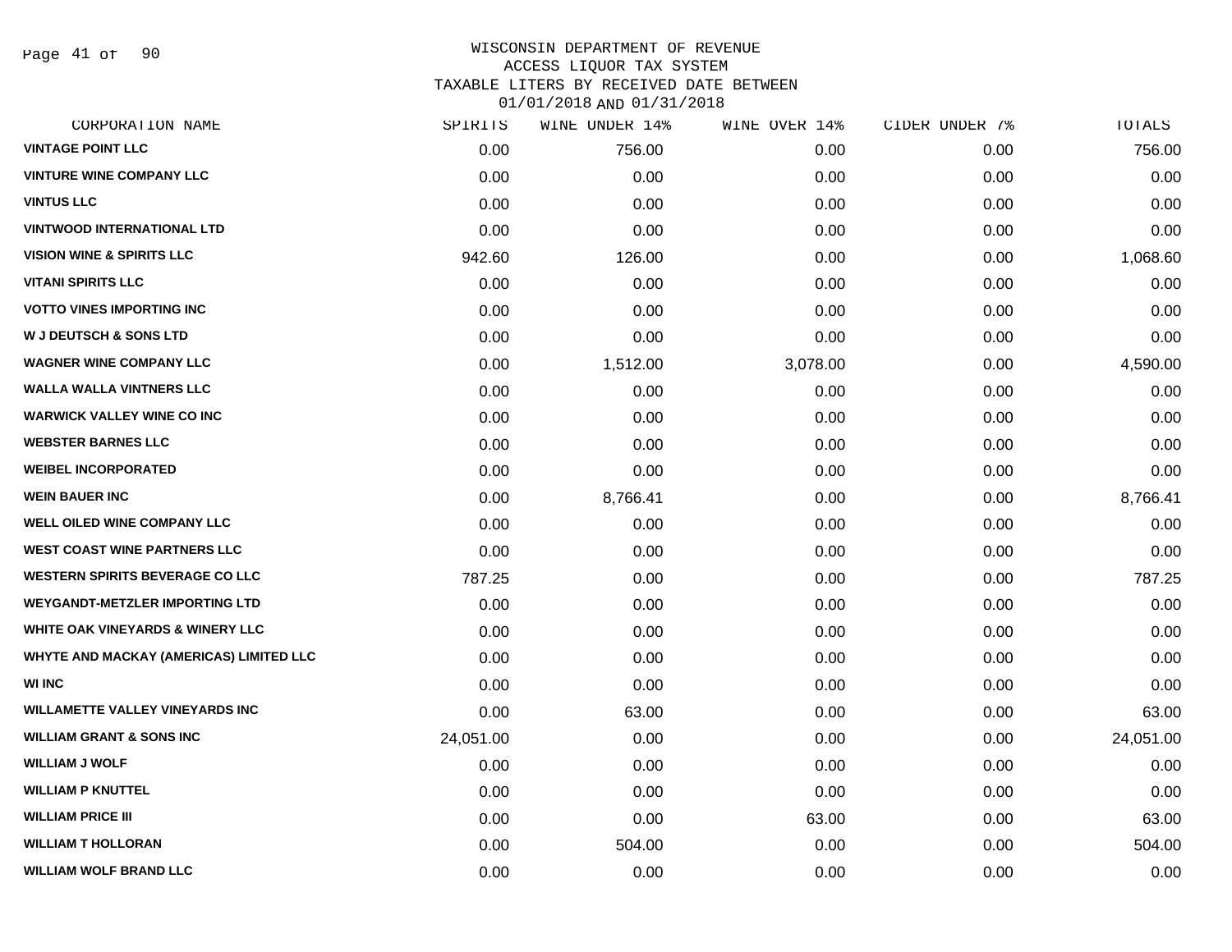WISCONSIN DEPARTMENT OF REVENUE
ACCESS LIQUOR TAX SYSTEM
TAXABLE LITERS BY RECEIVED DATE BETWEEN
01/01/2018 AND 01/31/2018

| CORPORATION NAME | SPIRITS | WINE UNDER 14% | WINE OVER 14% | CIDER UNDER 7% | TOTALS |
|---|---|---|---|---|---|
| VINTAGE POINT LLC | 0.00 | 756.00 | 0.00 | 0.00 | 756.00 |
| VINTURE WINE COMPANY LLC | 0.00 | 0.00 | 0.00 | 0.00 | 0.00 |
| VINTUS LLC | 0.00 | 0.00 | 0.00 | 0.00 | 0.00 |
| VINTWOOD INTERNATIONAL LTD | 0.00 | 0.00 | 0.00 | 0.00 | 0.00 |
| VISION WINE & SPIRITS LLC | 942.60 | 126.00 | 0.00 | 0.00 | 1,068.60 |
| VITANI SPIRITS LLC | 0.00 | 0.00 | 0.00 | 0.00 | 0.00 |
| VOTTO VINES IMPORTING INC | 0.00 | 0.00 | 0.00 | 0.00 | 0.00 |
| W J DEUTSCH & SONS LTD | 0.00 | 0.00 | 0.00 | 0.00 | 0.00 |
| WAGNER WINE COMPANY LLC | 0.00 | 1,512.00 | 3,078.00 | 0.00 | 4,590.00 |
| WALLA WALLA VINTNERS LLC | 0.00 | 0.00 | 0.00 | 0.00 | 0.00 |
| WARWICK VALLEY WINE CO INC | 0.00 | 0.00 | 0.00 | 0.00 | 0.00 |
| WEBSTER BARNES LLC | 0.00 | 0.00 | 0.00 | 0.00 | 0.00 |
| WEIBEL INCORPORATED | 0.00 | 0.00 | 0.00 | 0.00 | 0.00 |
| WEIN BAUER INC | 0.00 | 8,766.41 | 0.00 | 0.00 | 8,766.41 |
| WELL OILED WINE COMPANY LLC | 0.00 | 0.00 | 0.00 | 0.00 | 0.00 |
| WEST COAST WINE PARTNERS LLC | 0.00 | 0.00 | 0.00 | 0.00 | 0.00 |
| WESTERN SPIRITS BEVERAGE CO LLC | 787.25 | 0.00 | 0.00 | 0.00 | 787.25 |
| WEYGANDT-METZLER IMPORTING LTD | 0.00 | 0.00 | 0.00 | 0.00 | 0.00 |
| WHITE OAK VINEYARDS & WINERY LLC | 0.00 | 0.00 | 0.00 | 0.00 | 0.00 |
| WHYTE AND MACKAY (AMERICAS) LIMITED LLC | 0.00 | 0.00 | 0.00 | 0.00 | 0.00 |
| WI INC | 0.00 | 0.00 | 0.00 | 0.00 | 0.00 |
| WILLAMETTE VALLEY VINEYARDS INC | 0.00 | 63.00 | 0.00 | 0.00 | 63.00 |
| WILLIAM GRANT & SONS INC | 24,051.00 | 0.00 | 0.00 | 0.00 | 24,051.00 |
| WILLIAM J WOLF | 0.00 | 0.00 | 0.00 | 0.00 | 0.00 |
| WILLIAM P KNUTTEL | 0.00 | 0.00 | 0.00 | 0.00 | 0.00 |
| WILLIAM PRICE III | 0.00 | 0.00 | 63.00 | 0.00 | 63.00 |
| WILLIAM T HOLLORAN | 0.00 | 504.00 | 0.00 | 0.00 | 504.00 |
| WILLIAM WOLF BRAND LLC | 0.00 | 0.00 | 0.00 | 0.00 | 0.00 |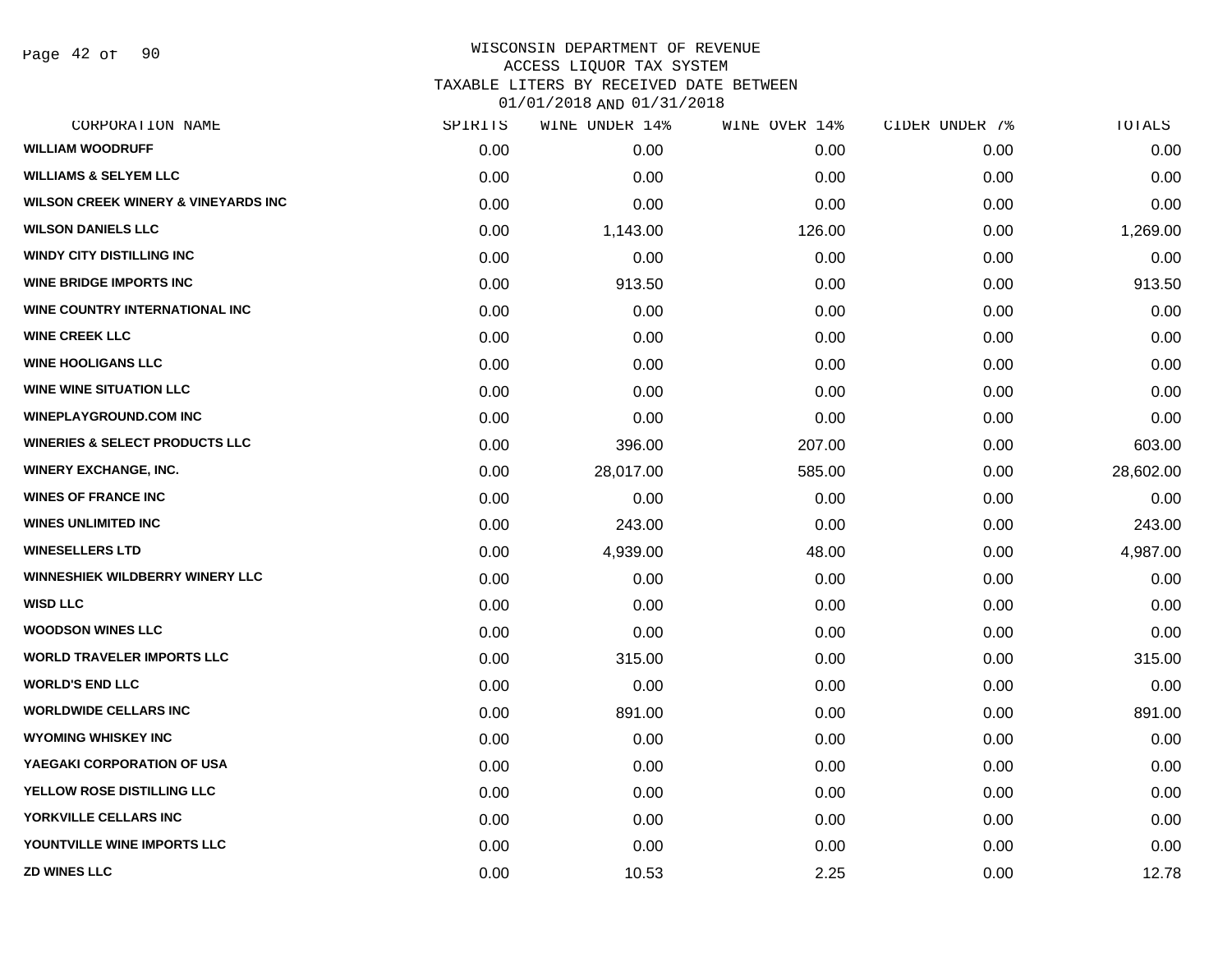# WISCONSIN DEPARTMENT OF REVENUE
## ACCESS LIQUOR TAX SYSTEM
### TAXABLE LITERS BY RECEIVED DATE BETWEEN 01/01/2018 AND 01/31/2018

| CORPORATION NAME | SPIRITS | WINE UNDER 14% | WINE OVER 14% | CIDER UNDER 7% | TOTALS |
|---|---|---|---|---|---|
| WILLIAM WOODRUFF | 0.00 | 0.00 | 0.00 | 0.00 | 0.00 |
| WILLIAMS & SELYEM LLC | 0.00 | 0.00 | 0.00 | 0.00 | 0.00 |
| WILSON CREEK WINERY & VINEYARDS INC | 0.00 | 0.00 | 0.00 | 0.00 | 0.00 |
| WILSON DANIELS LLC | 0.00 | 1,143.00 | 126.00 | 0.00 | 1,269.00 |
| WINDY CITY DISTILLING INC | 0.00 | 0.00 | 0.00 | 0.00 | 0.00 |
| WINE BRIDGE IMPORTS INC | 0.00 | 913.50 | 0.00 | 0.00 | 913.50 |
| WINE COUNTRY INTERNATIONAL INC | 0.00 | 0.00 | 0.00 | 0.00 | 0.00 |
| WINE CREEK LLC | 0.00 | 0.00 | 0.00 | 0.00 | 0.00 |
| WINE HOOLIGANS LLC | 0.00 | 0.00 | 0.00 | 0.00 | 0.00 |
| WINE WINE SITUATION LLC | 0.00 | 0.00 | 0.00 | 0.00 | 0.00 |
| WINEPLAYGROUND.COM INC | 0.00 | 0.00 | 0.00 | 0.00 | 0.00 |
| WINERIES & SELECT PRODUCTS LLC | 0.00 | 396.00 | 207.00 | 0.00 | 603.00 |
| WINERY EXCHANGE, INC. | 0.00 | 28,017.00 | 585.00 | 0.00 | 28,602.00 |
| WINES OF FRANCE INC | 0.00 | 0.00 | 0.00 | 0.00 | 0.00 |
| WINES UNLIMITED INC | 0.00 | 243.00 | 0.00 | 0.00 | 243.00 |
| WINESELLERS LTD | 0.00 | 4,939.00 | 48.00 | 0.00 | 4,987.00 |
| WINNESHIEK WILDBERRY WINERY LLC | 0.00 | 0.00 | 0.00 | 0.00 | 0.00 |
| WISD LLC | 0.00 | 0.00 | 0.00 | 0.00 | 0.00 |
| WOODSON WINES LLC | 0.00 | 0.00 | 0.00 | 0.00 | 0.00 |
| WORLD TRAVELER IMPORTS LLC | 0.00 | 315.00 | 0.00 | 0.00 | 315.00 |
| WORLD'S END LLC | 0.00 | 0.00 | 0.00 | 0.00 | 0.00 |
| WORLDWIDE CELLARS INC | 0.00 | 891.00 | 0.00 | 0.00 | 891.00 |
| WYOMING WHISKEY INC | 0.00 | 0.00 | 0.00 | 0.00 | 0.00 |
| YAEGAKI CORPORATION OF USA | 0.00 | 0.00 | 0.00 | 0.00 | 0.00 |
| YELLOW ROSE DISTILLING LLC | 0.00 | 0.00 | 0.00 | 0.00 | 0.00 |
| YORKVILLE CELLARS INC | 0.00 | 0.00 | 0.00 | 0.00 | 0.00 |
| YOUNTVILLE WINE IMPORTS LLC | 0.00 | 0.00 | 0.00 | 0.00 | 0.00 |
| ZD WINES LLC | 0.00 | 10.53 | 2.25 | 0.00 | 12.78 |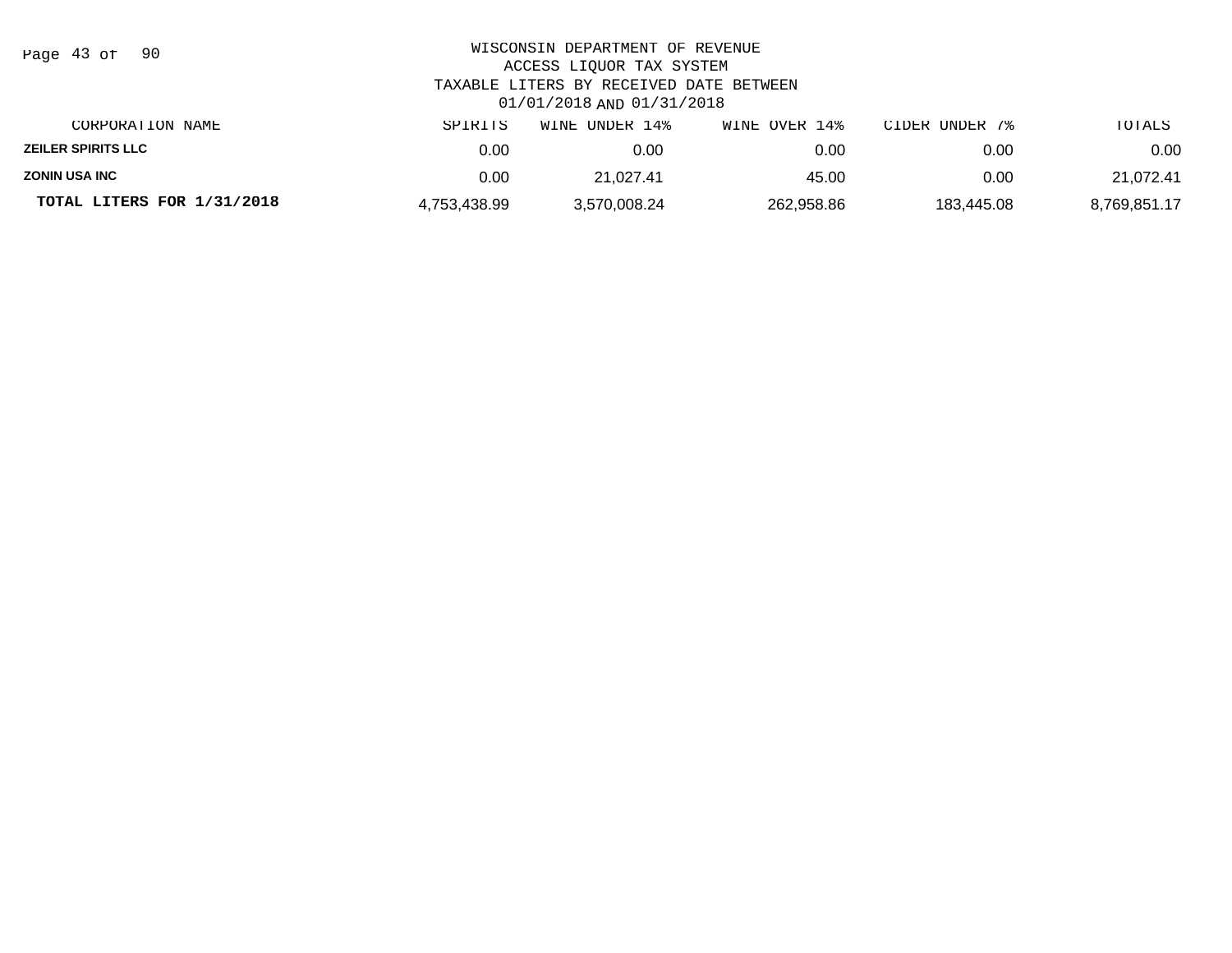WISCONSIN DEPARTMENT OF REVENUE
ACCESS LIQUOR TAX SYSTEM
TAXABLE LITERS BY RECEIVED DATE BETWEEN
01/01/2018 AND 01/31/2018

| CORPORATION NAME | SPIRITS | WINE UNDER 14% | WINE OVER 14% | CIDER UNDER 7% | TOTALS |
|---|---|---|---|---|---|
| ZEILER SPIRITS LLC | 0.00 | 0.00 | 0.00 | 0.00 | 0.00 |
| ZONIN USA INC | 0.00 | 21,027.41 | 45.00 | 0.00 | 21,072.41 |
| **TOTAL LITERS FOR 1/31/2018** | 4,753,438.99 | 3,570,008.24 | 262,958.86 | 183,445.08 | 8,769,851.17 |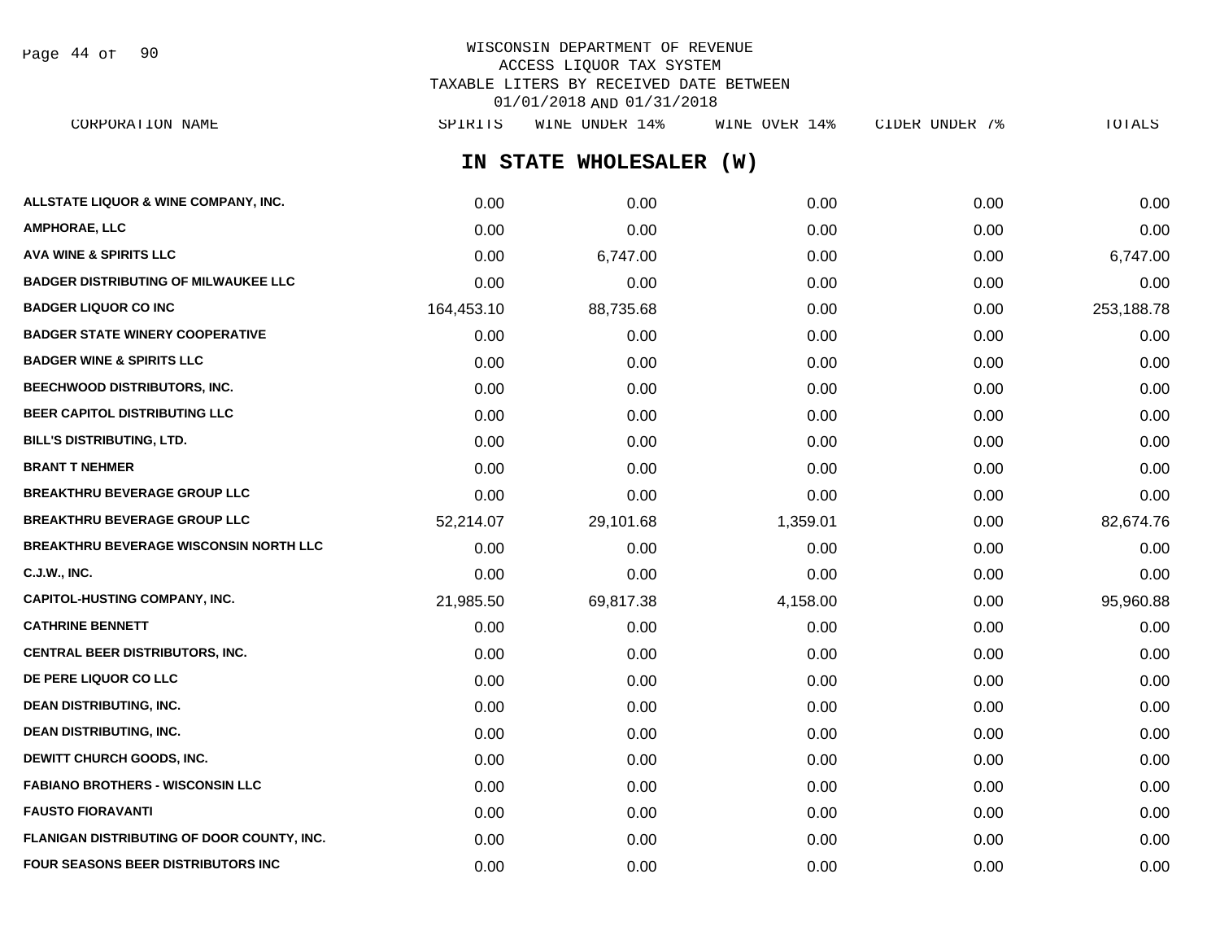WISCONSIN DEPARTMENT OF REVENUE
ACCESS LIQUOR TAX SYSTEM
TAXABLE LITERS BY RECEIVED DATE BETWEEN
01/01/2018 AND 01/31/2018

## IN STATE WHOLESALER (W)

| CORPORATION NAME | SPIRITS | WINE UNDER 14% | WINE OVER 14% | CIDER UNDER 7% | TOTALS |
|---|---|---|---|---|---|
| ALLSTATE LIQUOR & WINE COMPANY, INC. | 0.00 | 0.00 | 0.00 | 0.00 | 0.00 |
| AMPHORAE, LLC | 0.00 | 0.00 | 0.00 | 0.00 | 0.00 |
| AVA WINE & SPIRITS LLC | 0.00 | 6,747.00 | 0.00 | 0.00 | 6,747.00 |
| BADGER DISTRIBUTING OF MILWAUKEE LLC | 0.00 | 0.00 | 0.00 | 0.00 | 0.00 |
| BADGER LIQUOR CO INC | 164,453.10 | 88,735.68 | 0.00 | 0.00 | 253,188.78 |
| BADGER STATE WINERY COOPERATIVE | 0.00 | 0.00 | 0.00 | 0.00 | 0.00 |
| BADGER WINE & SPIRITS LLC | 0.00 | 0.00 | 0.00 | 0.00 | 0.00 |
| BEECHWOOD DISTRIBUTORS, INC. | 0.00 | 0.00 | 0.00 | 0.00 | 0.00 |
| BEER CAPITOL DISTRIBUTING LLC | 0.00 | 0.00 | 0.00 | 0.00 | 0.00 |
| BILL'S DISTRIBUTING, LTD. | 0.00 | 0.00 | 0.00 | 0.00 | 0.00 |
| BRANT T NEHMER | 0.00 | 0.00 | 0.00 | 0.00 | 0.00 |
| BREAKTHRU BEVERAGE GROUP LLC | 0.00 | 0.00 | 0.00 | 0.00 | 0.00 |
| BREAKTHRU BEVERAGE GROUP LLC | 52,214.07 | 29,101.68 | 1,359.01 | 0.00 | 82,674.76 |
| BREAKTHRU BEVERAGE WISCONSIN NORTH LLC | 0.00 | 0.00 | 0.00 | 0.00 | 0.00 |
| C.J.W., INC. | 0.00 | 0.00 | 0.00 | 0.00 | 0.00 |
| CAPITOL-HUSTING COMPANY, INC. | 21,985.50 | 69,817.38 | 4,158.00 | 0.00 | 95,960.88 |
| CATHRINE BENNETT | 0.00 | 0.00 | 0.00 | 0.00 | 0.00 |
| CENTRAL BEER DISTRIBUTORS, INC. | 0.00 | 0.00 | 0.00 | 0.00 | 0.00 |
| DE PERE LIQUOR CO LLC | 0.00 | 0.00 | 0.00 | 0.00 | 0.00 |
| DEAN DISTRIBUTING, INC. | 0.00 | 0.00 | 0.00 | 0.00 | 0.00 |
| DEAN DISTRIBUTING, INC. | 0.00 | 0.00 | 0.00 | 0.00 | 0.00 |
| DEWITT CHURCH GOODS, INC. | 0.00 | 0.00 | 0.00 | 0.00 | 0.00 |
| FABIANO BROTHERS - WISCONSIN LLC | 0.00 | 0.00 | 0.00 | 0.00 | 0.00 |
| FAUSTO FIORAVANTI | 0.00 | 0.00 | 0.00 | 0.00 | 0.00 |
| FLANIGAN DISTRIBUTING OF DOOR COUNTY, INC. | 0.00 | 0.00 | 0.00 | 0.00 | 0.00 |
| FOUR SEASONS BEER DISTRIBUTORS INC | 0.00 | 0.00 | 0.00 | 0.00 | 0.00 |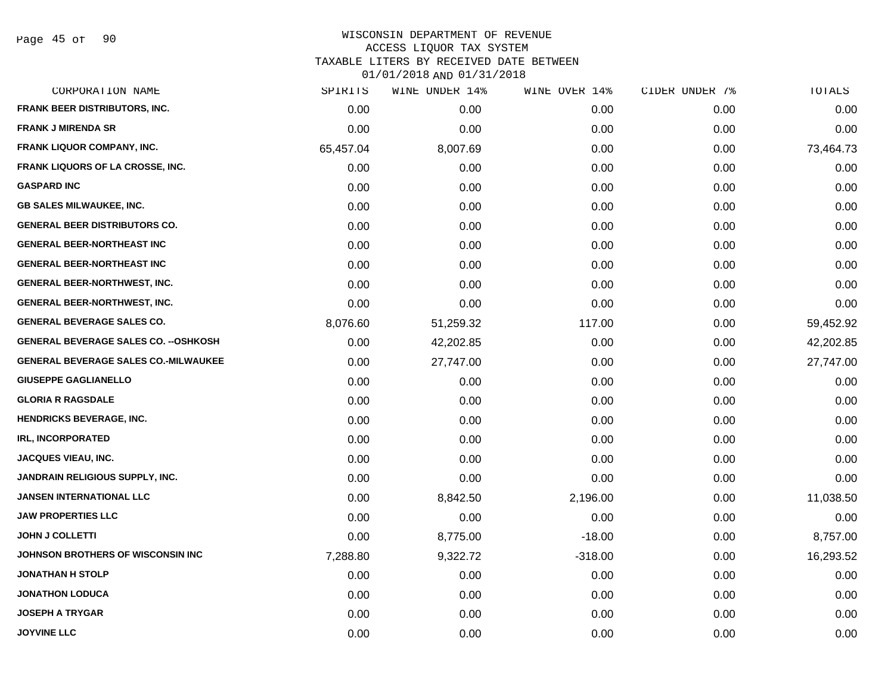WISCONSIN DEPARTMENT OF REVENUE
ACCESS LIQUOR TAX SYSTEM
TAXABLE LITERS BY RECEIVED DATE BETWEEN
01/01/2018 AND 01/31/2018

| CORPORATION NAME | SPIRITS | WINE UNDER 14% | WINE OVER 14% | CIDER UNDER 7% | TOTALS |
|---|---|---|---|---|---|
| FRANK BEER DISTRIBUTORS, INC. | 0.00 | 0.00 | 0.00 | 0.00 | 0.00 |
| FRANK J MIRENDA SR | 0.00 | 0.00 | 0.00 | 0.00 | 0.00 |
| FRANK LIQUOR COMPANY, INC. | 65,457.04 | 8,007.69 | 0.00 | 0.00 | 73,464.73 |
| FRANK LIQUORS OF LA CROSSE, INC. | 0.00 | 0.00 | 0.00 | 0.00 | 0.00 |
| GASPARD INC | 0.00 | 0.00 | 0.00 | 0.00 | 0.00 |
| GB SALES MILWAUKEE, INC. | 0.00 | 0.00 | 0.00 | 0.00 | 0.00 |
| GENERAL BEER DISTRIBUTORS CO. | 0.00 | 0.00 | 0.00 | 0.00 | 0.00 |
| GENERAL BEER-NORTHEAST INC | 0.00 | 0.00 | 0.00 | 0.00 | 0.00 |
| GENERAL BEER-NORTHEAST INC | 0.00 | 0.00 | 0.00 | 0.00 | 0.00 |
| GENERAL BEER-NORTHWEST, INC. | 0.00 | 0.00 | 0.00 | 0.00 | 0.00 |
| GENERAL BEER-NORTHWEST, INC. | 0.00 | 0.00 | 0.00 | 0.00 | 0.00 |
| GENERAL BEVERAGE SALES CO. | 8,076.60 | 51,259.32 | 117.00 | 0.00 | 59,452.92 |
| GENERAL BEVERAGE SALES CO. --OSHKOSH | 0.00 | 42,202.85 | 0.00 | 0.00 | 42,202.85 |
| GENERAL BEVERAGE SALES CO.-MILWAUKEE | 0.00 | 27,747.00 | 0.00 | 0.00 | 27,747.00 |
| GIUSEPPE GAGLIANELLO | 0.00 | 0.00 | 0.00 | 0.00 | 0.00 |
| GLORIA R RAGSDALE | 0.00 | 0.00 | 0.00 | 0.00 | 0.00 |
| HENDRICKS BEVERAGE, INC. | 0.00 | 0.00 | 0.00 | 0.00 | 0.00 |
| IRL, INCORPORATED | 0.00 | 0.00 | 0.00 | 0.00 | 0.00 |
| JACQUES VIEAU, INC. | 0.00 | 0.00 | 0.00 | 0.00 | 0.00 |
| JANDRAIN RELIGIOUS SUPPLY, INC. | 0.00 | 0.00 | 0.00 | 0.00 | 0.00 |
| JANSEN INTERNATIONAL LLC | 0.00 | 8,842.50 | 2,196.00 | 0.00 | 11,038.50 |
| JAW PROPERTIES LLC | 0.00 | 0.00 | 0.00 | 0.00 | 0.00 |
| JOHN J COLLETTI | 0.00 | 8,775.00 | -18.00 | 0.00 | 8,757.00 |
| JOHNSON BROTHERS OF WISCONSIN INC | 7,288.80 | 9,322.72 | -318.00 | 0.00 | 16,293.52 |
| JONATHAN H STOLP | 0.00 | 0.00 | 0.00 | 0.00 | 0.00 |
| JONATHON LODUCA | 0.00 | 0.00 | 0.00 | 0.00 | 0.00 |
| JOSEPH A TRYGAR | 0.00 | 0.00 | 0.00 | 0.00 | 0.00 |
| JOYVINE LLC | 0.00 | 0.00 | 0.00 | 0.00 | 0.00 |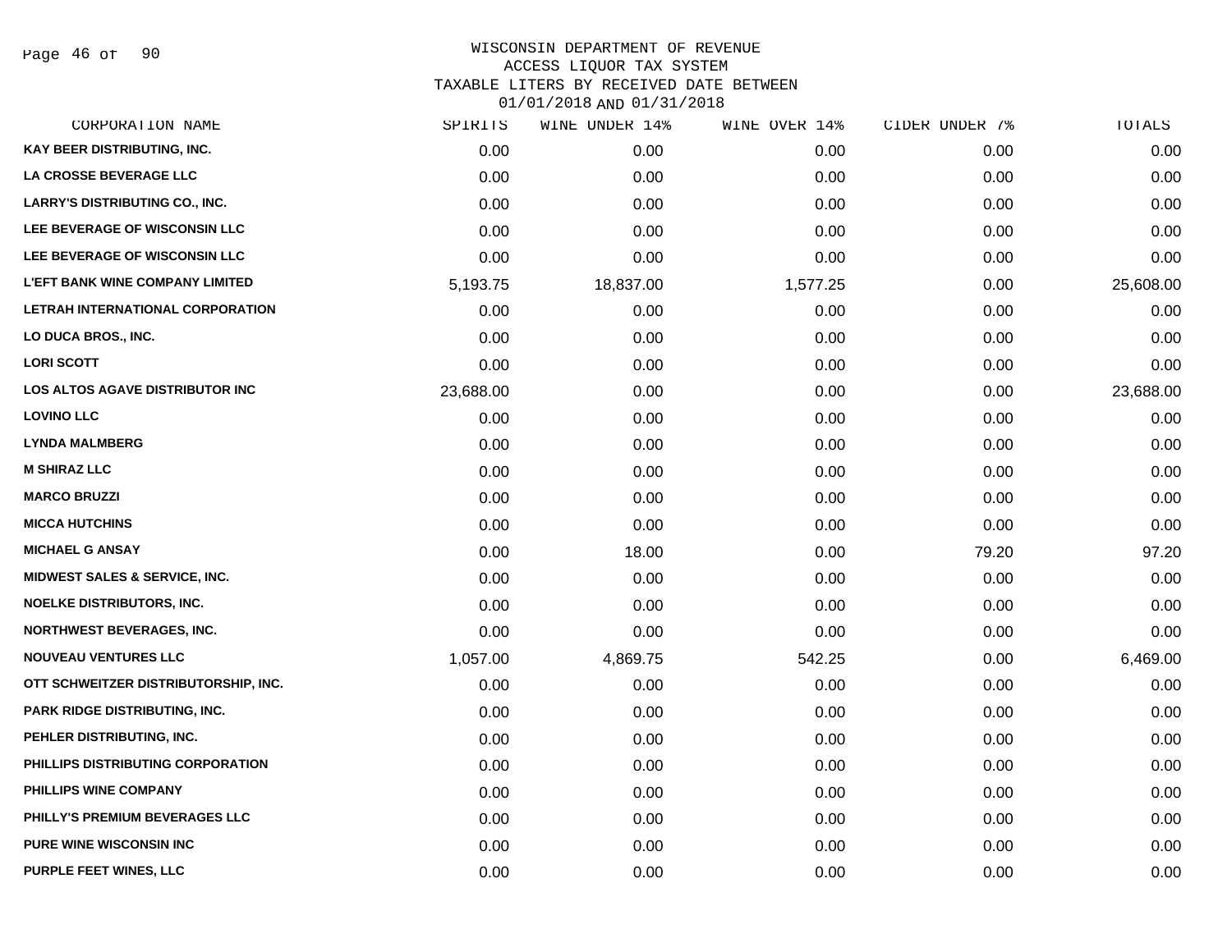# WISCONSIN DEPARTMENT OF REVENUE
## ACCESS LIQUOR TAX SYSTEM
## TAXABLE LITERS BY RECEIVED DATE BETWEEN 01/01/2018 AND 01/31/2018

| CORPORATION NAME | SPIRITS | WINE UNDER 14% | WINE OVER 14% | CIDER UNDER 7% | TOTALS |
|---|---|---|---|---|---|
| KAY BEER DISTRIBUTING, INC. | 0.00 | 0.00 | 0.00 | 0.00 | 0.00 |
| LA CROSSE BEVERAGE LLC | 0.00 | 0.00 | 0.00 | 0.00 | 0.00 |
| LARRY'S DISTRIBUTING CO., INC. | 0.00 | 0.00 | 0.00 | 0.00 | 0.00 |
| LEE BEVERAGE OF WISCONSIN LLC | 0.00 | 0.00 | 0.00 | 0.00 | 0.00 |
| LEE BEVERAGE OF WISCONSIN LLC | 0.00 | 0.00 | 0.00 | 0.00 | 0.00 |
| L'EFT BANK WINE COMPANY LIMITED | 5,193.75 | 18,837.00 | 1,577.25 | 0.00 | 25,608.00 |
| LETRAH INTERNATIONAL CORPORATION | 0.00 | 0.00 | 0.00 | 0.00 | 0.00 |
| LO DUCA BROS., INC. | 0.00 | 0.00 | 0.00 | 0.00 | 0.00 |
| LORI SCOTT | 0.00 | 0.00 | 0.00 | 0.00 | 0.00 |
| LOS ALTOS AGAVE DISTRIBUTOR INC | 23,688.00 | 0.00 | 0.00 | 0.00 | 23,688.00 |
| LOVINO LLC | 0.00 | 0.00 | 0.00 | 0.00 | 0.00 |
| LYNDA MALMBERG | 0.00 | 0.00 | 0.00 | 0.00 | 0.00 |
| M SHIRAZ LLC | 0.00 | 0.00 | 0.00 | 0.00 | 0.00 |
| MARCO BRUZZI | 0.00 | 0.00 | 0.00 | 0.00 | 0.00 |
| MICCA HUTCHINS | 0.00 | 0.00 | 0.00 | 0.00 | 0.00 |
| MICHAEL G ANSAY | 0.00 | 18.00 | 0.00 | 79.20 | 97.20 |
| MIDWEST SALES & SERVICE, INC. | 0.00 | 0.00 | 0.00 | 0.00 | 0.00 |
| NOELKE DISTRIBUTORS, INC. | 0.00 | 0.00 | 0.00 | 0.00 | 0.00 |
| NORTHWEST BEVERAGES, INC. | 0.00 | 0.00 | 0.00 | 0.00 | 0.00 |
| NOUVEAU VENTURES LLC | 1,057.00 | 4,869.75 | 542.25 | 0.00 | 6,469.00 |
| OTT SCHWEITZER DISTRIBUTORSHIP, INC. | 0.00 | 0.00 | 0.00 | 0.00 | 0.00 |
| PARK RIDGE DISTRIBUTING, INC. | 0.00 | 0.00 | 0.00 | 0.00 | 0.00 |
| PEHLER DISTRIBUTING, INC. | 0.00 | 0.00 | 0.00 | 0.00 | 0.00 |
| PHILLIPS DISTRIBUTING CORPORATION | 0.00 | 0.00 | 0.00 | 0.00 | 0.00 |
| PHILLIPS WINE COMPANY | 0.00 | 0.00 | 0.00 | 0.00 | 0.00 |
| PHILLY'S PREMIUM BEVERAGES LLC | 0.00 | 0.00 | 0.00 | 0.00 | 0.00 |
| PURE WINE WISCONSIN INC | 0.00 | 0.00 | 0.00 | 0.00 | 0.00 |
| PURPLE FEET WINES, LLC | 0.00 | 0.00 | 0.00 | 0.00 | 0.00 |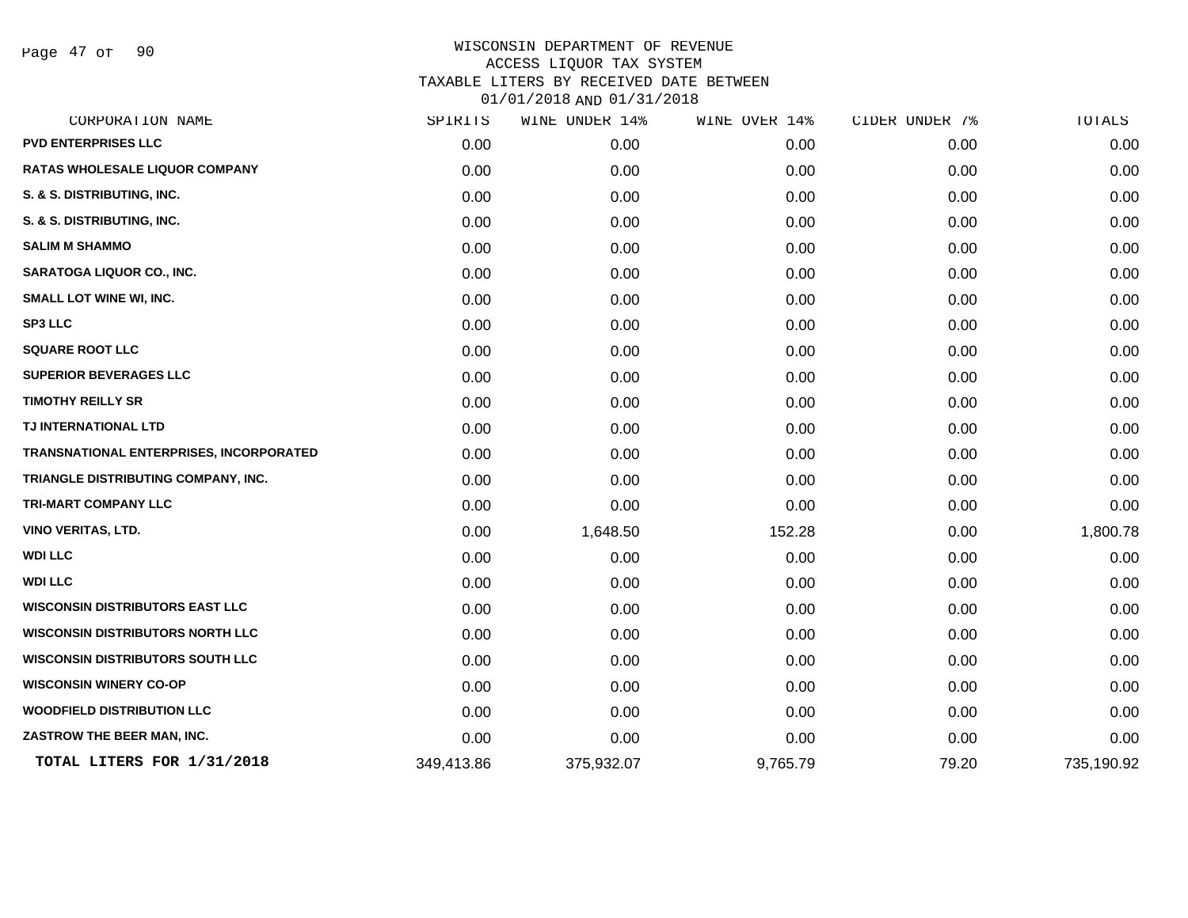# WISCONSIN DEPARTMENT OF REVENUE
## ACCESS LIQUOR TAX SYSTEM
## TAXABLE LITERS BY RECEIVED DATE BETWEEN 01/01/2018 AND 01/31/2018

| CORPORATION NAME | SPIRITS | WINE UNDER 14% | WINE OVER 14% | CIDER UNDER 7% | TOTALS |
|---|---|---|---|---|---|
| PVD ENTERPRISES LLC | 0.00 | 0.00 | 0.00 | 0.00 | 0.00 |
| RATAS WHOLESALE LIQUOR COMPANY | 0.00 | 0.00 | 0.00 | 0.00 | 0.00 |
| S. & S. DISTRIBUTING, INC. | 0.00 | 0.00 | 0.00 | 0.00 | 0.00 |
| S. & S. DISTRIBUTING, INC. | 0.00 | 0.00 | 0.00 | 0.00 | 0.00 |
| SALIM M SHAMMO | 0.00 | 0.00 | 0.00 | 0.00 | 0.00 |
| SARATOGA LIQUOR CO., INC. | 0.00 | 0.00 | 0.00 | 0.00 | 0.00 |
| SMALL LOT WINE WI, INC. | 0.00 | 0.00 | 0.00 | 0.00 | 0.00 |
| SP3 LLC | 0.00 | 0.00 | 0.00 | 0.00 | 0.00 |
| SQUARE ROOT LLC | 0.00 | 0.00 | 0.00 | 0.00 | 0.00 |
| SUPERIOR BEVERAGES LLC | 0.00 | 0.00 | 0.00 | 0.00 | 0.00 |
| TIMOTHY REILLY SR | 0.00 | 0.00 | 0.00 | 0.00 | 0.00 |
| TJ INTERNATIONAL LTD | 0.00 | 0.00 | 0.00 | 0.00 | 0.00 |
| TRANSNATIONAL ENTERPRISES, INCORPORATED | 0.00 | 0.00 | 0.00 | 0.00 | 0.00 |
| TRIANGLE DISTRIBUTING COMPANY, INC. | 0.00 | 0.00 | 0.00 | 0.00 | 0.00 |
| TRI-MART COMPANY LLC | 0.00 | 0.00 | 0.00 | 0.00 | 0.00 |
| VINO VERITAS, LTD. | 0.00 | 1,648.50 | 152.28 | 0.00 | 1,800.78 |
| WDI LLC | 0.00 | 0.00 | 0.00 | 0.00 | 0.00 |
| WDI LLC | 0.00 | 0.00 | 0.00 | 0.00 | 0.00 |
| WISCONSIN DISTRIBUTORS EAST LLC | 0.00 | 0.00 | 0.00 | 0.00 | 0.00 |
| WISCONSIN DISTRIBUTORS NORTH LLC | 0.00 | 0.00 | 0.00 | 0.00 | 0.00 |
| WISCONSIN DISTRIBUTORS SOUTH LLC | 0.00 | 0.00 | 0.00 | 0.00 | 0.00 |
| WISCONSIN WINERY CO-OP | 0.00 | 0.00 | 0.00 | 0.00 | 0.00 |
| WOODFIELD DISTRIBUTION LLC | 0.00 | 0.00 | 0.00 | 0.00 | 0.00 |
| ZASTROW THE BEER MAN, INC. | 0.00 | 0.00 | 0.00 | 0.00 | 0.00 |
| **TOTAL LITERS FOR 1/31/2018** | 349,413.86 | 375,932.07 | 9,765.79 | 79.20 | 735,190.92 |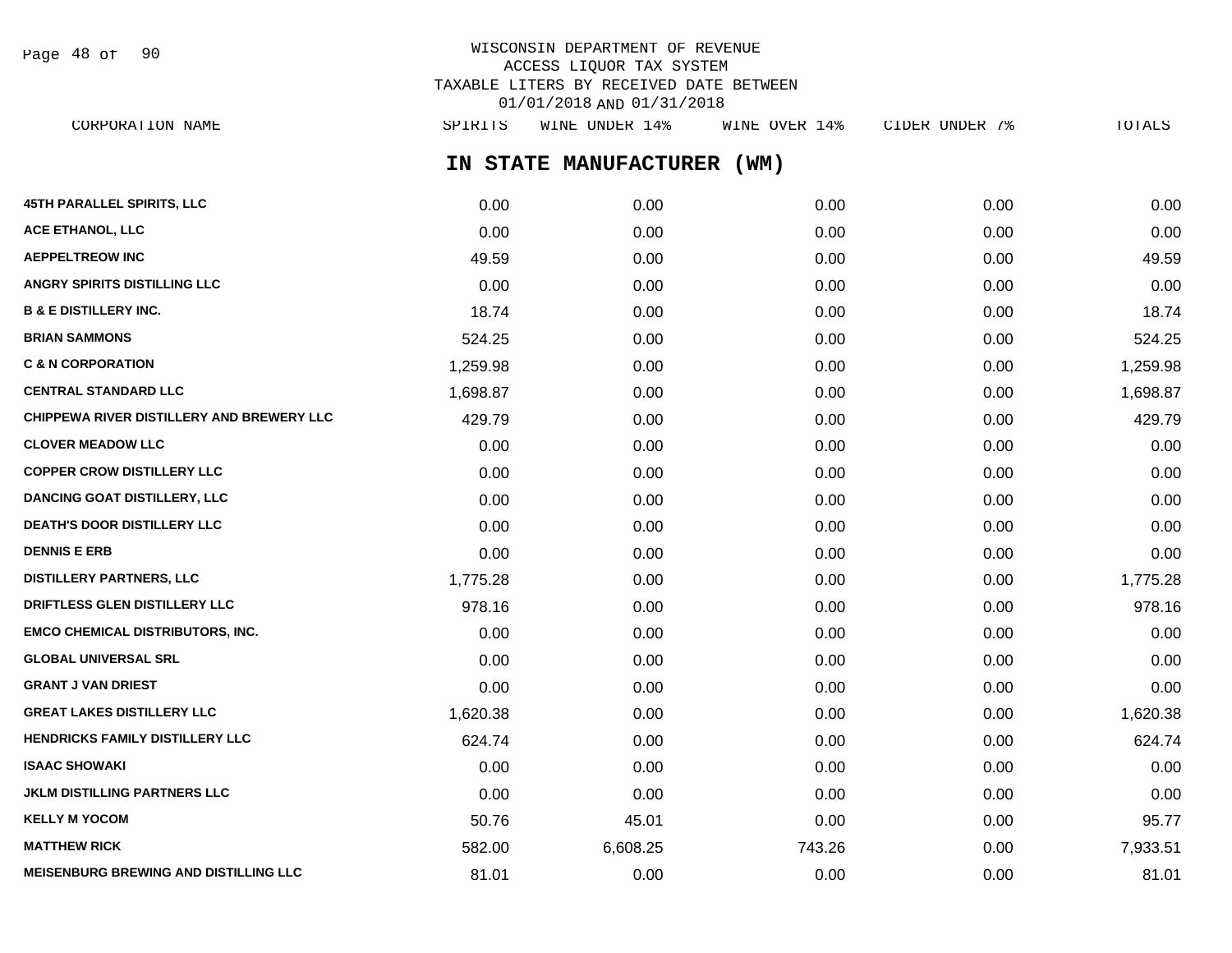WISCONSIN DEPARTMENT OF REVENUE
ACCESS LIQUOR TAX SYSTEM
TAXABLE LITERS BY RECEIVED DATE BETWEEN
01/01/2018 AND 01/31/2018

## IN STATE MANUFACTURER (WM)

| CORPORATION NAME | SPIRITS | WINE UNDER 14% | WINE OVER 14% | CIDER UNDER 7% | TOTALS |
|---|---|---|---|---|---|
| 45TH PARALLEL SPIRITS, LLC | 0.00 | 0.00 | 0.00 | 0.00 | 0.00 |
| ACE ETHANOL, LLC | 0.00 | 0.00 | 0.00 | 0.00 | 0.00 |
| AEPPELTREOW INC | 49.59 | 0.00 | 0.00 | 0.00 | 49.59 |
| ANGRY SPIRITS DISTILLING LLC | 0.00 | 0.00 | 0.00 | 0.00 | 0.00 |
| B & E DISTILLERY INC. | 18.74 | 0.00 | 0.00 | 0.00 | 18.74 |
| BRIAN SAMMONS | 524.25 | 0.00 | 0.00 | 0.00 | 524.25 |
| C & N CORPORATION | 1,259.98 | 0.00 | 0.00 | 0.00 | 1,259.98 |
| CENTRAL STANDARD LLC | 1,698.87 | 0.00 | 0.00 | 0.00 | 1,698.87 |
| CHIPPEWA RIVER DISTILLERY AND BREWERY LLC | 429.79 | 0.00 | 0.00 | 0.00 | 429.79 |
| CLOVER MEADOW LLC | 0.00 | 0.00 | 0.00 | 0.00 | 0.00 |
| COPPER CROW DISTILLERY LLC | 0.00 | 0.00 | 0.00 | 0.00 | 0.00 |
| DANCING GOAT DISTILLERY, LLC | 0.00 | 0.00 | 0.00 | 0.00 | 0.00 |
| DEATH'S DOOR DISTILLERY LLC | 0.00 | 0.00 | 0.00 | 0.00 | 0.00 |
| DENNIS E ERB | 0.00 | 0.00 | 0.00 | 0.00 | 0.00 |
| DISTILLERY PARTNERS, LLC | 1,775.28 | 0.00 | 0.00 | 0.00 | 1,775.28 |
| DRIFTLESS GLEN DISTILLERY LLC | 978.16 | 0.00 | 0.00 | 0.00 | 978.16 |
| EMCO CHEMICAL DISTRIBUTORS, INC. | 0.00 | 0.00 | 0.00 | 0.00 | 0.00 |
| GLOBAL UNIVERSAL SRL | 0.00 | 0.00 | 0.00 | 0.00 | 0.00 |
| GRANT J VAN DRIEST | 0.00 | 0.00 | 0.00 | 0.00 | 0.00 |
| GREAT LAKES DISTILLERY LLC | 1,620.38 | 0.00 | 0.00 | 0.00 | 1,620.38 |
| HENDRICKS FAMILY DISTILLERY LLC | 624.74 | 0.00 | 0.00 | 0.00 | 624.74 |
| ISAAC SHOWAKI | 0.00 | 0.00 | 0.00 | 0.00 | 0.00 |
| JKLM DISTILLING PARTNERS LLC | 0.00 | 0.00 | 0.00 | 0.00 | 0.00 |
| KELLY M YOCOM | 50.76 | 45.01 | 0.00 | 0.00 | 95.77 |
| MATTHEW RICK | 582.00 | 6,608.25 | 743.26 | 0.00 | 7,933.51 |
| MEISENBURG BREWING AND DISTILLING LLC | 81.01 | 0.00 | 0.00 | 0.00 | 81.01 |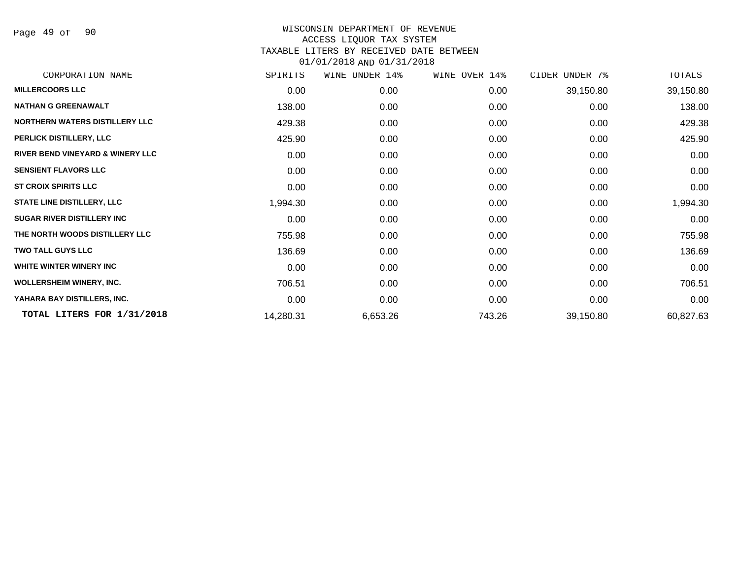WISCONSIN DEPARTMENT OF REVENUE
ACCESS LIQUOR TAX SYSTEM
TAXABLE LITERS BY RECEIVED DATE BETWEEN
01/01/2018 AND 01/31/2018

| CORPORATION NAME | SPIRITS | WINE UNDER 14% | WINE OVER 14% | CIDER UNDER 7% | TOTALS |
|---|---|---|---|---|---|
| MILLERCOORS LLC | 0.00 | 0.00 | 0.00 | 39,150.80 | 39,150.80 |
| NATHAN G GREENAWALT | 138.00 | 0.00 | 0.00 | 0.00 | 138.00 |
| NORTHERN WATERS DISTILLERY LLC | 429.38 | 0.00 | 0.00 | 0.00 | 429.38 |
| PERLICK DISTILLERY, LLC | 425.90 | 0.00 | 0.00 | 0.00 | 425.90 |
| RIVER BEND VINEYARD & WINERY LLC | 0.00 | 0.00 | 0.00 | 0.00 | 0.00 |
| SENSIENT FLAVORS LLC | 0.00 | 0.00 | 0.00 | 0.00 | 0.00 |
| ST CROIX SPIRITS LLC | 0.00 | 0.00 | 0.00 | 0.00 | 0.00 |
| STATE LINE DISTILLERY, LLC | 1,994.30 | 0.00 | 0.00 | 0.00 | 1,994.30 |
| SUGAR RIVER DISTILLERY INC | 0.00 | 0.00 | 0.00 | 0.00 | 0.00 |
| THE NORTH WOODS DISTILLERY LLC | 755.98 | 0.00 | 0.00 | 0.00 | 755.98 |
| TWO TALL GUYS LLC | 136.69 | 0.00 | 0.00 | 0.00 | 136.69 |
| WHITE WINTER WINERY INC | 0.00 | 0.00 | 0.00 | 0.00 | 0.00 |
| WOLLERSHEIM WINERY, INC. | 706.51 | 0.00 | 0.00 | 0.00 | 706.51 |
| YAHARA BAY DISTILLERS, INC. | 0.00 | 0.00 | 0.00 | 0.00 | 0.00 |
| **TOTAL LITERS FOR 1/31/2018** | 14,280.31 | 6,653.26 | 743.26 | 39,150.80 | 60,827.63 |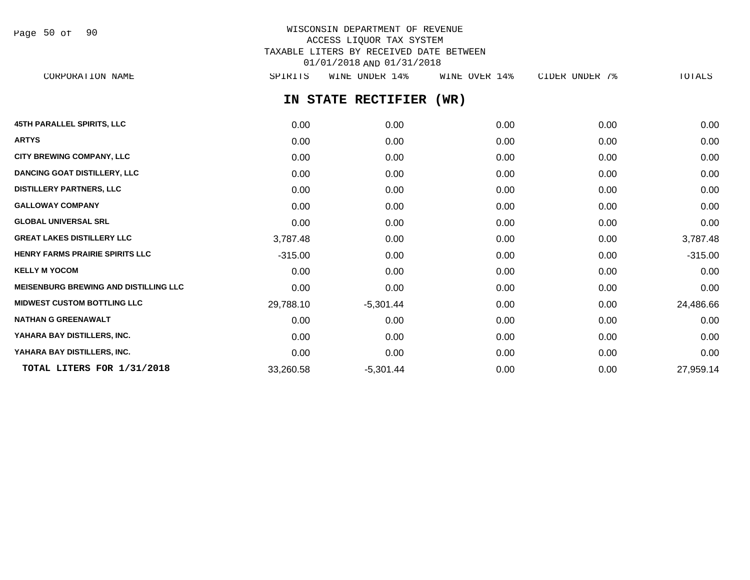WISCONSIN DEPARTMENT OF REVENUE
ACCESS LIQUOR TAX SYSTEM
TAXABLE LITERS BY RECEIVED DATE BETWEEN
01/01/2018 AND 01/31/2018

## IN STATE RECTIFIER (WR)

| CORPORATION NAME | SPIRITS | WINE UNDER 14% | WINE OVER 14% | CIDER UNDER 7% | TOTALS |
|---|---|---|---|---|---|
| **45TH PARALLEL SPIRITS, LLC** | 0.00 | 0.00 | 0.00 | 0.00 | 0.00 |
| **ARTYS** | 0.00 | 0.00 | 0.00 | 0.00 | 0.00 |
| **CITY BREWING COMPANY, LLC** | 0.00 | 0.00 | 0.00 | 0.00 | 0.00 |
| **DANCING GOAT DISTILLERY, LLC** | 0.00 | 0.00 | 0.00 | 0.00 | 0.00 |
| **DISTILLERY PARTNERS, LLC** | 0.00 | 0.00 | 0.00 | 0.00 | 0.00 |
| **GALLOWAY COMPANY** | 0.00 | 0.00 | 0.00 | 0.00 | 0.00 |
| **GLOBAL UNIVERSAL SRL** | 0.00 | 0.00 | 0.00 | 0.00 | 0.00 |
| **GREAT LAKES DISTILLERY LLC** | 3,787.48 | 0.00 | 0.00 | 0.00 | 3,787.48 |
| **HENRY FARMS PRAIRIE SPIRITS LLC** | -315.00 | 0.00 | 0.00 | 0.00 | -315.00 |
| **KELLY M YOCOM** | 0.00 | 0.00 | 0.00 | 0.00 | 0.00 |
| **MEISENBURG BREWING AND DISTILLING LLC** | 0.00 | 0.00 | 0.00 | 0.00 | 0.00 |
| **MIDWEST CUSTOM BOTTLING LLC** | 29,788.10 | -5,301.44 | 0.00 | 0.00 | 24,486.66 |
| **NATHAN G GREENAWALT** | 0.00 | 0.00 | 0.00 | 0.00 | 0.00 |
| **YAHARA BAY DISTILLERS, INC.** | 0.00 | 0.00 | 0.00 | 0.00 | 0.00 |
| **YAHARA BAY DISTILLERS, INC.** | 0.00 | 0.00 | 0.00 | 0.00 | 0.00 |
| **TOTAL LITERS FOR 1/31/2018** | 33,260.58 | -5,301.44 | 0.00 | 0.00 | 27,959.14 |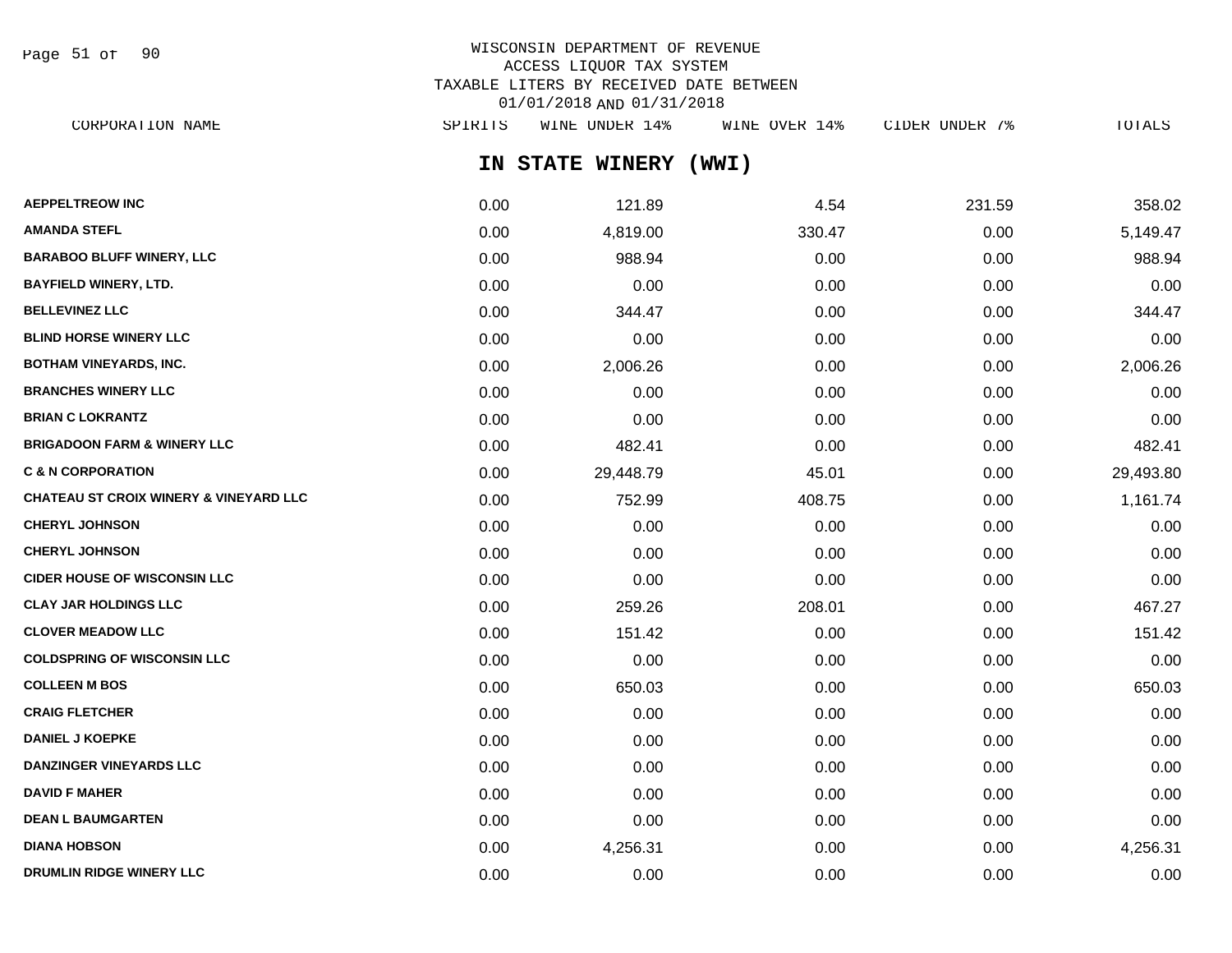WISCONSIN DEPARTMENT OF REVENUE
ACCESS LIQUOR TAX SYSTEM
TAXABLE LITERS BY RECEIVED DATE BETWEEN
01/01/2018 AND 01/31/2018

## IN STATE WINERY (WWI)

| CORPORATION NAME | SPIRITS | WINE UNDER 14% | WINE OVER 14% | CIDER UNDER 7% | TOTALS |
|---|---|---|---|---|---|
| AEPPELTREOW INC | 0.00 | 121.89 | 4.54 | 231.59 | 358.02 |
| AMANDA STEFL | 0.00 | 4,819.00 | 330.47 | 0.00 | 5,149.47 |
| BARABOO BLUFF WINERY, LLC | 0.00 | 988.94 | 0.00 | 0.00 | 988.94 |
| BAYFIELD WINERY, LTD. | 0.00 | 0.00 | 0.00 | 0.00 | 0.00 |
| BELLEVINEZ LLC | 0.00 | 344.47 | 0.00 | 0.00 | 344.47 |
| BLIND HORSE WINERY LLC | 0.00 | 0.00 | 0.00 | 0.00 | 0.00 |
| BOTHAM VINEYARDS, INC. | 0.00 | 2,006.26 | 0.00 | 0.00 | 2,006.26 |
| BRANCHES WINERY LLC | 0.00 | 0.00 | 0.00 | 0.00 | 0.00 |
| BRIAN C LOKRANTZ | 0.00 | 0.00 | 0.00 | 0.00 | 0.00 |
| BRIGADOON FARM & WINERY LLC | 0.00 | 482.41 | 0.00 | 0.00 | 482.41 |
| C & N CORPORATION | 0.00 | 29,448.79 | 45.01 | 0.00 | 29,493.80 |
| CHATEAU ST CROIX WINERY & VINEYARD LLC | 0.00 | 752.99 | 408.75 | 0.00 | 1,161.74 |
| CHERYL JOHNSON | 0.00 | 0.00 | 0.00 | 0.00 | 0.00 |
| CHERYL JOHNSON | 0.00 | 0.00 | 0.00 | 0.00 | 0.00 |
| CIDER HOUSE OF WISCONSIN LLC | 0.00 | 0.00 | 0.00 | 0.00 | 0.00 |
| CLAY JAR HOLDINGS LLC | 0.00 | 259.26 | 208.01 | 0.00 | 467.27 |
| CLOVER MEADOW LLC | 0.00 | 151.42 | 0.00 | 0.00 | 151.42 |
| COLDSPRING OF WISCONSIN LLC | 0.00 | 0.00 | 0.00 | 0.00 | 0.00 |
| COLLEEN M BOS | 0.00 | 650.03 | 0.00 | 0.00 | 650.03 |
| CRAIG FLETCHER | 0.00 | 0.00 | 0.00 | 0.00 | 0.00 |
| DANIEL J KOEPKE | 0.00 | 0.00 | 0.00 | 0.00 | 0.00 |
| DANZINGER VINEYARDS LLC | 0.00 | 0.00 | 0.00 | 0.00 | 0.00 |
| DAVID F MAHER | 0.00 | 0.00 | 0.00 | 0.00 | 0.00 |
| DEAN L BAUMGARTEN | 0.00 | 0.00 | 0.00 | 0.00 | 0.00 |
| DIANA HOBSON | 0.00 | 4,256.31 | 0.00 | 0.00 | 4,256.31 |
| DRUMLIN RIDGE WINERY LLC | 0.00 | 0.00 | 0.00 | 0.00 | 0.00 |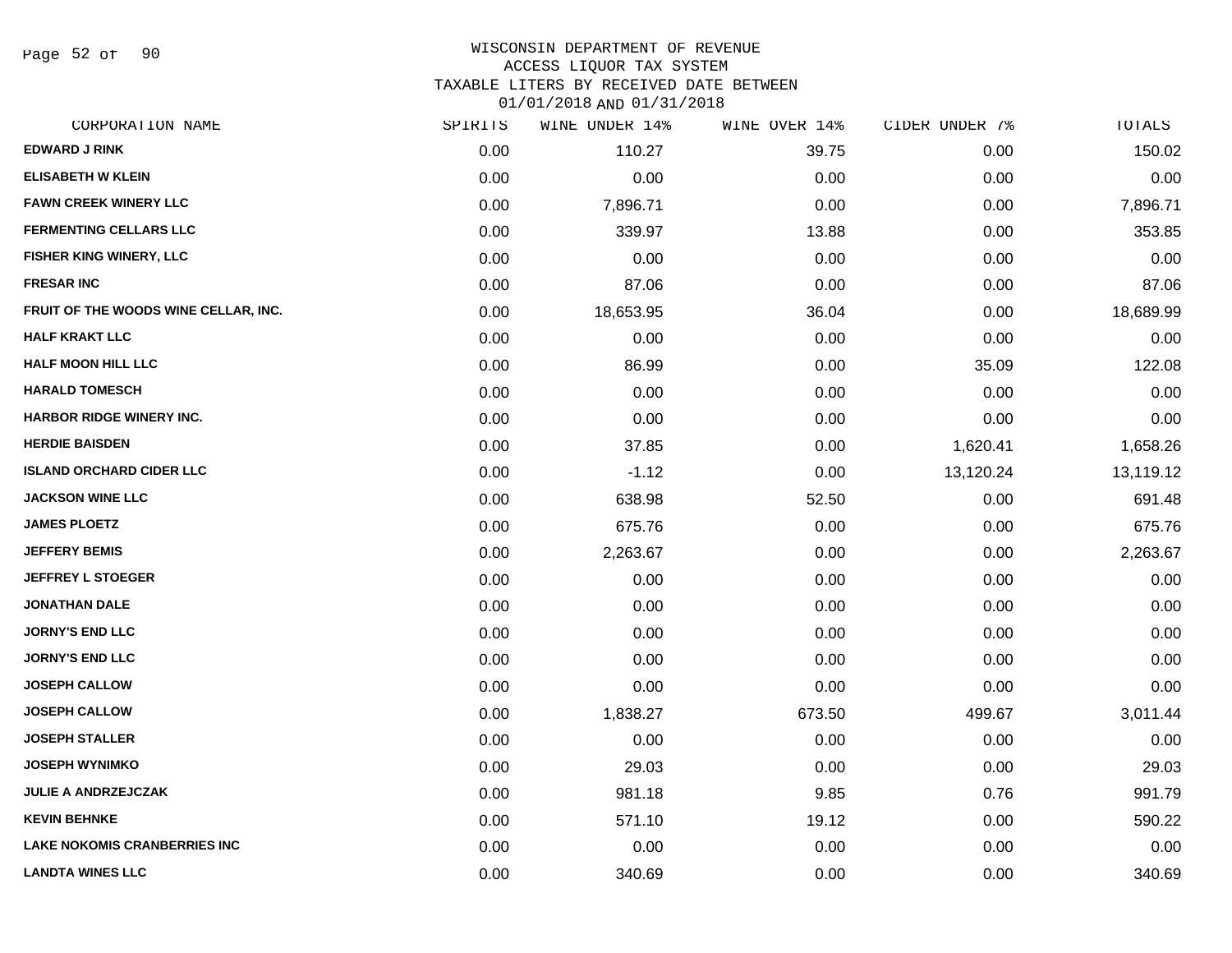WISCONSIN DEPARTMENT OF REVENUE
ACCESS LIQUOR TAX SYSTEM
TAXABLE LITERS BY RECEIVED DATE BETWEEN
01/01/2018 AND 01/31/2018

| CORPORATION NAME | SPIRITS | WINE UNDER 14% | WINE OVER 14% | CIDER UNDER 7% | TOTALS |
|---|---|---|---|---|---|
| EDWARD J RINK | 0.00 | 110.27 | 39.75 | 0.00 | 150.02 |
| ELISABETH W KLEIN | 0.00 | 0.00 | 0.00 | 0.00 | 0.00 |
| FAWN CREEK WINERY LLC | 0.00 | 7,896.71 | 0.00 | 0.00 | 7,896.71 |
| FERMENTING CELLARS LLC | 0.00 | 339.97 | 13.88 | 0.00 | 353.85 |
| FISHER KING WINERY, LLC | 0.00 | 0.00 | 0.00 | 0.00 | 0.00 |
| FRESAR INC | 0.00 | 87.06 | 0.00 | 0.00 | 87.06 |
| FRUIT OF THE WOODS WINE CELLAR, INC. | 0.00 | 18,653.95 | 36.04 | 0.00 | 18,689.99 |
| HALF KRAKT LLC | 0.00 | 0.00 | 0.00 | 0.00 | 0.00 |
| HALF MOON HILL LLC | 0.00 | 86.99 | 0.00 | 35.09 | 122.08 |
| HARALD TOMESCH | 0.00 | 0.00 | 0.00 | 0.00 | 0.00 |
| HARBOR RIDGE WINERY INC. | 0.00 | 0.00 | 0.00 | 0.00 | 0.00 |
| HERDIE BAISDEN | 0.00 | 37.85 | 0.00 | 1,620.41 | 1,658.26 |
| ISLAND ORCHARD CIDER LLC | 0.00 | -1.12 | 0.00 | 13,120.24 | 13,119.12 |
| JACKSON WINE LLC | 0.00 | 638.98 | 52.50 | 0.00 | 691.48 |
| JAMES PLOETZ | 0.00 | 675.76 | 0.00 | 0.00 | 675.76 |
| JEFFERY BEMIS | 0.00 | 2,263.67 | 0.00 | 0.00 | 2,263.67 |
| JEFFREY L STOEGER | 0.00 | 0.00 | 0.00 | 0.00 | 0.00 |
| JONATHAN DALE | 0.00 | 0.00 | 0.00 | 0.00 | 0.00 |
| JORNY'S END LLC | 0.00 | 0.00 | 0.00 | 0.00 | 0.00 |
| JORNY'S END LLC | 0.00 | 0.00 | 0.00 | 0.00 | 0.00 |
| JOSEPH CALLOW | 0.00 | 0.00 | 0.00 | 0.00 | 0.00 |
| JOSEPH CALLOW | 0.00 | 1,838.27 | 673.50 | 499.67 | 3,011.44 |
| JOSEPH STALLER | 0.00 | 0.00 | 0.00 | 0.00 | 0.00 |
| JOSEPH WYNIMKO | 0.00 | 29.03 | 0.00 | 0.00 | 29.03 |
| JULIE A ANDRZEJCZAK | 0.00 | 981.18 | 9.85 | 0.76 | 991.79 |
| KEVIN BEHNKE | 0.00 | 571.10 | 19.12 | 0.00 | 590.22 |
| LAKE NOKOMIS CRANBERRIES INC | 0.00 | 0.00 | 0.00 | 0.00 | 0.00 |
| LANDTA WINES LLC | 0.00 | 340.69 | 0.00 | 0.00 | 340.69 |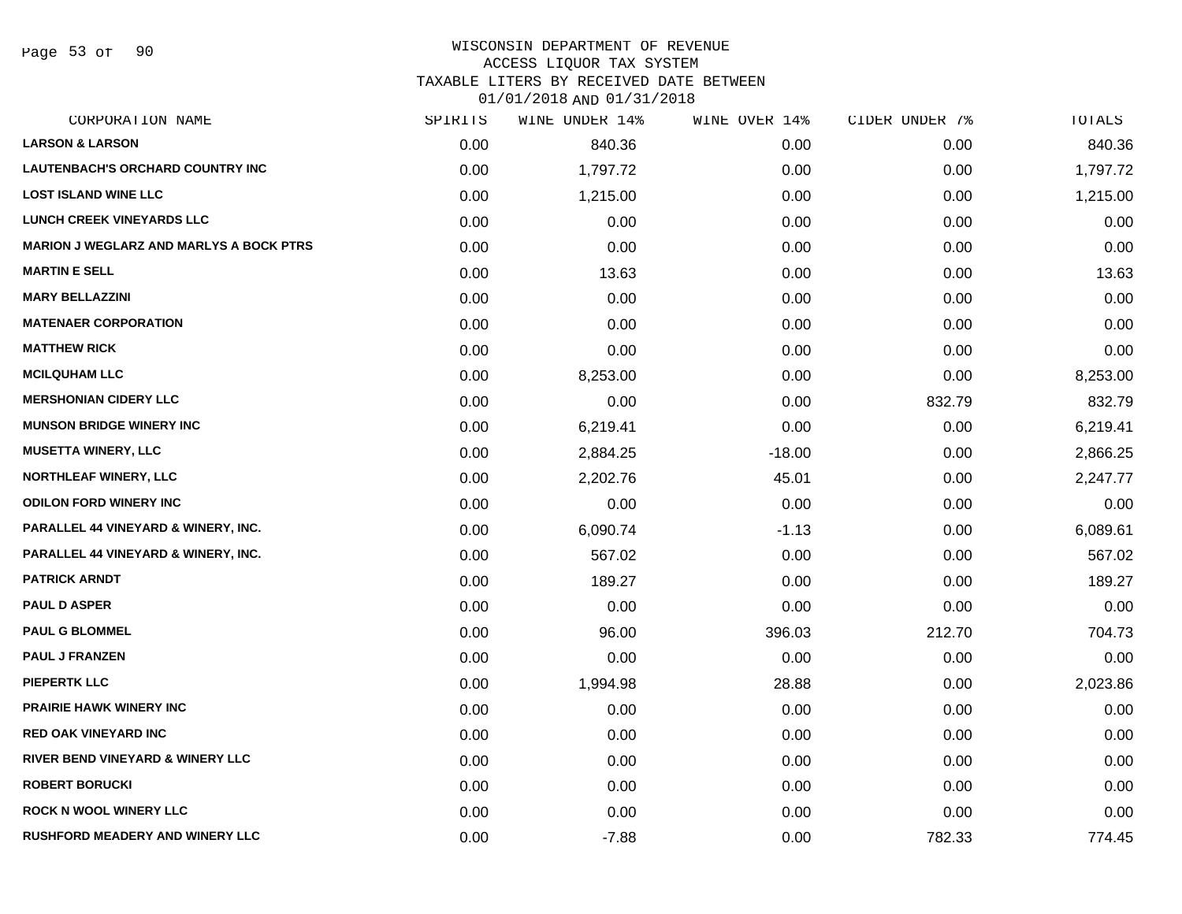# WISCONSIN DEPARTMENT OF REVENUE
## ACCESS LIQUOR TAX SYSTEM
## TAXABLE LITERS BY RECEIVED DATE BETWEEN 01/01/2018 AND 01/31/2018

| CORPORATION NAME | SPIRITS | WINE UNDER 14% | WINE OVER 14% | CIDER UNDER 7% | TOTALS |
|---|---|---|---|---|---|
| LARSON & LARSON | 0.00 | 840.36 | 0.00 | 0.00 | 840.36 |
| LAUTENBACH'S ORCHARD COUNTRY INC | 0.00 | 1,797.72 | 0.00 | 0.00 | 1,797.72 |
| LOST ISLAND WINE LLC | 0.00 | 1,215.00 | 0.00 | 0.00 | 1,215.00 |
| LUNCH CREEK VINEYARDS LLC | 0.00 | 0.00 | 0.00 | 0.00 | 0.00 |
| MARION J WEGLARZ AND MARLYS A BOCK PTRS | 0.00 | 0.00 | 0.00 | 0.00 | 0.00 |
| MARTIN E SELL | 0.00 | 13.63 | 0.00 | 0.00 | 13.63 |
| MARY BELLAZZINI | 0.00 | 0.00 | 0.00 | 0.00 | 0.00 |
| MATENAER CORPORATION | 0.00 | 0.00 | 0.00 | 0.00 | 0.00 |
| MATTHEW RICK | 0.00 | 0.00 | 0.00 | 0.00 | 0.00 |
| MCILQUHAM LLC | 0.00 | 8,253.00 | 0.00 | 0.00 | 8,253.00 |
| MERSHONIAN CIDERY LLC | 0.00 | 0.00 | 0.00 | 832.79 | 832.79 |
| MUNSON BRIDGE WINERY INC | 0.00 | 6,219.41 | 0.00 | 0.00 | 6,219.41 |
| MUSETTA WINERY, LLC | 0.00 | 2,884.25 | -18.00 | 0.00 | 2,866.25 |
| NORTHLEAF WINERY, LLC | 0.00 | 2,202.76 | 45.01 | 0.00 | 2,247.77 |
| ODILON FORD WINERY INC | 0.00 | 0.00 | 0.00 | 0.00 | 0.00 |
| PARALLEL 44 VINEYARD & WINERY, INC. | 0.00 | 6,090.74 | -1.13 | 0.00 | 6,089.61 |
| PARALLEL 44 VINEYARD & WINERY, INC. | 0.00 | 567.02 | 0.00 | 0.00 | 567.02 |
| PATRICK ARNDT | 0.00 | 189.27 | 0.00 | 0.00 | 189.27 |
| PAUL D ASPER | 0.00 | 0.00 | 0.00 | 0.00 | 0.00 |
| PAUL G BLOMMEL | 0.00 | 96.00 | 396.03 | 212.70 | 704.73 |
| PAUL J FRANZEN | 0.00 | 0.00 | 0.00 | 0.00 | 0.00 |
| PIEPERTK LLC | 0.00 | 1,994.98 | 28.88 | 0.00 | 2,023.86 |
| PRAIRIE HAWK WINERY INC | 0.00 | 0.00 | 0.00 | 0.00 | 0.00 |
| RED OAK VINEYARD INC | 0.00 | 0.00 | 0.00 | 0.00 | 0.00 |
| RIVER BEND VINEYARD & WINERY LLC | 0.00 | 0.00 | 0.00 | 0.00 | 0.00 |
| ROBERT BORUCKI | 0.00 | 0.00 | 0.00 | 0.00 | 0.00 |
| ROCK N WOOL WINERY LLC | 0.00 | 0.00 | 0.00 | 0.00 | 0.00 |
| RUSHFORD MEADERY AND WINERY LLC | 0.00 | -7.88 | 0.00 | 782.33 | 774.45 |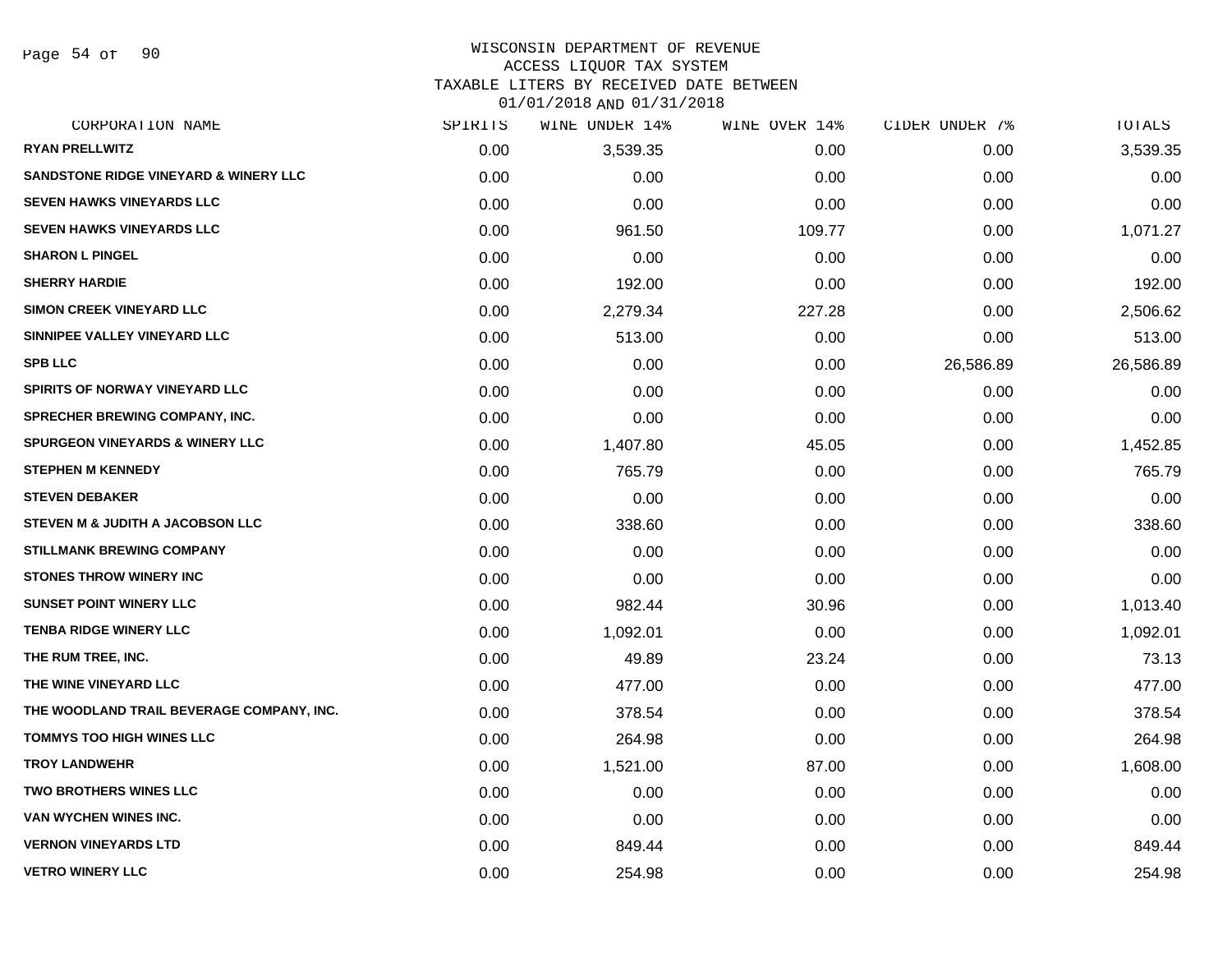WISCONSIN DEPARTMENT OF REVENUE
ACCESS LIQUOR TAX SYSTEM
TAXABLE LITERS BY RECEIVED DATE BETWEEN
01/01/2018 AND 01/31/2018

| CORPORATION NAME | SPIRITS | WINE UNDER 14% | WINE OVER 14% | CIDER UNDER 7% | TOTALS |
|---|---|---|---|---|---|
| RYAN PRELLWITZ | 0.00 | 3,539.35 | 0.00 | 0.00 | 3,539.35 |
| SANDSTONE RIDGE VINEYARD & WINERY LLC | 0.00 | 0.00 | 0.00 | 0.00 | 0.00 |
| SEVEN HAWKS VINEYARDS LLC | 0.00 | 0.00 | 0.00 | 0.00 | 0.00 |
| SEVEN HAWKS VINEYARDS LLC | 0.00 | 961.50 | 109.77 | 0.00 | 1,071.27 |
| SHARON L PINGEL | 0.00 | 0.00 | 0.00 | 0.00 | 0.00 |
| SHERRY HARDIE | 0.00 | 192.00 | 0.00 | 0.00 | 192.00 |
| SIMON CREEK VINEYARD LLC | 0.00 | 2,279.34 | 227.28 | 0.00 | 2,506.62 |
| SINNIPEE VALLEY VINEYARD LLC | 0.00 | 513.00 | 0.00 | 0.00 | 513.00 |
| SPB LLC | 0.00 | 0.00 | 0.00 | 26,586.89 | 26,586.89 |
| SPIRITS OF NORWAY VINEYARD LLC | 0.00 | 0.00 | 0.00 | 0.00 | 0.00 |
| SPRECHER BREWING COMPANY, INC. | 0.00 | 0.00 | 0.00 | 0.00 | 0.00 |
| SPURGEON VINEYARDS & WINERY LLC | 0.00 | 1,407.80 | 45.05 | 0.00 | 1,452.85 |
| STEPHEN M KENNEDY | 0.00 | 765.79 | 0.00 | 0.00 | 765.79 |
| STEVEN DEBAKER | 0.00 | 0.00 | 0.00 | 0.00 | 0.00 |
| STEVEN M & JUDITH A JACOBSON LLC | 0.00 | 338.60 | 0.00 | 0.00 | 338.60 |
| STILLMANK BREWING COMPANY | 0.00 | 0.00 | 0.00 | 0.00 | 0.00 |
| STONES THROW WINERY INC | 0.00 | 0.00 | 0.00 | 0.00 | 0.00 |
| SUNSET POINT WINERY LLC | 0.00 | 982.44 | 30.96 | 0.00 | 1,013.40 |
| TENBA RIDGE WINERY LLC | 0.00 | 1,092.01 | 0.00 | 0.00 | 1,092.01 |
| THE RUM TREE, INC. | 0.00 | 49.89 | 23.24 | 0.00 | 73.13 |
| THE WINE VINEYARD LLC | 0.00 | 477.00 | 0.00 | 0.00 | 477.00 |
| THE WOODLAND TRAIL BEVERAGE COMPANY, INC. | 0.00 | 378.54 | 0.00 | 0.00 | 378.54 |
| TOMMYS TOO HIGH WINES LLC | 0.00 | 264.98 | 0.00 | 0.00 | 264.98 |
| TROY LANDWEHR | 0.00 | 1,521.00 | 87.00 | 0.00 | 1,608.00 |
| TWO BROTHERS WINES LLC | 0.00 | 0.00 | 0.00 | 0.00 | 0.00 |
| VAN WYCHEN WINES INC. | 0.00 | 0.00 | 0.00 | 0.00 | 0.00 |
| VERNON VINEYARDS LTD | 0.00 | 849.44 | 0.00 | 0.00 | 849.44 |
| VETRO WINERY LLC | 0.00 | 254.98 | 0.00 | 0.00 | 254.98 |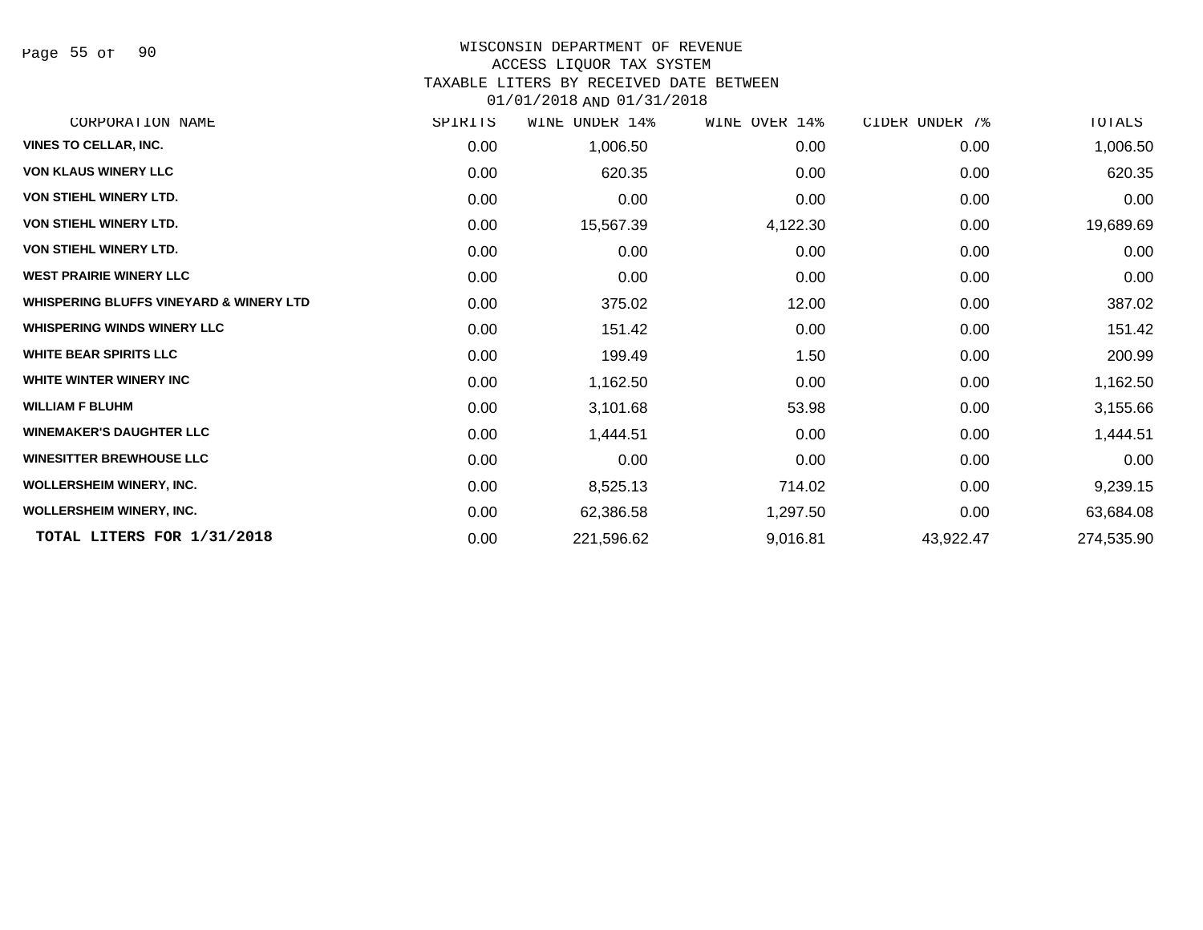WISCONSIN DEPARTMENT OF REVENUE
ACCESS LIQUOR TAX SYSTEM
TAXABLE LITERS BY RECEIVED DATE BETWEEN
01/01/2018 AND 01/31/2018

| CORPORATION NAME | SPIRITS | WINE UNDER 14% | WINE OVER 14% | CIDER UNDER 7% | TOTALS |
|---|---|---|---|---|---|
| VINES TO CELLAR, INC. | 0.00 | 1,006.50 | 0.00 | 0.00 | 1,006.50 |
| VON KLAUS WINERY LLC | 0.00 | 620.35 | 0.00 | 0.00 | 620.35 |
| VON STIEHL WINERY LTD. | 0.00 | 0.00 | 0.00 | 0.00 | 0.00 |
| VON STIEHL WINERY LTD. | 0.00 | 15,567.39 | 4,122.30 | 0.00 | 19,689.69 |
| VON STIEHL WINERY LTD. | 0.00 | 0.00 | 0.00 | 0.00 | 0.00 |
| WEST PRAIRIE WINERY LLC | 0.00 | 0.00 | 0.00 | 0.00 | 0.00 |
| WHISPERING BLUFFS VINEYARD & WINERY LTD | 0.00 | 375.02 | 12.00 | 0.00 | 387.02 |
| WHISPERING WINDS WINERY LLC | 0.00 | 151.42 | 0.00 | 0.00 | 151.42 |
| WHITE BEAR SPIRITS LLC | 0.00 | 199.49 | 1.50 | 0.00 | 200.99 |
| WHITE WINTER WINERY INC | 0.00 | 1,162.50 | 0.00 | 0.00 | 1,162.50 |
| WILLIAM F BLUHM | 0.00 | 3,101.68 | 53.98 | 0.00 | 3,155.66 |
| WINEMAKER'S DAUGHTER LLC | 0.00 | 1,444.51 | 0.00 | 0.00 | 1,444.51 |
| WINESITTER BREWHOUSE LLC | 0.00 | 0.00 | 0.00 | 0.00 | 0.00 |
| WOLLERSHEIM WINERY, INC. | 0.00 | 8,525.13 | 714.02 | 0.00 | 9,239.15 |
| WOLLERSHEIM WINERY, INC. | 0.00 | 62,386.58 | 1,297.50 | 0.00 | 63,684.08 |
| **TOTAL LITERS FOR 1/31/2018** | 0.00 | 221,596.62 | 9,016.81 | 43,922.47 | 274,535.90 |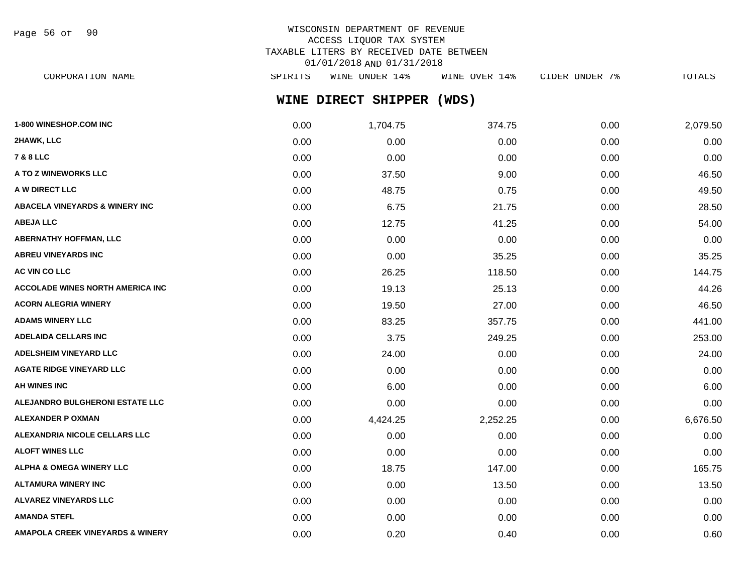WISCONSIN DEPARTMENT OF REVENUE
ACCESS LIQUOR TAX SYSTEM
TAXABLE LITERS BY RECEIVED DATE BETWEEN
01/01/2018 AND 01/31/2018

## WINE DIRECT SHIPPER (WDS)

| CORPORATION NAME | SPIRITS | WINE UNDER 14% | WINE OVER 14% | CIDER UNDER 7% | TOTALS |
|---|---|---|---|---|---|
| 1-800 WINESHOP.COM INC | 0.00 | 1,704.75 | 374.75 | 0.00 | 2,079.50 |
| 2HAWK, LLC | 0.00 | 0.00 | 0.00 | 0.00 | 0.00 |
| 7 & 8 LLC | 0.00 | 0.00 | 0.00 | 0.00 | 0.00 |
| A TO Z WINEWORKS LLC | 0.00 | 37.50 | 9.00 | 0.00 | 46.50 |
| A W DIRECT LLC | 0.00 | 48.75 | 0.75 | 0.00 | 49.50 |
| ABACELA VINEYARDS & WINERY INC | 0.00 | 6.75 | 21.75 | 0.00 | 28.50 |
| ABEJA LLC | 0.00 | 12.75 | 41.25 | 0.00 | 54.00 |
| ABERNATHY HOFFMAN, LLC | 0.00 | 0.00 | 0.00 | 0.00 | 0.00 |
| ABREU VINEYARDS INC | 0.00 | 0.00 | 35.25 | 0.00 | 35.25 |
| AC VIN CO LLC | 0.00 | 26.25 | 118.50 | 0.00 | 144.75 |
| ACCOLADE WINES NORTH AMERICA INC | 0.00 | 19.13 | 25.13 | 0.00 | 44.26 |
| ACORN ALEGRIA WINERY | 0.00 | 19.50 | 27.00 | 0.00 | 46.50 |
| ADAMS WINERY LLC | 0.00 | 83.25 | 357.75 | 0.00 | 441.00 |
| ADELAIDA CELLARS INC | 0.00 | 3.75 | 249.25 | 0.00 | 253.00 |
| ADELSHEIM VINEYARD LLC | 0.00 | 24.00 | 0.00 | 0.00 | 24.00 |
| AGATE RIDGE VINEYARD LLC | 0.00 | 0.00 | 0.00 | 0.00 | 0.00 |
| AH WINES INC | 0.00 | 6.00 | 0.00 | 0.00 | 6.00 |
| ALEJANDRO BULGHERONI ESTATE LLC | 0.00 | 0.00 | 0.00 | 0.00 | 0.00 |
| ALEXANDER P OXMAN | 0.00 | 4,424.25 | 2,252.25 | 0.00 | 6,676.50 |
| ALEXANDRIA NICOLE CELLARS LLC | 0.00 | 0.00 | 0.00 | 0.00 | 0.00 |
| ALOFT WINES LLC | 0.00 | 0.00 | 0.00 | 0.00 | 0.00 |
| ALPHA & OMEGA WINERY LLC | 0.00 | 18.75 | 147.00 | 0.00 | 165.75 |
| ALTAMURA WINERY INC | 0.00 | 0.00 | 13.50 | 0.00 | 13.50 |
| ALVAREZ VINEYARDS LLC | 0.00 | 0.00 | 0.00 | 0.00 | 0.00 |
| AMANDA STEFL | 0.00 | 0.00 | 0.00 | 0.00 | 0.00 |
| AMAPOLA CREEK VINEYARDS & WINERY | 0.00 | 0.20 | 0.40 | 0.00 | 0.60 |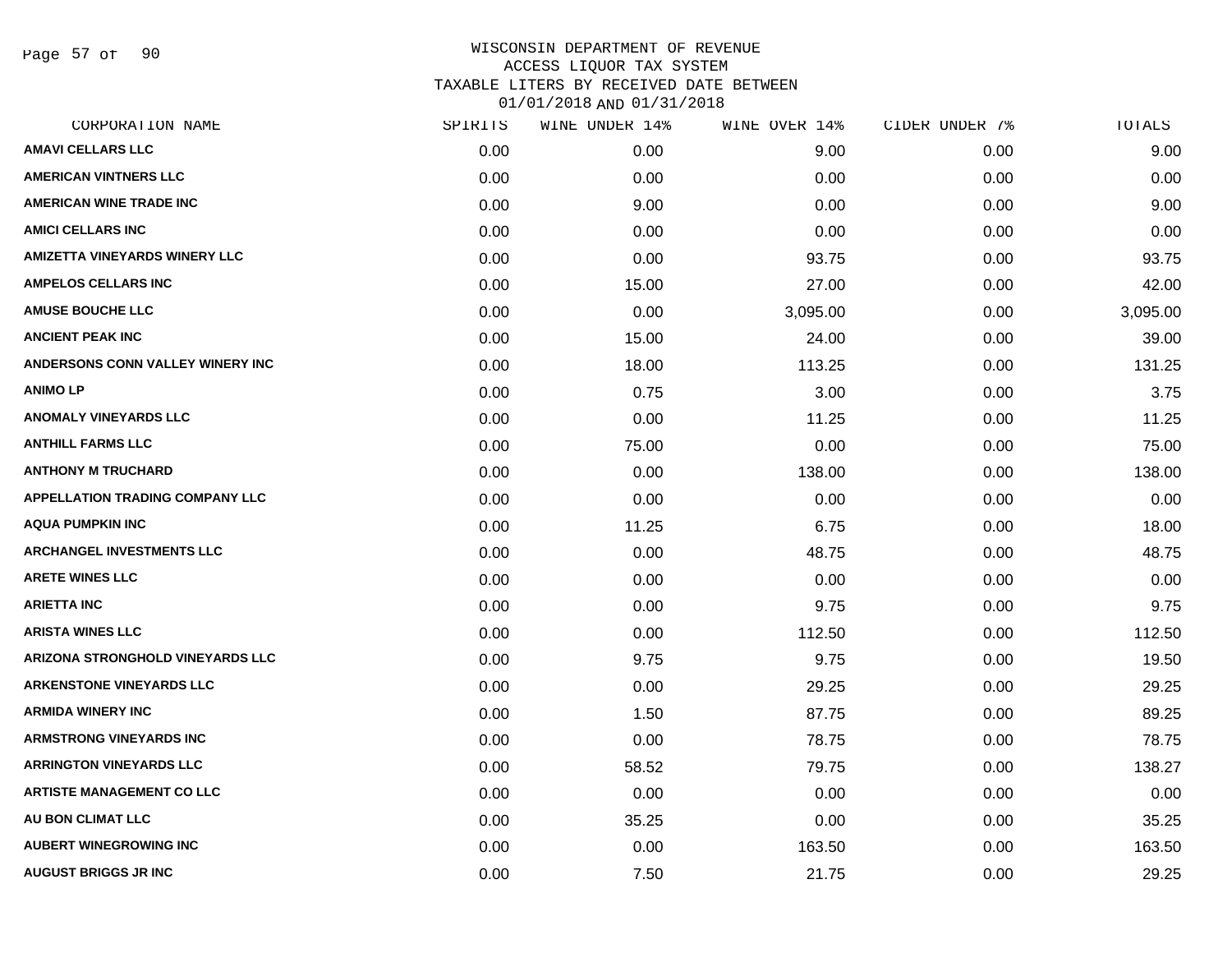WISCONSIN DEPARTMENT OF REVENUE
ACCESS LIQUOR TAX SYSTEM
TAXABLE LITERS BY RECEIVED DATE BETWEEN
01/01/2018 AND 01/31/2018

| CORPORATION NAME | SPIRITS | WINE UNDER 14% | WINE OVER 14% | CIDER UNDER 7% | TOTALS |
|---|---|---|---|---|---|
| AMAVI CELLARS LLC | 0.00 | 0.00 | 9.00 | 0.00 | 9.00 |
| AMERICAN VINTNERS LLC | 0.00 | 0.00 | 0.00 | 0.00 | 0.00 |
| AMERICAN WINE TRADE INC | 0.00 | 9.00 | 0.00 | 0.00 | 9.00 |
| AMICI CELLARS INC | 0.00 | 0.00 | 0.00 | 0.00 | 0.00 |
| AMIZETTA VINEYARDS WINERY LLC | 0.00 | 0.00 | 93.75 | 0.00 | 93.75 |
| AMPELOS CELLARS INC | 0.00 | 15.00 | 27.00 | 0.00 | 42.00 |
| AMUSE BOUCHE LLC | 0.00 | 0.00 | 3,095.00 | 0.00 | 3,095.00 |
| ANCIENT PEAK INC | 0.00 | 15.00 | 24.00 | 0.00 | 39.00 |
| ANDERSONS CONN VALLEY WINERY INC | 0.00 | 18.00 | 113.25 | 0.00 | 131.25 |
| ANIMO LP | 0.00 | 0.75 | 3.00 | 0.00 | 3.75 |
| ANOMALY VINEYARDS LLC | 0.00 | 0.00 | 11.25 | 0.00 | 11.25 |
| ANTHILL FARMS LLC | 0.00 | 75.00 | 0.00 | 0.00 | 75.00 |
| ANTHONY M TRUCHARD | 0.00 | 0.00 | 138.00 | 0.00 | 138.00 |
| APPELLATION TRADING COMPANY LLC | 0.00 | 0.00 | 0.00 | 0.00 | 0.00 |
| AQUA PUMPKIN INC | 0.00 | 11.25 | 6.75 | 0.00 | 18.00 |
| ARCHANGEL INVESTMENTS LLC | 0.00 | 0.00 | 48.75 | 0.00 | 48.75 |
| ARETE WINES LLC | 0.00 | 0.00 | 0.00 | 0.00 | 0.00 |
| ARIETTA INC | 0.00 | 0.00 | 9.75 | 0.00 | 9.75 |
| ARISTA WINES LLC | 0.00 | 0.00 | 112.50 | 0.00 | 112.50 |
| ARIZONA STRONGHOLD VINEYARDS LLC | 0.00 | 9.75 | 9.75 | 0.00 | 19.50 |
| ARKENSTONE VINEYARDS LLC | 0.00 | 0.00 | 29.25 | 0.00 | 29.25 |
| ARMIDA WINERY INC | 0.00 | 1.50 | 87.75 | 0.00 | 89.25 |
| ARMSTRONG VINEYARDS INC | 0.00 | 0.00 | 78.75 | 0.00 | 78.75 |
| ARRINGTON VINEYARDS LLC | 0.00 | 58.52 | 79.75 | 0.00 | 138.27 |
| ARTISTE MANAGEMENT CO LLC | 0.00 | 0.00 | 0.00 | 0.00 | 0.00 |
| AU BON CLIMAT LLC | 0.00 | 35.25 | 0.00 | 0.00 | 35.25 |
| AUBERT WINEGROWING INC | 0.00 | 0.00 | 163.50 | 0.00 | 163.50 |
| AUGUST BRIGGS JR INC | 0.00 | 7.50 | 21.75 | 0.00 | 29.25 |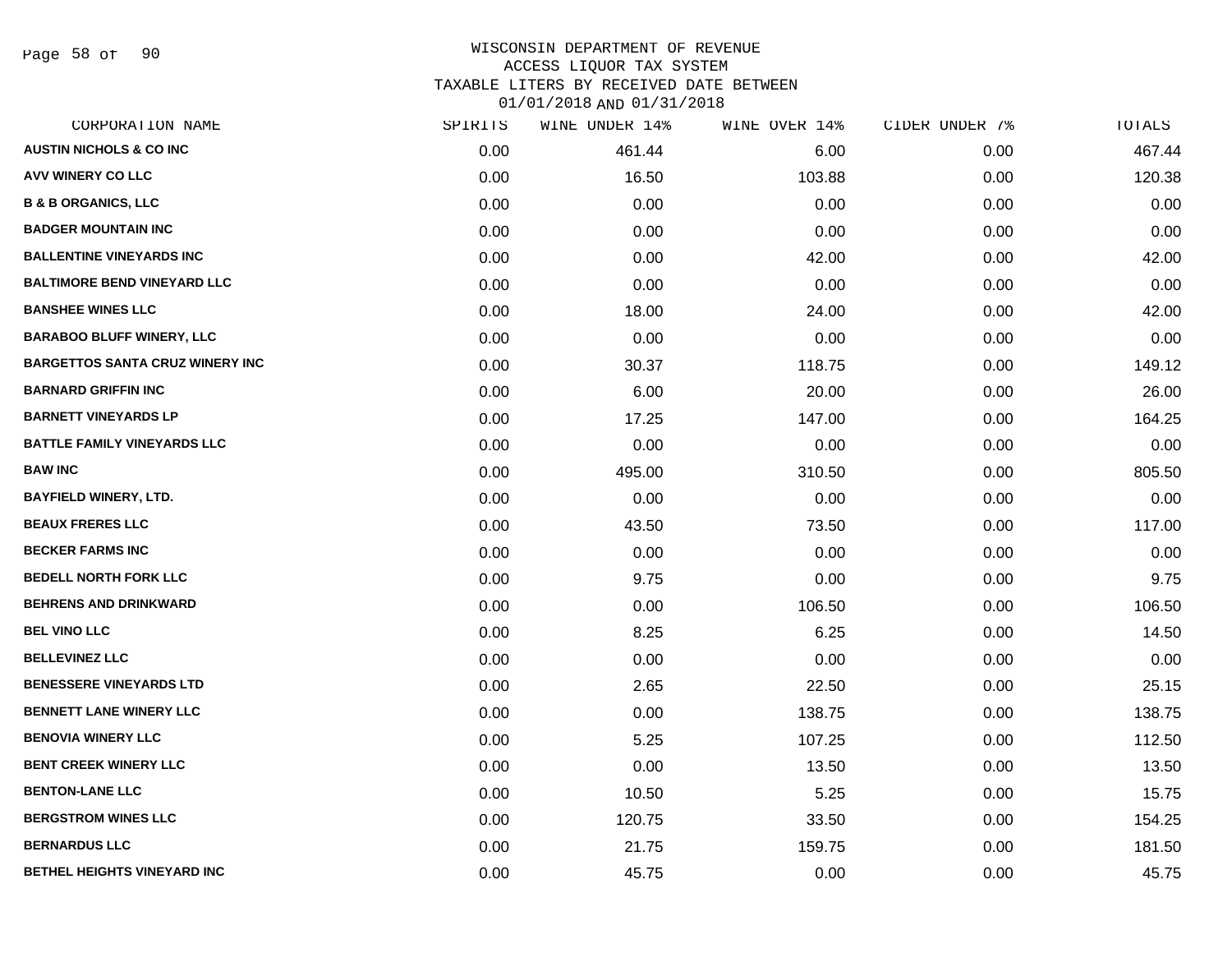# WISCONSIN DEPARTMENT OF REVENUE
## ACCESS LIQUOR TAX SYSTEM
### TAXABLE LITERS BY RECEIVED DATE BETWEEN 01/01/2018 AND 01/31/2018

| CORPORATION NAME | SPIRITS | WINE UNDER 14% | WINE OVER 14% | CIDER UNDER 7% | TOTALS |
|---|---|---|---|---|---|
| AUSTIN NICHOLS & CO INC | 0.00 | 461.44 | 6.00 | 0.00 | 467.44 |
| AVV WINERY CO LLC | 0.00 | 16.50 | 103.88 | 0.00 | 120.38 |
| B & B ORGANICS, LLC | 0.00 | 0.00 | 0.00 | 0.00 | 0.00 |
| BADGER MOUNTAIN INC | 0.00 | 0.00 | 0.00 | 0.00 | 0.00 |
| BALLENTINE VINEYARDS INC | 0.00 | 0.00 | 42.00 | 0.00 | 42.00 |
| BALTIMORE BEND VINEYARD LLC | 0.00 | 0.00 | 0.00 | 0.00 | 0.00 |
| BANSHEE WINES LLC | 0.00 | 18.00 | 24.00 | 0.00 | 42.00 |
| BARABOO BLUFF WINERY, LLC | 0.00 | 0.00 | 0.00 | 0.00 | 0.00 |
| BARGETTOS SANTA CRUZ WINERY INC | 0.00 | 30.37 | 118.75 | 0.00 | 149.12 |
| BARNARD GRIFFIN INC | 0.00 | 6.00 | 20.00 | 0.00 | 26.00 |
| BARNETT VINEYARDS LP | 0.00 | 17.25 | 147.00 | 0.00 | 164.25 |
| BATTLE FAMILY VINEYARDS LLC | 0.00 | 0.00 | 0.00 | 0.00 | 0.00 |
| BAW INC | 0.00 | 495.00 | 310.50 | 0.00 | 805.50 |
| BAYFIELD WINERY, LTD. | 0.00 | 0.00 | 0.00 | 0.00 | 0.00 |
| BEAUX FRERES LLC | 0.00 | 43.50 | 73.50 | 0.00 | 117.00 |
| BECKER FARMS INC | 0.00 | 0.00 | 0.00 | 0.00 | 0.00 |
| BEDELL NORTH FORK LLC | 0.00 | 9.75 | 0.00 | 0.00 | 9.75 |
| BEHRENS AND DRINKWARD | 0.00 | 0.00 | 106.50 | 0.00 | 106.50 |
| BEL VINO LLC | 0.00 | 8.25 | 6.25 | 0.00 | 14.50 |
| BELLEVINEZ LLC | 0.00 | 0.00 | 0.00 | 0.00 | 0.00 |
| BENESSERE VINEYARDS LTD | 0.00 | 2.65 | 22.50 | 0.00 | 25.15 |
| BENNETT LANE WINERY LLC | 0.00 | 0.00 | 138.75 | 0.00 | 138.75 |
| BENOVIA WINERY LLC | 0.00 | 5.25 | 107.25 | 0.00 | 112.50 |
| BENT CREEK WINERY LLC | 0.00 | 0.00 | 13.50 | 0.00 | 13.50 |
| BENTON-LANE LLC | 0.00 | 10.50 | 5.25 | 0.00 | 15.75 |
| BERGSTROM WINES LLC | 0.00 | 120.75 | 33.50 | 0.00 | 154.25 |
| BERNARDUS LLC | 0.00 | 21.75 | 159.75 | 0.00 | 181.50 |
| BETHEL HEIGHTS VINEYARD INC | 0.00 | 45.75 | 0.00 | 0.00 | 45.75 |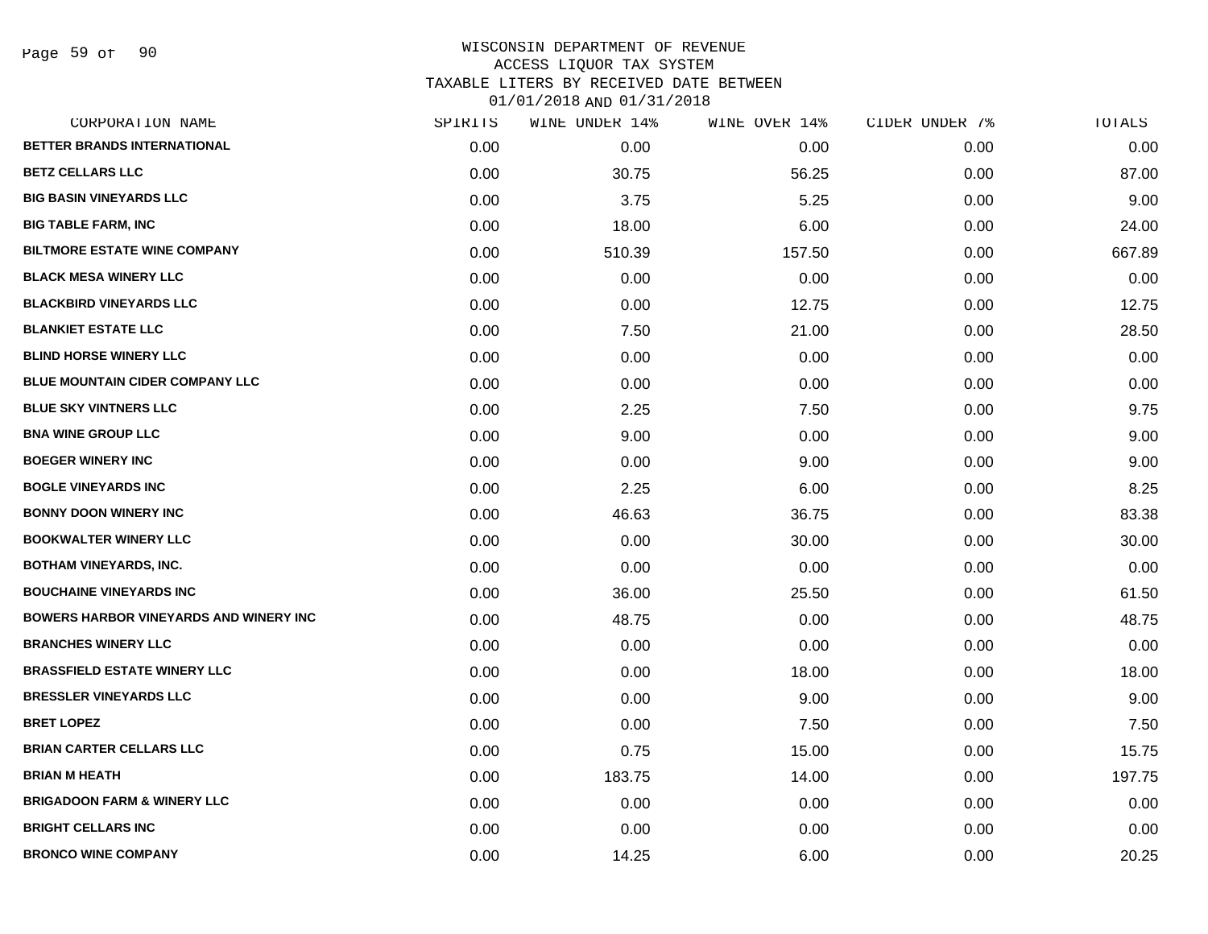WISCONSIN DEPARTMENT OF REVENUE
ACCESS LIQUOR TAX SYSTEM
TAXABLE LITERS BY RECEIVED DATE BETWEEN
01/01/2018 AND 01/31/2018

| CORPORATION NAME | SPIRITS | WINE UNDER 14% | WINE OVER 14% | CIDER UNDER 7% | TOTALS |
|---|---|---|---|---|---|
| BETTER BRANDS INTERNATIONAL | 0.00 | 0.00 | 0.00 | 0.00 | 0.00 |
| BETZ CELLARS LLC | 0.00 | 30.75 | 56.25 | 0.00 | 87.00 |
| BIG BASIN VINEYARDS LLC | 0.00 | 3.75 | 5.25 | 0.00 | 9.00 |
| BIG TABLE FARM, INC | 0.00 | 18.00 | 6.00 | 0.00 | 24.00 |
| BILTMORE ESTATE WINE COMPANY | 0.00 | 510.39 | 157.50 | 0.00 | 667.89 |
| BLACK MESA WINERY LLC | 0.00 | 0.00 | 0.00 | 0.00 | 0.00 |
| BLACKBIRD VINEYARDS LLC | 0.00 | 0.00 | 12.75 | 0.00 | 12.75 |
| BLANKIET ESTATE LLC | 0.00 | 7.50 | 21.00 | 0.00 | 28.50 |
| BLIND HORSE WINERY LLC | 0.00 | 0.00 | 0.00 | 0.00 | 0.00 |
| BLUE MOUNTAIN CIDER COMPANY LLC | 0.00 | 0.00 | 0.00 | 0.00 | 0.00 |
| BLUE SKY VINTNERS LLC | 0.00 | 2.25 | 7.50 | 0.00 | 9.75 |
| BNA WINE GROUP LLC | 0.00 | 9.00 | 0.00 | 0.00 | 9.00 |
| BOEGER WINERY INC | 0.00 | 0.00 | 9.00 | 0.00 | 9.00 |
| BOGLE VINEYARDS INC | 0.00 | 2.25 | 6.00 | 0.00 | 8.25 |
| BONNY DOON WINERY INC | 0.00 | 46.63 | 36.75 | 0.00 | 83.38 |
| BOOKWALTER WINERY LLC | 0.00 | 0.00 | 30.00 | 0.00 | 30.00 |
| BOTHAM VINEYARDS, INC. | 0.00 | 0.00 | 0.00 | 0.00 | 0.00 |
| BOUCHAINE VINEYARDS INC | 0.00 | 36.00 | 25.50 | 0.00 | 61.50 |
| BOWERS HARBOR VINEYARDS AND WINERY INC | 0.00 | 48.75 | 0.00 | 0.00 | 48.75 |
| BRANCHES WINERY LLC | 0.00 | 0.00 | 0.00 | 0.00 | 0.00 |
| BRASSFIELD ESTATE WINERY LLC | 0.00 | 0.00 | 18.00 | 0.00 | 18.00 |
| BRESSLER VINEYARDS LLC | 0.00 | 0.00 | 9.00 | 0.00 | 9.00 |
| BRET LOPEZ | 0.00 | 0.00 | 7.50 | 0.00 | 7.50 |
| BRIAN CARTER CELLARS LLC | 0.00 | 0.75 | 15.00 | 0.00 | 15.75 |
| BRIAN M HEATH | 0.00 | 183.75 | 14.00 | 0.00 | 197.75 |
| BRIGADOON FARM & WINERY LLC | 0.00 | 0.00 | 0.00 | 0.00 | 0.00 |
| BRIGHT CELLARS INC | 0.00 | 0.00 | 0.00 | 0.00 | 0.00 |
| BRONCO WINE COMPANY | 0.00 | 14.25 | 6.00 | 0.00 | 20.25 |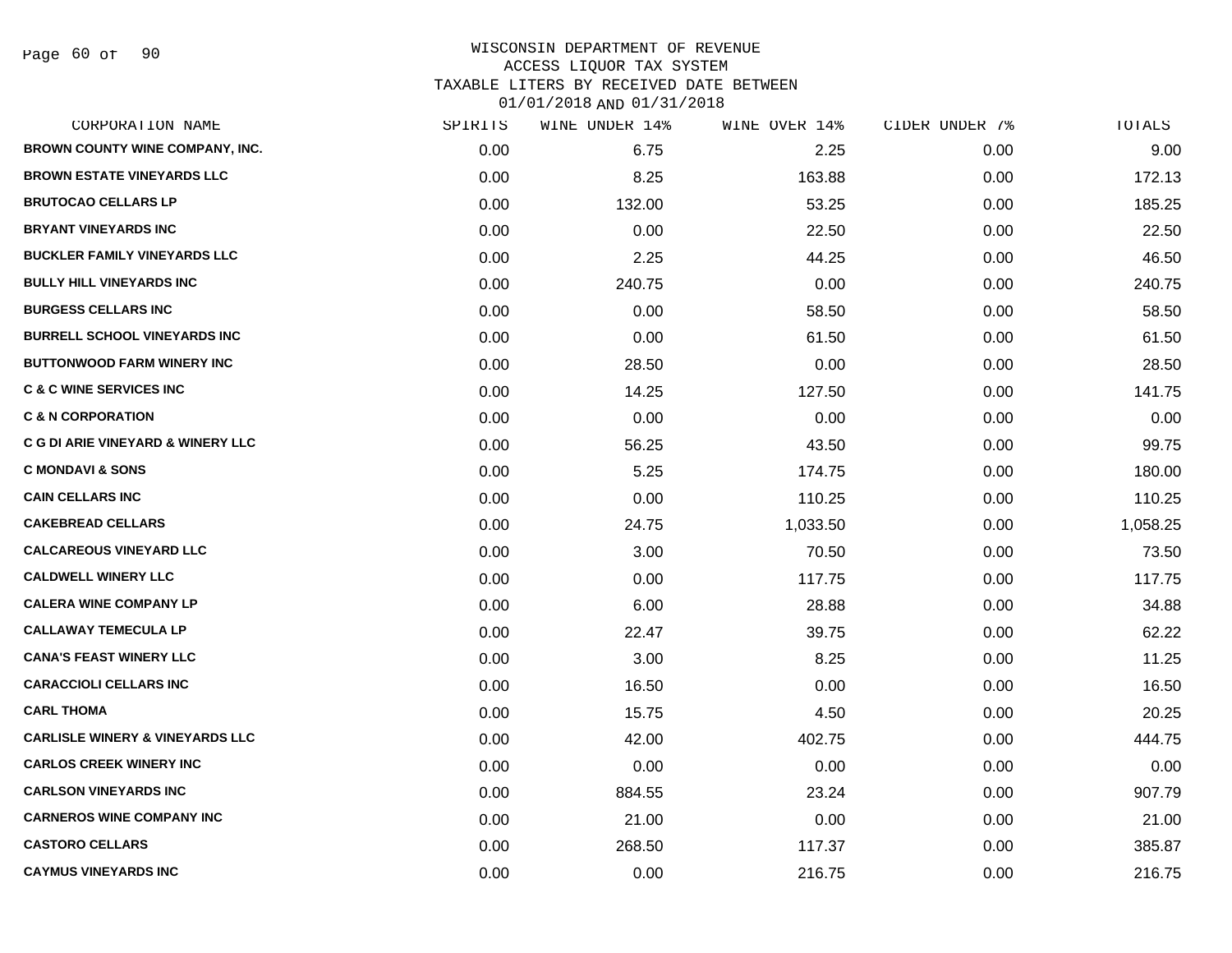WISCONSIN DEPARTMENT OF REVENUE
ACCESS LIQUOR TAX SYSTEM
TAXABLE LITERS BY RECEIVED DATE BETWEEN
01/01/2018 AND 01/31/2018

| CORPORATION NAME | SPIRITS | WINE UNDER 14% | WINE OVER 14% | CIDER UNDER 7% | TOTALS |
|---|---|---|---|---|---|
| BROWN COUNTY WINE COMPANY, INC. | 0.00 | 6.75 | 2.25 | 0.00 | 9.00 |
| BROWN ESTATE VINEYARDS LLC | 0.00 | 8.25 | 163.88 | 0.00 | 172.13 |
| BRUTOCAO CELLARS LP | 0.00 | 132.00 | 53.25 | 0.00 | 185.25 |
| BRYANT VINEYARDS INC | 0.00 | 0.00 | 22.50 | 0.00 | 22.50 |
| BUCKLER FAMILY VINEYARDS LLC | 0.00 | 2.25 | 44.25 | 0.00 | 46.50 |
| BULLY HILL VINEYARDS INC | 0.00 | 240.75 | 0.00 | 0.00 | 240.75 |
| BURGESS CELLARS INC | 0.00 | 0.00 | 58.50 | 0.00 | 58.50 |
| BURRELL SCHOOL VINEYARDS INC | 0.00 | 0.00 | 61.50 | 0.00 | 61.50 |
| BUTTONWOOD FARM WINERY INC | 0.00 | 28.50 | 0.00 | 0.00 | 28.50 |
| C & C WINE SERVICES INC | 0.00 | 14.25 | 127.50 | 0.00 | 141.75 |
| C & N CORPORATION | 0.00 | 0.00 | 0.00 | 0.00 | 0.00 |
| C G DI ARIE VINEYARD & WINERY LLC | 0.00 | 56.25 | 43.50 | 0.00 | 99.75 |
| C MONDAVI & SONS | 0.00 | 5.25 | 174.75 | 0.00 | 180.00 |
| CAIN CELLARS INC | 0.00 | 0.00 | 110.25 | 0.00 | 110.25 |
| CAKEBREAD CELLARS | 0.00 | 24.75 | 1,033.50 | 0.00 | 1,058.25 |
| CALCAREOUS VINEYARD LLC | 0.00 | 3.00 | 70.50 | 0.00 | 73.50 |
| CALDWELL WINERY LLC | 0.00 | 0.00 | 117.75 | 0.00 | 117.75 |
| CALERA WINE COMPANY LP | 0.00 | 6.00 | 28.88 | 0.00 | 34.88 |
| CALLAWAY TEMECULA LP | 0.00 | 22.47 | 39.75 | 0.00 | 62.22 |
| CANA'S FEAST WINERY LLC | 0.00 | 3.00 | 8.25 | 0.00 | 11.25 |
| CARACCIOLI CELLARS INC | 0.00 | 16.50 | 0.00 | 0.00 | 16.50 |
| CARL THOMA | 0.00 | 15.75 | 4.50 | 0.00 | 20.25 |
| CARLISLE WINERY & VINEYARDS LLC | 0.00 | 42.00 | 402.75 | 0.00 | 444.75 |
| CARLOS CREEK WINERY INC | 0.00 | 0.00 | 0.00 | 0.00 | 0.00 |
| CARLSON VINEYARDS INC | 0.00 | 884.55 | 23.24 | 0.00 | 907.79 |
| CARNEROS WINE COMPANY INC | 0.00 | 21.00 | 0.00 | 0.00 | 21.00 |
| CASTORO CELLARS | 0.00 | 268.50 | 117.37 | 0.00 | 385.87 |
| CAYMUS VINEYARDS INC | 0.00 | 0.00 | 216.75 | 0.00 | 216.75 |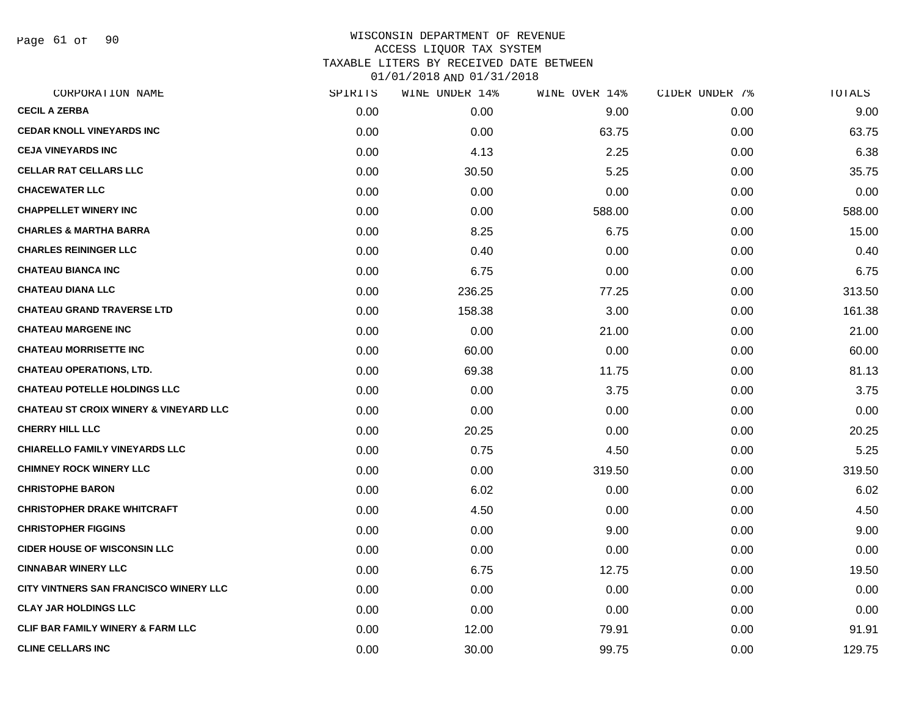WISCONSIN DEPARTMENT OF REVENUE
ACCESS LIQUOR TAX SYSTEM
TAXABLE LITERS BY RECEIVED DATE BETWEEN
01/01/2018 AND 01/31/2018

| CORPORATION NAME | SPIRITS | WINE UNDER 14% | WINE OVER 14% | CIDER UNDER 7% | TOTALS |
|---|---|---|---|---|---|
| CECIL A ZERBA | 0.00 | 0.00 | 9.00 | 0.00 | 9.00 |
| CEDAR KNOLL VINEYARDS INC | 0.00 | 0.00 | 63.75 | 0.00 | 63.75 |
| CEJA VINEYARDS INC | 0.00 | 4.13 | 2.25 | 0.00 | 6.38 |
| CELLAR RAT CELLARS LLC | 0.00 | 30.50 | 5.25 | 0.00 | 35.75 |
| CHACEWATER LLC | 0.00 | 0.00 | 0.00 | 0.00 | 0.00 |
| CHAPPELLET WINERY INC | 0.00 | 0.00 | 588.00 | 0.00 | 588.00 |
| CHARLES & MARTHA BARRA | 0.00 | 8.25 | 6.75 | 0.00 | 15.00 |
| CHARLES REININGER LLC | 0.00 | 0.40 | 0.00 | 0.00 | 0.40 |
| CHATEAU BIANCA INC | 0.00 | 6.75 | 0.00 | 0.00 | 6.75 |
| CHATEAU DIANA LLC | 0.00 | 236.25 | 77.25 | 0.00 | 313.50 |
| CHATEAU GRAND TRAVERSE LTD | 0.00 | 158.38 | 3.00 | 0.00 | 161.38 |
| CHATEAU MARGENE INC | 0.00 | 0.00 | 21.00 | 0.00 | 21.00 |
| CHATEAU MORRISETTE INC | 0.00 | 60.00 | 0.00 | 0.00 | 60.00 |
| CHATEAU OPERATIONS, LTD. | 0.00 | 69.38 | 11.75 | 0.00 | 81.13 |
| CHATEAU POTELLE HOLDINGS LLC | 0.00 | 0.00 | 3.75 | 0.00 | 3.75 |
| CHATEAU ST CROIX WINERY & VINEYARD LLC | 0.00 | 0.00 | 0.00 | 0.00 | 0.00 |
| CHERRY HILL LLC | 0.00 | 20.25 | 0.00 | 0.00 | 20.25 |
| CHIARELLO FAMILY VINEYARDS LLC | 0.00 | 0.75 | 4.50 | 0.00 | 5.25 |
| CHIMNEY ROCK WINERY LLC | 0.00 | 0.00 | 319.50 | 0.00 | 319.50 |
| CHRISTOPHE BARON | 0.00 | 6.02 | 0.00 | 0.00 | 6.02 |
| CHRISTOPHER DRAKE WHITCRAFT | 0.00 | 4.50 | 0.00 | 0.00 | 4.50 |
| CHRISTOPHER FIGGINS | 0.00 | 0.00 | 9.00 | 0.00 | 9.00 |
| CIDER HOUSE OF WISCONSIN LLC | 0.00 | 0.00 | 0.00 | 0.00 | 0.00 |
| CINNABAR WINERY LLC | 0.00 | 6.75 | 12.75 | 0.00 | 19.50 |
| CITY VINTNERS SAN FRANCISCO WINERY LLC | 0.00 | 0.00 | 0.00 | 0.00 | 0.00 |
| CLAY JAR HOLDINGS LLC | 0.00 | 0.00 | 0.00 | 0.00 | 0.00 |
| CLIF BAR FAMILY WINERY & FARM LLC | 0.00 | 12.00 | 79.91 | 0.00 | 91.91 |
| CLINE CELLARS INC | 0.00 | 30.00 | 99.75 | 0.00 | 129.75 |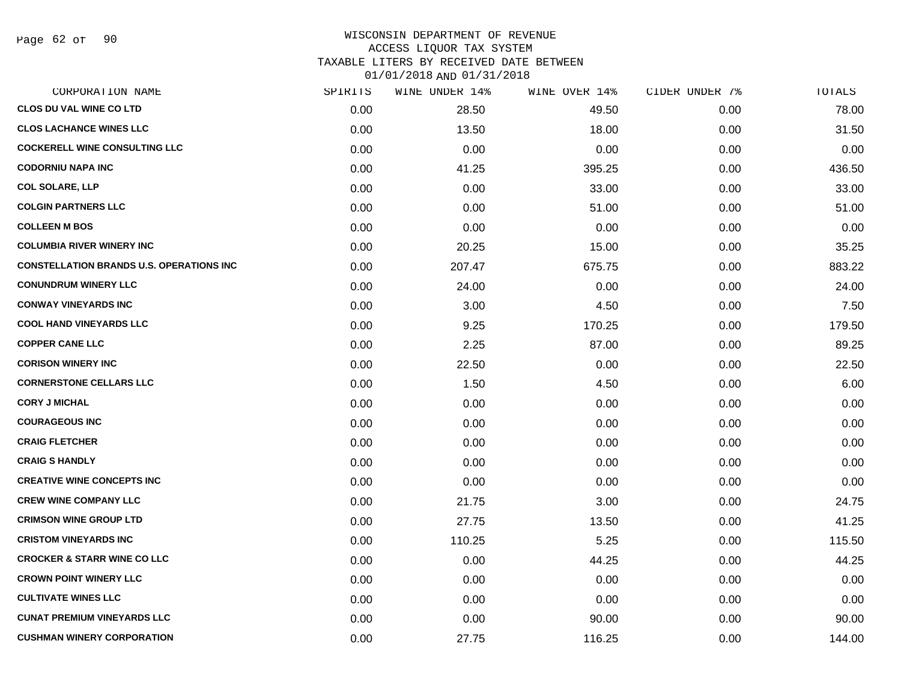WISCONSIN DEPARTMENT OF REVENUE
ACCESS LIQUOR TAX SYSTEM
TAXABLE LITERS BY RECEIVED DATE BETWEEN
01/01/2018 AND 01/31/2018

| CORPORATION NAME | SPIRITS | WINE UNDER 14% | WINE OVER 14% | CIDER UNDER 7% | TOTALS |
|---|---|---|---|---|---|
| CLOS DU VAL WINE CO LTD | 0.00 | 28.50 | 49.50 | 0.00 | 78.00 |
| CLOS LACHANCE WINES LLC | 0.00 | 13.50 | 18.00 | 0.00 | 31.50 |
| COCKERELL WINE CONSULTING LLC | 0.00 | 0.00 | 0.00 | 0.00 | 0.00 |
| CODORNIU NAPA INC | 0.00 | 41.25 | 395.25 | 0.00 | 436.50 |
| COL SOLARE, LLP | 0.00 | 0.00 | 33.00 | 0.00 | 33.00 |
| COLGIN PARTNERS LLC | 0.00 | 0.00 | 51.00 | 0.00 | 51.00 |
| COLLEEN M BOS | 0.00 | 0.00 | 0.00 | 0.00 | 0.00 |
| COLUMBIA RIVER WINERY INC | 0.00 | 20.25 | 15.00 | 0.00 | 35.25 |
| CONSTELLATION BRANDS U.S. OPERATIONS INC | 0.00 | 207.47 | 675.75 | 0.00 | 883.22 |
| CONUNDRUM WINERY LLC | 0.00 | 24.00 | 0.00 | 0.00 | 24.00 |
| CONWAY VINEYARDS INC | 0.00 | 3.00 | 4.50 | 0.00 | 7.50 |
| COOL HAND VINEYARDS LLC | 0.00 | 9.25 | 170.25 | 0.00 | 179.50 |
| COPPER CANE LLC | 0.00 | 2.25 | 87.00 | 0.00 | 89.25 |
| CORISON WINERY INC | 0.00 | 22.50 | 0.00 | 0.00 | 22.50 |
| CORNERSTONE CELLARS LLC | 0.00 | 1.50 | 4.50 | 0.00 | 6.00 |
| CORY J MICHAL | 0.00 | 0.00 | 0.00 | 0.00 | 0.00 |
| COURAGEOUS INC | 0.00 | 0.00 | 0.00 | 0.00 | 0.00 |
| CRAIG FLETCHER | 0.00 | 0.00 | 0.00 | 0.00 | 0.00 |
| CRAIG S HANDLY | 0.00 | 0.00 | 0.00 | 0.00 | 0.00 |
| CREATIVE WINE CONCEPTS INC | 0.00 | 0.00 | 0.00 | 0.00 | 0.00 |
| CREW WINE COMPANY LLC | 0.00 | 21.75 | 3.00 | 0.00 | 24.75 |
| CRIMSON WINE GROUP LTD | 0.00 | 27.75 | 13.50 | 0.00 | 41.25 |
| CRISTOM VINEYARDS INC | 0.00 | 110.25 | 5.25 | 0.00 | 115.50 |
| CROCKER & STARR WINE CO LLC | 0.00 | 0.00 | 44.25 | 0.00 | 44.25 |
| CROWN POINT WINERY LLC | 0.00 | 0.00 | 0.00 | 0.00 | 0.00 |
| CULTIVATE WINES LLC | 0.00 | 0.00 | 0.00 | 0.00 | 0.00 |
| CUNAT PREMIUM VINEYARDS LLC | 0.00 | 0.00 | 90.00 | 0.00 | 90.00 |
| CUSHMAN WINERY CORPORATION | 0.00 | 27.75 | 116.25 | 0.00 | 144.00 |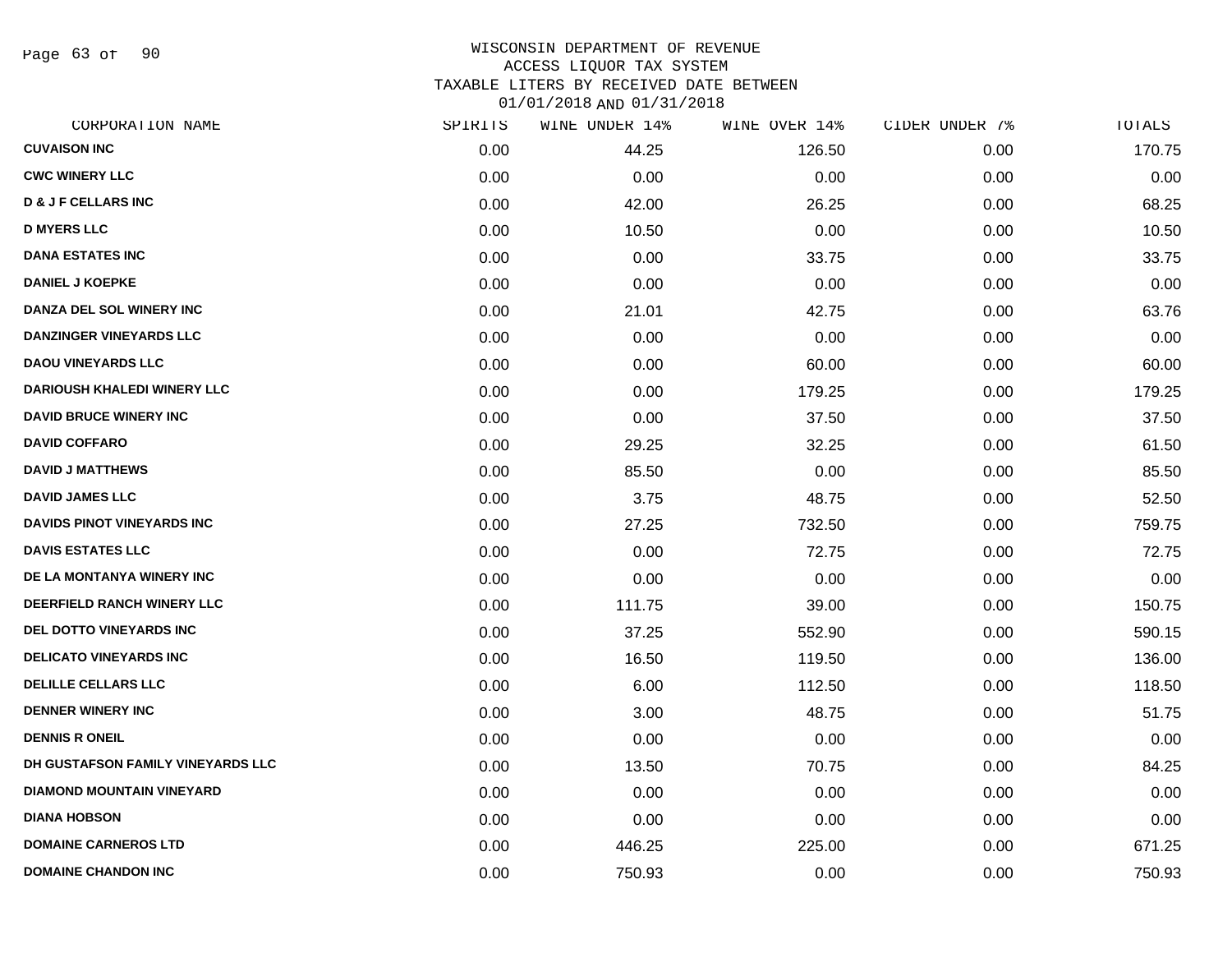WISCONSIN DEPARTMENT OF REVENUE
ACCESS LIQUOR TAX SYSTEM
TAXABLE LITERS BY RECEIVED DATE BETWEEN
01/01/2018 AND 01/31/2018

| CORPORATION NAME | SPIRITS | WINE UNDER 14% | WINE OVER 14% | CIDER UNDER 7% | TOTALS |
|---|---|---|---|---|---|
| CUVAISON INC | 0.00 | 44.25 | 126.50 | 0.00 | 170.75 |
| CWC WINERY LLC | 0.00 | 0.00 | 0.00 | 0.00 | 0.00 |
| D & J F CELLARS INC | 0.00 | 42.00 | 26.25 | 0.00 | 68.25 |
| D MYERS LLC | 0.00 | 10.50 | 0.00 | 0.00 | 10.50 |
| DANA ESTATES INC | 0.00 | 0.00 | 33.75 | 0.00 | 33.75 |
| DANIEL J KOEPKE | 0.00 | 0.00 | 0.00 | 0.00 | 0.00 |
| DANZA DEL SOL WINERY INC | 0.00 | 21.01 | 42.75 | 0.00 | 63.76 |
| DANZINGER VINEYARDS LLC | 0.00 | 0.00 | 0.00 | 0.00 | 0.00 |
| DAOU VINEYARDS LLC | 0.00 | 0.00 | 60.00 | 0.00 | 60.00 |
| DARIOUSH KHALEDI WINERY LLC | 0.00 | 0.00 | 179.25 | 0.00 | 179.25 |
| DAVID BRUCE WINERY INC | 0.00 | 0.00 | 37.50 | 0.00 | 37.50 |
| DAVID COFFARO | 0.00 | 29.25 | 32.25 | 0.00 | 61.50 |
| DAVID J MATTHEWS | 0.00 | 85.50 | 0.00 | 0.00 | 85.50 |
| DAVID JAMES LLC | 0.00 | 3.75 | 48.75 | 0.00 | 52.50 |
| DAVIDS PINOT VINEYARDS INC | 0.00 | 27.25 | 732.50 | 0.00 | 759.75 |
| DAVIS ESTATES LLC | 0.00 | 0.00 | 72.75 | 0.00 | 72.75 |
| DE LA MONTANYA WINERY INC | 0.00 | 0.00 | 0.00 | 0.00 | 0.00 |
| DEERFIELD RANCH WINERY LLC | 0.00 | 111.75 | 39.00 | 0.00 | 150.75 |
| DEL DOTTO VINEYARDS INC | 0.00 | 37.25 | 552.90 | 0.00 | 590.15 |
| DELICATO VINEYARDS INC | 0.00 | 16.50 | 119.50 | 0.00 | 136.00 |
| DELILLE CELLARS LLC | 0.00 | 6.00 | 112.50 | 0.00 | 118.50 |
| DENNER WINERY INC | 0.00 | 3.00 | 48.75 | 0.00 | 51.75 |
| DENNIS R ONEIL | 0.00 | 0.00 | 0.00 | 0.00 | 0.00 |
| DH GUSTAFSON FAMILY VINEYARDS LLC | 0.00 | 13.50 | 70.75 | 0.00 | 84.25 |
| DIAMOND MOUNTAIN VINEYARD | 0.00 | 0.00 | 0.00 | 0.00 | 0.00 |
| DIANA HOBSON | 0.00 | 0.00 | 0.00 | 0.00 | 0.00 |
| DOMAINE CARNEROS LTD | 0.00 | 446.25 | 225.00 | 0.00 | 671.25 |
| DOMAINE CHANDON INC | 0.00 | 750.93 | 0.00 | 0.00 | 750.93 |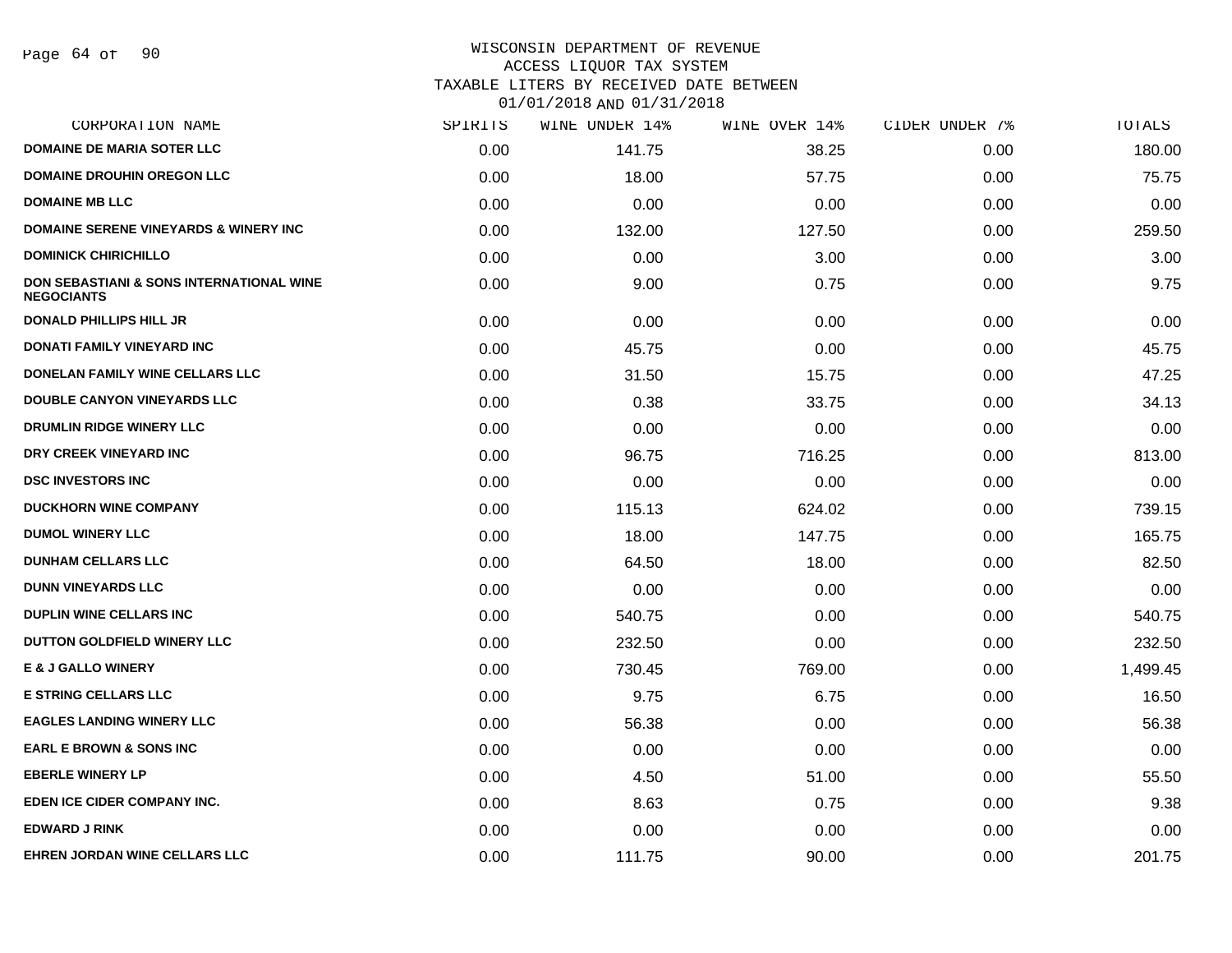WISCONSIN DEPARTMENT OF REVENUE
ACCESS LIQUOR TAX SYSTEM
TAXABLE LITERS BY RECEIVED DATE BETWEEN
01/01/2018 AND 01/31/2018

| CORPORATION NAME | SPIRITS | WINE UNDER 14% | WINE OVER 14% | CIDER UNDER 7% | TOTALS |
|---|---|---|---|---|---|
| DOMAINE DE MARIA SOTER LLC | 0.00 | 141.75 | 38.25 | 0.00 | 180.00 |
| DOMAINE DROUHIN OREGON LLC | 0.00 | 18.00 | 57.75 | 0.00 | 75.75 |
| DOMAINE MB LLC | 0.00 | 0.00 | 0.00 | 0.00 | 0.00 |
| DOMAINE SERENE VINEYARDS & WINERY INC | 0.00 | 132.00 | 127.50 | 0.00 | 259.50 |
| DOMINICK CHIRICHILLO | 0.00 | 0.00 | 3.00 | 0.00 | 3.00 |
| DON SEBASTIANI & SONS INTERNATIONAL WINE NEGOCIANTS | 0.00 | 9.00 | 0.75 | 0.00 | 9.75 |
| DONALD PHILLIPS HILL JR | 0.00 | 0.00 | 0.00 | 0.00 | 0.00 |
| DONATI FAMILY VINEYARD INC | 0.00 | 45.75 | 0.00 | 0.00 | 45.75 |
| DONELAN FAMILY WINE CELLARS LLC | 0.00 | 31.50 | 15.75 | 0.00 | 47.25 |
| DOUBLE CANYON VINEYARDS LLC | 0.00 | 0.38 | 33.75 | 0.00 | 34.13 |
| DRUMLIN RIDGE WINERY LLC | 0.00 | 0.00 | 0.00 | 0.00 | 0.00 |
| DRY CREEK VINEYARD INC | 0.00 | 96.75 | 716.25 | 0.00 | 813.00 |
| DSC INVESTORS INC | 0.00 | 0.00 | 0.00 | 0.00 | 0.00 |
| DUCKHORN WINE COMPANY | 0.00 | 115.13 | 624.02 | 0.00 | 739.15 |
| DUMOL WINERY LLC | 0.00 | 18.00 | 147.75 | 0.00 | 165.75 |
| DUNHAM CELLARS LLC | 0.00 | 64.50 | 18.00 | 0.00 | 82.50 |
| DUNN VINEYARDS LLC | 0.00 | 0.00 | 0.00 | 0.00 | 0.00 |
| DUPLIN WINE CELLARS INC | 0.00 | 540.75 | 0.00 | 0.00 | 540.75 |
| DUTTON GOLDFIELD WINERY LLC | 0.00 | 232.50 | 0.00 | 0.00 | 232.50 |
| E & J GALLO WINERY | 0.00 | 730.45 | 769.00 | 0.00 | 1,499.45 |
| E STRING CELLARS LLC | 0.00 | 9.75 | 6.75 | 0.00 | 16.50 |
| EAGLES LANDING WINERY LLC | 0.00 | 56.38 | 0.00 | 0.00 | 56.38 |
| EARL E BROWN & SONS INC | 0.00 | 0.00 | 0.00 | 0.00 | 0.00 |
| EBERLE WINERY LP | 0.00 | 4.50 | 51.00 | 0.00 | 55.50 |
| EDEN ICE CIDER COMPANY INC. | 0.00 | 8.63 | 0.75 | 0.00 | 9.38 |
| EDWARD J RINK | 0.00 | 0.00 | 0.00 | 0.00 | 0.00 |
| EHREN JORDAN WINE CELLARS LLC | 0.00 | 111.75 | 90.00 | 0.00 | 201.75 |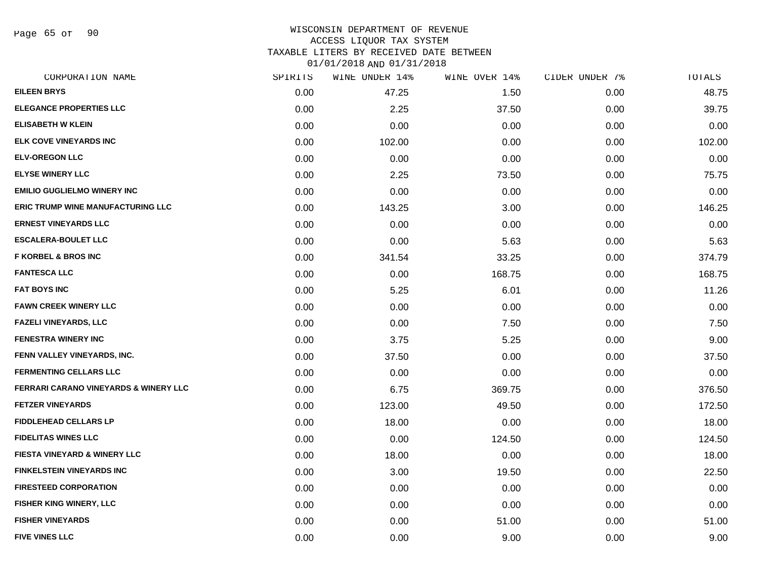WISCONSIN DEPARTMENT OF REVENUE
ACCESS LIQUOR TAX SYSTEM
TAXABLE LITERS BY RECEIVED DATE BETWEEN
01/01/2018 AND 01/31/2018

| CORPORATION NAME | SPIRITS | WINE UNDER 14% | WINE OVER 14% | CIDER UNDER 7% | TOTALS |
|---|---|---|---|---|---|
| EILEEN BRYS | 0.00 | 47.25 | 1.50 | 0.00 | 48.75 |
| ELEGANCE PROPERTIES LLC | 0.00 | 2.25 | 37.50 | 0.00 | 39.75 |
| ELISABETH W KLEIN | 0.00 | 0.00 | 0.00 | 0.00 | 0.00 |
| ELK COVE VINEYARDS INC | 0.00 | 102.00 | 0.00 | 0.00 | 102.00 |
| ELV-OREGON LLC | 0.00 | 0.00 | 0.00 | 0.00 | 0.00 |
| ELYSE WINERY LLC | 0.00 | 2.25 | 73.50 | 0.00 | 75.75 |
| EMILIO GUGLIELMO WINERY INC | 0.00 | 0.00 | 0.00 | 0.00 | 0.00 |
| ERIC TRUMP WINE MANUFACTURING LLC | 0.00 | 143.25 | 3.00 | 0.00 | 146.25 |
| ERNEST VINEYARDS LLC | 0.00 | 0.00 | 0.00 | 0.00 | 0.00 |
| ESCALERA-BOULET LLC | 0.00 | 0.00 | 5.63 | 0.00 | 5.63 |
| F KORBEL & BROS INC | 0.00 | 341.54 | 33.25 | 0.00 | 374.79 |
| FANTESCA LLC | 0.00 | 0.00 | 168.75 | 0.00 | 168.75 |
| FAT BOYS INC | 0.00 | 5.25 | 6.01 | 0.00 | 11.26 |
| FAWN CREEK WINERY LLC | 0.00 | 0.00 | 0.00 | 0.00 | 0.00 |
| FAZELI VINEYARDS, LLC | 0.00 | 0.00 | 7.50 | 0.00 | 7.50 |
| FENESTRA WINERY INC | 0.00 | 3.75 | 5.25 | 0.00 | 9.00 |
| FENN VALLEY VINEYARDS, INC. | 0.00 | 37.50 | 0.00 | 0.00 | 37.50 |
| FERMENTING CELLARS LLC | 0.00 | 0.00 | 0.00 | 0.00 | 0.00 |
| FERRARI CARANO VINEYARDS & WINERY LLC | 0.00 | 6.75 | 369.75 | 0.00 | 376.50 |
| FETZER VINEYARDS | 0.00 | 123.00 | 49.50 | 0.00 | 172.50 |
| FIDDLEHEAD CELLARS LP | 0.00 | 18.00 | 0.00 | 0.00 | 18.00 |
| FIDELITAS WINES LLC | 0.00 | 0.00 | 124.50 | 0.00 | 124.50 |
| FIESTA VINEYARD & WINERY LLC | 0.00 | 18.00 | 0.00 | 0.00 | 18.00 |
| FINKELSTEIN VINEYARDS INC | 0.00 | 3.00 | 19.50 | 0.00 | 22.50 |
| FIRESTEED CORPORATION | 0.00 | 0.00 | 0.00 | 0.00 | 0.00 |
| FISHER KING WINERY, LLC | 0.00 | 0.00 | 0.00 | 0.00 | 0.00 |
| FISHER VINEYARDS | 0.00 | 0.00 | 51.00 | 0.00 | 51.00 |
| FIVE VINES LLC | 0.00 | 0.00 | 9.00 | 0.00 | 9.00 |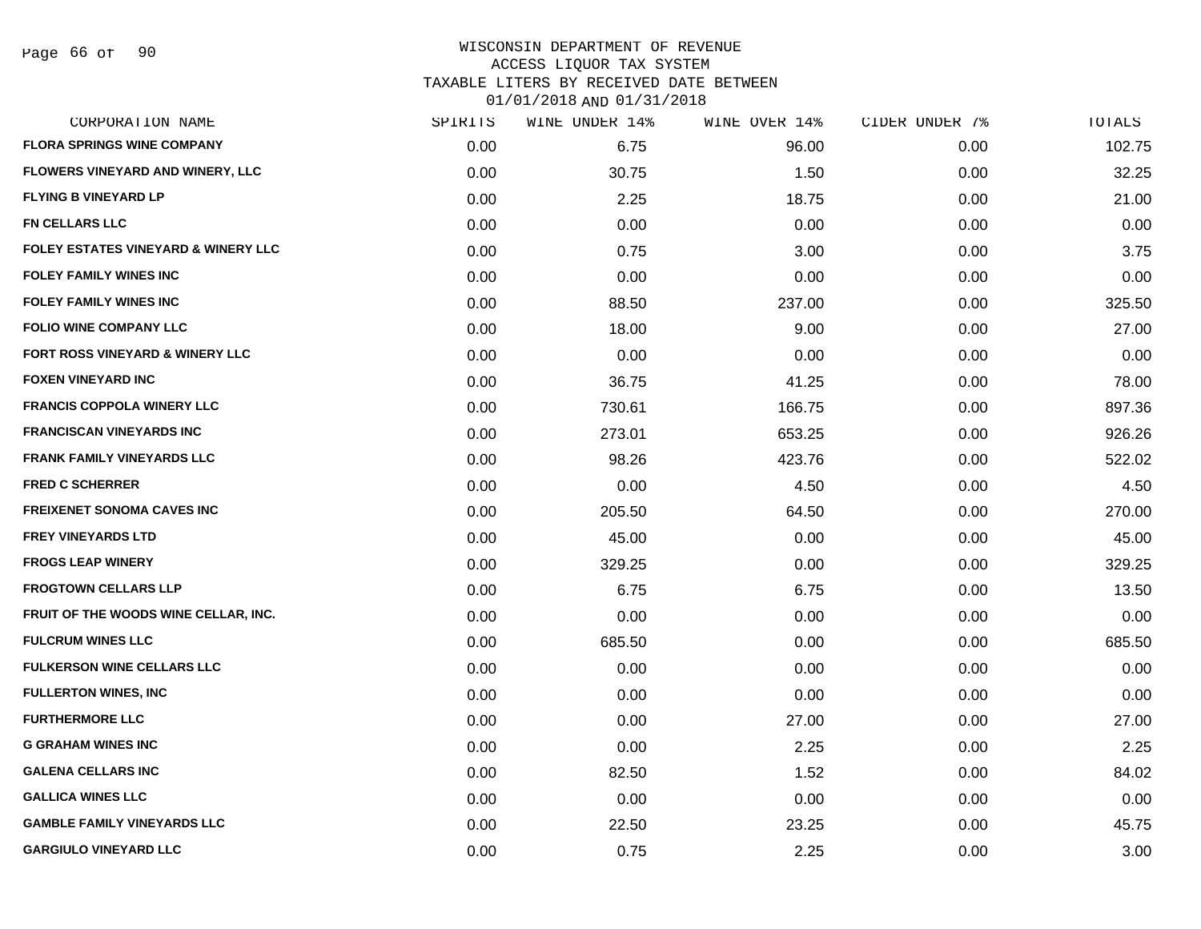WISCONSIN DEPARTMENT OF REVENUE
ACCESS LIQUOR TAX SYSTEM
TAXABLE LITERS BY RECEIVED DATE BETWEEN
01/01/2018 AND 01/31/2018

| CORPORATION NAME | SPIRITS | WINE UNDER 14% | WINE OVER 14% | CIDER UNDER 7% | TOTALS |
|---|---|---|---|---|---|
| FLORA SPRINGS WINE COMPANY | 0.00 | 6.75 | 96.00 | 0.00 | 102.75 |
| FLOWERS VINEYARD AND WINERY, LLC | 0.00 | 30.75 | 1.50 | 0.00 | 32.25 |
| FLYING B VINEYARD LP | 0.00 | 2.25 | 18.75 | 0.00 | 21.00 |
| FN CELLARS LLC | 0.00 | 0.00 | 0.00 | 0.00 | 0.00 |
| FOLEY ESTATES VINEYARD & WINERY LLC | 0.00 | 0.75 | 3.00 | 0.00 | 3.75 |
| FOLEY FAMILY WINES INC | 0.00 | 0.00 | 0.00 | 0.00 | 0.00 |
| FOLEY FAMILY WINES INC | 0.00 | 88.50 | 237.00 | 0.00 | 325.50 |
| FOLIO WINE COMPANY LLC | 0.00 | 18.00 | 9.00 | 0.00 | 27.00 |
| FORT ROSS VINEYARD & WINERY LLC | 0.00 | 0.00 | 0.00 | 0.00 | 0.00 |
| FOXEN VINEYARD INC | 0.00 | 36.75 | 41.25 | 0.00 | 78.00 |
| FRANCIS COPPOLA WINERY LLC | 0.00 | 730.61 | 166.75 | 0.00 | 897.36 |
| FRANCISCAN VINEYARDS INC | 0.00 | 273.01 | 653.25 | 0.00 | 926.26 |
| FRANK FAMILY VINEYARDS LLC | 0.00 | 98.26 | 423.76 | 0.00 | 522.02 |
| FRED C SCHERRER | 0.00 | 0.00 | 4.50 | 0.00 | 4.50 |
| FREIXENET SONOMA CAVES INC | 0.00 | 205.50 | 64.50 | 0.00 | 270.00 |
| FREY VINEYARDS LTD | 0.00 | 45.00 | 0.00 | 0.00 | 45.00 |
| FROGS LEAP WINERY | 0.00 | 329.25 | 0.00 | 0.00 | 329.25 |
| FROGTOWN CELLARS LLP | 0.00 | 6.75 | 6.75 | 0.00 | 13.50 |
| FRUIT OF THE WOODS WINE CELLAR, INC. | 0.00 | 0.00 | 0.00 | 0.00 | 0.00 |
| FULCRUM WINES LLC | 0.00 | 685.50 | 0.00 | 0.00 | 685.50 |
| FULKERSON WINE CELLARS LLC | 0.00 | 0.00 | 0.00 | 0.00 | 0.00 |
| FULLERTON WINES, INC | 0.00 | 0.00 | 0.00 | 0.00 | 0.00 |
| FURTHERMORE LLC | 0.00 | 0.00 | 27.00 | 0.00 | 27.00 |
| G GRAHAM WINES INC | 0.00 | 0.00 | 2.25 | 0.00 | 2.25 |
| GALENA CELLARS INC | 0.00 | 82.50 | 1.52 | 0.00 | 84.02 |
| GALLICA WINES LLC | 0.00 | 0.00 | 0.00 | 0.00 | 0.00 |
| GAMBLE FAMILY VINEYARDS LLC | 0.00 | 22.50 | 23.25 | 0.00 | 45.75 |
| GARGIULO VINEYARD LLC | 0.00 | 0.75 | 2.25 | 0.00 | 3.00 |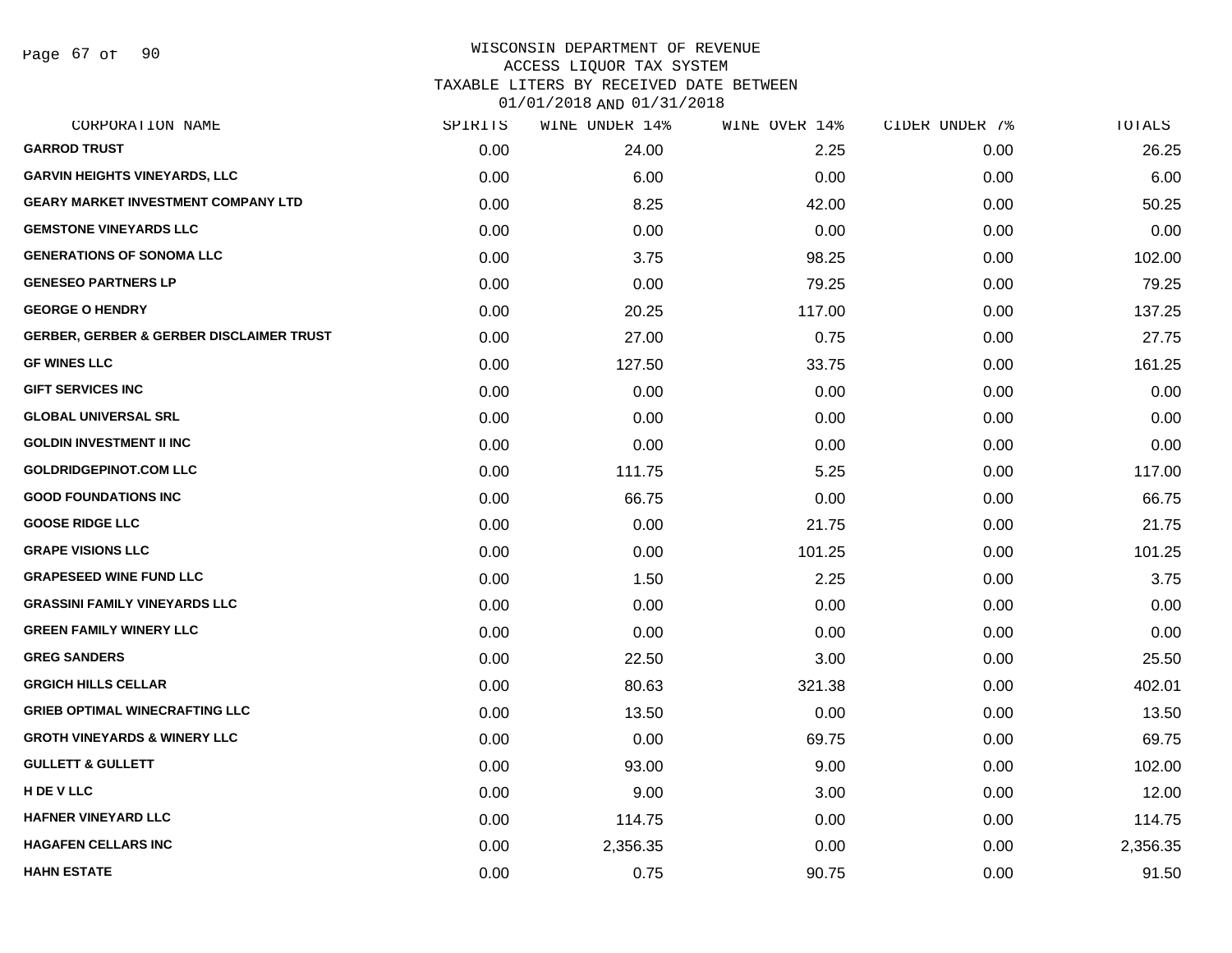WISCONSIN DEPARTMENT OF REVENUE
ACCESS LIQUOR TAX SYSTEM
TAXABLE LITERS BY RECEIVED DATE BETWEEN
01/01/2018 AND 01/31/2018

| CORPORATION NAME | SPIRITS | WINE UNDER 14% | WINE OVER 14% | CIDER UNDER 7% | TOTALS |
|---|---|---|---|---|---|
| GARROD TRUST | 0.00 | 24.00 | 2.25 | 0.00 | 26.25 |
| GARVIN HEIGHTS VINEYARDS, LLC | 0.00 | 6.00 | 0.00 | 0.00 | 6.00 |
| GEARY MARKET INVESTMENT COMPANY LTD | 0.00 | 8.25 | 42.00 | 0.00 | 50.25 |
| GEMSTONE VINEYARDS LLC | 0.00 | 0.00 | 0.00 | 0.00 | 0.00 |
| GENERATIONS OF SONOMA LLC | 0.00 | 3.75 | 98.25 | 0.00 | 102.00 |
| GENESEO PARTNERS LP | 0.00 | 0.00 | 79.25 | 0.00 | 79.25 |
| GEORGE O HENDRY | 0.00 | 20.25 | 117.00 | 0.00 | 137.25 |
| GERBER, GERBER & GERBER DISCLAIMER TRUST | 0.00 | 27.00 | 0.75 | 0.00 | 27.75 |
| GF WINES LLC | 0.00 | 127.50 | 33.75 | 0.00 | 161.25 |
| GIFT SERVICES INC | 0.00 | 0.00 | 0.00 | 0.00 | 0.00 |
| GLOBAL UNIVERSAL SRL | 0.00 | 0.00 | 0.00 | 0.00 | 0.00 |
| GOLDIN INVESTMENT II INC | 0.00 | 0.00 | 0.00 | 0.00 | 0.00 |
| GOLDRIDGEPINOT.COM LLC | 0.00 | 111.75 | 5.25 | 0.00 | 117.00 |
| GOOD FOUNDATIONS INC | 0.00 | 66.75 | 0.00 | 0.00 | 66.75 |
| GOOSE RIDGE LLC | 0.00 | 0.00 | 21.75 | 0.00 | 21.75 |
| GRAPE VISIONS LLC | 0.00 | 0.00 | 101.25 | 0.00 | 101.25 |
| GRAPESEED WINE FUND LLC | 0.00 | 1.50 | 2.25 | 0.00 | 3.75 |
| GRASSINI FAMILY VINEYARDS LLC | 0.00 | 0.00 | 0.00 | 0.00 | 0.00 |
| GREEN FAMILY WINERY LLC | 0.00 | 0.00 | 0.00 | 0.00 | 0.00 |
| GREG SANDERS | 0.00 | 22.50 | 3.00 | 0.00 | 25.50 |
| GRGICH HILLS CELLAR | 0.00 | 80.63 | 321.38 | 0.00 | 402.01 |
| GRIEB OPTIMAL WINECRAFTING LLC | 0.00 | 13.50 | 0.00 | 0.00 | 13.50 |
| GROTH VINEYARDS & WINERY LLC | 0.00 | 0.00 | 69.75 | 0.00 | 69.75 |
| GULLETT & GULLETT | 0.00 | 93.00 | 9.00 | 0.00 | 102.00 |
| H DE V LLC | 0.00 | 9.00 | 3.00 | 0.00 | 12.00 |
| HAFNER VINEYARD LLC | 0.00 | 114.75 | 0.00 | 0.00 | 114.75 |
| HAGAFEN CELLARS INC | 0.00 | 2,356.35 | 0.00 | 0.00 | 2,356.35 |
| HAHN ESTATE | 0.00 | 0.75 | 90.75 | 0.00 | 91.50 |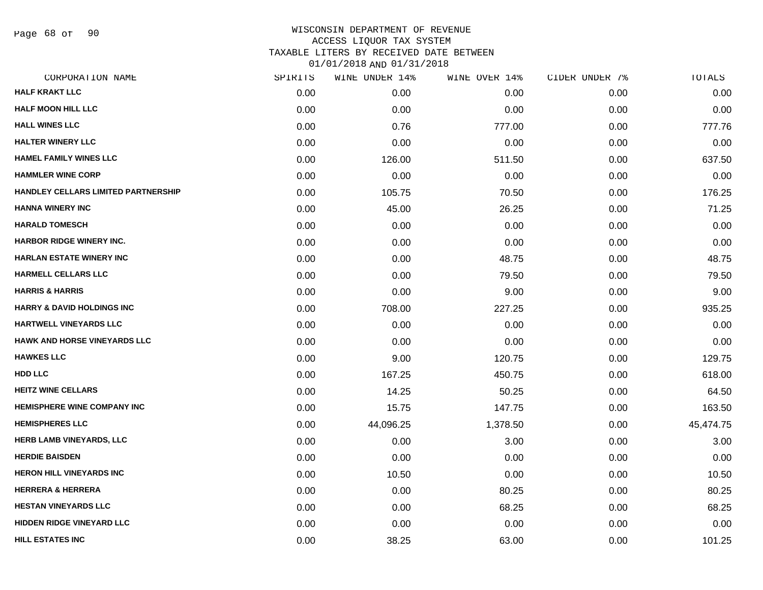# WISCONSIN DEPARTMENT OF REVENUE
## ACCESS LIQUOR TAX SYSTEM
### TAXABLE LITERS BY RECEIVED DATE BETWEEN 01/01/2018 AND 01/31/2018

| CORPORATION NAME | SPIRITS | WINE UNDER 14% | WINE OVER 14% | CIDER UNDER 7% | TOTALS |
|---|---|---|---|---|---|
| HALF KRAKT LLC | 0.00 | 0.00 | 0.00 | 0.00 | 0.00 |
| HALF MOON HILL LLC | 0.00 | 0.00 | 0.00 | 0.00 | 0.00 |
| HALL WINES LLC | 0.00 | 0.76 | 777.00 | 0.00 | 777.76 |
| HALTER WINERY LLC | 0.00 | 0.00 | 0.00 | 0.00 | 0.00 |
| HAMEL FAMILY WINES LLC | 0.00 | 126.00 | 511.50 | 0.00 | 637.50 |
| HAMMLER WINE CORP | 0.00 | 0.00 | 0.00 | 0.00 | 0.00 |
| HANDLEY CELLARS LIMITED PARTNERSHIP | 0.00 | 105.75 | 70.50 | 0.00 | 176.25 |
| HANNA WINERY INC | 0.00 | 45.00 | 26.25 | 0.00 | 71.25 |
| HARALD TOMESCH | 0.00 | 0.00 | 0.00 | 0.00 | 0.00 |
| HARBOR RIDGE WINERY INC. | 0.00 | 0.00 | 0.00 | 0.00 | 0.00 |
| HARLAN ESTATE WINERY INC | 0.00 | 0.00 | 48.75 | 0.00 | 48.75 |
| HARMELL CELLARS LLC | 0.00 | 0.00 | 79.50 | 0.00 | 79.50 |
| HARRIS & HARRIS | 0.00 | 0.00 | 9.00 | 0.00 | 9.00 |
| HARRY & DAVID HOLDINGS INC | 0.00 | 708.00 | 227.25 | 0.00 | 935.25 |
| HARTWELL VINEYARDS LLC | 0.00 | 0.00 | 0.00 | 0.00 | 0.00 |
| HAWK AND HORSE VINEYARDS LLC | 0.00 | 0.00 | 0.00 | 0.00 | 0.00 |
| HAWKES LLC | 0.00 | 9.00 | 120.75 | 0.00 | 129.75 |
| HDD LLC | 0.00 | 167.25 | 450.75 | 0.00 | 618.00 |
| HEITZ WINE CELLARS | 0.00 | 14.25 | 50.25 | 0.00 | 64.50 |
| HEMISPHERE WINE COMPANY INC | 0.00 | 15.75 | 147.75 | 0.00 | 163.50 |
| HEMISPHERES LLC | 0.00 | 44,096.25 | 1,378.50 | 0.00 | 45,474.75 |
| HERB LAMB VINEYARDS, LLC | 0.00 | 0.00 | 3.00 | 0.00 | 3.00 |
| HERDIE BAISDEN | 0.00 | 0.00 | 0.00 | 0.00 | 0.00 |
| HERON HILL VINEYARDS INC | 0.00 | 10.50 | 0.00 | 0.00 | 10.50 |
| HERRERA & HERRERA | 0.00 | 0.00 | 80.25 | 0.00 | 80.25 |
| HESTAN VINEYARDS LLC | 0.00 | 0.00 | 68.25 | 0.00 | 68.25 |
| HIDDEN RIDGE VINEYARD LLC | 0.00 | 0.00 | 0.00 | 0.00 | 0.00 |
| HILL ESTATES INC | 0.00 | 38.25 | 63.00 | 0.00 | 101.25 |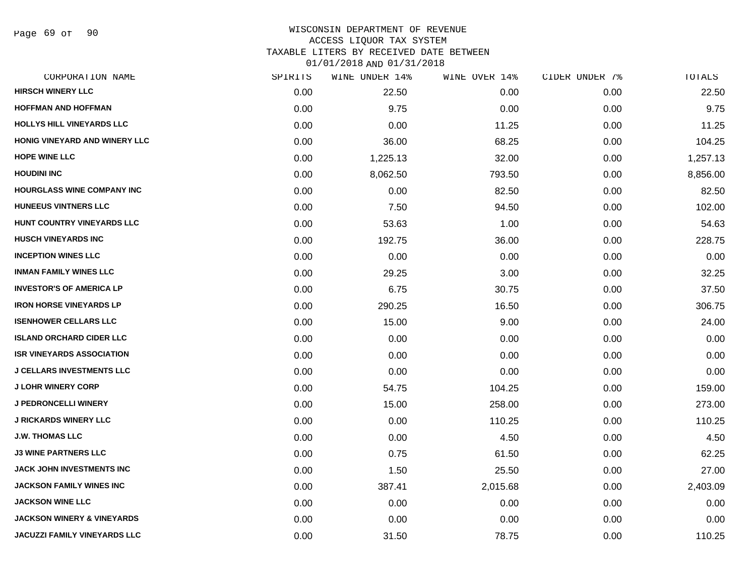# WISCONSIN DEPARTMENT OF REVENUE
## ACCESS LIQUOR TAX SYSTEM
### TAXABLE LITERS BY RECEIVED DATE BETWEEN 01/01/2018 AND 01/31/2018

| CORPORATION NAME | SPIRITS | WINE UNDER 14% | WINE OVER 14% | CIDER UNDER 7% | TOTALS |
|---|---|---|---|---|---|
| HIRSCH WINERY LLC | 0.00 | 22.50 | 0.00 | 0.00 | 22.50 |
| HOFFMAN AND HOFFMAN | 0.00 | 9.75 | 0.00 | 0.00 | 9.75 |
| HOLLYS HILL VINEYARDS LLC | 0.00 | 0.00 | 11.25 | 0.00 | 11.25 |
| HONIG VINEYARD AND WINERY LLC | 0.00 | 36.00 | 68.25 | 0.00 | 104.25 |
| HOPE WINE LLC | 0.00 | 1,225.13 | 32.00 | 0.00 | 1,257.13 |
| HOUDINI INC | 0.00 | 8,062.50 | 793.50 | 0.00 | 8,856.00 |
| HOURGLASS WINE COMPANY INC | 0.00 | 0.00 | 82.50 | 0.00 | 82.50 |
| HUNEEUS VINTNERS LLC | 0.00 | 7.50 | 94.50 | 0.00 | 102.00 |
| HUNT COUNTRY VINEYARDS LLC | 0.00 | 53.63 | 1.00 | 0.00 | 54.63 |
| HUSCH VINEYARDS INC | 0.00 | 192.75 | 36.00 | 0.00 | 228.75 |
| INCEPTION WINES LLC | 0.00 | 0.00 | 0.00 | 0.00 | 0.00 |
| INMAN FAMILY WINES LLC | 0.00 | 29.25 | 3.00 | 0.00 | 32.25 |
| INVESTOR'S OF AMERICA LP | 0.00 | 6.75 | 30.75 | 0.00 | 37.50 |
| IRON HORSE VINEYARDS LP | 0.00 | 290.25 | 16.50 | 0.00 | 306.75 |
| ISENHOWER CELLARS LLC | 0.00 | 15.00 | 9.00 | 0.00 | 24.00 |
| ISLAND ORCHARD CIDER LLC | 0.00 | 0.00 | 0.00 | 0.00 | 0.00 |
| ISR VINEYARDS ASSOCIATION | 0.00 | 0.00 | 0.00 | 0.00 | 0.00 |
| J CELLARS INVESTMENTS LLC | 0.00 | 0.00 | 0.00 | 0.00 | 0.00 |
| J LOHR WINERY CORP | 0.00 | 54.75 | 104.25 | 0.00 | 159.00 |
| J PEDRONCELLI WINERY | 0.00 | 15.00 | 258.00 | 0.00 | 273.00 |
| J RICKARDS WINERY LLC | 0.00 | 0.00 | 110.25 | 0.00 | 110.25 |
| J.W. THOMAS LLC | 0.00 | 0.00 | 4.50 | 0.00 | 4.50 |
| J3 WINE PARTNERS LLC | 0.00 | 0.75 | 61.50 | 0.00 | 62.25 |
| JACK JOHN INVESTMENTS INC | 0.00 | 1.50 | 25.50 | 0.00 | 27.00 |
| JACKSON FAMILY WINES INC | 0.00 | 387.41 | 2,015.68 | 0.00 | 2,403.09 |
| JACKSON WINE LLC | 0.00 | 0.00 | 0.00 | 0.00 | 0.00 |
| JACKSON WINERY & VINEYARDS | 0.00 | 0.00 | 0.00 | 0.00 | 0.00 |
| JACUZZI FAMILY VINEYARDS LLC | 0.00 | 31.50 | 78.75 | 0.00 | 110.25 |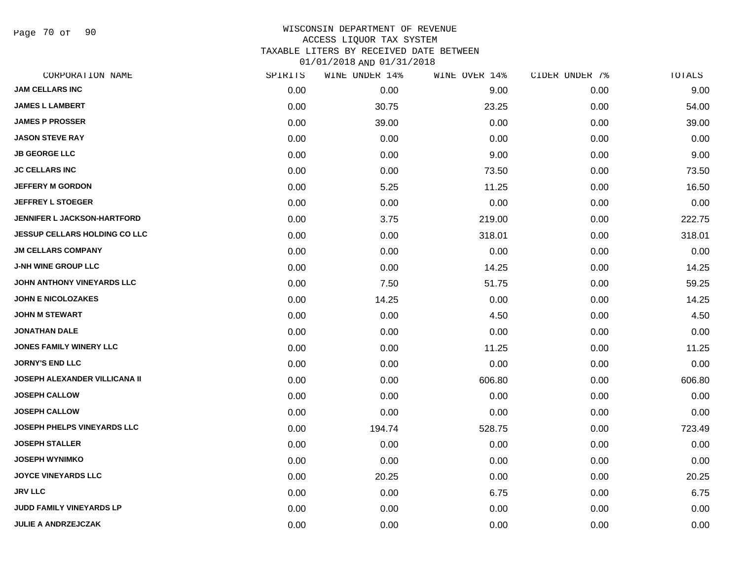# WISCONSIN DEPARTMENT OF REVENUE
## ACCESS LIQUOR TAX SYSTEM
## TAXABLE LITERS BY RECEIVED DATE BETWEEN 01/01/2018 AND 01/31/2018

| CORPORATION NAME | SPIRITS | WINE UNDER 14% | WINE OVER 14% | CIDER UNDER 7% | TOTALS |
|---|---|---|---|---|---|
| JAM CELLARS INC | 0.00 | 0.00 | 9.00 | 0.00 | 9.00 |
| JAMES L LAMBERT | 0.00 | 30.75 | 23.25 | 0.00 | 54.00 |
| JAMES P PROSSER | 0.00 | 39.00 | 0.00 | 0.00 | 39.00 |
| JASON STEVE RAY | 0.00 | 0.00 | 0.00 | 0.00 | 0.00 |
| JB GEORGE LLC | 0.00 | 0.00 | 9.00 | 0.00 | 9.00 |
| JC CELLARS INC | 0.00 | 0.00 | 73.50 | 0.00 | 73.50 |
| JEFFERY M GORDON | 0.00 | 5.25 | 11.25 | 0.00 | 16.50 |
| JEFFREY L STOEGER | 0.00 | 0.00 | 0.00 | 0.00 | 0.00 |
| JENNIFER L JACKSON-HARTFORD | 0.00 | 3.75 | 219.00 | 0.00 | 222.75 |
| JESSUP CELLARS HOLDING CO LLC | 0.00 | 0.00 | 318.01 | 0.00 | 318.01 |
| JM CELLARS COMPANY | 0.00 | 0.00 | 0.00 | 0.00 | 0.00 |
| J-NH WINE GROUP LLC | 0.00 | 0.00 | 14.25 | 0.00 | 14.25 |
| JOHN ANTHONY VINEYARDS LLC | 0.00 | 7.50 | 51.75 | 0.00 | 59.25 |
| JOHN E NICOLOZAKES | 0.00 | 14.25 | 0.00 | 0.00 | 14.25 |
| JOHN M STEWART | 0.00 | 0.00 | 4.50 | 0.00 | 4.50 |
| JONATHAN DALE | 0.00 | 0.00 | 0.00 | 0.00 | 0.00 |
| JONES FAMILY WINERY LLC | 0.00 | 0.00 | 11.25 | 0.00 | 11.25 |
| JORNY'S END LLC | 0.00 | 0.00 | 0.00 | 0.00 | 0.00 |
| JOSEPH ALEXANDER VILLICANA II | 0.00 | 0.00 | 606.80 | 0.00 | 606.80 |
| JOSEPH CALLOW | 0.00 | 0.00 | 0.00 | 0.00 | 0.00 |
| JOSEPH CALLOW | 0.00 | 0.00 | 0.00 | 0.00 | 0.00 |
| JOSEPH PHELPS VINEYARDS LLC | 0.00 | 194.74 | 528.75 | 0.00 | 723.49 |
| JOSEPH STALLER | 0.00 | 0.00 | 0.00 | 0.00 | 0.00 |
| JOSEPH WYNIMKO | 0.00 | 0.00 | 0.00 | 0.00 | 0.00 |
| JOYCE VINEYARDS LLC | 0.00 | 20.25 | 0.00 | 0.00 | 20.25 |
| JRV LLC | 0.00 | 0.00 | 6.75 | 0.00 | 6.75 |
| JUDD FAMILY VINEYARDS LP | 0.00 | 0.00 | 0.00 | 0.00 | 0.00 |
| JULIE A ANDRZEJCZAK | 0.00 | 0.00 | 0.00 | 0.00 | 0.00 |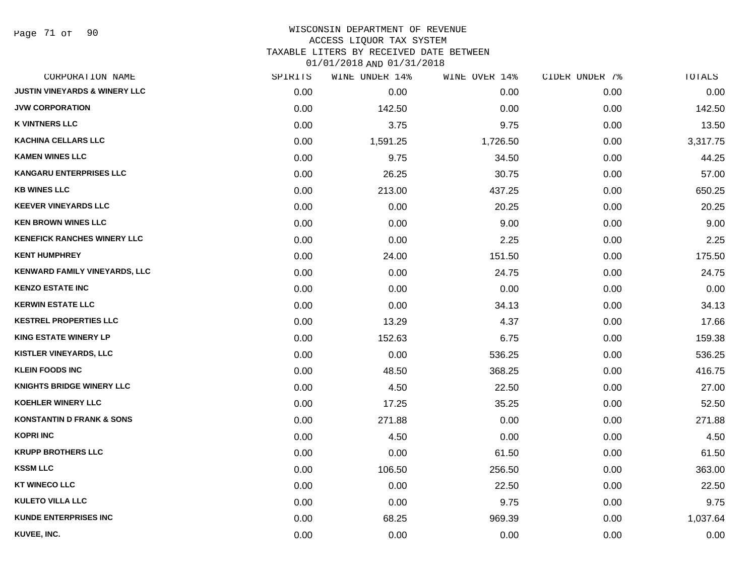WISCONSIN DEPARTMENT OF REVENUE
ACCESS LIQUOR TAX SYSTEM
TAXABLE LITERS BY RECEIVED DATE BETWEEN
01/01/2018 AND 01/31/2018

| CORPORATION NAME | SPIRITS | WINE UNDER 14% | WINE OVER 14% | CIDER UNDER 7% | TOTALS |
|---|---|---|---|---|---|
| JUSTIN VINEYARDS & WINERY LLC | 0.00 | 0.00 | 0.00 | 0.00 | 0.00 |
| JVW CORPORATION | 0.00 | 142.50 | 0.00 | 0.00 | 142.50 |
| K VINTNERS LLC | 0.00 | 3.75 | 9.75 | 0.00 | 13.50 |
| KACHINA CELLARS LLC | 0.00 | 1,591.25 | 1,726.50 | 0.00 | 3,317.75 |
| KAMEN WINES LLC | 0.00 | 9.75 | 34.50 | 0.00 | 44.25 |
| KANGARU ENTERPRISES LLC | 0.00 | 26.25 | 30.75 | 0.00 | 57.00 |
| KB WINES LLC | 0.00 | 213.00 | 437.25 | 0.00 | 650.25 |
| KEEVER VINEYARDS LLC | 0.00 | 0.00 | 20.25 | 0.00 | 20.25 |
| KEN BROWN WINES LLC | 0.00 | 0.00 | 9.00 | 0.00 | 9.00 |
| KENEFICK RANCHES WINERY LLC | 0.00 | 0.00 | 2.25 | 0.00 | 2.25 |
| KENT HUMPHREY | 0.00 | 24.00 | 151.50 | 0.00 | 175.50 |
| KENWARD FAMILY VINEYARDS, LLC | 0.00 | 0.00 | 24.75 | 0.00 | 24.75 |
| KENZO ESTATE INC | 0.00 | 0.00 | 0.00 | 0.00 | 0.00 |
| KERWIN ESTATE LLC | 0.00 | 0.00 | 34.13 | 0.00 | 34.13 |
| KESTREL PROPERTIES LLC | 0.00 | 13.29 | 4.37 | 0.00 | 17.66 |
| KING ESTATE WINERY LP | 0.00 | 152.63 | 6.75 | 0.00 | 159.38 |
| KISTLER VINEYARDS, LLC | 0.00 | 0.00 | 536.25 | 0.00 | 536.25 |
| KLEIN FOODS INC | 0.00 | 48.50 | 368.25 | 0.00 | 416.75 |
| KNIGHTS BRIDGE WINERY LLC | 0.00 | 4.50 | 22.50 | 0.00 | 27.00 |
| KOEHLER WINERY LLC | 0.00 | 17.25 | 35.25 | 0.00 | 52.50 |
| KONSTANTIN D FRANK & SONS | 0.00 | 271.88 | 0.00 | 0.00 | 271.88 |
| KOPRI INC | 0.00 | 4.50 | 0.00 | 0.00 | 4.50 |
| KRUPP BROTHERS LLC | 0.00 | 0.00 | 61.50 | 0.00 | 61.50 |
| KSSM LLC | 0.00 | 106.50 | 256.50 | 0.00 | 363.00 |
| KT WINECO LLC | 0.00 | 0.00 | 22.50 | 0.00 | 22.50 |
| KULETO VILLA LLC | 0.00 | 0.00 | 9.75 | 0.00 | 9.75 |
| KUNDE ENTERPRISES INC | 0.00 | 68.25 | 969.39 | 0.00 | 1,037.64 |
| KUVEE, INC. | 0.00 | 0.00 | 0.00 | 0.00 | 0.00 |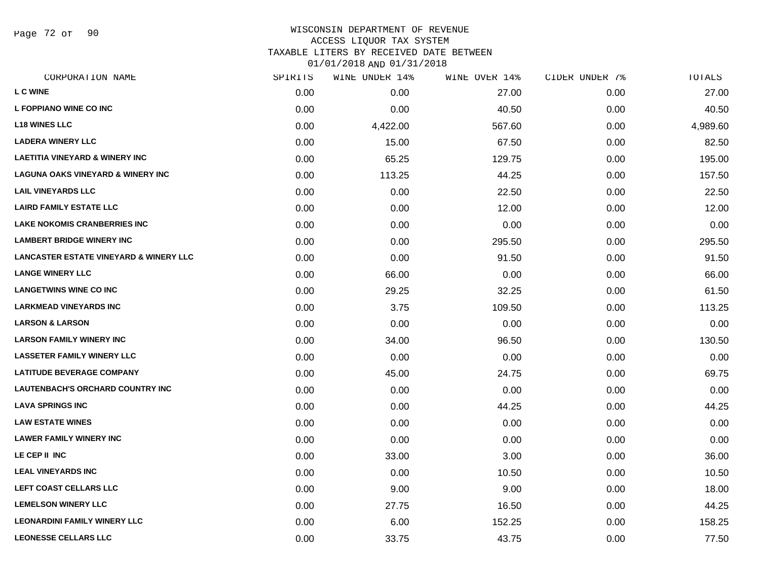# WISCONSIN DEPARTMENT OF REVENUE
## ACCESS LIQUOR TAX SYSTEM
### TAXABLE LITERS BY RECEIVED DATE BETWEEN 01/01/2018 AND 01/31/2018

| CORPORATION NAME | SPIRITS | WINE UNDER 14% | WINE OVER 14% | CIDER UNDER 7% | TOTALS |
|---|---|---|---|---|---|
| L C WINE | 0.00 | 0.00 | 27.00 | 0.00 | 27.00 |
| L FOPPIANO WINE CO INC | 0.00 | 0.00 | 40.50 | 0.00 | 40.50 |
| L18 WINES LLC | 0.00 | 4,422.00 | 567.60 | 0.00 | 4,989.60 |
| LADERA WINERY LLC | 0.00 | 15.00 | 67.50 | 0.00 | 82.50 |
| LAETITIA VINEYARD & WINERY INC | 0.00 | 65.25 | 129.75 | 0.00 | 195.00 |
| LAGUNA OAKS VINEYARD & WINERY INC | 0.00 | 113.25 | 44.25 | 0.00 | 157.50 |
| LAIL VINEYARDS LLC | 0.00 | 0.00 | 22.50 | 0.00 | 22.50 |
| LAIRD FAMILY ESTATE LLC | 0.00 | 0.00 | 12.00 | 0.00 | 12.00 |
| LAKE NOKOMIS CRANBERRIES INC | 0.00 | 0.00 | 0.00 | 0.00 | 0.00 |
| LAMBERT BRIDGE WINERY INC | 0.00 | 0.00 | 295.50 | 0.00 | 295.50 |
| LANCASTER ESTATE VINEYARD & WINERY LLC | 0.00 | 0.00 | 91.50 | 0.00 | 91.50 |
| LANGE WINERY LLC | 0.00 | 66.00 | 0.00 | 0.00 | 66.00 |
| LANGETWINS WINE CO INC | 0.00 | 29.25 | 32.25 | 0.00 | 61.50 |
| LARKMEAD VINEYARDS INC | 0.00 | 3.75 | 109.50 | 0.00 | 113.25 |
| LARSON & LARSON | 0.00 | 0.00 | 0.00 | 0.00 | 0.00 |
| LARSON FAMILY WINERY INC | 0.00 | 34.00 | 96.50 | 0.00 | 130.50 |
| LASSETER FAMILY WINERY LLC | 0.00 | 0.00 | 0.00 | 0.00 | 0.00 |
| LATITUDE BEVERAGE COMPANY | 0.00 | 45.00 | 24.75 | 0.00 | 69.75 |
| LAUTENBACH'S ORCHARD COUNTRY INC | 0.00 | 0.00 | 0.00 | 0.00 | 0.00 |
| LAVA SPRINGS INC | 0.00 | 0.00 | 44.25 | 0.00 | 44.25 |
| LAW ESTATE WINES | 0.00 | 0.00 | 0.00 | 0.00 | 0.00 |
| LAWER FAMILY WINERY INC | 0.00 | 0.00 | 0.00 | 0.00 | 0.00 |
| LE CEP II INC | 0.00 | 33.00 | 3.00 | 0.00 | 36.00 |
| LEAL VINEYARDS INC | 0.00 | 0.00 | 10.50 | 0.00 | 10.50 |
| LEFT COAST CELLARS LLC | 0.00 | 9.00 | 9.00 | 0.00 | 18.00 |
| LEMELSON WINERY LLC | 0.00 | 27.75 | 16.50 | 0.00 | 44.25 |
| LEONARDINI FAMILY WINERY LLC | 0.00 | 6.00 | 152.25 | 0.00 | 158.25 |
| LEONESSE CELLARS LLC | 0.00 | 33.75 | 43.75 | 0.00 | 77.50 |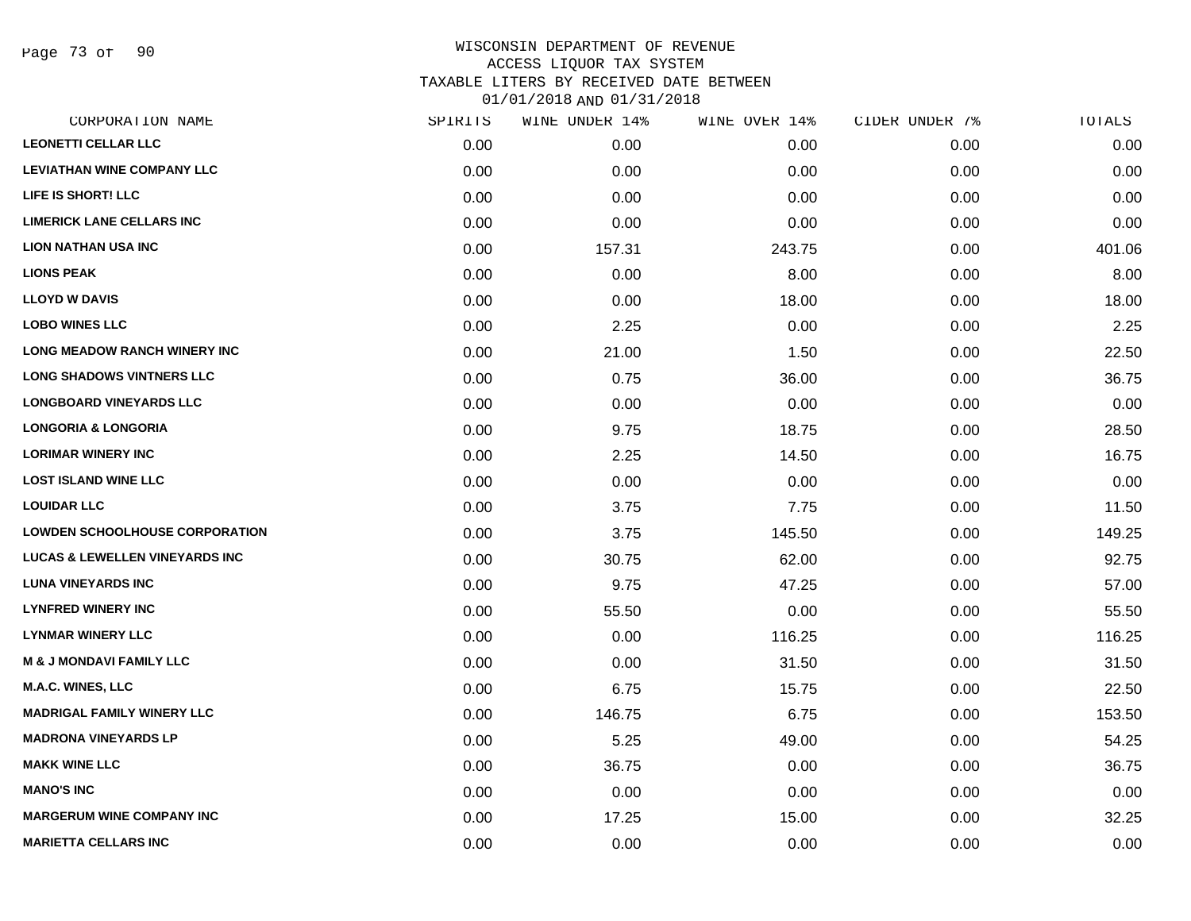# WISCONSIN DEPARTMENT OF REVENUE
## ACCESS LIQUOR TAX SYSTEM
### TAXABLE LITERS BY RECEIVED DATE BETWEEN 01/01/2018 AND 01/31/2018

| CORPORATION NAME | SPIRITS | WINE UNDER 14% | WINE OVER 14% | CIDER UNDER 7% | TOTALS |
|---|---|---|---|---|---|
| LEONETTI CELLAR LLC | 0.00 | 0.00 | 0.00 | 0.00 | 0.00 |
| LEVIATHAN WINE COMPANY LLC | 0.00 | 0.00 | 0.00 | 0.00 | 0.00 |
| LIFE IS SHORT! LLC | 0.00 | 0.00 | 0.00 | 0.00 | 0.00 |
| LIMERICK LANE CELLARS INC | 0.00 | 0.00 | 0.00 | 0.00 | 0.00 |
| LION NATHAN USA INC | 0.00 | 157.31 | 243.75 | 0.00 | 401.06 |
| LIONS PEAK | 0.00 | 0.00 | 8.00 | 0.00 | 8.00 |
| LLOYD W DAVIS | 0.00 | 0.00 | 18.00 | 0.00 | 18.00 |
| LOBO WINES LLC | 0.00 | 2.25 | 0.00 | 0.00 | 2.25 |
| LONG MEADOW RANCH WINERY INC | 0.00 | 21.00 | 1.50 | 0.00 | 22.50 |
| LONG SHADOWS VINTNERS LLC | 0.00 | 0.75 | 36.00 | 0.00 | 36.75 |
| LONGBOARD VINEYARDS LLC | 0.00 | 0.00 | 0.00 | 0.00 | 0.00 |
| LONGORIA & LONGORIA | 0.00 | 9.75 | 18.75 | 0.00 | 28.50 |
| LORIMAR WINERY INC | 0.00 | 2.25 | 14.50 | 0.00 | 16.75 |
| LOST ISLAND WINE LLC | 0.00 | 0.00 | 0.00 | 0.00 | 0.00 |
| LOUIDAR LLC | 0.00 | 3.75 | 7.75 | 0.00 | 11.50 |
| LOWDEN SCHOOLHOUSE CORPORATION | 0.00 | 3.75 | 145.50 | 0.00 | 149.25 |
| LUCAS & LEWELLEN VINEYARDS INC | 0.00 | 30.75 | 62.00 | 0.00 | 92.75 |
| LUNA VINEYARDS INC | 0.00 | 9.75 | 47.25 | 0.00 | 57.00 |
| LYNFRED WINERY INC | 0.00 | 55.50 | 0.00 | 0.00 | 55.50 |
| LYNMAR WINERY LLC | 0.00 | 0.00 | 116.25 | 0.00 | 116.25 |
| M & J MONDAVI FAMILY LLC | 0.00 | 0.00 | 31.50 | 0.00 | 31.50 |
| M.A.C. WINES, LLC | 0.00 | 6.75 | 15.75 | 0.00 | 22.50 |
| MADRIGAL FAMILY WINERY LLC | 0.00 | 146.75 | 6.75 | 0.00 | 153.50 |
| MADRONA VINEYARDS LP | 0.00 | 5.25 | 49.00 | 0.00 | 54.25 |
| MAKK WINE LLC | 0.00 | 36.75 | 0.00 | 0.00 | 36.75 |
| MANO'S INC | 0.00 | 0.00 | 0.00 | 0.00 | 0.00 |
| MARGERUM WINE COMPANY INC | 0.00 | 17.25 | 15.00 | 0.00 | 32.25 |
| MARIETTA CELLARS INC | 0.00 | 0.00 | 0.00 | 0.00 | 0.00 |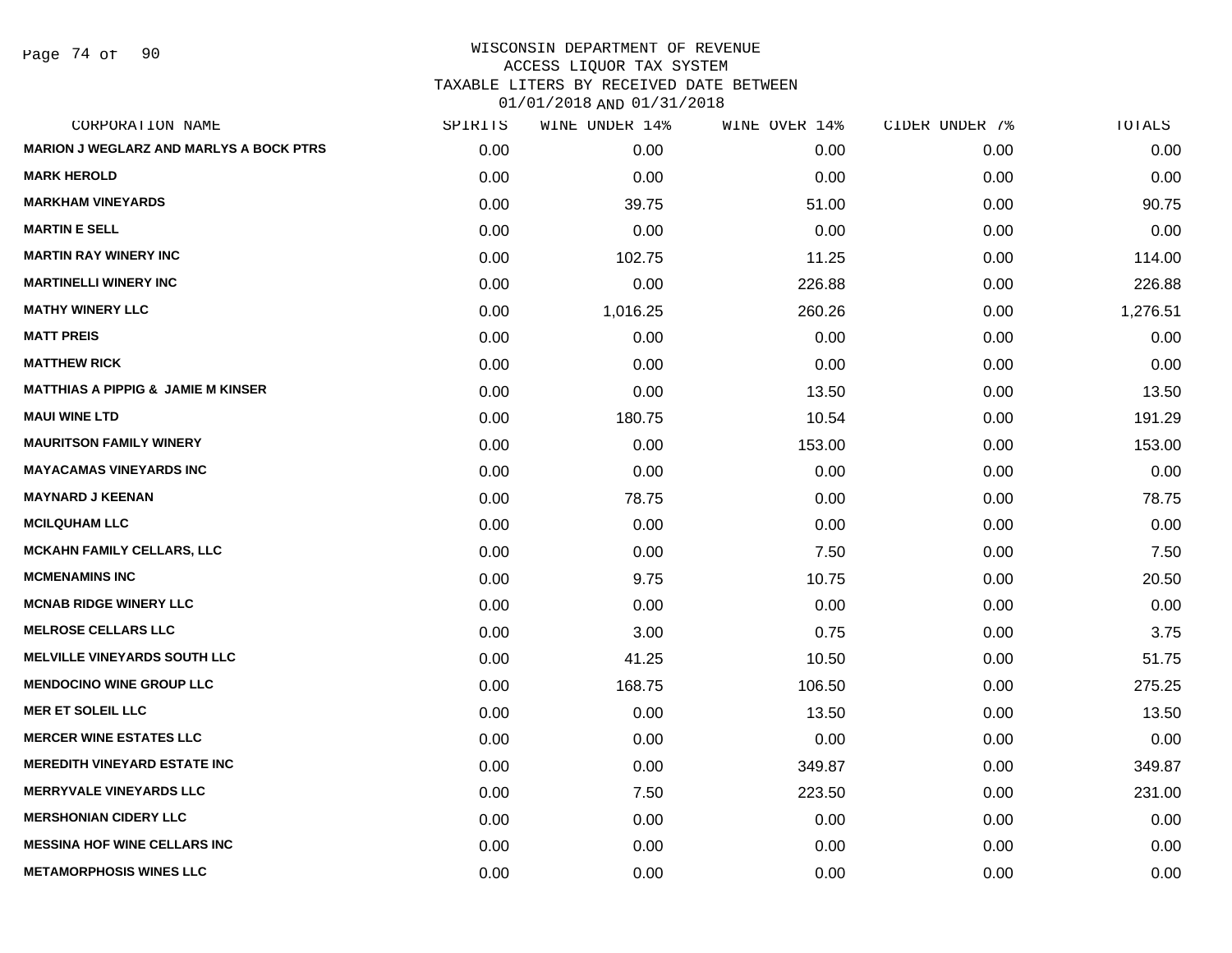# WISCONSIN DEPARTMENT OF REVENUE
## ACCESS LIQUOR TAX SYSTEM
## TAXABLE LITERS BY RECEIVED DATE BETWEEN 01/01/2018 AND 01/31/2018

| CORPORATION NAME | SPIRITS | WINE UNDER 14% | WINE OVER 14% | CIDER UNDER 7% | TOTALS |
|---|---|---|---|---|---|
| MARION J WEGLARZ AND MARLYS A BOCK PTRS | 0.00 | 0.00 | 0.00 | 0.00 | 0.00 |
| MARK HEROLD | 0.00 | 0.00 | 0.00 | 0.00 | 0.00 |
| MARKHAM VINEYARDS | 0.00 | 39.75 | 51.00 | 0.00 | 90.75 |
| MARTIN E SELL | 0.00 | 0.00 | 0.00 | 0.00 | 0.00 |
| MARTIN RAY WINERY INC | 0.00 | 102.75 | 11.25 | 0.00 | 114.00 |
| MARTINELLI WINERY INC | 0.00 | 0.00 | 226.88 | 0.00 | 226.88 |
| MATHY WINERY LLC | 0.00 | 1,016.25 | 260.26 | 0.00 | 1,276.51 |
| MATT PREIS | 0.00 | 0.00 | 0.00 | 0.00 | 0.00 |
| MATTHEW RICK | 0.00 | 0.00 | 0.00 | 0.00 | 0.00 |
| MATTHIAS A PIPPIG & JAMIE M KINSER | 0.00 | 0.00 | 13.50 | 0.00 | 13.50 |
| MAUI WINE LTD | 0.00 | 180.75 | 10.54 | 0.00 | 191.29 |
| MAURITSON FAMILY WINERY | 0.00 | 0.00 | 153.00 | 0.00 | 153.00 |
| MAYACAMAS VINEYARDS INC | 0.00 | 0.00 | 0.00 | 0.00 | 0.00 |
| MAYNARD J KEENAN | 0.00 | 78.75 | 0.00 | 0.00 | 78.75 |
| MCILQUHAM LLC | 0.00 | 0.00 | 0.00 | 0.00 | 0.00 |
| MCKAHN FAMILY CELLARS, LLC | 0.00 | 0.00 | 7.50 | 0.00 | 7.50 |
| MCMENAMINS INC | 0.00 | 9.75 | 10.75 | 0.00 | 20.50 |
| MCNAB RIDGE WINERY LLC | 0.00 | 0.00 | 0.00 | 0.00 | 0.00 |
| MELROSE CELLARS LLC | 0.00 | 3.00 | 0.75 | 0.00 | 3.75 |
| MELVILLE VINEYARDS SOUTH LLC | 0.00 | 41.25 | 10.50 | 0.00 | 51.75 |
| MENDOCINO WINE GROUP LLC | 0.00 | 168.75 | 106.50 | 0.00 | 275.25 |
| MER ET SOLEIL LLC | 0.00 | 0.00 | 13.50 | 0.00 | 13.50 |
| MERCER WINE ESTATES LLC | 0.00 | 0.00 | 0.00 | 0.00 | 0.00 |
| MEREDITH VINEYARD ESTATE INC | 0.00 | 0.00 | 349.87 | 0.00 | 349.87 |
| MERRYVALE VINEYARDS LLC | 0.00 | 7.50 | 223.50 | 0.00 | 231.00 |
| MERSHONIAN CIDERY LLC | 0.00 | 0.00 | 0.00 | 0.00 | 0.00 |
| MESSINA HOF WINE CELLARS INC | 0.00 | 0.00 | 0.00 | 0.00 | 0.00 |
| METAMORPHOSIS WINES LLC | 0.00 | 0.00 | 0.00 | 0.00 | 0.00 |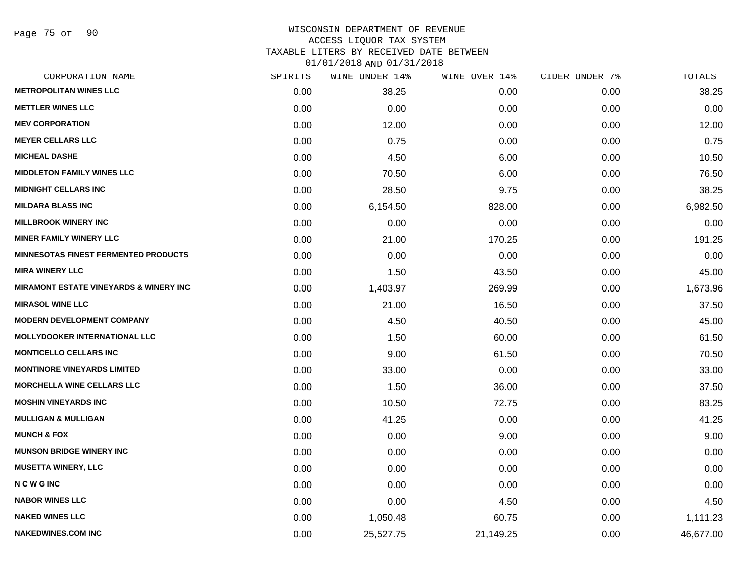WISCONSIN DEPARTMENT OF REVENUE
ACCESS LIQUOR TAX SYSTEM
TAXABLE LITERS BY RECEIVED DATE BETWEEN
01/01/2018 AND 01/31/2018

| CORPORATION NAME | SPIRITS | WINE UNDER 14% | WINE OVER 14% | CIDER UNDER 7% | TOTALS |
|---|---|---|---|---|---|
| METROPOLITAN WINES LLC | 0.00 | 38.25 | 0.00 | 0.00 | 38.25 |
| METTLER WINES LLC | 0.00 | 0.00 | 0.00 | 0.00 | 0.00 |
| MEV CORPORATION | 0.00 | 12.00 | 0.00 | 0.00 | 12.00 |
| MEYER CELLARS LLC | 0.00 | 0.75 | 0.00 | 0.00 | 0.75 |
| MICHEAL DASHE | 0.00 | 4.50 | 6.00 | 0.00 | 10.50 |
| MIDDLETON FAMILY WINES LLC | 0.00 | 70.50 | 6.00 | 0.00 | 76.50 |
| MIDNIGHT CELLARS INC | 0.00 | 28.50 | 9.75 | 0.00 | 38.25 |
| MILDARA BLASS INC | 0.00 | 6,154.50 | 828.00 | 0.00 | 6,982.50 |
| MILLBROOK WINERY INC | 0.00 | 0.00 | 0.00 | 0.00 | 0.00 |
| MINER FAMILY WINERY LLC | 0.00 | 21.00 | 170.25 | 0.00 | 191.25 |
| MINNESOTAS FINEST FERMENTED PRODUCTS | 0.00 | 0.00 | 0.00 | 0.00 | 0.00 |
| MIRA WINERY LLC | 0.00 | 1.50 | 43.50 | 0.00 | 45.00 |
| MIRAMONT ESTATE VINEYARDS & WINERY INC | 0.00 | 1,403.97 | 269.99 | 0.00 | 1,673.96 |
| MIRASOL WINE LLC | 0.00 | 21.00 | 16.50 | 0.00 | 37.50 |
| MODERN DEVELOPMENT COMPANY | 0.00 | 4.50 | 40.50 | 0.00 | 45.00 |
| MOLLYDOOKER INTERNATIONAL LLC | 0.00 | 1.50 | 60.00 | 0.00 | 61.50 |
| MONTICELLO CELLARS INC | 0.00 | 9.00 | 61.50 | 0.00 | 70.50 |
| MONTINORE VINEYARDS LIMITED | 0.00 | 33.00 | 0.00 | 0.00 | 33.00 |
| MORCHELLA WINE CELLARS LLC | 0.00 | 1.50 | 36.00 | 0.00 | 37.50 |
| MOSHIN VINEYARDS INC | 0.00 | 10.50 | 72.75 | 0.00 | 83.25 |
| MULLIGAN & MULLIGAN | 0.00 | 41.25 | 0.00 | 0.00 | 41.25 |
| MUNCH & FOX | 0.00 | 0.00 | 9.00 | 0.00 | 9.00 |
| MUNSON BRIDGE WINERY INC | 0.00 | 0.00 | 0.00 | 0.00 | 0.00 |
| MUSETTA WINERY, LLC | 0.00 | 0.00 | 0.00 | 0.00 | 0.00 |
| N C W G INC | 0.00 | 0.00 | 0.00 | 0.00 | 0.00 |
| NABOR WINES LLC | 0.00 | 0.00 | 4.50 | 0.00 | 4.50 |
| NAKED WINES LLC | 0.00 | 1,050.48 | 60.75 | 0.00 | 1,111.23 |
| NAKEDWINES.COM INC | 0.00 | 25,527.75 | 21,149.25 | 0.00 | 46,677.00 |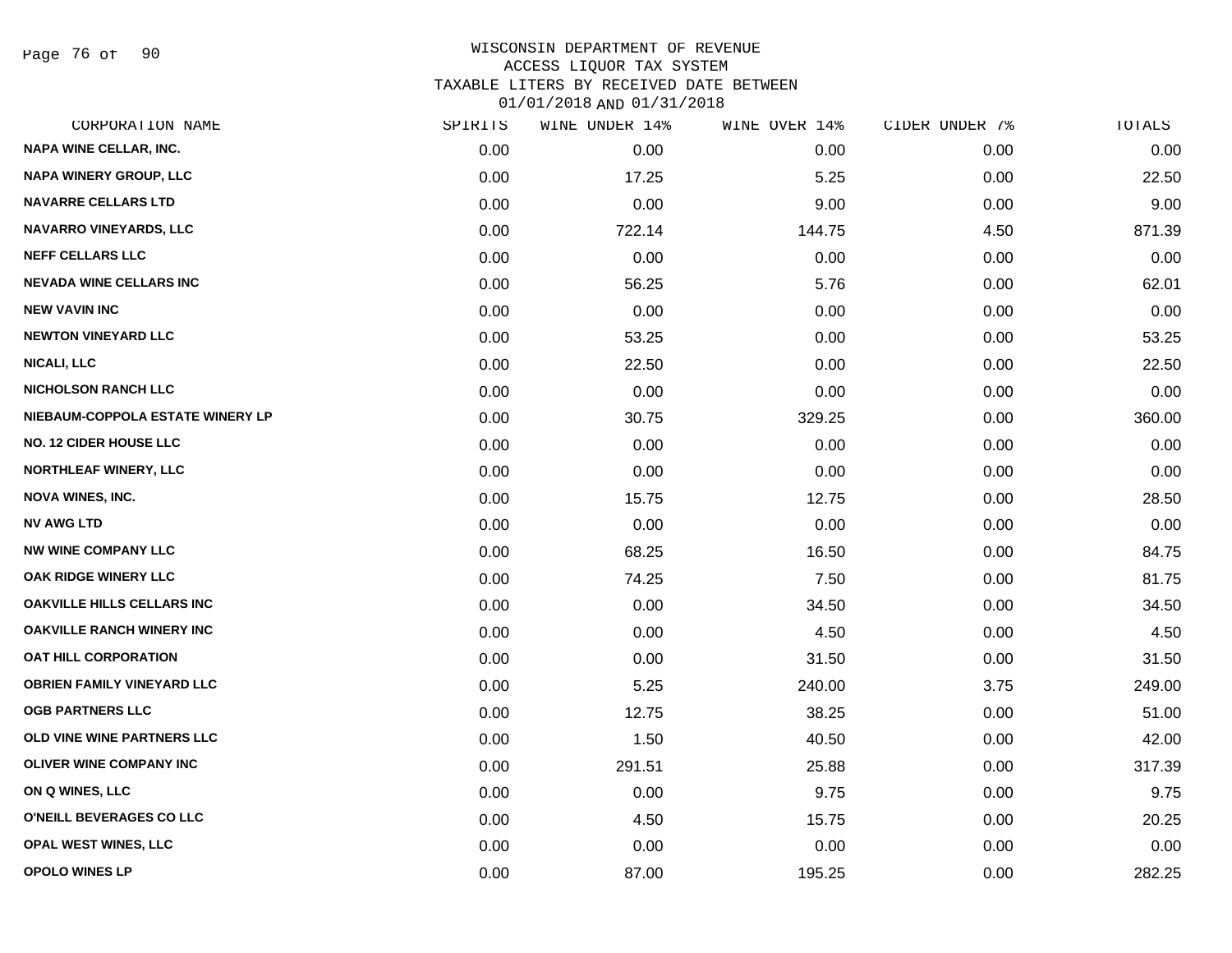WISCONSIN DEPARTMENT OF REVENUE
ACCESS LIQUOR TAX SYSTEM
TAXABLE LITERS BY RECEIVED DATE BETWEEN
01/01/2018 AND 01/31/2018

| CORPORATION NAME | SPIRITS | WINE UNDER 14% | WINE OVER 14% | CIDER UNDER 7% | TOTALS |
|---|---|---|---|---|---|
| NAPA WINE CELLAR, INC. | 0.00 | 0.00 | 0.00 | 0.00 | 0.00 |
| NAPA WINERY GROUP, LLC | 0.00 | 17.25 | 5.25 | 0.00 | 22.50 |
| NAVARRE CELLARS LTD | 0.00 | 0.00 | 9.00 | 0.00 | 9.00 |
| NAVARRO VINEYARDS, LLC | 0.00 | 722.14 | 144.75 | 4.50 | 871.39 |
| NEFF CELLARS LLC | 0.00 | 0.00 | 0.00 | 0.00 | 0.00 |
| NEVADA WINE CELLARS INC | 0.00 | 56.25 | 5.76 | 0.00 | 62.01 |
| NEW VAVIN INC | 0.00 | 0.00 | 0.00 | 0.00 | 0.00 |
| NEWTON VINEYARD LLC | 0.00 | 53.25 | 0.00 | 0.00 | 53.25 |
| NICALI, LLC | 0.00 | 22.50 | 0.00 | 0.00 | 22.50 |
| NICHOLSON RANCH LLC | 0.00 | 0.00 | 0.00 | 0.00 | 0.00 |
| NIEBAUM-COPPOLA ESTATE WINERY LP | 0.00 | 30.75 | 329.25 | 0.00 | 360.00 |
| NO. 12 CIDER HOUSE LLC | 0.00 | 0.00 | 0.00 | 0.00 | 0.00 |
| NORTHLEAF WINERY, LLC | 0.00 | 0.00 | 0.00 | 0.00 | 0.00 |
| NOVA WINES, INC. | 0.00 | 15.75 | 12.75 | 0.00 | 28.50 |
| NV AWG LTD | 0.00 | 0.00 | 0.00 | 0.00 | 0.00 |
| NW WINE COMPANY LLC | 0.00 | 68.25 | 16.50 | 0.00 | 84.75 |
| OAK RIDGE WINERY LLC | 0.00 | 74.25 | 7.50 | 0.00 | 81.75 |
| OAKVILLE HILLS CELLARS INC | 0.00 | 0.00 | 34.50 | 0.00 | 34.50 |
| OAKVILLE RANCH WINERY INC | 0.00 | 0.00 | 4.50 | 0.00 | 4.50 |
| OAT HILL CORPORATION | 0.00 | 0.00 | 31.50 | 0.00 | 31.50 |
| OBRIEN FAMILY VINEYARD LLC | 0.00 | 5.25 | 240.00 | 3.75 | 249.00 |
| OGB PARTNERS LLC | 0.00 | 12.75 | 38.25 | 0.00 | 51.00 |
| OLD VINE WINE PARTNERS LLC | 0.00 | 1.50 | 40.50 | 0.00 | 42.00 |
| OLIVER WINE COMPANY INC | 0.00 | 291.51 | 25.88 | 0.00 | 317.39 |
| ON Q WINES, LLC | 0.00 | 0.00 | 9.75 | 0.00 | 9.75 |
| O'NEILL BEVERAGES CO LLC | 0.00 | 4.50 | 15.75 | 0.00 | 20.25 |
| OPAL WEST WINES, LLC | 0.00 | 0.00 | 0.00 | 0.00 | 0.00 |
| OPOLO WINES LP | 0.00 | 87.00 | 195.25 | 0.00 | 282.25 |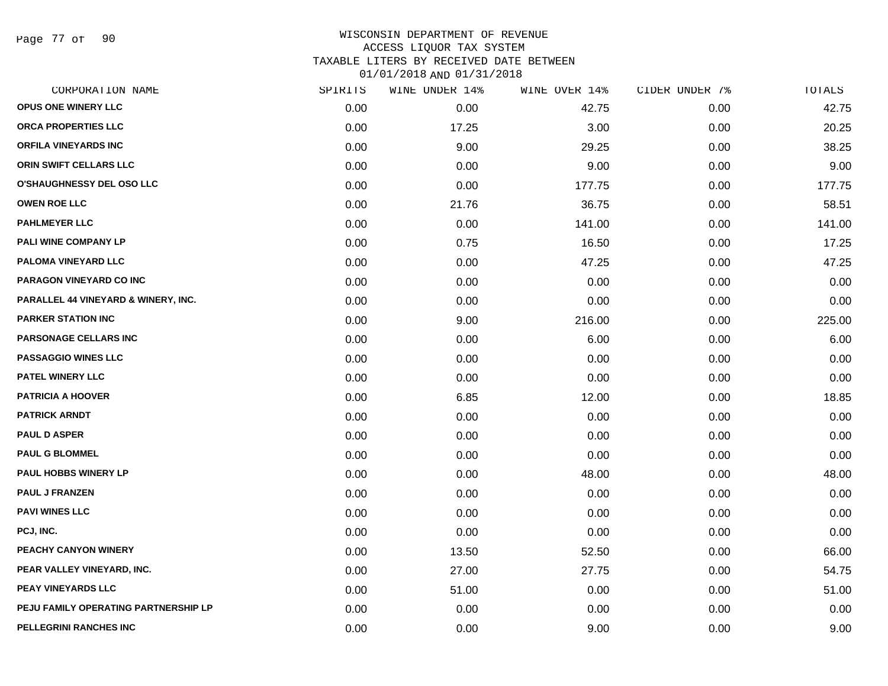WISCONSIN DEPARTMENT OF REVENUE
ACCESS LIQUOR TAX SYSTEM
TAXABLE LITERS BY RECEIVED DATE BETWEEN
01/01/2018 AND 01/31/2018

| CORPORATION NAME | SPIRITS | WINE UNDER 14% | WINE OVER 14% | CIDER UNDER 7% | TOTALS |
|---|---|---|---|---|---|
| OPUS ONE WINERY LLC | 0.00 | 0.00 | 42.75 | 0.00 | 42.75 |
| ORCA PROPERTIES LLC | 0.00 | 17.25 | 3.00 | 0.00 | 20.25 |
| ORFILA VINEYARDS INC | 0.00 | 9.00 | 29.25 | 0.00 | 38.25 |
| ORIN SWIFT CELLARS LLC | 0.00 | 0.00 | 9.00 | 0.00 | 9.00 |
| O'SHAUGHNESSY DEL OSO LLC | 0.00 | 0.00 | 177.75 | 0.00 | 177.75 |
| OWEN ROE LLC | 0.00 | 21.76 | 36.75 | 0.00 | 58.51 |
| PAHLMEYER LLC | 0.00 | 0.00 | 141.00 | 0.00 | 141.00 |
| PALI WINE COMPANY LP | 0.00 | 0.75 | 16.50 | 0.00 | 17.25 |
| PALOMA VINEYARD LLC | 0.00 | 0.00 | 47.25 | 0.00 | 47.25 |
| PARAGON VINEYARD CO INC | 0.00 | 0.00 | 0.00 | 0.00 | 0.00 |
| PARALLEL 44 VINEYARD & WINERY, INC. | 0.00 | 0.00 | 0.00 | 0.00 | 0.00 |
| PARKER STATION INC | 0.00 | 9.00 | 216.00 | 0.00 | 225.00 |
| PARSONAGE CELLARS INC | 0.00 | 0.00 | 6.00 | 0.00 | 6.00 |
| PASSAGGIO WINES LLC | 0.00 | 0.00 | 0.00 | 0.00 | 0.00 |
| PATEL WINERY LLC | 0.00 | 0.00 | 0.00 | 0.00 | 0.00 |
| PATRICIA A HOOVER | 0.00 | 6.85 | 12.00 | 0.00 | 18.85 |
| PATRICK ARNDT | 0.00 | 0.00 | 0.00 | 0.00 | 0.00 |
| PAUL D ASPER | 0.00 | 0.00 | 0.00 | 0.00 | 0.00 |
| PAUL G BLOMMEL | 0.00 | 0.00 | 0.00 | 0.00 | 0.00 |
| PAUL HOBBS WINERY LP | 0.00 | 0.00 | 48.00 | 0.00 | 48.00 |
| PAUL J FRANZEN | 0.00 | 0.00 | 0.00 | 0.00 | 0.00 |
| PAVI WINES LLC | 0.00 | 0.00 | 0.00 | 0.00 | 0.00 |
| PCJ, INC. | 0.00 | 0.00 | 0.00 | 0.00 | 0.00 |
| PEACHY CANYON WINERY | 0.00 | 13.50 | 52.50 | 0.00 | 66.00 |
| PEAR VALLEY VINEYARD, INC. | 0.00 | 27.00 | 27.75 | 0.00 | 54.75 |
| PEAY VINEYARDS LLC | 0.00 | 51.00 | 0.00 | 0.00 | 51.00 |
| PEJU FAMILY OPERATING PARTNERSHIP LP | 0.00 | 0.00 | 0.00 | 0.00 | 0.00 |
| PELLEGRINI RANCHES INC | 0.00 | 0.00 | 9.00 | 0.00 | 9.00 |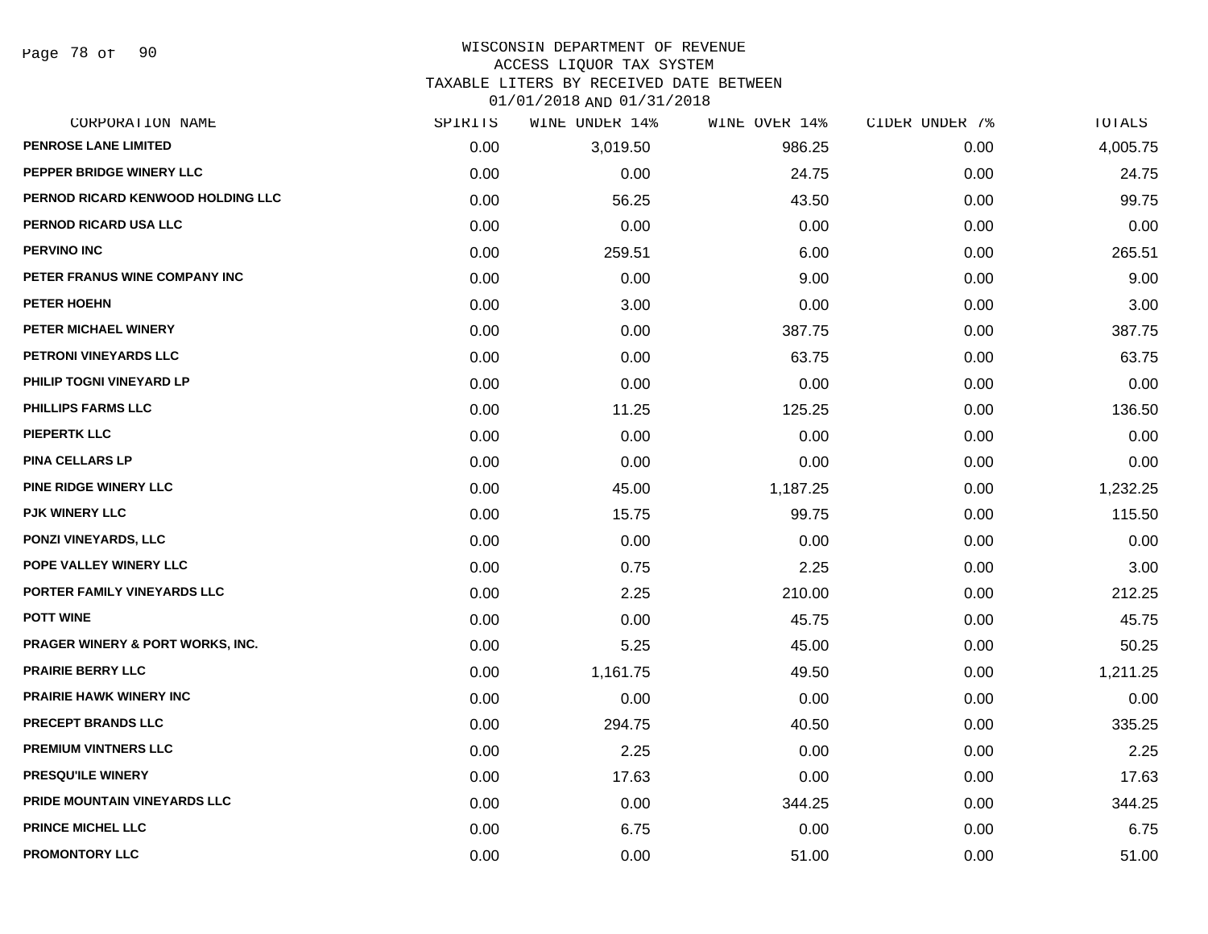WISCONSIN DEPARTMENT OF REVENUE
ACCESS LIQUOR TAX SYSTEM
TAXABLE LITERS BY RECEIVED DATE BETWEEN
01/01/2018 AND 01/31/2018

| CORPORATION NAME | SPIRITS | WINE UNDER 14% | WINE OVER 14% | CIDER UNDER 7% | TOTALS |
|---|---|---|---|---|---|
| PENROSE LANE LIMITED | 0.00 | 3,019.50 | 986.25 | 0.00 | 4,005.75 |
| PEPPER BRIDGE WINERY LLC | 0.00 | 0.00 | 24.75 | 0.00 | 24.75 |
| PERNOD RICARD KENWOOD HOLDING LLC | 0.00 | 56.25 | 43.50 | 0.00 | 99.75 |
| PERNOD RICARD USA LLC | 0.00 | 0.00 | 0.00 | 0.00 | 0.00 |
| PERVINO INC | 0.00 | 259.51 | 6.00 | 0.00 | 265.51 |
| PETER FRANUS WINE COMPANY INC | 0.00 | 0.00 | 9.00 | 0.00 | 9.00 |
| PETER HOEHN | 0.00 | 3.00 | 0.00 | 0.00 | 3.00 |
| PETER MICHAEL WINERY | 0.00 | 0.00 | 387.75 | 0.00 | 387.75 |
| PETRONI VINEYARDS LLC | 0.00 | 0.00 | 63.75 | 0.00 | 63.75 |
| PHILIP TOGNI VINEYARD LP | 0.00 | 0.00 | 0.00 | 0.00 | 0.00 |
| PHILLIPS FARMS LLC | 0.00 | 11.25 | 125.25 | 0.00 | 136.50 |
| PIEPERTK LLC | 0.00 | 0.00 | 0.00 | 0.00 | 0.00 |
| PINA CELLARS LP | 0.00 | 0.00 | 0.00 | 0.00 | 0.00 |
| PINE RIDGE WINERY LLC | 0.00 | 45.00 | 1,187.25 | 0.00 | 1,232.25 |
| PJK WINERY LLC | 0.00 | 15.75 | 99.75 | 0.00 | 115.50 |
| PONZI VINEYARDS, LLC | 0.00 | 0.00 | 0.00 | 0.00 | 0.00 |
| POPE VALLEY WINERY LLC | 0.00 | 0.75 | 2.25 | 0.00 | 3.00 |
| PORTER FAMILY VINEYARDS LLC | 0.00 | 2.25 | 210.00 | 0.00 | 212.25 |
| POTT WINE | 0.00 | 0.00 | 45.75 | 0.00 | 45.75 |
| PRAGER WINERY & PORT WORKS, INC. | 0.00 | 5.25 | 45.00 | 0.00 | 50.25 |
| PRAIRIE BERRY LLC | 0.00 | 1,161.75 | 49.50 | 0.00 | 1,211.25 |
| PRAIRIE HAWK WINERY INC | 0.00 | 0.00 | 0.00 | 0.00 | 0.00 |
| PRECEPT BRANDS LLC | 0.00 | 294.75 | 40.50 | 0.00 | 335.25 |
| PREMIUM VINTNERS LLC | 0.00 | 2.25 | 0.00 | 0.00 | 2.25 |
| PRESQU'ILE WINERY | 0.00 | 17.63 | 0.00 | 0.00 | 17.63 |
| PRIDE MOUNTAIN VINEYARDS LLC | 0.00 | 0.00 | 344.25 | 0.00 | 344.25 |
| PRINCE MICHEL LLC | 0.00 | 6.75 | 0.00 | 0.00 | 6.75 |
| PROMONTORY LLC | 0.00 | 0.00 | 51.00 | 0.00 | 51.00 |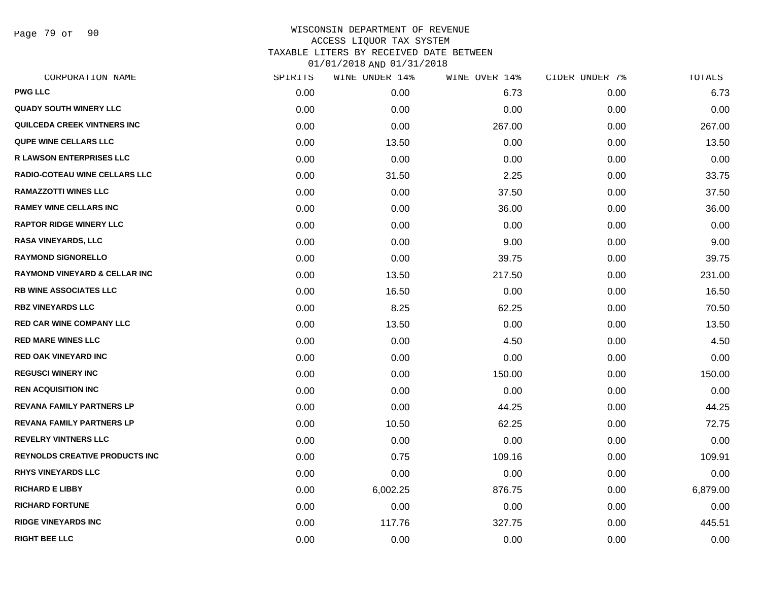# WISCONSIN DEPARTMENT OF REVENUE
## ACCESS LIQUOR TAX SYSTEM
### TAXABLE LITERS BY RECEIVED DATE BETWEEN 01/01/2018 AND 01/31/2018

| CORPORATION NAME | SPIRITS | WINE UNDER 14% | WINE OVER 14% | CIDER UNDER 7% | TOTALS |
|---|---|---|---|---|---|
| PWG LLC | 0.00 | 0.00 | 6.73 | 0.00 | 6.73 |
| QUADY SOUTH WINERY LLC | 0.00 | 0.00 | 0.00 | 0.00 | 0.00 |
| QUILCEDA CREEK VINTNERS INC | 0.00 | 0.00 | 267.00 | 0.00 | 267.00 |
| QUPE WINE CELLARS LLC | 0.00 | 13.50 | 0.00 | 0.00 | 13.50 |
| R LAWSON ENTERPRISES LLC | 0.00 | 0.00 | 0.00 | 0.00 | 0.00 |
| RADIO-COTEAU WINE CELLARS LLC | 0.00 | 31.50 | 2.25 | 0.00 | 33.75 |
| RAMAZZOTTI WINES LLC | 0.00 | 0.00 | 37.50 | 0.00 | 37.50 |
| RAMEY WINE CELLARS INC | 0.00 | 0.00 | 36.00 | 0.00 | 36.00 |
| RAPTOR RIDGE WINERY LLC | 0.00 | 0.00 | 0.00 | 0.00 | 0.00 |
| RASA VINEYARDS, LLC | 0.00 | 0.00 | 9.00 | 0.00 | 9.00 |
| RAYMOND SIGNORELLO | 0.00 | 0.00 | 39.75 | 0.00 | 39.75 |
| RAYMOND VINEYARD & CELLAR INC | 0.00 | 13.50 | 217.50 | 0.00 | 231.00 |
| RB WINE ASSOCIATES LLC | 0.00 | 16.50 | 0.00 | 0.00 | 16.50 |
| RBZ VINEYARDS LLC | 0.00 | 8.25 | 62.25 | 0.00 | 70.50 |
| RED CAR WINE COMPANY LLC | 0.00 | 13.50 | 0.00 | 0.00 | 13.50 |
| RED MARE WINES LLC | 0.00 | 0.00 | 4.50 | 0.00 | 4.50 |
| RED OAK VINEYARD INC | 0.00 | 0.00 | 0.00 | 0.00 | 0.00 |
| REGUSCI WINERY INC | 0.00 | 0.00 | 150.00 | 0.00 | 150.00 |
| REN ACQUISITION INC | 0.00 | 0.00 | 0.00 | 0.00 | 0.00 |
| REVANA FAMILY PARTNERS LP | 0.00 | 0.00 | 44.25 | 0.00 | 44.25 |
| REVANA FAMILY PARTNERS LP | 0.00 | 10.50 | 62.25 | 0.00 | 72.75 |
| REVELRY VINTNERS LLC | 0.00 | 0.00 | 0.00 | 0.00 | 0.00 |
| REYNOLDS CREATIVE PRODUCTS INC | 0.00 | 0.75 | 109.16 | 0.00 | 109.91 |
| RHYS VINEYARDS LLC | 0.00 | 0.00 | 0.00 | 0.00 | 0.00 |
| RICHARD E LIBBY | 0.00 | 6,002.25 | 876.75 | 0.00 | 6,879.00 |
| RICHARD FORTUNE | 0.00 | 0.00 | 0.00 | 0.00 | 0.00 |
| RIDGE VINEYARDS INC | 0.00 | 117.76 | 327.75 | 0.00 | 445.51 |
| RIGHT BEE LLC | 0.00 | 0.00 | 0.00 | 0.00 | 0.00 |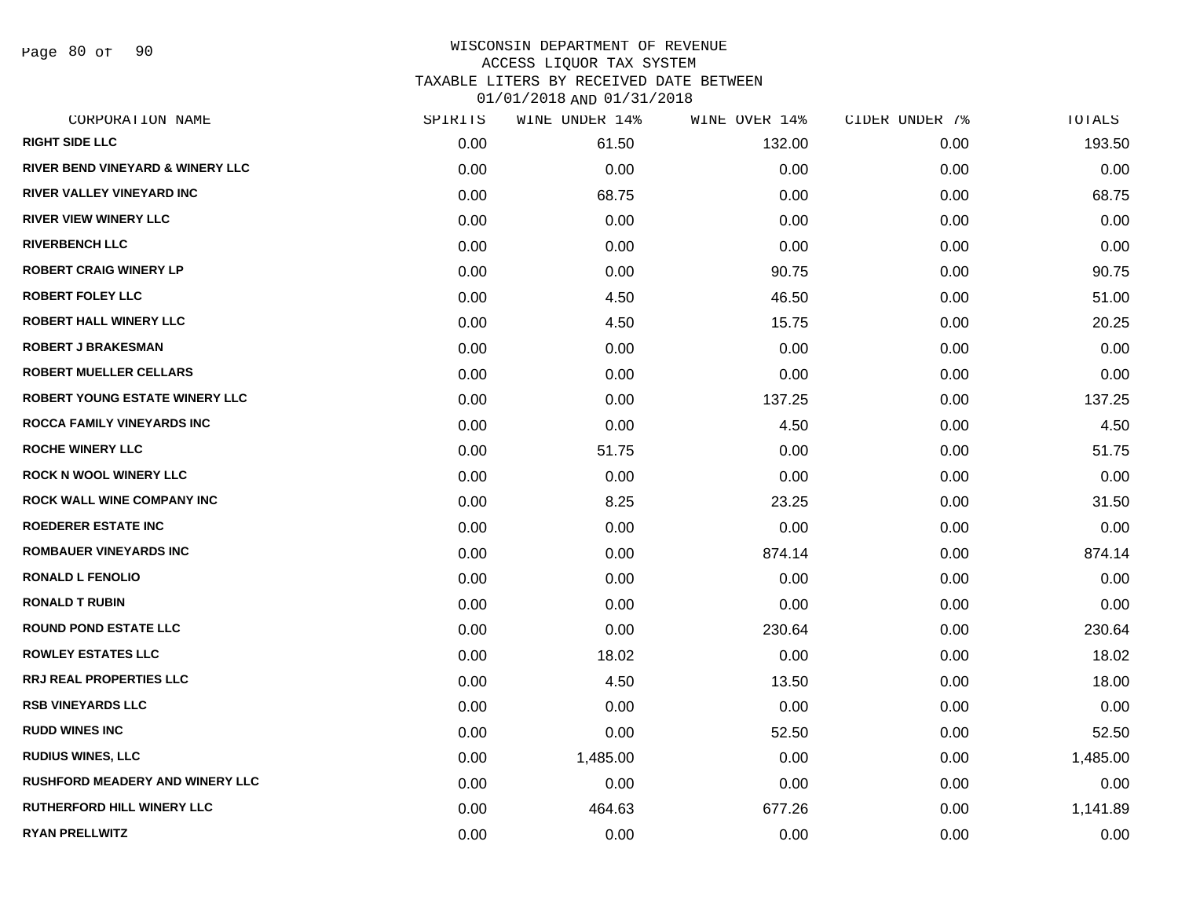WISCONSIN DEPARTMENT OF REVENUE
ACCESS LIQUOR TAX SYSTEM
TAXABLE LITERS BY RECEIVED DATE BETWEEN
01/01/2018 AND 01/31/2018

| CORPORATION NAME | SPIRITS | WINE UNDER 14% | WINE OVER 14% | CIDER UNDER 7% | TOTALS |
|---|---|---|---|---|---|
| RIGHT SIDE LLC | 0.00 | 61.50 | 132.00 | 0.00 | 193.50 |
| RIVER BEND VINEYARD & WINERY LLC | 0.00 | 0.00 | 0.00 | 0.00 | 0.00 |
| RIVER VALLEY VINEYARD INC | 0.00 | 68.75 | 0.00 | 0.00 | 68.75 |
| RIVER VIEW WINERY LLC | 0.00 | 0.00 | 0.00 | 0.00 | 0.00 |
| RIVERBENCH LLC | 0.00 | 0.00 | 0.00 | 0.00 | 0.00 |
| ROBERT CRAIG WINERY LP | 0.00 | 0.00 | 90.75 | 0.00 | 90.75 |
| ROBERT FOLEY LLC | 0.00 | 4.50 | 46.50 | 0.00 | 51.00 |
| ROBERT HALL WINERY LLC | 0.00 | 4.50 | 15.75 | 0.00 | 20.25 |
| ROBERT J BRAKESMAN | 0.00 | 0.00 | 0.00 | 0.00 | 0.00 |
| ROBERT MUELLER CELLARS | 0.00 | 0.00 | 0.00 | 0.00 | 0.00 |
| ROBERT YOUNG ESTATE WINERY LLC | 0.00 | 0.00 | 137.25 | 0.00 | 137.25 |
| ROCCA FAMILY VINEYARDS INC | 0.00 | 0.00 | 4.50 | 0.00 | 4.50 |
| ROCHE WINERY LLC | 0.00 | 51.75 | 0.00 | 0.00 | 51.75 |
| ROCK N WOOL WINERY LLC | 0.00 | 0.00 | 0.00 | 0.00 | 0.00 |
| ROCK WALL WINE COMPANY INC | 0.00 | 8.25 | 23.25 | 0.00 | 31.50 |
| ROEDERER ESTATE INC | 0.00 | 0.00 | 0.00 | 0.00 | 0.00 |
| ROMBAUER VINEYARDS INC | 0.00 | 0.00 | 874.14 | 0.00 | 874.14 |
| RONALD L FENOLIO | 0.00 | 0.00 | 0.00 | 0.00 | 0.00 |
| RONALD T RUBIN | 0.00 | 0.00 | 0.00 | 0.00 | 0.00 |
| ROUND POND ESTATE LLC | 0.00 | 0.00 | 230.64 | 0.00 | 230.64 |
| ROWLEY ESTATES LLC | 0.00 | 18.02 | 0.00 | 0.00 | 18.02 |
| RRJ REAL PROPERTIES LLC | 0.00 | 4.50 | 13.50 | 0.00 | 18.00 |
| RSB VINEYARDS LLC | 0.00 | 0.00 | 0.00 | 0.00 | 0.00 |
| RUDD WINES INC | 0.00 | 0.00 | 52.50 | 0.00 | 52.50 |
| RUDIUS WINES, LLC | 0.00 | 1,485.00 | 0.00 | 0.00 | 1,485.00 |
| RUSHFORD MEADERY AND WINERY LLC | 0.00 | 0.00 | 0.00 | 0.00 | 0.00 |
| RUTHERFORD HILL WINERY LLC | 0.00 | 464.63 | 677.26 | 0.00 | 1,141.89 |
| RYAN PRELLWITZ | 0.00 | 0.00 | 0.00 | 0.00 | 0.00 |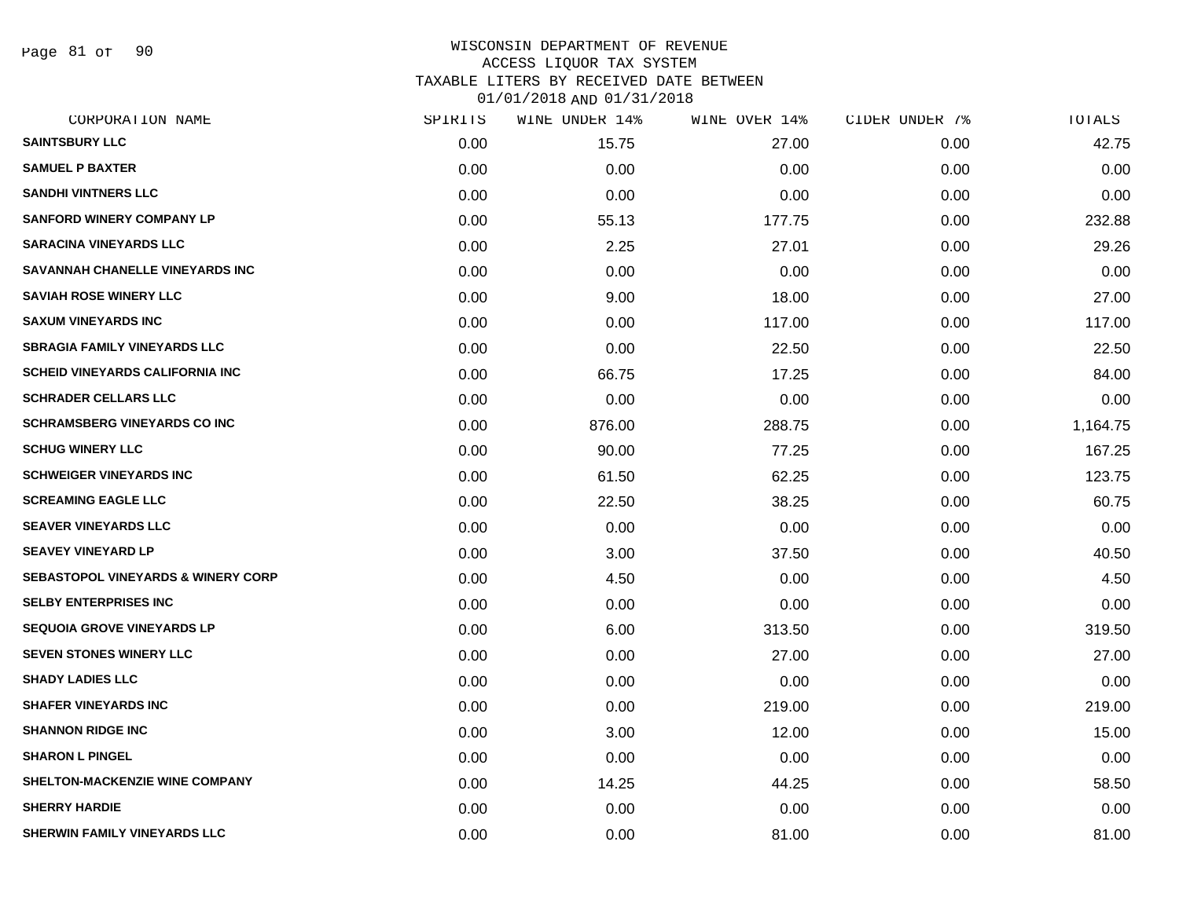# WISCONSIN DEPARTMENT OF REVENUE
## ACCESS LIQUOR TAX SYSTEM
## TAXABLE LITERS BY RECEIVED DATE BETWEEN 01/01/2018 AND 01/31/2018

| CORPORATION NAME | SPIRITS | WINE UNDER 14% | WINE OVER 14% | CIDER UNDER 7% | TOTALS |
|---|---|---|---|---|---|
| SAINTSBURY LLC | 0.00 | 15.75 | 27.00 | 0.00 | 42.75 |
| SAMUEL P BAXTER | 0.00 | 0.00 | 0.00 | 0.00 | 0.00 |
| SANDHI VINTNERS LLC | 0.00 | 0.00 | 0.00 | 0.00 | 0.00 |
| SANFORD WINERY COMPANY LP | 0.00 | 55.13 | 177.75 | 0.00 | 232.88 |
| SARACINA VINEYARDS LLC | 0.00 | 2.25 | 27.01 | 0.00 | 29.26 |
| SAVANNAH CHANELLE VINEYARDS INC | 0.00 | 0.00 | 0.00 | 0.00 | 0.00 |
| SAVIAH ROSE WINERY LLC | 0.00 | 9.00 | 18.00 | 0.00 | 27.00 |
| SAXUM VINEYARDS INC | 0.00 | 0.00 | 117.00 | 0.00 | 117.00 |
| SBRAGIA FAMILY VINEYARDS LLC | 0.00 | 0.00 | 22.50 | 0.00 | 22.50 |
| SCHEID VINEYARDS CALIFORNIA INC | 0.00 | 66.75 | 17.25 | 0.00 | 84.00 |
| SCHRADER CELLARS LLC | 0.00 | 0.00 | 0.00 | 0.00 | 0.00 |
| SCHRAMSBERG VINEYARDS CO INC | 0.00 | 876.00 | 288.75 | 0.00 | 1,164.75 |
| SCHUG WINERY LLC | 0.00 | 90.00 | 77.25 | 0.00 | 167.25 |
| SCHWEIGER VINEYARDS INC | 0.00 | 61.50 | 62.25 | 0.00 | 123.75 |
| SCREAMING EAGLE LLC | 0.00 | 22.50 | 38.25 | 0.00 | 60.75 |
| SEAVER VINEYARDS LLC | 0.00 | 0.00 | 0.00 | 0.00 | 0.00 |
| SEAVEY VINEYARD LP | 0.00 | 3.00 | 37.50 | 0.00 | 40.50 |
| SEBASTOPOL VINEYARDS & WINERY CORP | 0.00 | 4.50 | 0.00 | 0.00 | 4.50 |
| SELBY ENTERPRISES INC | 0.00 | 0.00 | 0.00 | 0.00 | 0.00 |
| SEQUOIA GROVE VINEYARDS LP | 0.00 | 6.00 | 313.50 | 0.00 | 319.50 |
| SEVEN STONES WINERY LLC | 0.00 | 0.00 | 27.00 | 0.00 | 27.00 |
| SHADY LADIES LLC | 0.00 | 0.00 | 0.00 | 0.00 | 0.00 |
| SHAFER VINEYARDS INC | 0.00 | 0.00 | 219.00 | 0.00 | 219.00 |
| SHANNON RIDGE INC | 0.00 | 3.00 | 12.00 | 0.00 | 15.00 |
| SHARON L PINGEL | 0.00 | 0.00 | 0.00 | 0.00 | 0.00 |
| SHELTON-MACKENZIE WINE COMPANY | 0.00 | 14.25 | 44.25 | 0.00 | 58.50 |
| SHERRY HARDIE | 0.00 | 0.00 | 0.00 | 0.00 | 0.00 |
| SHERWIN FAMILY VINEYARDS LLC | 0.00 | 0.00 | 81.00 | 0.00 | 81.00 |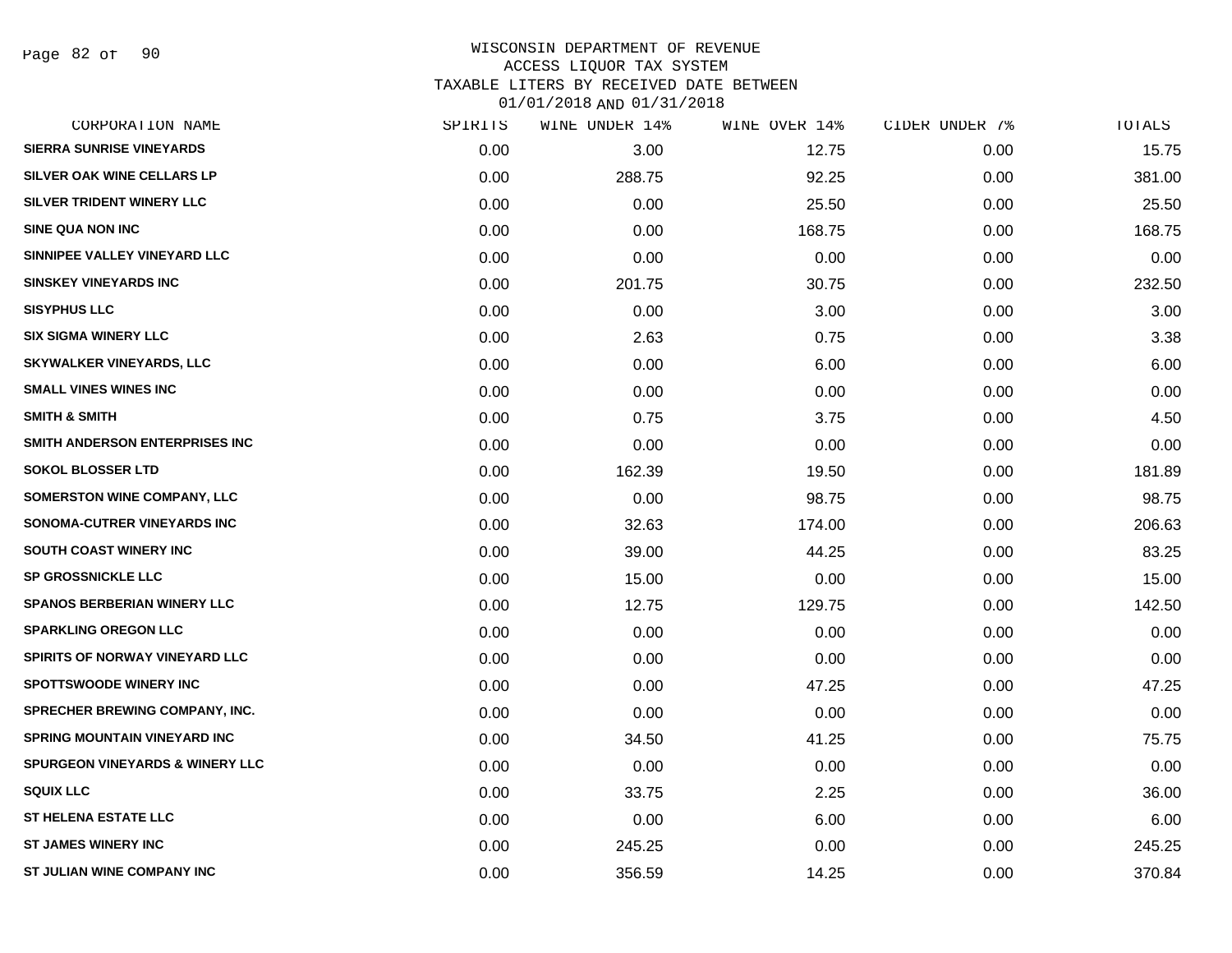WISCONSIN DEPARTMENT OF REVENUE
ACCESS LIQUOR TAX SYSTEM
TAXABLE LITERS BY RECEIVED DATE BETWEEN
01/01/2018 AND 01/31/2018

| CORPORATION NAME | SPIRITS | WINE UNDER 14% | WINE OVER 14% | CIDER UNDER 7% | TOTALS |
|---|---|---|---|---|---|
| SIERRA SUNRISE VINEYARDS | 0.00 | 3.00 | 12.75 | 0.00 | 15.75 |
| SILVER OAK WINE CELLARS LP | 0.00 | 288.75 | 92.25 | 0.00 | 381.00 |
| SILVER TRIDENT WINERY LLC | 0.00 | 0.00 | 25.50 | 0.00 | 25.50 |
| SINE QUA NON INC | 0.00 | 0.00 | 168.75 | 0.00 | 168.75 |
| SINNIPEE VALLEY VINEYARD LLC | 0.00 | 0.00 | 0.00 | 0.00 | 0.00 |
| SINSKEY VINEYARDS INC | 0.00 | 201.75 | 30.75 | 0.00 | 232.50 |
| SISYPHUS LLC | 0.00 | 0.00 | 3.00 | 0.00 | 3.00 |
| SIX SIGMA WINERY LLC | 0.00 | 2.63 | 0.75 | 0.00 | 3.38 |
| SKYWALKER VINEYARDS, LLC | 0.00 | 0.00 | 6.00 | 0.00 | 6.00 |
| SMALL VINES WINES INC | 0.00 | 0.00 | 0.00 | 0.00 | 0.00 |
| SMITH & SMITH | 0.00 | 0.75 | 3.75 | 0.00 | 4.50 |
| SMITH ANDERSON ENTERPRISES INC | 0.00 | 0.00 | 0.00 | 0.00 | 0.00 |
| SOKOL BLOSSER LTD | 0.00 | 162.39 | 19.50 | 0.00 | 181.89 |
| SOMERSTON WINE COMPANY, LLC | 0.00 | 0.00 | 98.75 | 0.00 | 98.75 |
| SONOMA-CUTRER VINEYARDS INC | 0.00 | 32.63 | 174.00 | 0.00 | 206.63 |
| SOUTH COAST WINERY INC | 0.00 | 39.00 | 44.25 | 0.00 | 83.25 |
| SP GROSSNICKLE LLC | 0.00 | 15.00 | 0.00 | 0.00 | 15.00 |
| SPANOS BERBERIAN WINERY LLC | 0.00 | 12.75 | 129.75 | 0.00 | 142.50 |
| SPARKLING OREGON LLC | 0.00 | 0.00 | 0.00 | 0.00 | 0.00 |
| SPIRITS OF NORWAY VINEYARD LLC | 0.00 | 0.00 | 0.00 | 0.00 | 0.00 |
| SPOTTSWOODE WINERY INC | 0.00 | 0.00 | 47.25 | 0.00 | 47.25 |
| SPRECHER BREWING COMPANY, INC. | 0.00 | 0.00 | 0.00 | 0.00 | 0.00 |
| SPRING MOUNTAIN VINEYARD INC | 0.00 | 34.50 | 41.25 | 0.00 | 75.75 |
| SPURGEON VINEYARDS & WINERY LLC | 0.00 | 0.00 | 0.00 | 0.00 | 0.00 |
| SQUIX LLC | 0.00 | 33.75 | 2.25 | 0.00 | 36.00 |
| ST HELENA ESTATE LLC | 0.00 | 0.00 | 6.00 | 0.00 | 6.00 |
| ST JAMES WINERY INC | 0.00 | 245.25 | 0.00 | 0.00 | 245.25 |
| ST JULIAN WINE COMPANY INC | 0.00 | 356.59 | 14.25 | 0.00 | 370.84 |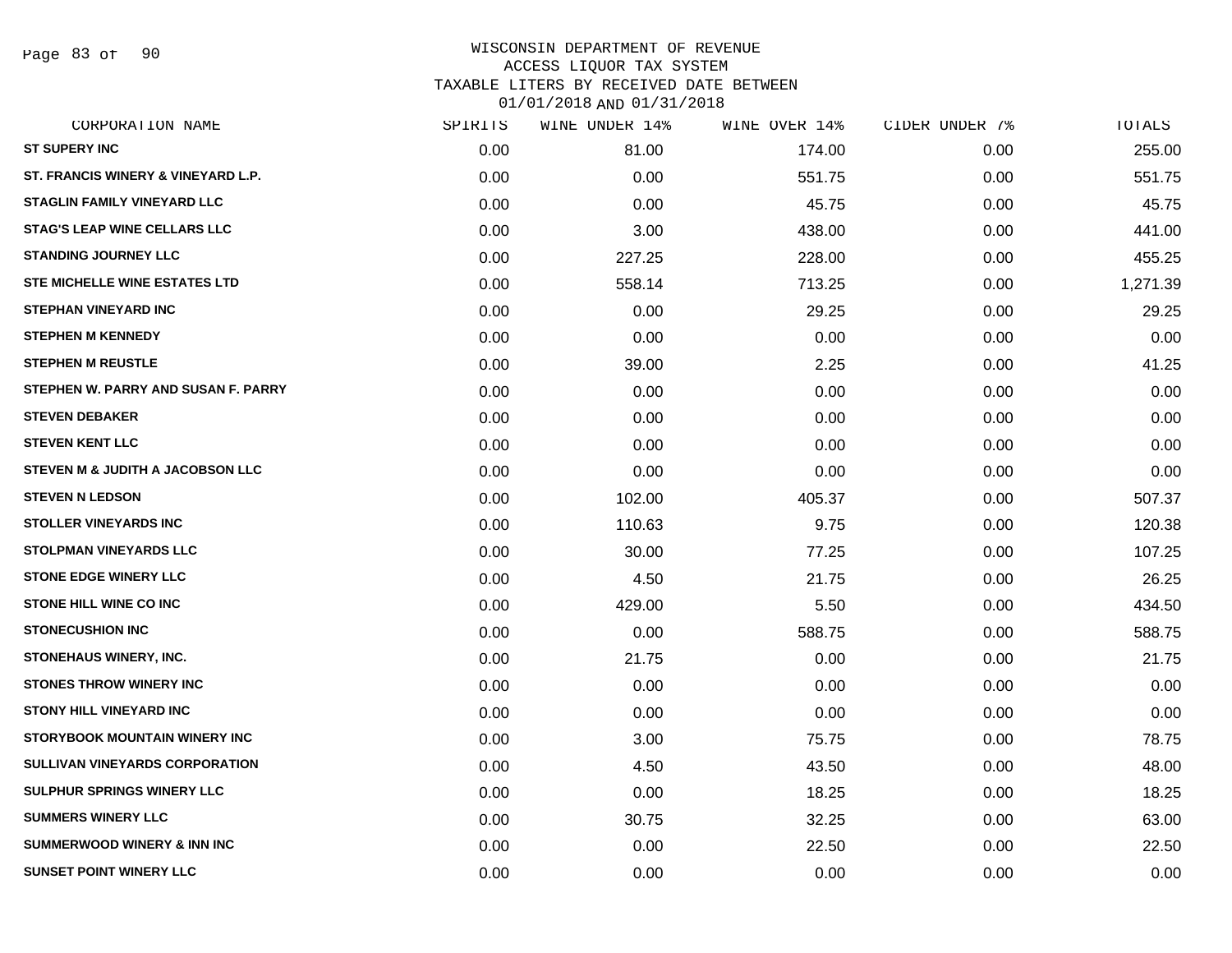WISCONSIN DEPARTMENT OF REVENUE
ACCESS LIQUOR TAX SYSTEM
TAXABLE LITERS BY RECEIVED DATE BETWEEN
01/01/2018 AND 01/31/2018

| CORPORATION NAME | SPIRITS | WINE UNDER 14% | WINE OVER 14% | CIDER UNDER 7% | TOTALS |
|---|---|---|---|---|---|
| ST SUPERY INC | 0.00 | 81.00 | 174.00 | 0.00 | 255.00 |
| ST. FRANCIS WINERY & VINEYARD L.P. | 0.00 | 0.00 | 551.75 | 0.00 | 551.75 |
| STAGLIN FAMILY VINEYARD LLC | 0.00 | 0.00 | 45.75 | 0.00 | 45.75 |
| STAG'S LEAP WINE CELLARS LLC | 0.00 | 3.00 | 438.00 | 0.00 | 441.00 |
| STANDING JOURNEY LLC | 0.00 | 227.25 | 228.00 | 0.00 | 455.25 |
| STE MICHELLE WINE ESTATES LTD | 0.00 | 558.14 | 713.25 | 0.00 | 1,271.39 |
| STEPHAN VINEYARD INC | 0.00 | 0.00 | 29.25 | 0.00 | 29.25 |
| STEPHEN M KENNEDY | 0.00 | 0.00 | 0.00 | 0.00 | 0.00 |
| STEPHEN M REUSTLE | 0.00 | 39.00 | 2.25 | 0.00 | 41.25 |
| STEPHEN W. PARRY AND SUSAN F. PARRY | 0.00 | 0.00 | 0.00 | 0.00 | 0.00 |
| STEVEN DEBAKER | 0.00 | 0.00 | 0.00 | 0.00 | 0.00 |
| STEVEN KENT LLC | 0.00 | 0.00 | 0.00 | 0.00 | 0.00 |
| STEVEN M & JUDITH A JACOBSON LLC | 0.00 | 0.00 | 0.00 | 0.00 | 0.00 |
| STEVEN N LEDSON | 0.00 | 102.00 | 405.37 | 0.00 | 507.37 |
| STOLLER VINEYARDS INC | 0.00 | 110.63 | 9.75 | 0.00 | 120.38 |
| STOLPMAN VINEYARDS LLC | 0.00 | 30.00 | 77.25 | 0.00 | 107.25 |
| STONE EDGE WINERY LLC | 0.00 | 4.50 | 21.75 | 0.00 | 26.25 |
| STONE HILL WINE CO INC | 0.00 | 429.00 | 5.50 | 0.00 | 434.50 |
| STONECUSHION INC | 0.00 | 0.00 | 588.75 | 0.00 | 588.75 |
| STONEHAUS WINERY, INC. | 0.00 | 21.75 | 0.00 | 0.00 | 21.75 |
| STONES THROW WINERY INC | 0.00 | 0.00 | 0.00 | 0.00 | 0.00 |
| STONY HILL VINEYARD INC | 0.00 | 0.00 | 0.00 | 0.00 | 0.00 |
| STORYBOOK MOUNTAIN WINERY INC | 0.00 | 3.00 | 75.75 | 0.00 | 78.75 |
| SULLIVAN VINEYARDS CORPORATION | 0.00 | 4.50 | 43.50 | 0.00 | 48.00 |
| SULPHUR SPRINGS WINERY LLC | 0.00 | 0.00 | 18.25 | 0.00 | 18.25 |
| SUMMERS WINERY LLC | 0.00 | 30.75 | 32.25 | 0.00 | 63.00 |
| SUMMERWOOD WINERY & INN INC | 0.00 | 0.00 | 22.50 | 0.00 | 22.50 |
| SUNSET POINT WINERY LLC | 0.00 | 0.00 | 0.00 | 0.00 | 0.00 |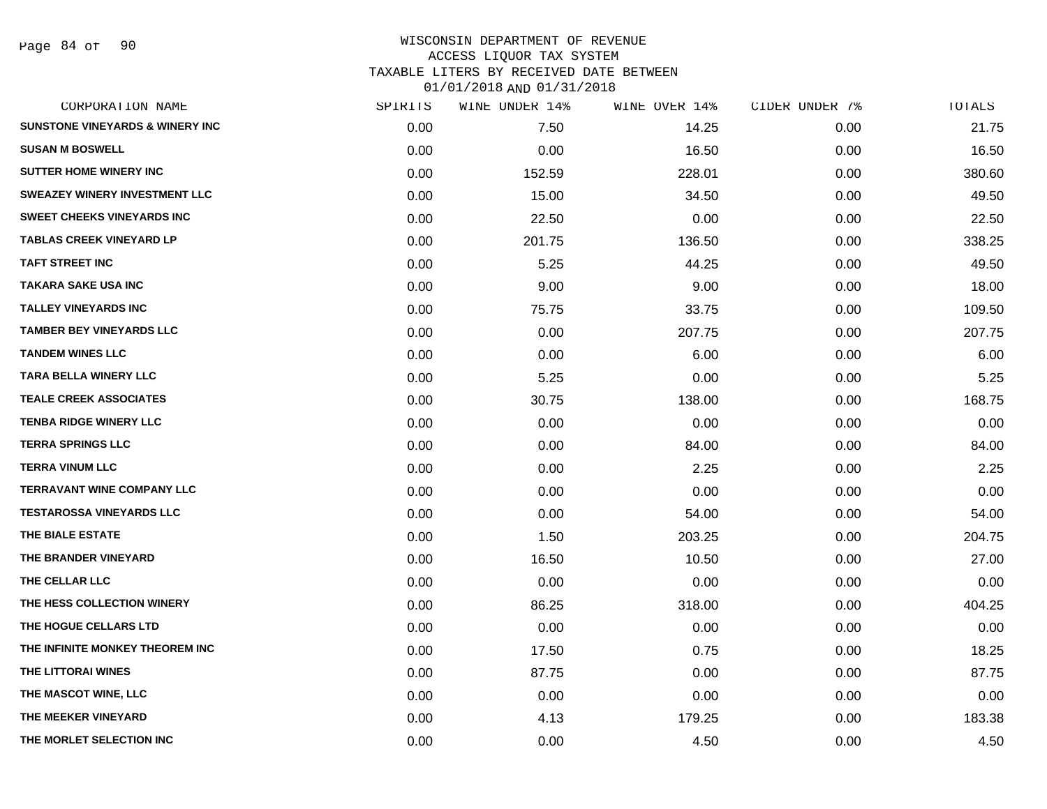WISCONSIN DEPARTMENT OF REVENUE
ACCESS LIQUOR TAX SYSTEM
TAXABLE LITERS BY RECEIVED DATE BETWEEN
01/01/2018 AND 01/31/2018

| CORPORATION NAME | SPIRITS | WINE UNDER 14% | WINE OVER 14% | CIDER UNDER 7% | TOTALS |
|---|---|---|---|---|---|
| SUNSTONE VINEYARDS & WINERY INC | 0.00 | 7.50 | 14.25 | 0.00 | 21.75 |
| SUSAN M BOSWELL | 0.00 | 0.00 | 16.50 | 0.00 | 16.50 |
| SUTTER HOME WINERY INC | 0.00 | 152.59 | 228.01 | 0.00 | 380.60 |
| SWEAZEY WINERY INVESTMENT LLC | 0.00 | 15.00 | 34.50 | 0.00 | 49.50 |
| SWEET CHEEKS VINEYARDS INC | 0.00 | 22.50 | 0.00 | 0.00 | 22.50 |
| TABLAS CREEK VINEYARD LP | 0.00 | 201.75 | 136.50 | 0.00 | 338.25 |
| TAFT STREET INC | 0.00 | 5.25 | 44.25 | 0.00 | 49.50 |
| TAKARA SAKE USA INC | 0.00 | 9.00 | 9.00 | 0.00 | 18.00 |
| TALLEY VINEYARDS INC | 0.00 | 75.75 | 33.75 | 0.00 | 109.50 |
| TAMBER BEY VINEYARDS LLC | 0.00 | 0.00 | 207.75 | 0.00 | 207.75 |
| TANDEM WINES LLC | 0.00 | 0.00 | 6.00 | 0.00 | 6.00 |
| TARA BELLA WINERY LLC | 0.00 | 5.25 | 0.00 | 0.00 | 5.25 |
| TEALE CREEK ASSOCIATES | 0.00 | 30.75 | 138.00 | 0.00 | 168.75 |
| TENBA RIDGE WINERY LLC | 0.00 | 0.00 | 0.00 | 0.00 | 0.00 |
| TERRA SPRINGS LLC | 0.00 | 0.00 | 84.00 | 0.00 | 84.00 |
| TERRA VINUM LLC | 0.00 | 0.00 | 2.25 | 0.00 | 2.25 |
| TERRAVANT WINE COMPANY LLC | 0.00 | 0.00 | 0.00 | 0.00 | 0.00 |
| TESTAROSSA VINEYARDS LLC | 0.00 | 0.00 | 54.00 | 0.00 | 54.00 |
| THE BIALE ESTATE | 0.00 | 1.50 | 203.25 | 0.00 | 204.75 |
| THE BRANDER VINEYARD | 0.00 | 16.50 | 10.50 | 0.00 | 27.00 |
| THE CELLAR LLC | 0.00 | 0.00 | 0.00 | 0.00 | 0.00 |
| THE HESS COLLECTION WINERY | 0.00 | 86.25 | 318.00 | 0.00 | 404.25 |
| THE HOGUE CELLARS LTD | 0.00 | 0.00 | 0.00 | 0.00 | 0.00 |
| THE INFINITE MONKEY THEOREM INC | 0.00 | 17.50 | 0.75 | 0.00 | 18.25 |
| THE LITTORAI WINES | 0.00 | 87.75 | 0.00 | 0.00 | 87.75 |
| THE MASCOT WINE, LLC | 0.00 | 0.00 | 0.00 | 0.00 | 0.00 |
| THE MEEKER VINEYARD | 0.00 | 4.13 | 179.25 | 0.00 | 183.38 |
| THE MORLET SELECTION INC | 0.00 | 0.00 | 4.50 | 0.00 | 4.50 |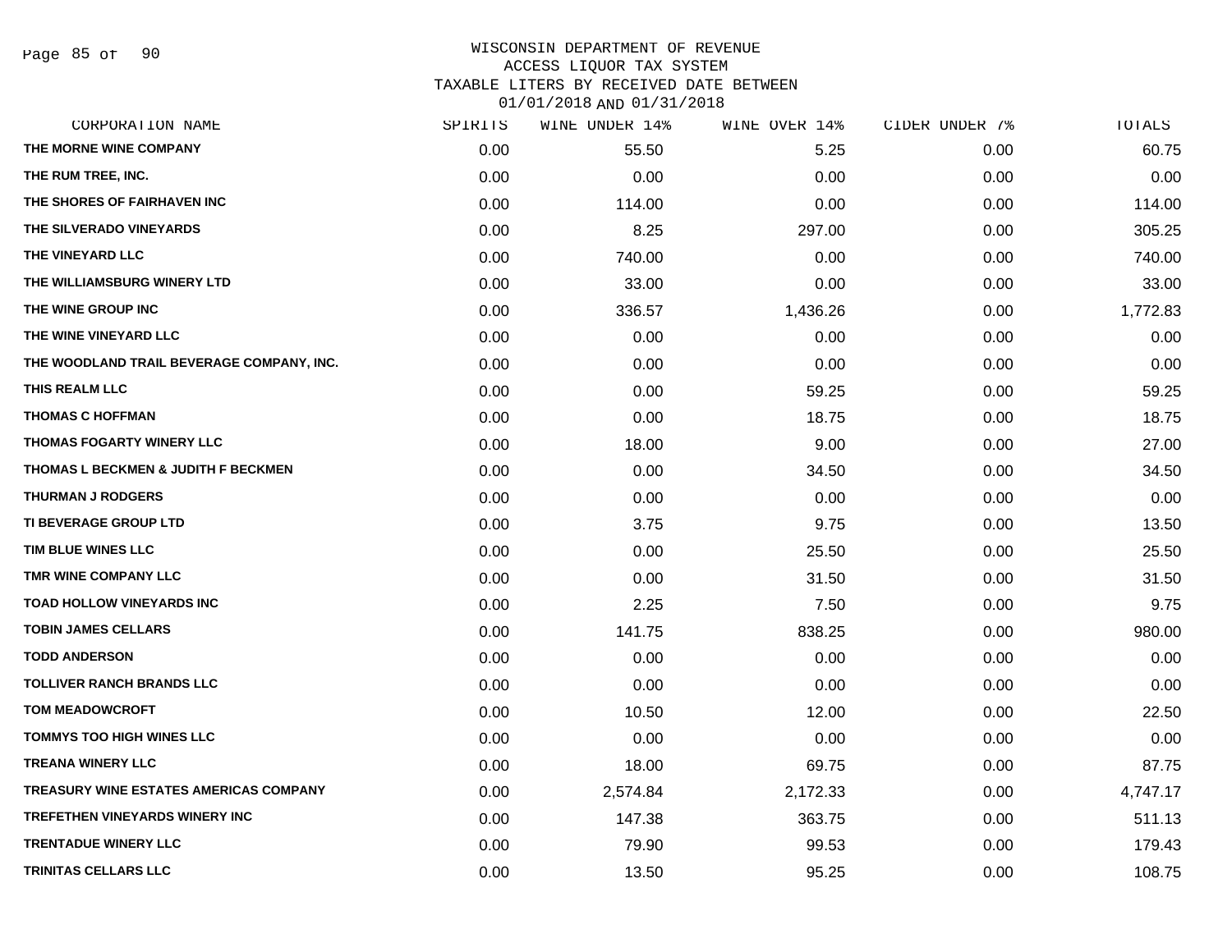WISCONSIN DEPARTMENT OF REVENUE
ACCESS LIQUOR TAX SYSTEM
TAXABLE LITERS BY RECEIVED DATE BETWEEN
01/01/2018 AND 01/31/2018

| CORPORATION NAME | SPIRITS | WINE UNDER 14% | WINE OVER 14% | CIDER UNDER 7% | TOTALS |
|---|---|---|---|---|---|
| THE MORNE WINE COMPANY | 0.00 | 55.50 | 5.25 | 0.00 | 60.75 |
| THE RUM TREE, INC. | 0.00 | 0.00 | 0.00 | 0.00 | 0.00 |
| THE SHORES OF FAIRHAVEN INC | 0.00 | 114.00 | 0.00 | 0.00 | 114.00 |
| THE SILVERADO VINEYARDS | 0.00 | 8.25 | 297.00 | 0.00 | 305.25 |
| THE VINEYARD LLC | 0.00 | 740.00 | 0.00 | 0.00 | 740.00 |
| THE WILLIAMSBURG WINERY LTD | 0.00 | 33.00 | 0.00 | 0.00 | 33.00 |
| THE WINE GROUP INC | 0.00 | 336.57 | 1,436.26 | 0.00 | 1,772.83 |
| THE WINE VINEYARD LLC | 0.00 | 0.00 | 0.00 | 0.00 | 0.00 |
| THE WOODLAND TRAIL BEVERAGE COMPANY, INC. | 0.00 | 0.00 | 0.00 | 0.00 | 0.00 |
| THIS REALM LLC | 0.00 | 0.00 | 59.25 | 0.00 | 59.25 |
| THOMAS C HOFFMAN | 0.00 | 0.00 | 18.75 | 0.00 | 18.75 |
| THOMAS FOGARTY WINERY LLC | 0.00 | 18.00 | 9.00 | 0.00 | 27.00 |
| THOMAS L BECKMEN & JUDITH F BECKMEN | 0.00 | 0.00 | 34.50 | 0.00 | 34.50 |
| THURMAN J RODGERS | 0.00 | 0.00 | 0.00 | 0.00 | 0.00 |
| TI BEVERAGE GROUP LTD | 0.00 | 3.75 | 9.75 | 0.00 | 13.50 |
| TIM BLUE WINES LLC | 0.00 | 0.00 | 25.50 | 0.00 | 25.50 |
| TMR WINE COMPANY LLC | 0.00 | 0.00 | 31.50 | 0.00 | 31.50 |
| TOAD HOLLOW VINEYARDS INC | 0.00 | 2.25 | 7.50 | 0.00 | 9.75 |
| TOBIN JAMES CELLARS | 0.00 | 141.75 | 838.25 | 0.00 | 980.00 |
| TODD ANDERSON | 0.00 | 0.00 | 0.00 | 0.00 | 0.00 |
| TOLLIVER RANCH BRANDS LLC | 0.00 | 0.00 | 0.00 | 0.00 | 0.00 |
| TOM MEADOWCROFT | 0.00 | 10.50 | 12.00 | 0.00 | 22.50 |
| TOMMYS TOO HIGH WINES LLC | 0.00 | 0.00 | 0.00 | 0.00 | 0.00 |
| TREANA WINERY LLC | 0.00 | 18.00 | 69.75 | 0.00 | 87.75 |
| TREASURY WINE ESTATES AMERICAS COMPANY | 0.00 | 2,574.84 | 2,172.33 | 0.00 | 4,747.17 |
| TREFETHEN VINEYARDS WINERY INC | 0.00 | 147.38 | 363.75 | 0.00 | 511.13 |
| TRENTADUE WINERY LLC | 0.00 | 79.90 | 99.53 | 0.00 | 179.43 |
| TRINITAS CELLARS LLC | 0.00 | 13.50 | 95.25 | 0.00 | 108.75 |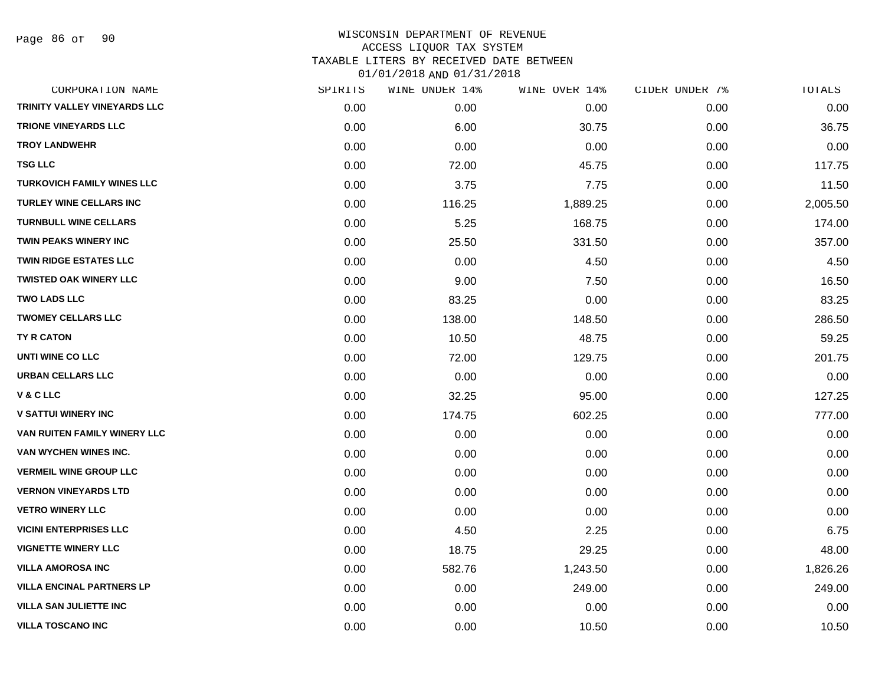WISCONSIN DEPARTMENT OF REVENUE
ACCESS LIQUOR TAX SYSTEM
TAXABLE LITERS BY RECEIVED DATE BETWEEN
01/01/2018 AND 01/31/2018

| CORPORATION NAME | SPIRITS | WINE UNDER 14% | WINE OVER 14% | CIDER UNDER 7% | TOTALS |
|---|---|---|---|---|---|
| TRINITY VALLEY VINEYARDS LLC | 0.00 | 0.00 | 0.00 | 0.00 | 0.00 |
| TRIONE VINEYARDS LLC | 0.00 | 6.00 | 30.75 | 0.00 | 36.75 |
| TROY LANDWEHR | 0.00 | 0.00 | 0.00 | 0.00 | 0.00 |
| TSG LLC | 0.00 | 72.00 | 45.75 | 0.00 | 117.75 |
| TURKOVICH FAMILY WINES LLC | 0.00 | 3.75 | 7.75 | 0.00 | 11.50 |
| TURLEY WINE CELLARS INC | 0.00 | 116.25 | 1,889.25 | 0.00 | 2,005.50 |
| TURNBULL WINE CELLARS | 0.00 | 5.25 | 168.75 | 0.00 | 174.00 |
| TWIN PEAKS WINERY INC | 0.00 | 25.50 | 331.50 | 0.00 | 357.00 |
| TWIN RIDGE ESTATES LLC | 0.00 | 0.00 | 4.50 | 0.00 | 4.50 |
| TWISTED OAK WINERY LLC | 0.00 | 9.00 | 7.50 | 0.00 | 16.50 |
| TWO LADS LLC | 0.00 | 83.25 | 0.00 | 0.00 | 83.25 |
| TWOMEY CELLARS LLC | 0.00 | 138.00 | 148.50 | 0.00 | 286.50 |
| TY R CATON | 0.00 | 10.50 | 48.75 | 0.00 | 59.25 |
| UNTI WINE CO LLC | 0.00 | 72.00 | 129.75 | 0.00 | 201.75 |
| URBAN CELLARS LLC | 0.00 | 0.00 | 0.00 | 0.00 | 0.00 |
| V & C LLC | 0.00 | 32.25 | 95.00 | 0.00 | 127.25 |
| V SATTUI WINERY INC | 0.00 | 174.75 | 602.25 | 0.00 | 777.00 |
| VAN RUITEN FAMILY WINERY LLC | 0.00 | 0.00 | 0.00 | 0.00 | 0.00 |
| VAN WYCHEN WINES INC. | 0.00 | 0.00 | 0.00 | 0.00 | 0.00 |
| VERMEIL WINE GROUP LLC | 0.00 | 0.00 | 0.00 | 0.00 | 0.00 |
| VERNON VINEYARDS LTD | 0.00 | 0.00 | 0.00 | 0.00 | 0.00 |
| VETRO WINERY LLC | 0.00 | 0.00 | 0.00 | 0.00 | 0.00 |
| VICINI ENTERPRISES LLC | 0.00 | 4.50 | 2.25 | 0.00 | 6.75 |
| VIGNETTE WINERY LLC | 0.00 | 18.75 | 29.25 | 0.00 | 48.00 |
| VILLA AMOROSA INC | 0.00 | 582.76 | 1,243.50 | 0.00 | 1,826.26 |
| VILLA ENCINAL PARTNERS LP | 0.00 | 0.00 | 249.00 | 0.00 | 249.00 |
| VILLA SAN JULIETTE INC | 0.00 | 0.00 | 0.00 | 0.00 | 0.00 |
| VILLA TOSCANO INC | 0.00 | 0.00 | 10.50 | 0.00 | 10.50 |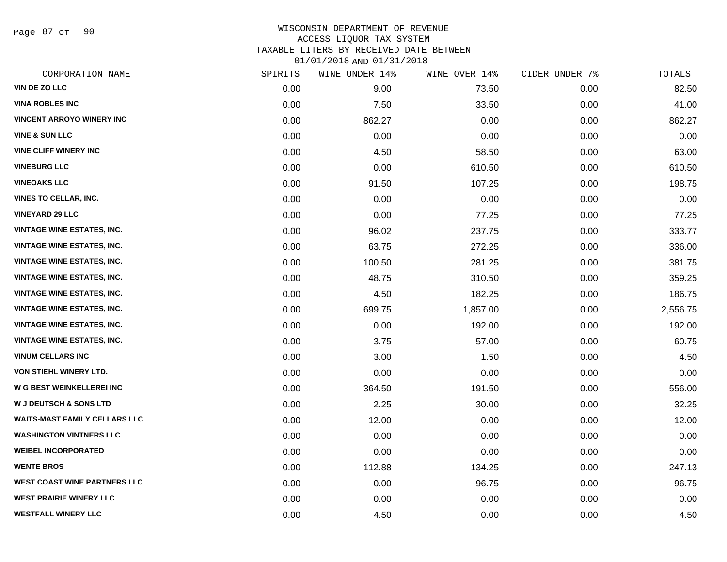# WISCONSIN DEPARTMENT OF REVENUE
## ACCESS LIQUOR TAX SYSTEM
### TAXABLE LITERS BY RECEIVED DATE BETWEEN 01/01/2018 AND 01/31/2018

| CORPORATION NAME | SPIRITS | WINE UNDER 14% | WINE OVER 14% | CIDER UNDER 7% | TOTALS |
|---|---|---|---|---|---|
| VIN DE ZO LLC | 0.00 | 9.00 | 73.50 | 0.00 | 82.50 |
| VINA ROBLES INC | 0.00 | 7.50 | 33.50 | 0.00 | 41.00 |
| VINCENT ARROYO WINERY INC | 0.00 | 862.27 | 0.00 | 0.00 | 862.27 |
| VINE & SUN LLC | 0.00 | 0.00 | 0.00 | 0.00 | 0.00 |
| VINE CLIFF WINERY INC | 0.00 | 4.50 | 58.50 | 0.00 | 63.00 |
| VINEBURG LLC | 0.00 | 0.00 | 610.50 | 0.00 | 610.50 |
| VINEOAKS LLC | 0.00 | 91.50 | 107.25 | 0.00 | 198.75 |
| VINES TO CELLAR, INC. | 0.00 | 0.00 | 0.00 | 0.00 | 0.00 |
| VINEYARD 29 LLC | 0.00 | 0.00 | 77.25 | 0.00 | 77.25 |
| VINTAGE WINE ESTATES, INC. | 0.00 | 96.02 | 237.75 | 0.00 | 333.77 |
| VINTAGE WINE ESTATES, INC. | 0.00 | 63.75 | 272.25 | 0.00 | 336.00 |
| VINTAGE WINE ESTATES, INC. | 0.00 | 100.50 | 281.25 | 0.00 | 381.75 |
| VINTAGE WINE ESTATES, INC. | 0.00 | 48.75 | 310.50 | 0.00 | 359.25 |
| VINTAGE WINE ESTATES, INC. | 0.00 | 4.50 | 182.25 | 0.00 | 186.75 |
| VINTAGE WINE ESTATES, INC. | 0.00 | 699.75 | 1,857.00 | 0.00 | 2,556.75 |
| VINTAGE WINE ESTATES, INC. | 0.00 | 0.00 | 192.00 | 0.00 | 192.00 |
| VINTAGE WINE ESTATES, INC. | 0.00 | 3.75 | 57.00 | 0.00 | 60.75 |
| VINUM CELLARS INC | 0.00 | 3.00 | 1.50 | 0.00 | 4.50 |
| VON STIEHL WINERY LTD. | 0.00 | 0.00 | 0.00 | 0.00 | 0.00 |
| W G BEST WEINKELLEREI INC | 0.00 | 364.50 | 191.50 | 0.00 | 556.00 |
| W J DEUTSCH & SONS LTD | 0.00 | 2.25 | 30.00 | 0.00 | 32.25 |
| WAITS-MAST FAMILY CELLARS LLC | 0.00 | 12.00 | 0.00 | 0.00 | 12.00 |
| WASHINGTON VINTNERS LLC | 0.00 | 0.00 | 0.00 | 0.00 | 0.00 |
| WEIBEL INCORPORATED | 0.00 | 0.00 | 0.00 | 0.00 | 0.00 |
| WENTE BROS | 0.00 | 112.88 | 134.25 | 0.00 | 247.13 |
| WEST COAST WINE PARTNERS LLC | 0.00 | 0.00 | 96.75 | 0.00 | 96.75 |
| WEST PRAIRIE WINERY LLC | 0.00 | 0.00 | 0.00 | 0.00 | 0.00 |
| WESTFALL WINERY LLC | 0.00 | 4.50 | 0.00 | 0.00 | 4.50 |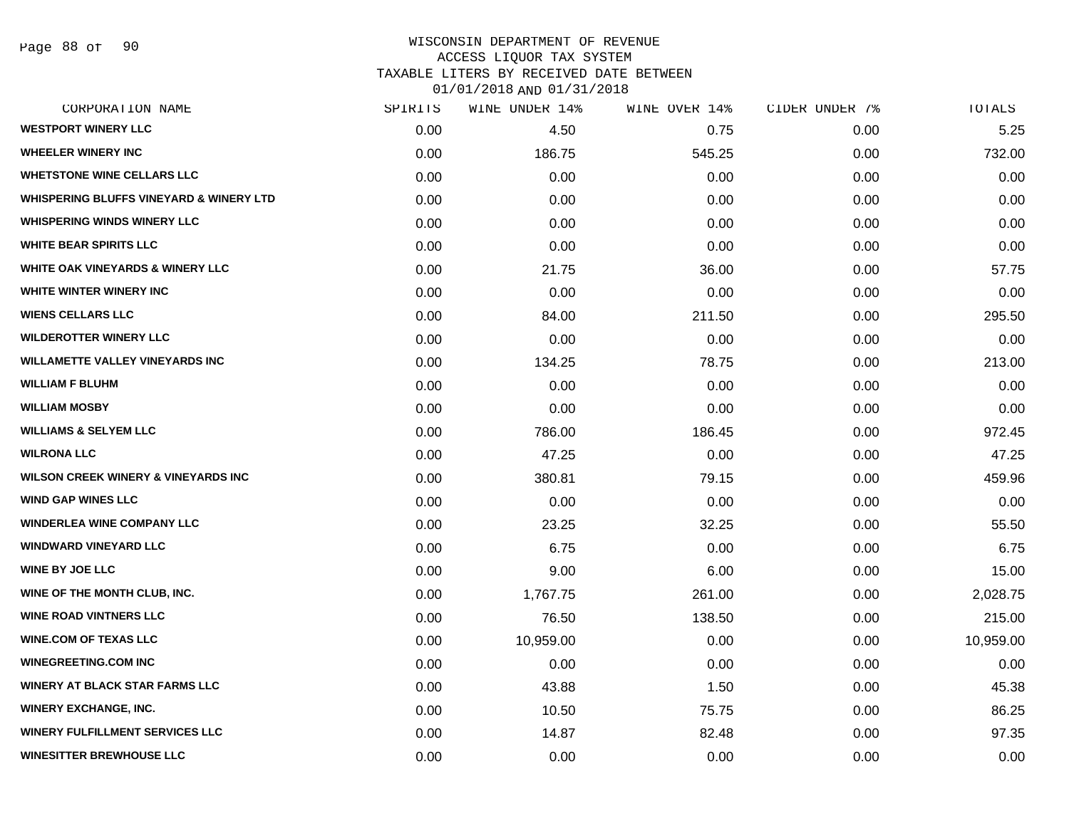WISCONSIN DEPARTMENT OF REVENUE
ACCESS LIQUOR TAX SYSTEM
TAXABLE LITERS BY RECEIVED DATE BETWEEN
01/01/2018 AND 01/31/2018

| CORPORATION NAME | SPIRITS | WINE UNDER 14% | WINE OVER 14% | CIDER UNDER 7% | TOTALS |
|---|---|---|---|---|---|
| WESTPORT WINERY LLC | 0.00 | 4.50 | 0.75 | 0.00 | 5.25 |
| WHEELER WINERY INC | 0.00 | 186.75 | 545.25 | 0.00 | 732.00 |
| WHETSTONE WINE CELLARS LLC | 0.00 | 0.00 | 0.00 | 0.00 | 0.00 |
| WHISPERING BLUFFS VINEYARD & WINERY LTD | 0.00 | 0.00 | 0.00 | 0.00 | 0.00 |
| WHISPERING WINDS WINERY LLC | 0.00 | 0.00 | 0.00 | 0.00 | 0.00 |
| WHITE BEAR SPIRITS LLC | 0.00 | 0.00 | 0.00 | 0.00 | 0.00 |
| WHITE OAK VINEYARDS & WINERY LLC | 0.00 | 21.75 | 36.00 | 0.00 | 57.75 |
| WHITE WINTER WINERY INC | 0.00 | 0.00 | 0.00 | 0.00 | 0.00 |
| WIENS CELLARS LLC | 0.00 | 84.00 | 211.50 | 0.00 | 295.50 |
| WILDEROTTER WINERY LLC | 0.00 | 0.00 | 0.00 | 0.00 | 0.00 |
| WILLAMETTE VALLEY VINEYARDS INC | 0.00 | 134.25 | 78.75 | 0.00 | 213.00 |
| WILLIAM F BLUHM | 0.00 | 0.00 | 0.00 | 0.00 | 0.00 |
| WILLIAM MOSBY | 0.00 | 0.00 | 0.00 | 0.00 | 0.00 |
| WILLIAMS & SELYEM LLC | 0.00 | 786.00 | 186.45 | 0.00 | 972.45 |
| WILRONA LLC | 0.00 | 47.25 | 0.00 | 0.00 | 47.25 |
| WILSON CREEK WINERY & VINEYARDS INC | 0.00 | 380.81 | 79.15 | 0.00 | 459.96 |
| WIND GAP WINES LLC | 0.00 | 0.00 | 0.00 | 0.00 | 0.00 |
| WINDERLEA WINE COMPANY LLC | 0.00 | 23.25 | 32.25 | 0.00 | 55.50 |
| WINDWARD VINEYARD LLC | 0.00 | 6.75 | 0.00 | 0.00 | 6.75 |
| WINE BY JOE LLC | 0.00 | 9.00 | 6.00 | 0.00 | 15.00 |
| WINE OF THE MONTH CLUB, INC. | 0.00 | 1,767.75 | 261.00 | 0.00 | 2,028.75 |
| WINE ROAD VINTNERS LLC | 0.00 | 76.50 | 138.50 | 0.00 | 215.00 |
| WINE.COM OF TEXAS LLC | 0.00 | 10,959.00 | 0.00 | 0.00 | 10,959.00 |
| WINEGREETING.COM INC | 0.00 | 0.00 | 0.00 | 0.00 | 0.00 |
| WINERY AT BLACK STAR FARMS LLC | 0.00 | 43.88 | 1.50 | 0.00 | 45.38 |
| WINERY EXCHANGE, INC. | 0.00 | 10.50 | 75.75 | 0.00 | 86.25 |
| WINERY FULFILLMENT SERVICES LLC | 0.00 | 14.87 | 82.48 | 0.00 | 97.35 |
| WINESITTER BREWHOUSE LLC | 0.00 | 0.00 | 0.00 | 0.00 | 0.00 |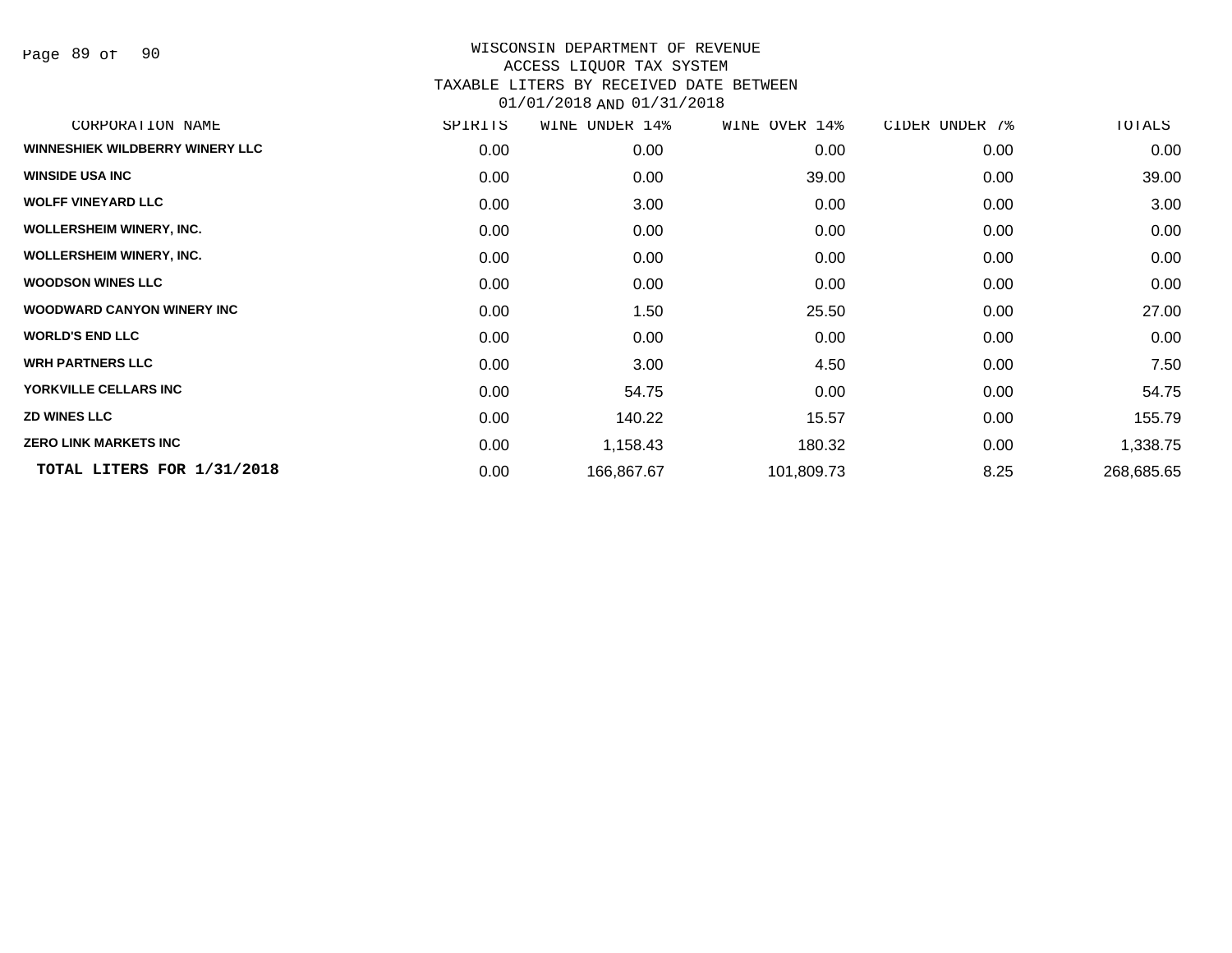# WISCONSIN DEPARTMENT OF REVENUE
## ACCESS LIQUOR TAX SYSTEM
## TAXABLE LITERS BY RECEIVED DATE BETWEEN 01/01/2018 AND 01/31/2018

| CORPORATION NAME | SPIRITS | WINE UNDER 14% | WINE OVER 14% | CIDER UNDER 7% | TOTALS |
|---|---|---|---|---|---|
| WINNESHIEK WILDBERRY WINERY LLC | 0.00 | 0.00 | 0.00 | 0.00 | 0.00 |
| WINSIDE USA INC | 0.00 | 0.00 | 39.00 | 0.00 | 39.00 |
| WOLFF VINEYARD LLC | 0.00 | 3.00 | 0.00 | 0.00 | 3.00 |
| WOLLERSHEIM WINERY, INC. | 0.00 | 0.00 | 0.00 | 0.00 | 0.00 |
| WOLLERSHEIM WINERY, INC. | 0.00 | 0.00 | 0.00 | 0.00 | 0.00 |
| WOODSON WINES LLC | 0.00 | 0.00 | 0.00 | 0.00 | 0.00 |
| WOODWARD CANYON WINERY INC | 0.00 | 1.50 | 25.50 | 0.00 | 27.00 |
| WORLD'S END LLC | 0.00 | 0.00 | 0.00 | 0.00 | 0.00 |
| WRH PARTNERS LLC | 0.00 | 3.00 | 4.50 | 0.00 | 7.50 |
| YORKVILLE CELLARS INC | 0.00 | 54.75 | 0.00 | 0.00 | 54.75 |
| ZD WINES LLC | 0.00 | 140.22 | 15.57 | 0.00 | 155.79 |
| ZERO LINK MARKETS INC | 0.00 | 1,158.43 | 180.32 | 0.00 | 1,338.75 |
| **TOTAL LITERS FOR 1/31/2018** | 0.00 | 166,867.67 | 101,809.73 | 8.25 | 268,685.65 |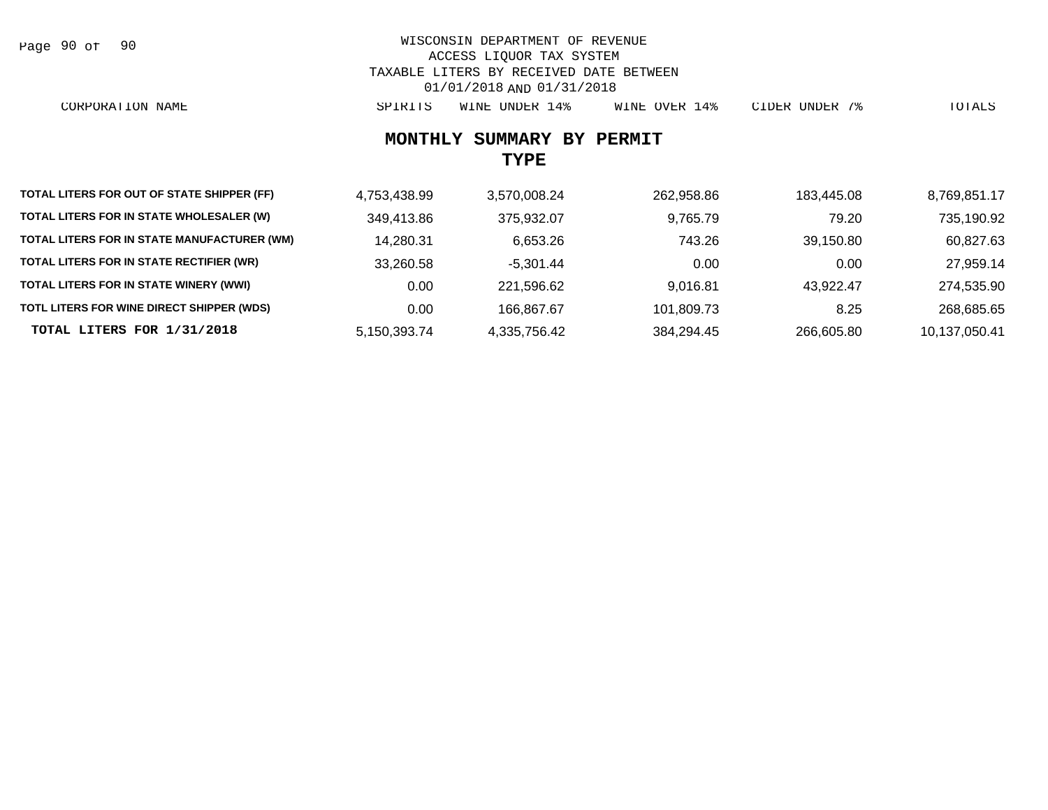WISCONSIN DEPARTMENT OF REVENUE
ACCESS LIQUOR TAX SYSTEM
TAXABLE LITERS BY RECEIVED DATE BETWEEN
01/01/2018 AND 01/31/2018

## MONTHLY SUMMARY BY PERMIT TYPE

| CORPORATION NAME | SPIRITS | WINE UNDER 14% | WINE OVER 14% | CIDER UNDER 7% | TOTALS |
|---|---|---|---|---|---|
| TOTAL LITERS FOR OUT OF STATE SHIPPER (FF) | 4,753,438.99 | 3,570,008.24 | 262,958.86 | 183,445.08 | 8,769,851.17 |
| TOTAL LITERS FOR IN STATE WHOLESALER (W) | 349,413.86 | 375,932.07 | 9,765.79 | 79.20 | 735,190.92 |
| TOTAL LITERS FOR IN STATE MANUFACTURER (WM) | 14,280.31 | 6,653.26 | 743.26 | 39,150.80 | 60,827.63 |
| TOTAL LITERS FOR IN STATE RECTIFIER (WR) | 33,260.58 | -5,301.44 | 0.00 | 0.00 | 27,959.14 |
| TOTAL LITERS FOR IN STATE WINERY (WWI) | 0.00 | 221,596.62 | 9,016.81 | 43,922.47 | 274,535.90 |
| TOTL LITERS FOR WINE DIRECT SHIPPER (WDS) | 0.00 | 166,867.67 | 101,809.73 | 8.25 | 268,685.65 |
| **TOTAL LITERS FOR 1/31/2018** | 5,150,393.74 | 4,335,756.42 | 384,294.45 | 266,605.80 | 10,137,050.41 |